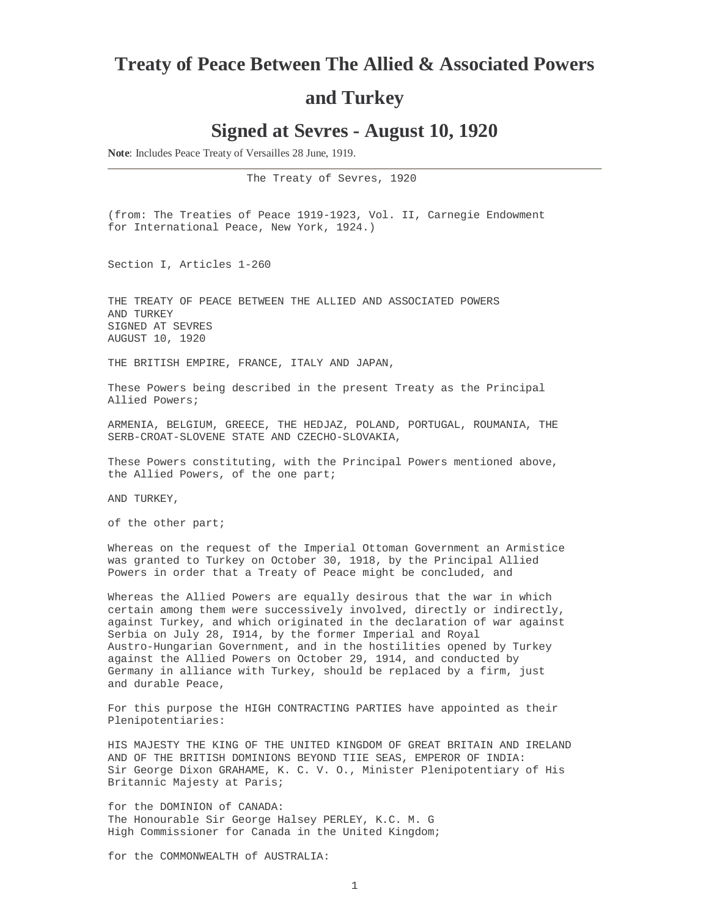# Treaty of Peace Between The Allied & Associated Powers and Turkey

## Signed at Sevres - August 10, 1920

**Note**: Includes Peace Treaty of Versailles 28 June, 1919.

---

The Treaty of Sevres, 1920

(from: The Treaties of Peace 1919-1923, Vol. II, Carnegie Endowment for International Peace, New York, 1924.)

Section I, Articles 1-260

THE TREATY OF PEACE BETWEEN THE ALLIED AND ASSOCIATED POWERS AND TURKEY
SIGNED AT SEVRES
AUGUST 10, 1920

THE BRITISH EMPIRE, FRANCE, ITALY AND JAPAN,

These Powers being described in the present Treaty as the Principal Allied Powers;

ARMENIA, BELGIUM, GREECE, THE HEDJAZ, POLAND, PORTUGAL, ROUMANIA, THE SERB-CROAT-SLOVENE STATE AND CZECHO-SLOVAKIA,

These Powers constituting, with the Principal Powers mentioned above, the Allied Powers, of the one part;

AND TURKEY,

of the other part;

Whereas on the request of the Imperial Ottoman Government an Armistice was granted to Turkey on October 30, 1918, by the Principal Allied Powers in order that a Treaty of Peace might be concluded, and

Whereas the Allied Powers are equally desirous that the war in which certain among them were successively involved, directly or indirectly, against Turkey, and which originated in the declaration of war against Serbia on July 28, I914, by the former Imperial and Royal Austro-Hungarian Government, and in the hostilities opened by Turkey against the Allied Powers on October 29, 1914, and conducted by Germany in alliance with Turkey, should be replaced by a firm, just and durable Peace,

For this purpose the HIGH CONTRACTING PARTIES have appointed as their Plenipotentiaries:

HIS MAJESTY THE KING OF THE UNITED KINGDOM OF GREAT BRITAIN AND IRELAND AND OF THE BRITISH DOMINIONS BEYOND TIIE SEAS, EMPEROR OF INDIA:
Sir George Dixon GRAHAME, K. C. V. O., Minister Plenipotentiary of His Britannic Majesty at Paris;

for the DOMINION of CANADA:
The Honourable Sir George Halsey PERLEY, K.C. M. G
High Commissioner for Canada in the United Kingdom;

for the COMMONWEALTH of AUSTRALIA: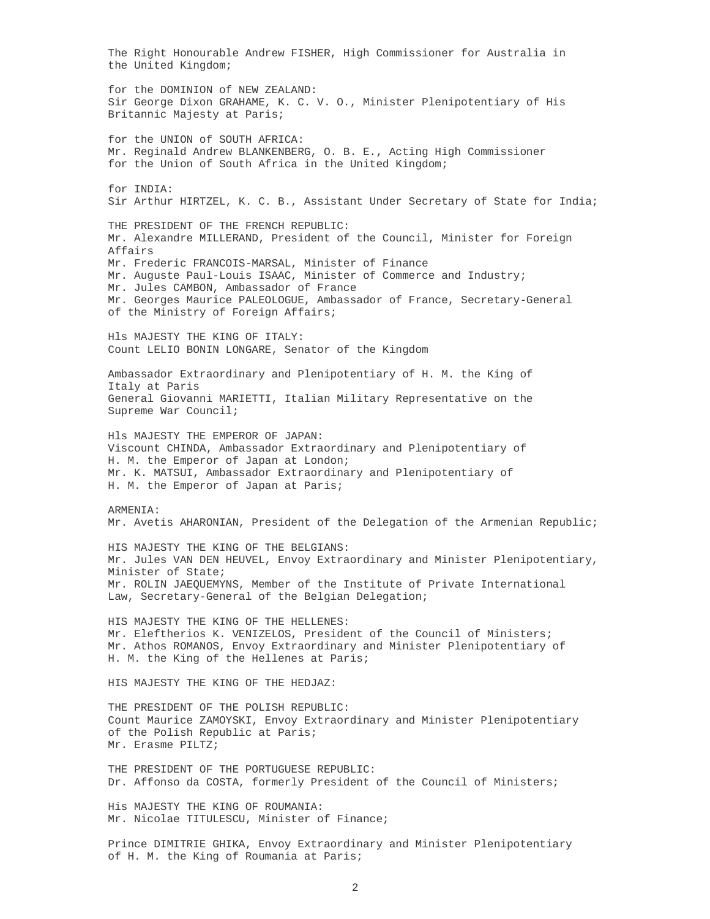The Right Honourable Andrew FISHER, High Commissioner for Australia in the United Kingdom;

for the DOMINION of NEW ZEALAND:
Sir George Dixon GRAHAME, K. C. V. O., Minister Plenipotentiary of His Britannic Majesty at Paris;

for the UNION of SOUTH AFRICA:
Mr. Reginald Andrew BLANKENBERG, O. B. E., Acting High Commissioner for the Union of South Africa in the United Kingdom;

for INDIA:
Sir Arthur HIRTZEL, K. C. B., Assistant Under Secretary of State for India;

THE PRESIDENT OF THE FRENCH REPUBLIC:
Mr. Alexandre MILLERAND, President of the Council, Minister for Foreign Affairs
Mr. Frederic FRANCOIS-MARSAL, Minister of Finance
Mr. Auguste Paul-Louis ISAAC, Minister of Commerce and Industry;
Mr. Jules CAMBON, Ambassador of France
Mr. Georges Maurice PALEOLOGUE, Ambassador of France, Secretary-General of the Ministry of Foreign Affairs;

HIs MAJESTY THE KING OF ITALY:
Count LELIO BONIN LONGARE, Senator of the Kingdom

Ambassador Extraordinary and Plenipotentiary of H. M. the King of Italy at Paris
General Giovanni MARIETTI, Italian Military Representative on the Supreme War Council;

HIs MAJESTY THE EMPEROR OF JAPAN:
Viscount CHINDA, Ambassador Extraordinary and Plenipotentiary of H. M. the Emperor of Japan at London;
Mr. K. MATSUI, Ambassador Extraordinary and Plenipotentiary of H. M. the Emperor of Japan at Paris;

ARMENIA:
Mr. Avetis AHARONIAN, President of the Delegation of the Armenian Republic;

HIS MAJESTY THE KING OF THE BELGIANS:
Mr. Jules VAN DEN HEUVEL, Envoy Extraordinary and Minister Plenipotentiary, Minister of State;
Mr. ROLIN JAEQUEMYNS, Member of the Institute of Private International Law, Secretary-General of the Belgian Delegation;

HIS MAJESTY THE KING OF THE HELLENES:
Mr. Eleftherios K. VENIZELOS, President of the Council of Ministers;
Mr. Athos ROMANOS, Envoy Extraordinary and Minister Plenipotentiary of H. M. the King of the Hellenes at Paris;

HIS MAJESTY THE KING OF THE HEDJAZ:

THE PRESIDENT OF THE POLISH REPUBLIC:
Count Maurice ZAMOYSKI, Envoy Extraordinary and Minister Plenipotentiary of the Polish Republic at Paris;
Mr. Erasme PILTZ;

THE PRESIDENT OF THE PORTUGUESE REPUBLIC:
Dr. Affonso da COSTA, formerly President of the Council of Ministers;

His MAJESTY THE KING OF ROUMANIA:
Mr. Nicolae TITULESCU, Minister of Finance;

Prince DIMITRIE GHIKA, Envoy Extraordinary and Minister Plenipotentiary of H. M. the King of Roumania at Paris;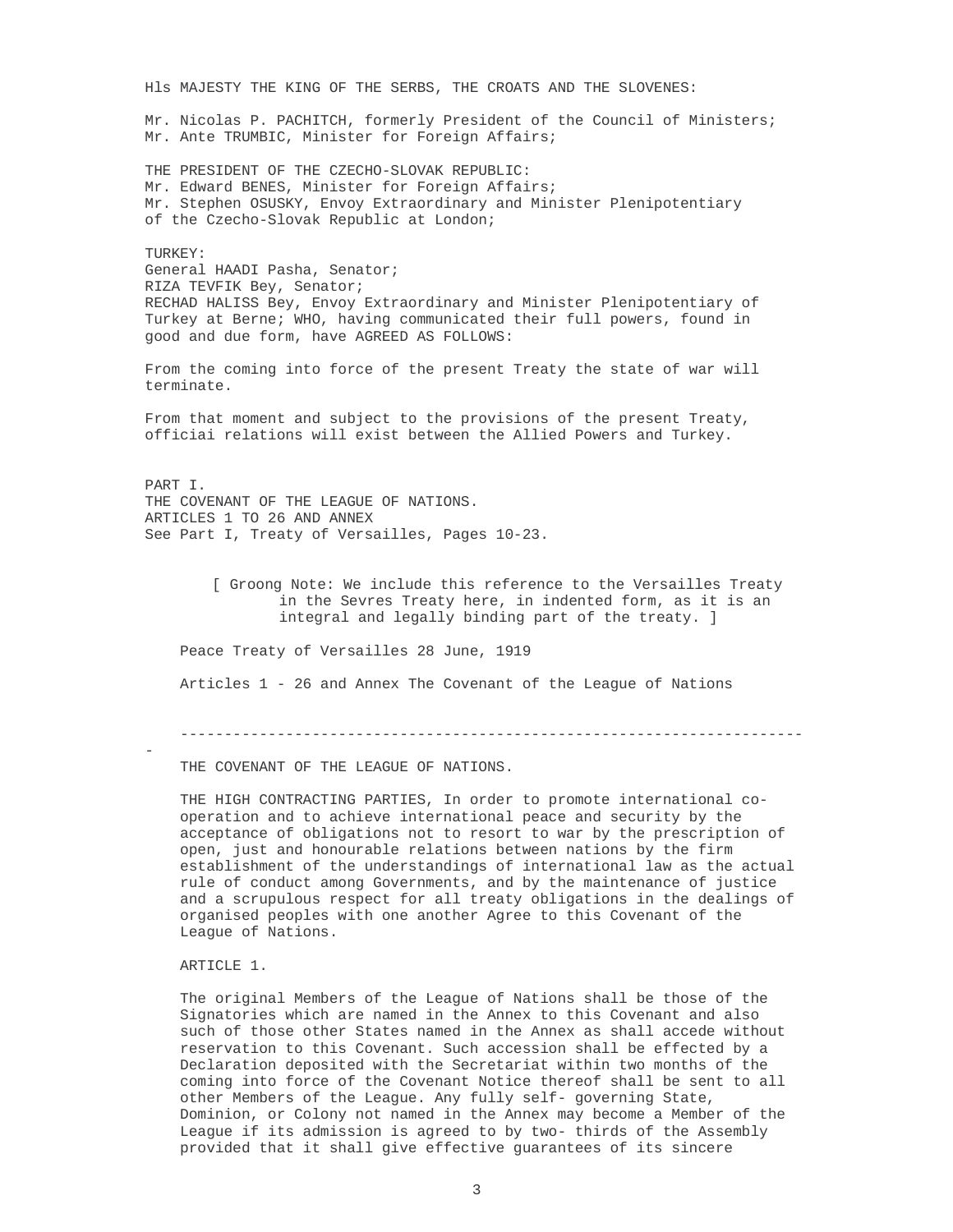HIs MAJESTY THE KING OF THE SERBS, THE CROATS AND THE SLOVENES:

Mr. Nicolas P. PACHITCH, formerly President of the Council of Ministers;
Mr. Ante TRUMBIC, Minister for Foreign Affairs;

THE PRESIDENT OF THE CZECHO-SLOVAK REPUBLIC:
Mr. Edward BENES, Minister for Foreign Affairs;
Mr. Stephen OSUSKY, Envoy Extraordinary and Minister Plenipotentiary of the Czecho-Slovak Republic at London;

TURKEY:
General HAADI Pasha, Senator;
RIZA TEVFIK Bey, Senator;
RECHAD HALISS Bey, Envoy Extraordinary and Minister Plenipotentiary of Turkey at Berne; WHO, having communicated their full powers, found in good and due form, have AGREED AS FOLLOWS:

From the coming into force of the present Treaty the state of war will terminate.

From that moment and subject to the provisions of the present Treaty, officiai relations will exist between the Allied Powers and Turkey.

PART I.
THE COVENANT OF THE LEAGUE OF NATIONS.
ARTICLES 1 TO 26 AND ANNEX
See Part I, Treaty of Versailles, Pages 10-23.

> [ Groong Note: We include this reference to the Versailles Treaty in the Sevres Treaty here, in indented form, as it is an integral and legally binding part of the treaty. ]

> Peace Treaty of Versailles 28 June, 1919
>
> Articles 1 - 26 and Annex The Covenant of the League of Nations
>
> -----------------------------------------------------------------------
>
> THE COVENANT OF THE LEAGUE OF NATIONS.
>
> THE HIGH CONTRACTING PARTIES, In order to promote international co-operation and to achieve international peace and security by the acceptance of obligations not to resort to war by the prescription of open, just and honourable relations between nations by the firm establishment of the understandings of international law as the actual rule of conduct among Governments, and by the maintenance of justice and a scrupulous respect for all treaty obligations in the dealings of organised peoples with one another Agree to this Covenant of the League of Nations.
>
> ARTICLE 1.
>
> The original Members of the League of Nations shall be those of the Signatories which are named in the Annex to this Covenant and also such of those other States named in the Annex as shall accede without reservation to this Covenant. Such accession shall be effected by a Declaration deposited with the Secretariat within two months of the coming into force of the Covenant Notice thereof shall be sent to all other Members of the League. Any fully self- governing State, Dominion, or Colony not named in the Annex may become a Member of the League if its admission is agreed to by two- thirds of the Assembly provided that it shall give effective guarantees of its sincere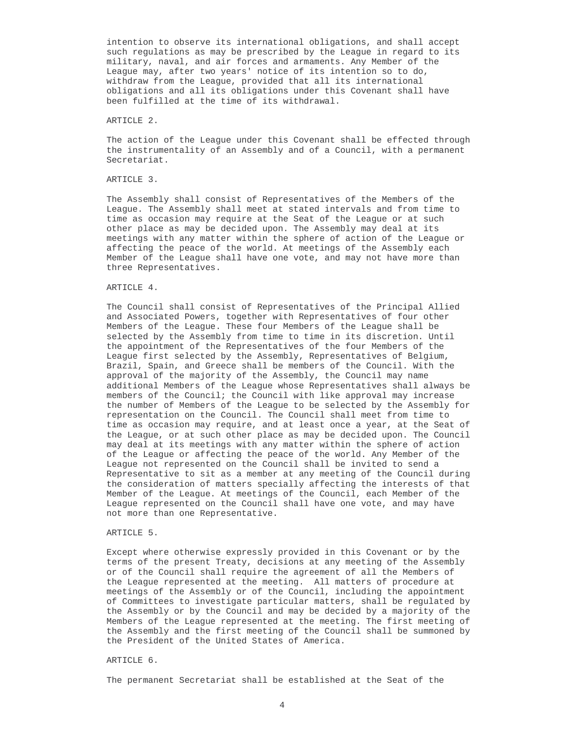intention to observe its international obligations, and shall accept such regulations as may be prescribed by the League in regard to its military, naval, and air forces and armaments. Any Member of the League may, after two years' notice of its intention so to do, withdraw from the League, provided that all its international obligations and all its obligations under this Covenant shall have been fulfilled at the time of its withdrawal.

ARTICLE 2.

The action of the League under this Covenant shall be effected through the instrumentality of an Assembly and of a Council, with a permanent Secretariat.

ARTICLE 3.

The Assembly shall consist of Representatives of the Members of the League. The Assembly shall meet at stated intervals and from time to time as occasion may require at the Seat of the League or at such other place as may be decided upon. The Assembly may deal at its meetings with any matter within the sphere of action of the League or affecting the peace of the world. At meetings of the Assembly each Member of the League shall have one vote, and may not have more than three Representatives.

ARTICLE 4.

The Council shall consist of Representatives of the Principal Allied and Associated Powers, together with Representatives of four other Members of the League. These four Members of the League shall be selected by the Assembly from time to time in its discretion. Until the appointment of the Representatives of the four Members of the League first selected by the Assembly, Representatives of Belgium, Brazil, Spain, and Greece shall be members of the Council. With the approval of the majority of the Assembly, the Council may name additional Members of the League whose Representatives shall always be members of the Council; the Council with like approval may increase the number of Members of the League to be selected by the Assembly for representation on the Council. The Council shall meet from time to time as occasion may require, and at least once a year, at the Seat of the League, or at such other place as may be decided upon. The Council may deal at its meetings with any matter within the sphere of action of the League or affecting the peace of the world. Any Member of the League not represented on the Council shall be invited to send a Representative to sit as a member at any meeting of the Council during the consideration of matters specially affecting the interests of that Member of the League. At meetings of the Council, each Member of the League represented on the Council shall have one vote, and may have not more than one Representative.

ARTICLE 5.

Except where otherwise expressly provided in this Covenant or by the terms of the present Treaty, decisions at any meeting of the Assembly or of the Council shall require the agreement of all the Members of the League represented at the meeting. All matters of procedure at meetings of the Assembly or of the Council, including the appointment of Committees to investigate particular matters, shall be regulated by the Assembly or by the Council and may be decided by a majority of the Members of the League represented at the meeting. The first meeting of the Assembly and the first meeting of the Council shall be summoned by the President of the United States of America.

ARTICLE 6.

The permanent Secretariat shall be established at the Seat of the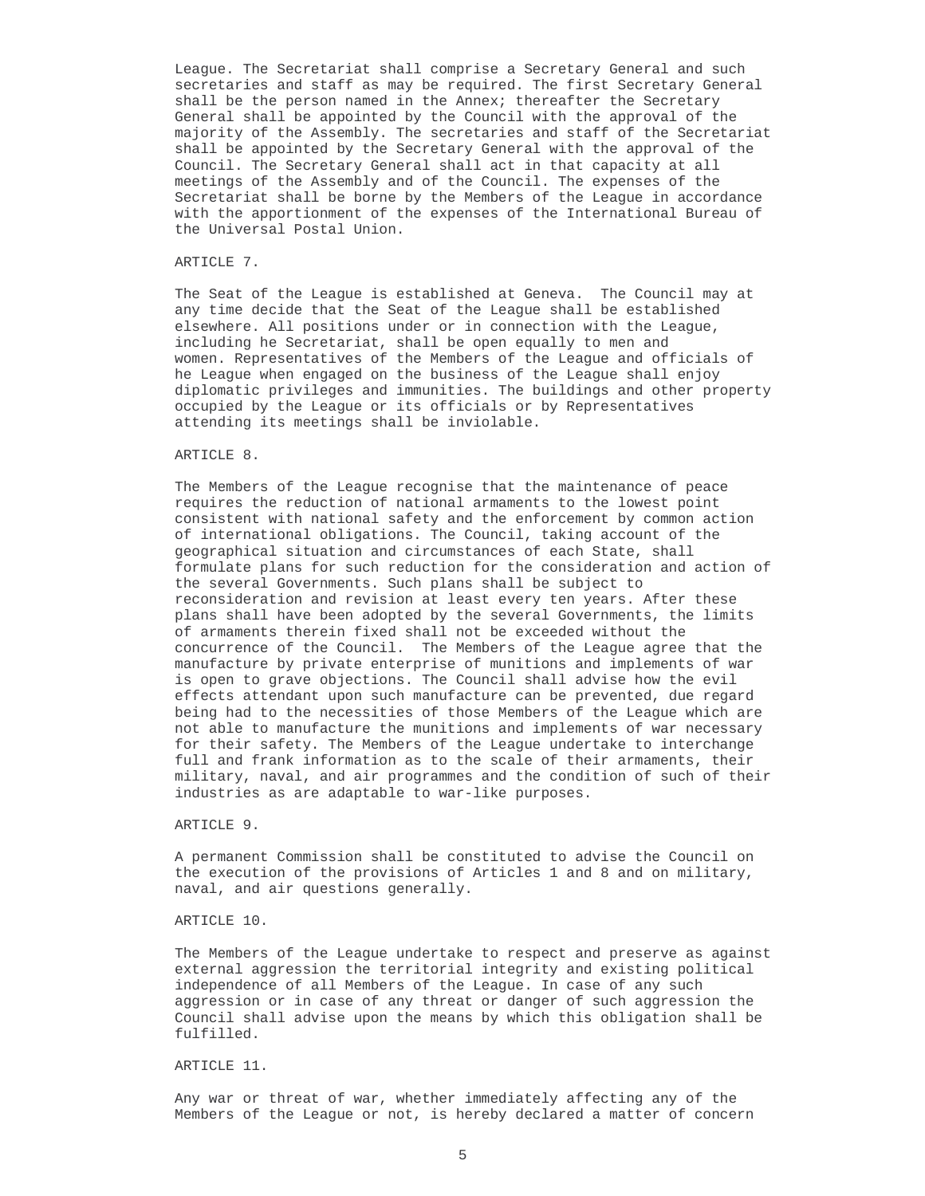League. The Secretariat shall comprise a Secretary General and such secretaries and staff as may be required. The first Secretary General shall be the person named in the Annex; thereafter the Secretary General shall be appointed by the Council with the approval of the majority of the Assembly. The secretaries and staff of the Secretariat shall be appointed by the Secretary General with the approval of the Council. The Secretary General shall act in that capacity at all meetings of the Assembly and of the Council. The expenses of the Secretariat shall be borne by the Members of the League in accordance with the apportionment of the expenses of the International Bureau of the Universal Postal Union.

## ARTICLE 7.

The Seat of the League is established at Geneva. The Council may at any time decide that the Seat of the League shall be established elsewhere. All positions under or in connection with the League, including he Secretariat, shall be open equally to men and women. Representatives of the Members of the League and officials of he League when engaged on the business of the League shall enjoy diplomatic privileges and immunities. The buildings and other property occupied by the League or its officials or by Representatives attending its meetings shall be inviolable.

## ARTICLE 8.

The Members of the League recognise that the maintenance of peace requires the reduction of national armaments to the lowest point consistent with national safety and the enforcement by common action of international obligations. The Council, taking account of the geographical situation and circumstances of each State, shall formulate plans for such reduction for the consideration and action of the several Governments. Such plans shall be subject to reconsideration and revision at least every ten years. After these plans shall have been adopted by the several Governments, the limits of armaments therein fixed shall not be exceeded without the concurrence of the Council. The Members of the League agree that the manufacture by private enterprise of munitions and implements of war is open to grave objections. The Council shall advise how the evil effects attendant upon such manufacture can be prevented, due regard being had to the necessities of those Members of the League which are not able to manufacture the munitions and implements of war necessary for their safety. The Members of the League undertake to interchange full and frank information as to the scale of their armaments, their military, naval, and air programmes and the condition of such of their industries as are adaptable to war-like purposes.

## ARTICLE 9.

A permanent Commission shall be constituted to advise the Council on the execution of the provisions of Articles 1 and 8 and on military, naval, and air questions generally.

## ARTICLE 10.

The Members of the League undertake to respect and preserve as against external aggression the territorial integrity and existing political independence of all Members of the League. In case of any such aggression or in case of any threat or danger of such aggression the Council shall advise upon the means by which this obligation shall be fulfilled.

## ARTICLE 11.

Any war or threat of war, whether immediately affecting any of the Members of the League or not, is hereby declared a matter of concern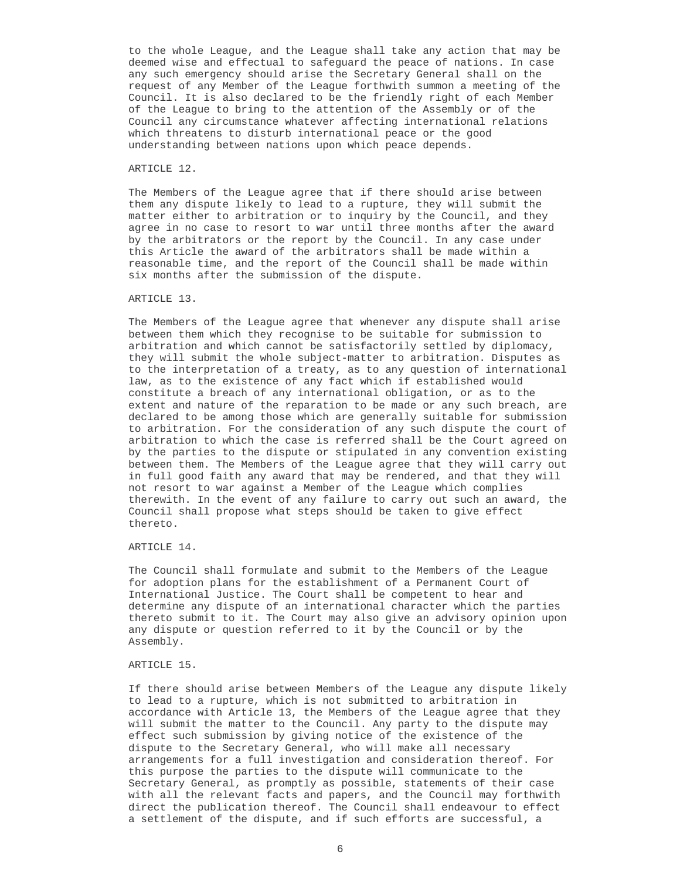to the whole League, and the League shall take any action that may be deemed wise and effectual to safeguard the peace of nations. In case any such emergency should arise the Secretary General shall on the request of any Member of the League forthwith summon a meeting of the Council. It is also declared to be the friendly right of each Member of the League to bring to the attention of the Assembly or of the Council any circumstance whatever affecting international relations which threatens to disturb international peace or the good understanding between nations upon which peace depends.

ARTICLE 12.

The Members of the League agree that if there should arise between them any dispute likely to lead to a rupture, they will submit the matter either to arbitration or to inquiry by the Council, and they agree in no case to resort to war until three months after the award by the arbitrators or the report by the Council. In any case under this Article the award of the arbitrators shall be made within a reasonable time, and the report of the Council shall be made within six months after the submission of the dispute.

ARTICLE 13.

The Members of the League agree that whenever any dispute shall arise between them which they recognise to be suitable for submission to arbitration and which cannot be satisfactorily settled by diplomacy, they will submit the whole subject-matter to arbitration. Disputes as to the interpretation of a treaty, as to any question of international law, as to the existence of any fact which if established would constitute a breach of any international obligation, or as to the extent and nature of the reparation to be made or any such breach, are declared to be among those which are generally suitable for submission to arbitration. For the consideration of any such dispute the court of arbitration to which the case is referred shall be the Court agreed on by the parties to the dispute or stipulated in any convention existing between them. The Members of the League agree that they will carry out in full good faith any award that may be rendered, and that they will not resort to war against a Member of the League which complies therewith. In the event of any failure to carry out such an award, the Council shall propose what steps should be taken to give effect thereto.

ARTICLE 14.

The Council shall formulate and submit to the Members of the League for adoption plans for the establishment of a Permanent Court of International Justice. The Court shall be competent to hear and determine any dispute of an international character which the parties thereto submit to it. The Court may also give an advisory opinion upon any dispute or question referred to it by the Council or by the Assembly.

ARTICLE 15.

If there should arise between Members of the League any dispute likely to lead to a rupture, which is not submitted to arbitration in accordance with Article 13, the Members of the League agree that they will submit the matter to the Council. Any party to the dispute may effect such submission by giving notice of the existence of the dispute to the Secretary General, who will make all necessary arrangements for a full investigation and consideration thereof. For this purpose the parties to the dispute will communicate to the Secretary General, as promptly as possible, statements of their case with all the relevant facts and papers, and the Council may forthwith direct the publication thereof. The Council shall endeavour to effect a settlement of the dispute, and if such efforts are successful, a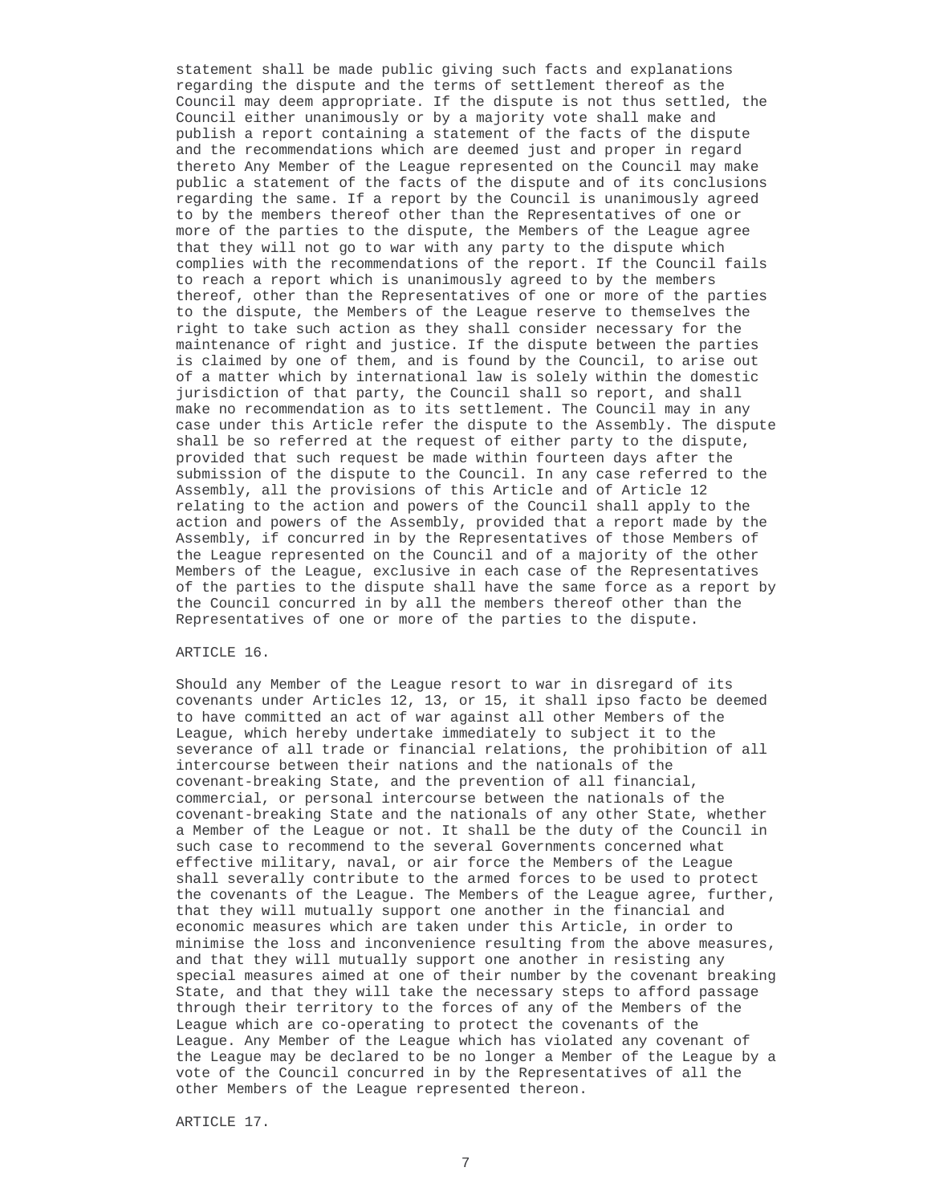statement shall be made public giving such facts and explanations regarding the dispute and the terms of settlement thereof as the Council may deem appropriate. If the dispute is not thus settled, the Council either unanimously or by a majority vote shall make and publish a report containing a statement of the facts of the dispute and the recommendations which are deemed just and proper in regard thereto Any Member of the League represented on the Council may make public a statement of the facts of the dispute and of its conclusions regarding the same. If a report by the Council is unanimously agreed to by the members thereof other than the Representatives of one or more of the parties to the dispute, the Members of the League agree that they will not go to war with any party to the dispute which complies with the recommendations of the report. If the Council fails to reach a report which is unanimously agreed to by the members thereof, other than the Representatives of one or more of the parties to the dispute, the Members of the League reserve to themselves the right to take such action as they shall consider necessary for the maintenance of right and justice. If the dispute between the parties is claimed by one of them, and is found by the Council, to arise out of a matter which by international law is solely within the domestic jurisdiction of that party, the Council shall so report, and shall make no recommendation as to its settlement. The Council may in any case under this Article refer the dispute to the Assembly. The dispute shall be so referred at the request of either party to the dispute, provided that such request be made within fourteen days after the submission of the dispute to the Council. In any case referred to the Assembly, all the provisions of this Article and of Article 12 relating to the action and powers of the Council shall apply to the action and powers of the Assembly, provided that a report made by the Assembly, if concurred in by the Representatives of those Members of the League represented on the Council and of a majority of the other Members of the League, exclusive in each case of the Representatives of the parties to the dispute shall have the same force as a report by the Council concurred in by all the members thereof other than the Representatives of one or more of the parties to the dispute.

ARTICLE 16.

Should any Member of the League resort to war in disregard of its covenants under Articles 12, 13, or 15, it shall ipso facto be deemed to have committed an act of war against all other Members of the League, which hereby undertake immediately to subject it to the severance of all trade or financial relations, the prohibition of all intercourse between their nations and the nationals of the covenant-breaking State, and the prevention of all financial, commercial, or personal intercourse between the nationals of the covenant-breaking State and the nationals of any other State, whether a Member of the League or not. It shall be the duty of the Council in such case to recommend to the several Governments concerned what effective military, naval, or air force the Members of the League shall severally contribute to the armed forces to be used to protect the covenants of the League. The Members of the League agree, further, that they will mutually support one another in the financial and economic measures which are taken under this Article, in order to minimise the loss and inconvenience resulting from the above measures, and that they will mutually support one another in resisting any special measures aimed at one of their number by the covenant breaking State, and that they will take the necessary steps to afford passage through their territory to the forces of any of the Members of the League which are co-operating to protect the covenants of the League. Any Member of the League which has violated any covenant of the League may be declared to be no longer a Member of the League by a vote of the Council concurred in by the Representatives of all the other Members of the League represented thereon.

ARTICLE 17.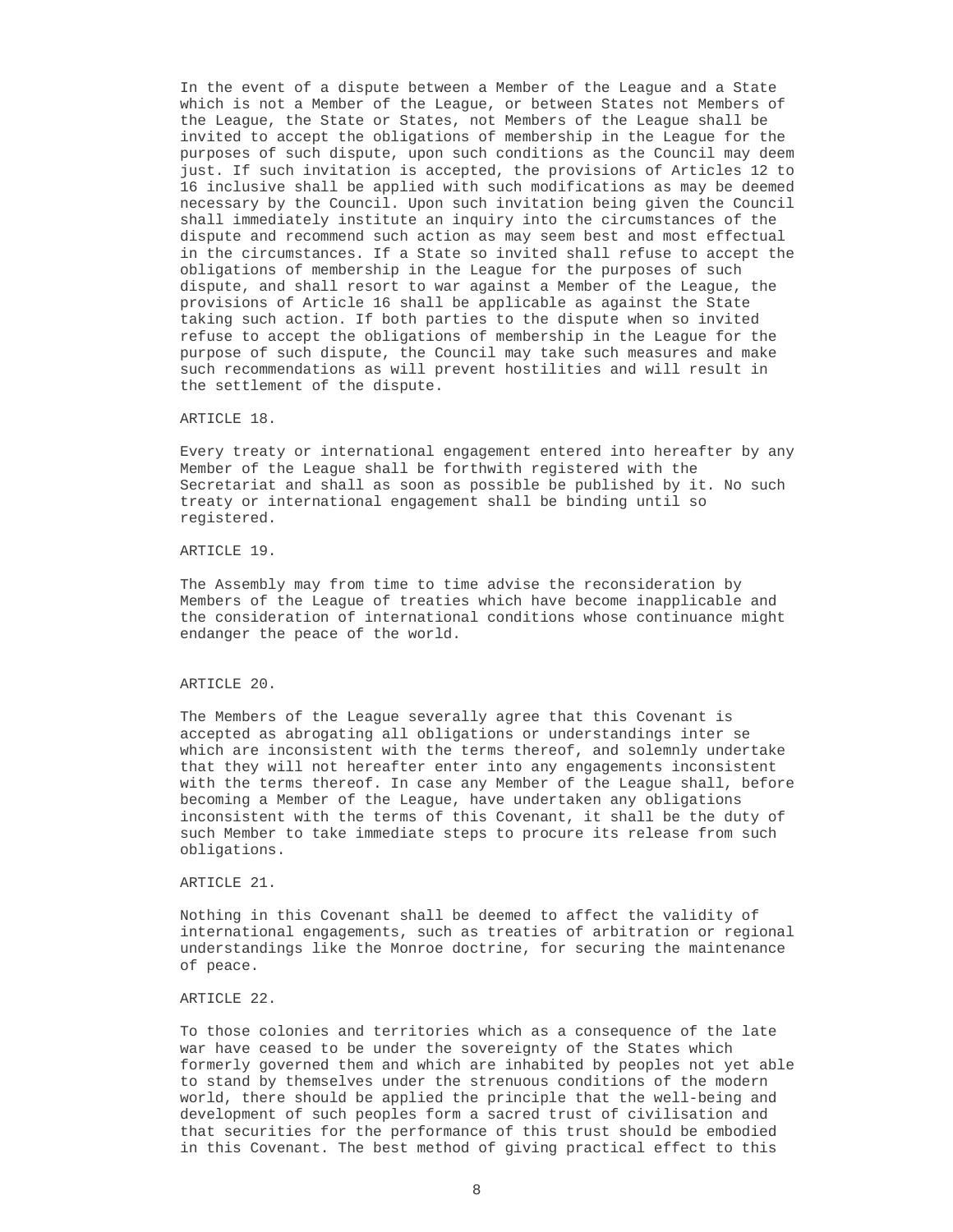In the event of a dispute between a Member of the League and a State which is not a Member of the League, or between States not Members of the League, the State or States, not Members of the League shall be invited to accept the obligations of membership in the League for the purposes of such dispute, upon such conditions as the Council may deem just. If such invitation is accepted, the provisions of Articles 12 to 16 inclusive shall be applied with such modifications as may be deemed necessary by the Council. Upon such invitation being given the Council shall immediately institute an inquiry into the circumstances of the dispute and recommend such action as may seem best and most effectual in the circumstances. If a State so invited shall refuse to accept the obligations of membership in the League for the purposes of such dispute, and shall resort to war against a Member of the League, the provisions of Article 16 shall be applicable as against the State taking such action. If both parties to the dispute when so invited refuse to accept the obligations of membership in the League for the purpose of such dispute, the Council may take such measures and make such recommendations as will prevent hostilities and will result in the settlement of the dispute.

ARTICLE 18.

Every treaty or international engagement entered into hereafter by any Member of the League shall be forthwith registered with the Secretariat and shall as soon as possible be published by it. No such treaty or international engagement shall be binding until so registered.

ARTICLE 19.

The Assembly may from time to time advise the reconsideration by Members of the League of treaties which have become inapplicable and the consideration of international conditions whose continuance might endanger the peace of the world.

ARTICLE 20.

The Members of the League severally agree that this Covenant is accepted as abrogating all obligations or understandings inter se which are inconsistent with the terms thereof, and solemnly undertake that they will not hereafter enter into any engagements inconsistent with the terms thereof. In case any Member of the League shall, before becoming a Member of the League, have undertaken any obligations inconsistent with the terms of this Covenant, it shall be the duty of such Member to take immediate steps to procure its release from such obligations.

ARTICLE 21.

Nothing in this Covenant shall be deemed to affect the validity of international engagements, such as treaties of arbitration or regional understandings like the Monroe doctrine, for securing the maintenance of peace.

ARTICLE 22.

To those colonies and territories which as a consequence of the late war have ceased to be under the sovereignty of the States which formerly governed them and which are inhabited by peoples not yet able to stand by themselves under the strenuous conditions of the modern world, there should be applied the principle that the well-being and development of such peoples form a sacred trust of civilisation and that securities for the performance of this trust should be embodied in this Covenant. The best method of giving practical effect to this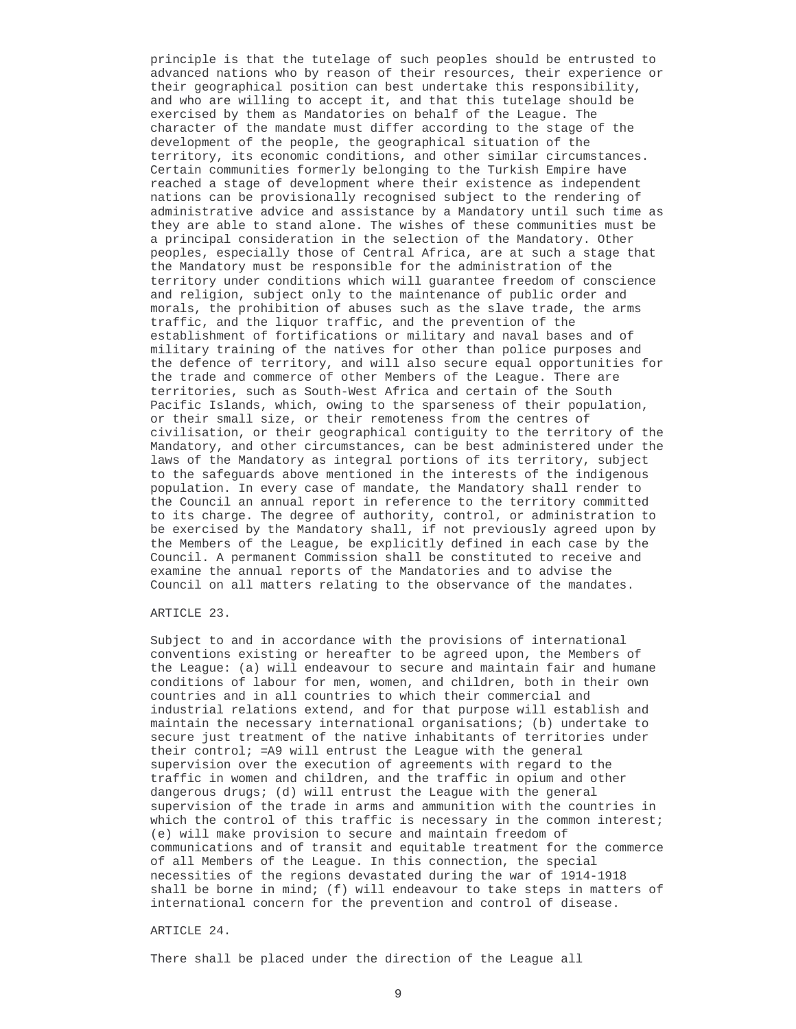principle is that the tutelage of such peoples should be entrusted to advanced nations who by reason of their resources, their experience or their geographical position can best undertake this responsibility, and who are willing to accept it, and that this tutelage should be exercised by them as Mandatories on behalf of the League. The character of the mandate must differ according to the stage of the development of the people, the geographical situation of the territory, its economic conditions, and other similar circumstances. Certain communities formerly belonging to the Turkish Empire have reached a stage of development where their existence as independent nations can be provisionally recognised subject to the rendering of administrative advice and assistance by a Mandatory until such time as they are able to stand alone. The wishes of these communities must be a principal consideration in the selection of the Mandatory. Other peoples, especially those of Central Africa, are at such a stage that the Mandatory must be responsible for the administration of the territory under conditions which will guarantee freedom of conscience and religion, subject only to the maintenance of public order and morals, the prohibition of abuses such as the slave trade, the arms traffic, and the liquor traffic, and the prevention of the establishment of fortifications or military and naval bases and of military training of the natives for other than police purposes and the defence of territory, and will also secure equal opportunities for the trade and commerce of other Members of the League. There are territories, such as South-West Africa and certain of the South Pacific Islands, which, owing to the sparseness of their population, or their small size, or their remoteness from the centres of civilisation, or their geographical contiguity to the territory of the Mandatory, and other circumstances, can be best administered under the laws of the Mandatory as integral portions of its territory, subject to the safeguards above mentioned in the interests of the indigenous population. In every case of mandate, the Mandatory shall render to the Council an annual report in reference to the territory committed to its charge. The degree of authority, control, or administration to be exercised by the Mandatory shall, if not previously agreed upon by the Members of the League, be explicitly defined in each case by the Council. A permanent Commission shall be constituted to receive and examine the annual reports of the Mandatories and to advise the Council on all matters relating to the observance of the mandates.

ARTICLE 23.

Subject to and in accordance with the provisions of international conventions existing or hereafter to be agreed upon, the Members of the League: (a) will endeavour to secure and maintain fair and humane conditions of labour for men, women, and children, both in their own countries and in all countries to which their commercial and industrial relations extend, and for that purpose will establish and maintain the necessary international organisations; (b) undertake to secure just treatment of the native inhabitants of territories under their control; =A9 will entrust the League with the general supervision over the execution of agreements with regard to the traffic in women and children, and the traffic in opium and other dangerous drugs; (d) will entrust the League with the general supervision of the trade in arms and ammunition with the countries in which the control of this traffic is necessary in the common interest; (e) will make provision to secure and maintain freedom of communications and of transit and equitable treatment for the commerce of all Members of the League. In this connection, the special necessities of the regions devastated during the war of 1914-1918 shall be borne in mind; (f) will endeavour to take steps in matters of international concern for the prevention and control of disease.

ARTICLE 24.

There shall be placed under the direction of the League all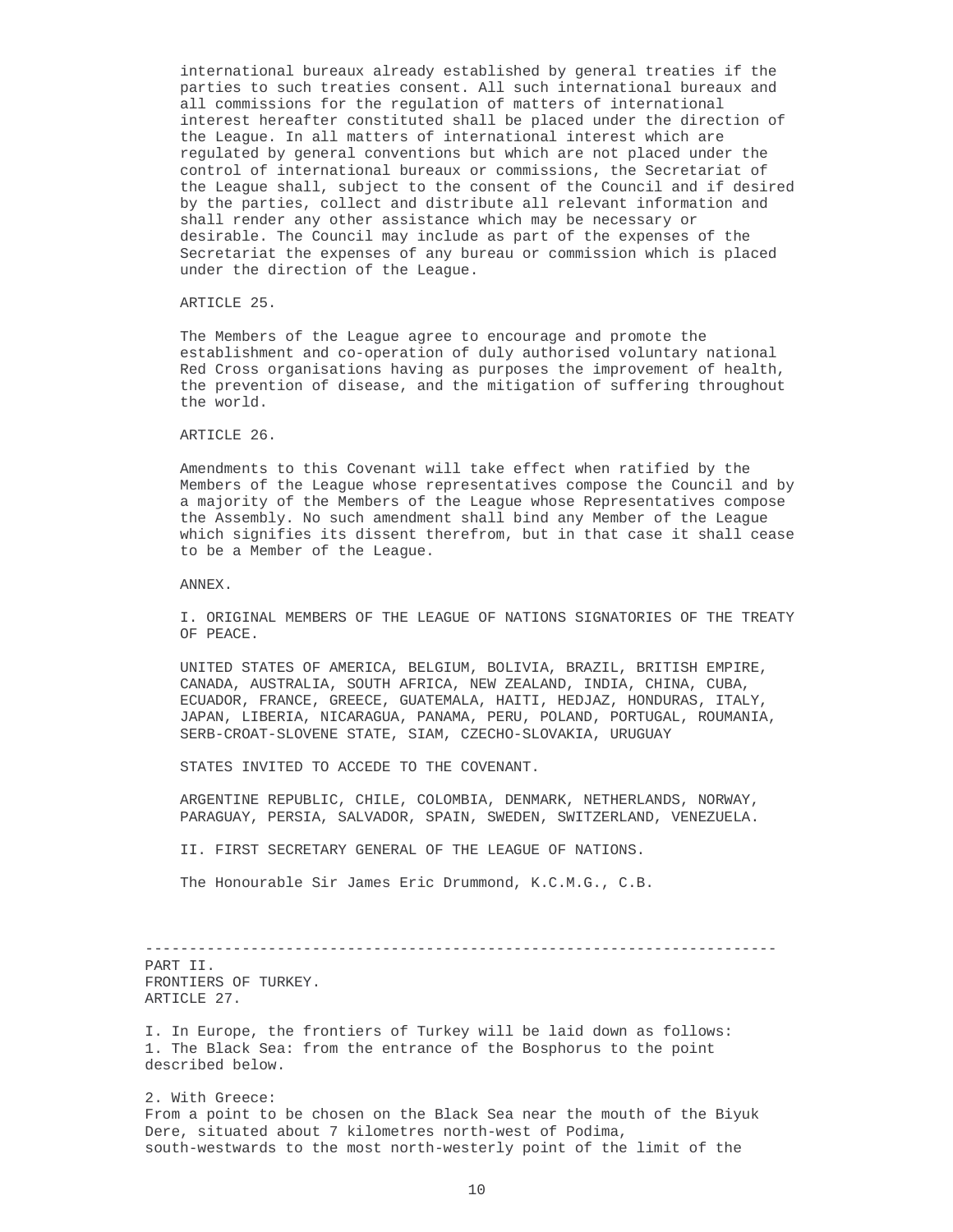international bureaux already established by general treaties if the parties to such treaties consent. All such international bureaux and all commissions for the regulation of matters of international interest hereafter constituted shall be placed under the direction of the League. In all matters of international interest which are regulated by general conventions but which are not placed under the control of international bureaux or commissions, the Secretariat of the League shall, subject to the consent of the Council and if desired by the parties, collect and distribute all relevant information and shall render any other assistance which may be necessary or desirable. The Council may include as part of the expenses of the Secretariat the expenses of any bureau or commission which is placed under the direction of the League.

ARTICLE 25.

The Members of the League agree to encourage and promote the establishment and co-operation of duly authorised voluntary national Red Cross organisations having as purposes the improvement of health, the prevention of disease, and the mitigation of suffering throughout the world.

ARTICLE 26.

Amendments to this Covenant will take effect when ratified by the Members of the League whose representatives compose the Council and by a majority of the Members of the League whose Representatives compose the Assembly. No such amendment shall bind any Member of the League which signifies its dissent therefrom, but in that case it shall cease to be a Member of the League.

ANNEX.

I. ORIGINAL MEMBERS OF THE LEAGUE OF NATIONS SIGNATORIES OF THE TREATY OF PEACE.

UNITED STATES OF AMERICA, BELGIUM, BOLIVIA, BRAZIL, BRITISH EMPIRE, CANADA, AUSTRALIA, SOUTH AFRICA, NEW ZEALAND, INDIA, CHINA, CUBA, ECUADOR, FRANCE, GREECE, GUATEMALA, HAITI, HEDJAZ, HONDURAS, ITALY, JAPAN, LIBERIA, NICARAGUA, PANAMA, PERU, POLAND, PORTUGAL, ROUMANIA, SERB-CROAT-SLOVENE STATE, SIAM, CZECHO-SLOVAKIA, URUGUAY

STATES INVITED TO ACCEDE TO THE COVENANT.

ARGENTINE REPUBLIC, CHILE, COLOMBIA, DENMARK, NETHERLANDS, NORWAY, PARAGUAY, PERSIA, SALVADOR, SPAIN, SWEDEN, SWITZERLAND, VENEZUELA.

II. FIRST SECRETARY GENERAL OF THE LEAGUE OF NATIONS.

The Honourable Sir James Eric Drummond, K.C.M.G., C.B.

---

PART II.
FRONTIERS OF TURKEY.
ARTICLE 27.

I. In Europe, the frontiers of Turkey will be laid down as follows:
1. The Black Sea: from the entrance of the Bosphorus to the point described below.

2. With Greece:
From a point to be chosen on the Black Sea near the mouth of the Biyuk Dere, situated about 7 kilometres north-west of Podima, south-westwards to the most north-westerly point of the limit of the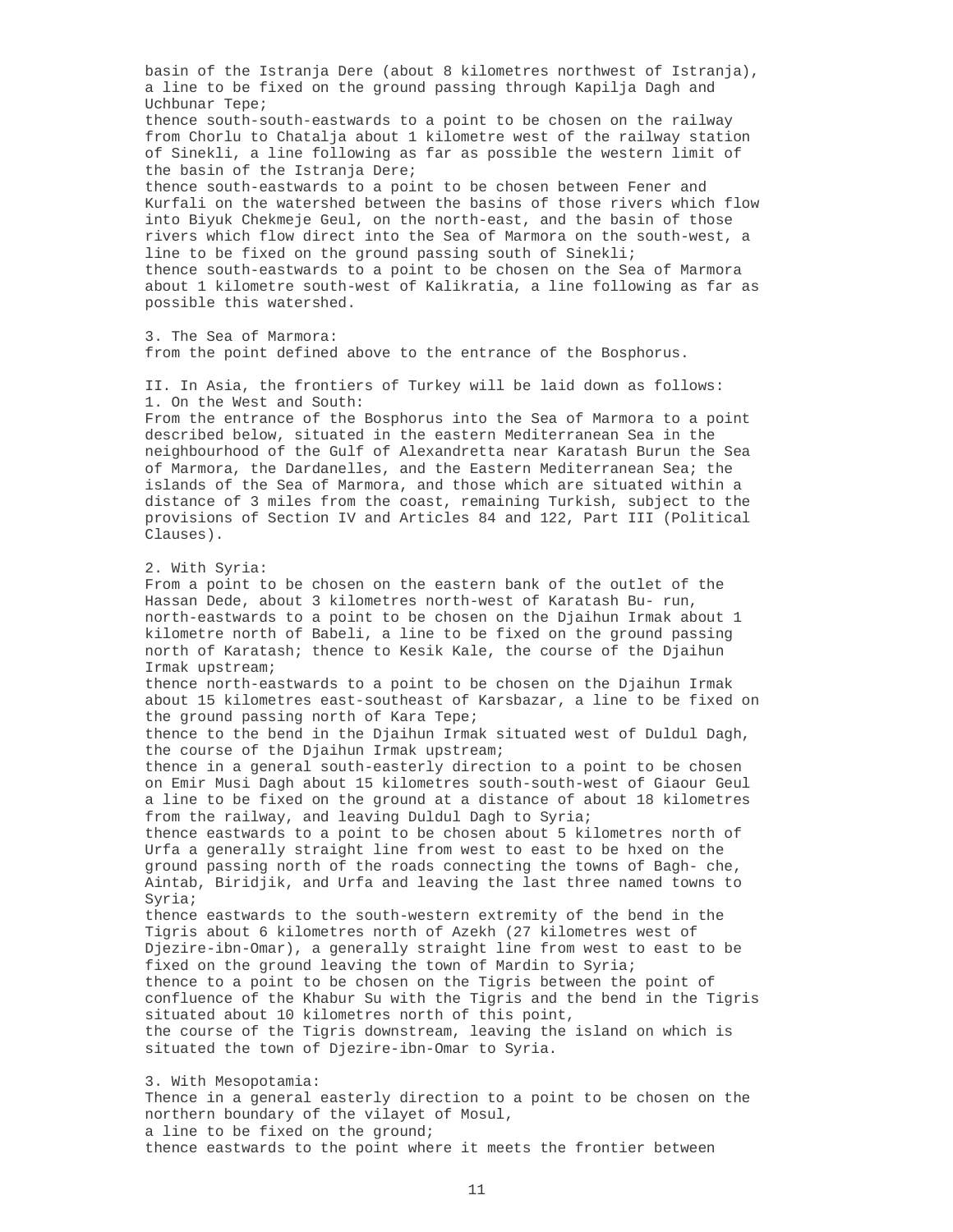basin of the Istranja Dere (about 8 kilometres northwest of Istranja), a line to be fixed on the ground passing through Kapilja Dagh and Uchbunar Tepe;
thence south-south-eastwards to a point to be chosen on the railway from Chorlu to Chatalja about 1 kilometre west of the railway station of Sinekli, a line following as far as possible the western limit of the basin of the Istranja Dere;
thence south-eastwards to a point to be chosen between Fener and Kurfali on the watershed between the basins of those rivers which flow into Biyuk Chekmeje Geul, on the north-east, and the basin of those rivers which flow direct into the Sea of Marmora on the south-west, a line to be fixed on the ground passing south of Sinekli;
thence south-eastwards to a point to be chosen on the Sea of Marmora about 1 kilometre south-west of Kalikratia, a line following as far as possible this watershed.

3. The Sea of Marmora:
from the point defined above to the entrance of the Bosphorus.

II. In Asia, the frontiers of Turkey will be laid down as follows:
1. On the West and South:
From the entrance of the Bosphorus into the Sea of Marmora to a point described below, situated in the eastern Mediterranean Sea in the neighbourhood of the Gulf of Alexandretta near Karatash Burun the Sea of Marmora, the Dardanelles, and the Eastern Mediterranean Sea; the islands of the Sea of Marmora, and those which are situated within a distance of 3 miles from the coast, remaining Turkish, subject to the provisions of Section IV and Articles 84 and 122, Part III (Political Clauses).

2. With Syria:
From a point to be chosen on the eastern bank of the outlet of the Hassan Dede, about 3 kilometres north-west of Karatash Bu- run, north-eastwards to a point to be chosen on the Djaihun Irmak about 1 kilometre north of Babeli, a line to be fixed on the ground passing north of Karatash; thence to Kesik Kale, the course of the Djaihun Irmak upstream;
thence north-eastwards to a point to be chosen on the Djaihun Irmak about 15 kilometres east-southeast of Karsbazar, a line to be fixed on the ground passing north of Kara Tepe;
thence to the bend in the Djaihun Irmak situated west of Duldul Dagh, the course of the Djaihun Irmak upstream;
thence in a general south-easterly direction to a point to be chosen on Emir Musi Dagh about 15 kilometres south-south-west of Giaour Geul a line to be fixed on the ground at a distance of about 18 kilometres from the railway, and leaving Duldul Dagh to Syria;
thence eastwards to a point to be chosen about 5 kilometres north of Urfa a generally straight line from west to east to be hxed on the ground passing north of the roads connecting the towns of Bagh- che, Aintab, Biridjik, and Urfa and leaving the last three named towns to Syria;
thence eastwards to the south-western extremity of the bend in the Tigris about 6 kilometres north of Azekh (27 kilometres west of Djezire-ibn-Omar), a generally straight line from west to east to be fixed on the ground leaving the town of Mardin to Syria;
thence to a point to be chosen on the Tigris between the point of confluence of the Khabur Su with the Tigris and the bend in the Tigris situated about 10 kilometres north of this point,
the course of the Tigris downstream, leaving the island on which is situated the town of Djezire-ibn-Omar to Syria.

3. With Mesopotamia:
Thence in a general easterly direction to a point to be chosen on the northern boundary of the vilayet of Mosul,
a line to be fixed on the ground;
thence eastwards to the point where it meets the frontier between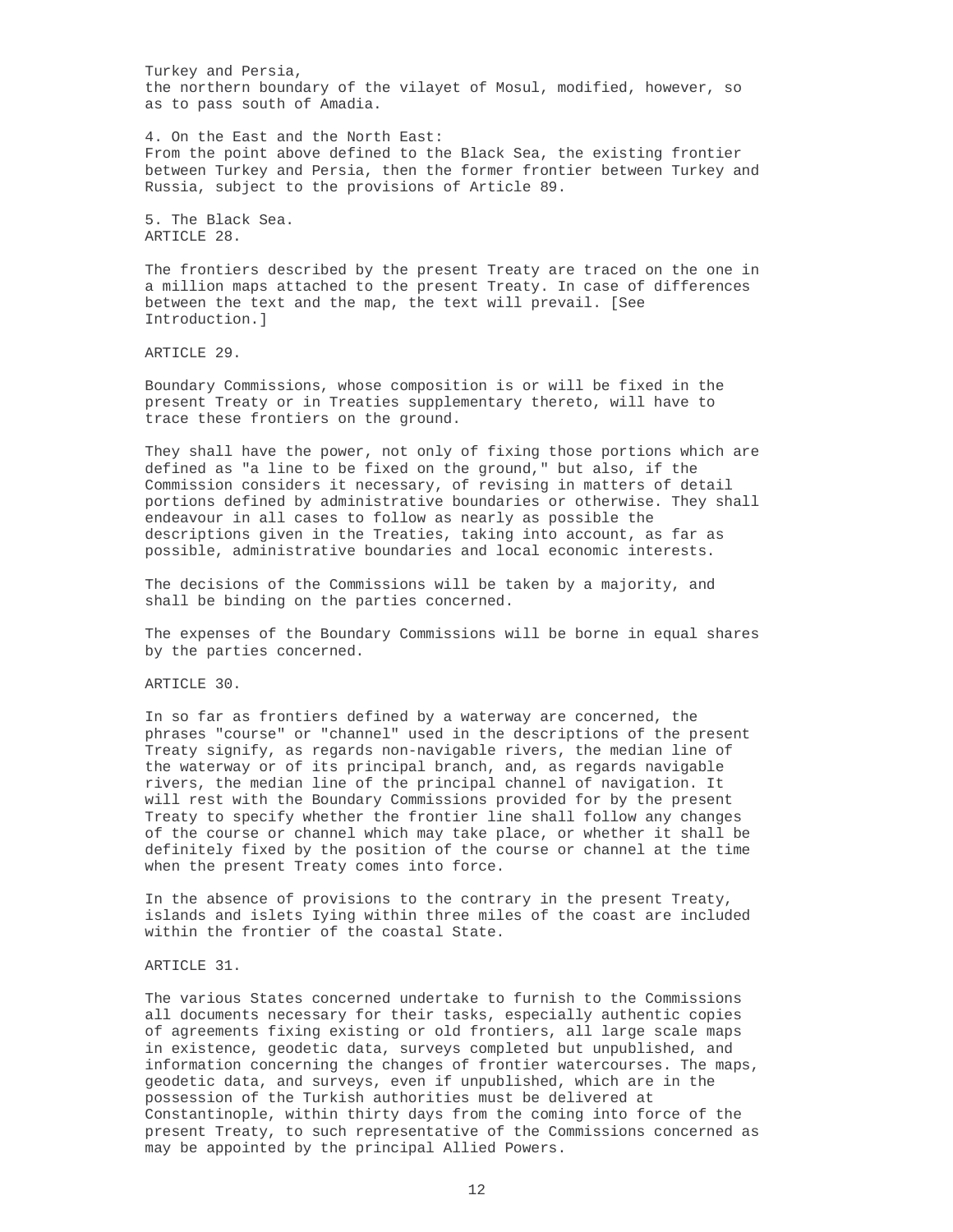Turkey and Persia,
the northern boundary of the vilayet of Mosul, modified, however, so as to pass south of Amadia.

4. On the East and the North East:
From the point above defined to the Black Sea, the existing frontier between Turkey and Persia, then the former frontier between Turkey and Russia, subject to the provisions of Article 89.

5. The Black Sea.

ARTICLE 28.

The frontiers described by the present Treaty are traced on the one in a million maps attached to the present Treaty. In case of differences between the text and the map, the text will prevail. [See Introduction.]

ARTICLE 29.

Boundary Commissions, whose composition is or will be fixed in the present Treaty or in Treaties supplementary thereto, will have to trace these frontiers on the ground.

They shall have the power, not only of fixing those portions which are defined as "a line to be fixed on the ground," but also, if the Commission considers it necessary, of revising in matters of detail portions defined by administrative boundaries or otherwise. They shall endeavour in all cases to follow as nearly as possible the descriptions given in the Treaties, taking into account, as far as possible, administrative boundaries and local economic interests.

The decisions of the Commissions will be taken by a majority, and shall be binding on the parties concerned.

The expenses of the Boundary Commissions will be borne in equal shares by the parties concerned.

ARTICLE 30.

In so far as frontiers defined by a waterway are concerned, the phrases "course" or "channel" used in the descriptions of the present Treaty signify, as regards non-navigable rivers, the median line of the waterway or of its principal branch, and, as regards navigable rivers, the median line of the principal channel of navigation. It will rest with the Boundary Commissions provided for by the present Treaty to specify whether the frontier line shall follow any changes of the course or channel which may take place, or whether it shall be definitely fixed by the position of the course or channel at the time when the present Treaty comes into force.

In the absence of provisions to the contrary in the present Treaty, islands and islets Iying within three miles of the coast are included within the frontier of the coastal State.

ARTICLE 31.

The various States concerned undertake to furnish to the Commissions all documents necessary for their tasks, especially authentic copies of agreements fixing existing or old frontiers, all large scale maps in existence, geodetic data, surveys completed but unpublished, and information concerning the changes of frontier watercourses. The maps, geodetic data, and surveys, even if unpublished, which are in the possession of the Turkish authorities must be delivered at Constantinople, within thirty days from the coming into force of the present Treaty, to such representative of the Commissions concerned as may be appointed by the principal Allied Powers.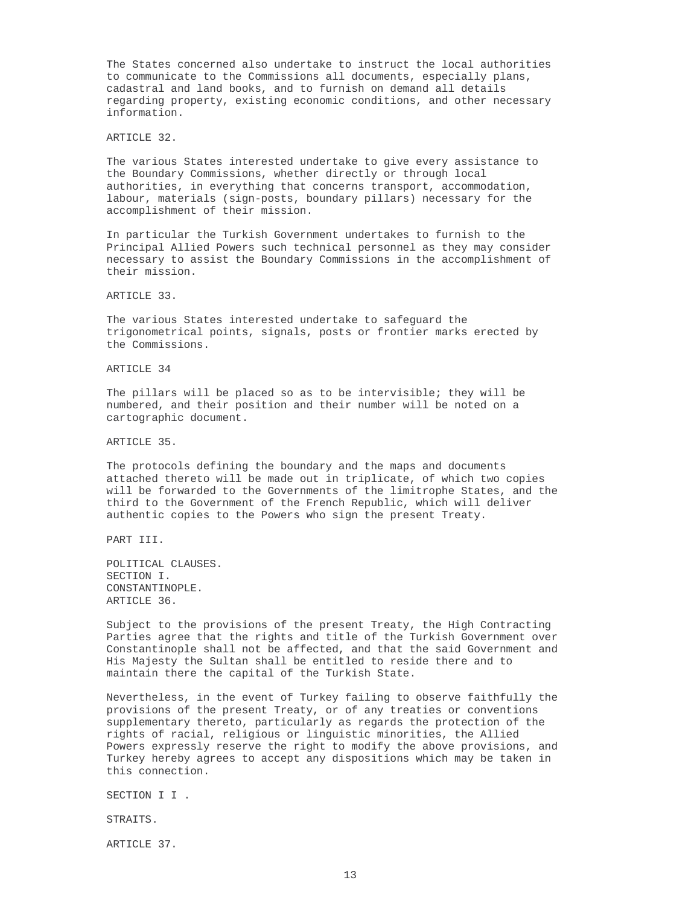The States concerned also undertake to instruct the local authorities to communicate to the Commissions all documents, especially plans, cadastral and land books, and to furnish on demand all details regarding property, existing economic conditions, and other necessary information.

ARTICLE 32.

The various States interested undertake to give every assistance to the Boundary Commissions, whether directly or through local authorities, in everything that concerns transport, accommodation, labour, materials (sign-posts, boundary pillars) necessary for the accomplishment of their mission.

In particular the Turkish Government undertakes to furnish to the Principal Allied Powers such technical personnel as they may consider necessary to assist the Boundary Commissions in the accomplishment of their mission.

ARTICLE 33.

The various States interested undertake to safeguard the trigonometrical points, signals, posts or frontier marks erected by the Commissions.

ARTICLE 34

The pillars will be placed so as to be intervisible; they will be numbered, and their position and their number will be noted on a cartographic document.

ARTICLE 35.

The protocols defining the boundary and the maps and documents attached thereto will be made out in triplicate, of which two copies will be forwarded to the Governments of the limitrophe States, and the third to the Government of the French Republic, which will deliver authentic copies to the Powers who sign the present Treaty.

## PART III.

## POLITICAL CLAUSES.

### SECTION I.

### CONSTANTINOPLE.

ARTICLE 36.

Subject to the provisions of the present Treaty, the High Contracting Parties agree that the rights and title of the Turkish Government over Constantinople shall not be affected, and that the said Government and His Majesty the Sultan shall be entitled to reside there and to maintain there the capital of the Turkish State.

Nevertheless, in the event of Turkey failing to observe faithfully the provisions of the present Treaty, or of any treaties or conventions supplementary thereto, particularly as regards the protection of the rights of racial, religious or linguistic minorities, the Allied Powers expressly reserve the right to modify the above provisions, and Turkey hereby agrees to accept any dispositions which may be taken in this connection.

### SECTION I I .

### STRAITS.

ARTICLE 37.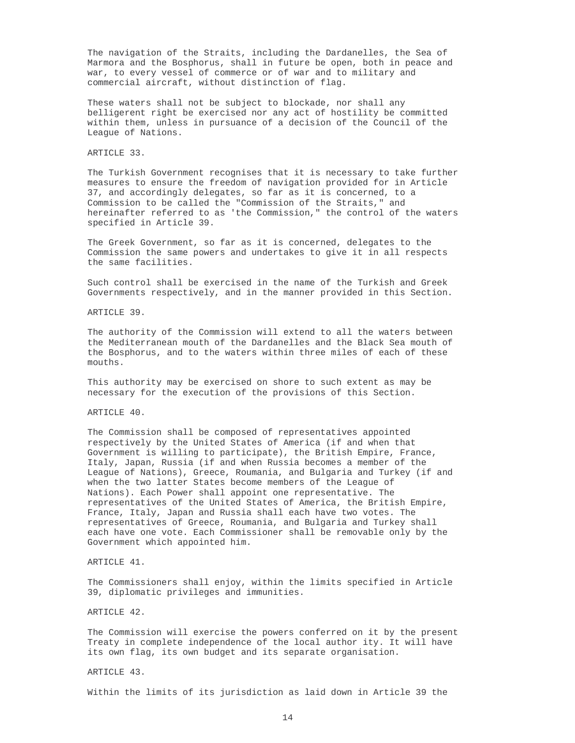The navigation of the Straits, including the Dardanelles, the Sea of Marmora and the Bosphorus, shall in future be open, both in peace and war, to every vessel of commerce or of war and to military and commercial aircraft, without distinction of flag.

These waters shall not be subject to blockade, nor shall any belligerent right be exercised nor any act of hostility be committed within them, unless in pursuance of a decision of the Council of the League of Nations.

ARTICLE 33.

The Turkish Government recognises that it is necessary to take further measures to ensure the freedom of navigation provided for in Article 37, and accordingly delegates, so far as it is concerned, to a Commission to be called the "Commission of the Straits," and hereinafter referred to as 'the Commission," the control of the waters specified in Article 39.

The Greek Government, so far as it is concerned, delegates to the Commission the same powers and undertakes to give it in all respects the same facilities.

Such control shall be exercised in the name of the Turkish and Greek Governments respectively, and in the manner provided in this Section.

ARTICLE 39.

The authority of the Commission will extend to all the waters between the Mediterranean mouth of the Dardanelles and the Black Sea mouth of the Bosphorus, and to the waters within three miles of each of these mouths.

This authority may be exercised on shore to such extent as may be necessary for the execution of the provisions of this Section.

ARTICLE 40.

The Commission shall be composed of representatives appointed respectively by the United States of America (if and when that Government is willing to participate), the British Empire, France, Italy, Japan, Russia (if and when Russia becomes a member of the League of Nations), Greece, Roumania, and Bulgaria and Turkey (if and when the two latter States become members of the League of Nations). Each Power shall appoint one representative. The representatives of the United States of America, the British Empire, France, Italy, Japan and Russia shall each have two votes. The representatives of Greece, Roumania, and Bulgaria and Turkey shall each have one vote. Each Commissioner shall be removable only by the Government which appointed him.

ARTICLE 41.

The Commissioners shall enjoy, within the limits specified in Article 39, diplomatic privileges and immunities.

ARTICLE 42.

The Commission will exercise the powers conferred on it by the present Treaty in complete independence of the local author ity. It will have its own flag, its own budget and its separate organisation.

ARTICLE 43.

Within the limits of its jurisdiction as laid down in Article 39 the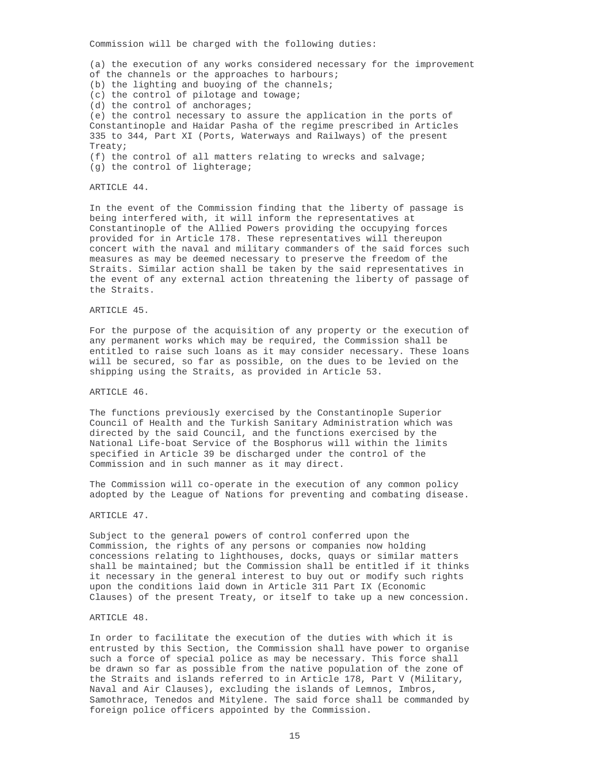Commission will be charged with the following duties:

(a) the execution of any works considered necessary for the improvement of the channels or the approaches to harbours;
(b) the lighting and buoying of the channels;
(c) the control of pilotage and towage;
(d) the control of anchorages;
(e) the control necessary to assure the application in the ports of Constantinople and Haidar Pasha of the regime prescribed in Articles 335 to 344, Part XI (Ports, Waterways and Railways) of the present Treaty;
(f) the control of all matters relating to wrecks and salvage;
(g) the control of lighterage;

ARTICLE 44.

In the event of the Commission finding that the liberty of passage is being interfered with, it will inform the representatives at Constantinople of the Allied Powers providing the occupying forces provided for in Article 178. These representatives will thereupon concert with the naval and military commanders of the said forces such measures as may be deemed necessary to preserve the freedom of the Straits. Similar action shall be taken by the said representatives in the event of any external action threatening the liberty of passage of the Straits.

ARTICLE 45.

For the purpose of the acquisition of any property or the execution of any permanent works which may be required, the Commission shall be entitled to raise such loans as it may consider necessary. These loans will be secured, so far as possible, on the dues to be levied on the shipping using the Straits, as provided in Article 53.

ARTICLE 46.

The functions previously exercised by the Constantinople Superior Council of Health and the Turkish Sanitary Administration which was directed by the said Council, and the functions exercised by the National Life-boat Service of the Bosphorus will within the limits specified in Article 39 be discharged under the control of the Commission and in such manner as it may direct.

The Commission will co-operate in the execution of any common policy adopted by the League of Nations for preventing and combating disease.

ARTICLE 47.

Subject to the general powers of control conferred upon the Commission, the rights of any persons or companies now holding concessions relating to lighthouses, docks, quays or similar matters shall be maintained; but the Commission shall be entitled if it thinks it necessary in the general interest to buy out or modify such rights upon the conditions laid down in Article 311 Part IX (Economic Clauses) of the present Treaty, or itself to take up a new concession.

ARTICLE 48.

In order to facilitate the execution of the duties with which it is entrusted by this Section, the Commission shall have power to organise such a force of special police as may be necessary. This force shall be drawn so far as possible from the native population of the zone of the Straits and islands referred to in Article 178, Part V (Military, Naval and Air Clauses), excluding the islands of Lemnos, Imbros, Samothrace, Tenedos and Mitylene. The said force shall be commanded by foreign police officers appointed by the Commission.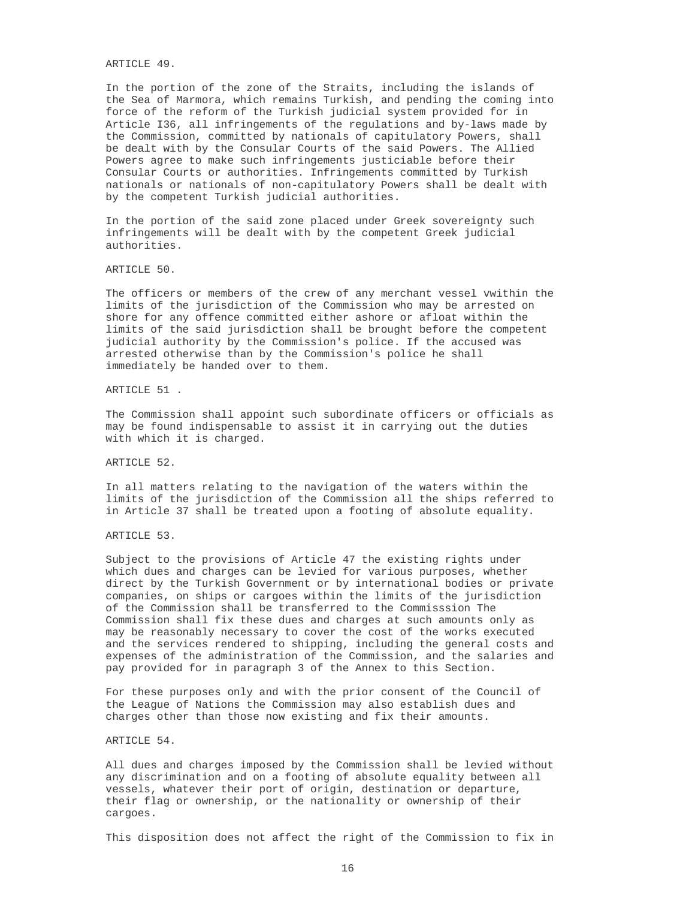ARTICLE 49.

In the portion of the zone of the Straits, including the islands of the Sea of Marmora, which remains Turkish, and pending the coming into force of the reform of the Turkish judicial system provided for in Article I36, all infringements of the regulations and by-laws made by the Commission, committed by nationals of capitulatory Powers, shall be dealt with by the Consular Courts of the said Powers. The Allied Powers agree to make such infringements justiciable before their Consular Courts or authorities. Infringements committed by Turkish nationals or nationals of non-capitulatory Powers shall be dealt with by the competent Turkish judicial authorities.

In the portion of the said zone placed under Greek sovereignty such infringements will be dealt with by the competent Greek judicial authorities.

ARTICLE 50.

The officers or members of the crew of any merchant vessel vwithin the limits of the jurisdiction of the Commission who may be arrested on shore for any offence committed either ashore or afloat within the limits of the said jurisdiction shall be brought before the competent judicial authority by the Commission's police. If the accused was arrested otherwise than by the Commission's police he shall immediately be handed over to them.

ARTICLE 51 .

The Commission shall appoint such subordinate officers or officials as may be found indispensable to assist it in carrying out the duties with which it is charged.

ARTICLE 52.

In all matters relating to the navigation of the waters within the limits of the jurisdiction of the Commission all the ships referred to in Article 37 shall be treated upon a footing of absolute equality.

ARTICLE 53.

Subject to the provisions of Article 47 the existing rights under which dues and charges can be levied for various purposes, whether direct by the Turkish Government or by international bodies or private companies, on ships or cargoes within the limits of the jurisdiction of the Commission shall be transferred to the Commisssion The Commission shall fix these dues and charges at such amounts only as may be reasonably necessary to cover the cost of the works executed and the services rendered to shipping, including the general costs and expenses of the administration of the Commission, and the salaries and pay provided for in paragraph 3 of the Annex to this Section.

For these purposes only and with the prior consent of the Council of the League of Nations the Commission may also establish dues and charges other than those now existing and fix their amounts.

ARTICLE 54.

All dues and charges imposed by the Commission shall be levied without any discrimination and on a footing of absolute equality between all vessels, whatever their port of origin, destination or departure, their flag or ownership, or the nationality or ownership of their cargoes.

This disposition does not affect the right of the Commission to fix in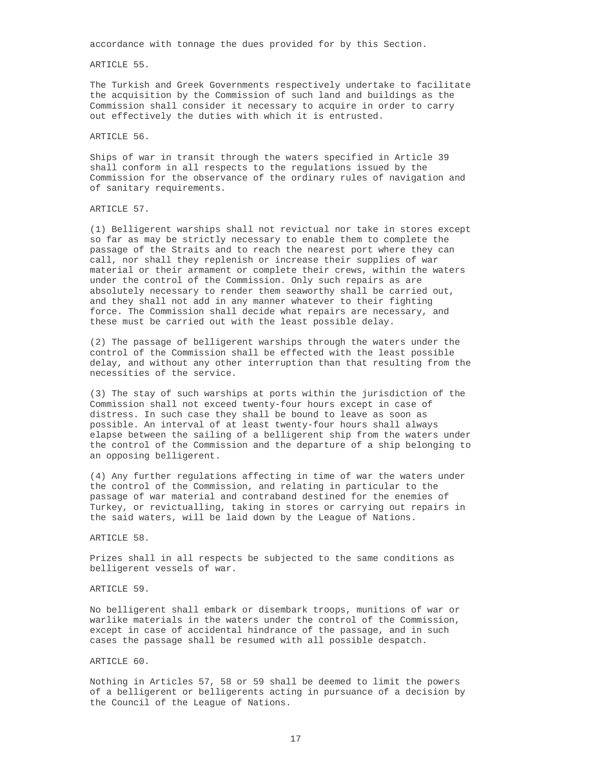accordance with tonnage the dues provided for by this Section.

ARTICLE 55.

The Turkish and Greek Governments respectively undertake to facilitate the acquisition by the Commission of such land and buildings as the Commission shall consider it necessary to acquire in order to carry out effectively the duties with which it is entrusted.

ARTICLE 56.

Ships of war in transit through the waters specified in Article 39 shall conform in all respects to the regulations issued by the Commission for the observance of the ordinary rules of navigation and of sanitary requirements.

ARTICLE 57.

(1) Belligerent warships shall not revictual nor take in stores except so far as may be strictly necessary to enable them to complete the passage of the Straits and to reach the nearest port where they can call, nor shall they replenish or increase their supplies of war material or their armament or complete their crews, within the waters under the control of the Commission. Only such repairs as are absolutely necessary to render them seaworthy shall be carried out, and they shall not add in any manner whatever to their fighting force. The Commission shall decide what repairs are necessary, and these must be carried out with the least possible delay.

(2) The passage of belligerent warships through the waters under the control of the Commission shall be effected with the least possible delay, and without any other interruption than that resulting from the necessities of the service.

(3) The stay of such warships at ports within the jurisdiction of the Commission shall not exceed twenty-four hours except in case of distress. In such case they shall be bound to leave as soon as possible. An interval of at least twenty-four hours shall always elapse between the sailing of a belligerent ship from the waters under the control of the Commission and the departure of a ship belonging to an opposing belligerent.

(4) Any further regulations affecting in time of war the waters under the control of the Commission, and relating in particular to the passage of war material and contraband destined for the enemies of Turkey, or revictualling, taking in stores or carrying out repairs in the said waters, will be laid down by the League of Nations.

ARTICLE 58.

Prizes shall in all respects be subjected to the same conditions as belligerent vessels of war.

ARTICLE 59.

No belligerent shall embark or disembark troops, munitions of war or warlike materials in the waters under the control of the Commission, except in case of accidental hindrance of the passage, and in such cases the passage shall be resumed with all possible despatch.

ARTICLE 60.

Nothing in Articles 57, 58 or 59 shall be deemed to limit the powers of a belligerent or belligerents acting in pursuance of a decision by the Council of the League of Nations.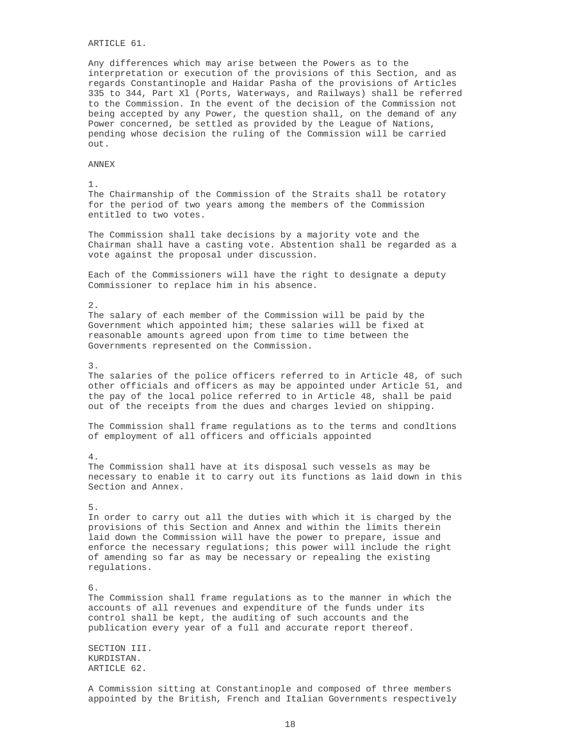## ARTICLE 61.

Any differences which may arise between the Powers as to the interpretation or execution of the provisions of this Section, and as regards Constantinople and Haidar Pasha of the provisions of Articles 335 to 344, Part Xl (Ports, Waterways, and Railways) shall be referred to the Commission. In the event of the decision of the Commission not being accepted by any Power, the question shall, on the demand of any Power concerned, be settled as provided by the League of Nations, pending whose decision the ruling of the Commission will be carried out.

## ANNEX

1.
The Chairmanship of the Commission of the Straits shall be rotatory for the period of two years among the members of the Commission entitled to two votes.

The Commission shall take decisions by a majority vote and the Chairman shall have a casting vote. Abstention shall be regarded as a vote against the proposal under discussion.

Each of the Commissioners will have the right to designate a deputy Commissioner to replace him in his absence.

2.
The salary of each member of the Commission will be paid by the Government which appointed him; these salaries will be fixed at reasonable amounts agreed upon from time to time between the Governments represented on the Commission.

3.
The salaries of the police officers referred to in Article 48, of such other officials and officers as may be appointed under Article 51, and the pay of the local police referred to in Article 48, shall be paid out of the receipts from the dues and charges levied on shipping.

The Commission shall frame regulations as to the terms and condltions of employment of all officers and officials appointed

4.
The Commission shall have at its disposal such vessels as may be necessary to enable it to carry out its functions as laid down in this Section and Annex.

5.
In order to carry out all the duties with which it is charged by the provisions of this Section and Annex and within the limits therein laid down the Commission will have the power to prepare, issue and enforce the necessary regulations; this power will include the right of amending so far as may be necessary or repealing the existing regulations.

6.
The Commission shall frame regulations as to the manner in which the accounts of all revenues and expenditure of the funds under its control shall be kept, the auditing of such accounts and the publication every year of a full and accurate report thereof.

# SECTION III.
## KURDISTAN.
## ARTICLE 62.

A Commission sitting at Constantinople and composed of three members appointed by the British, French and Italian Governments respectively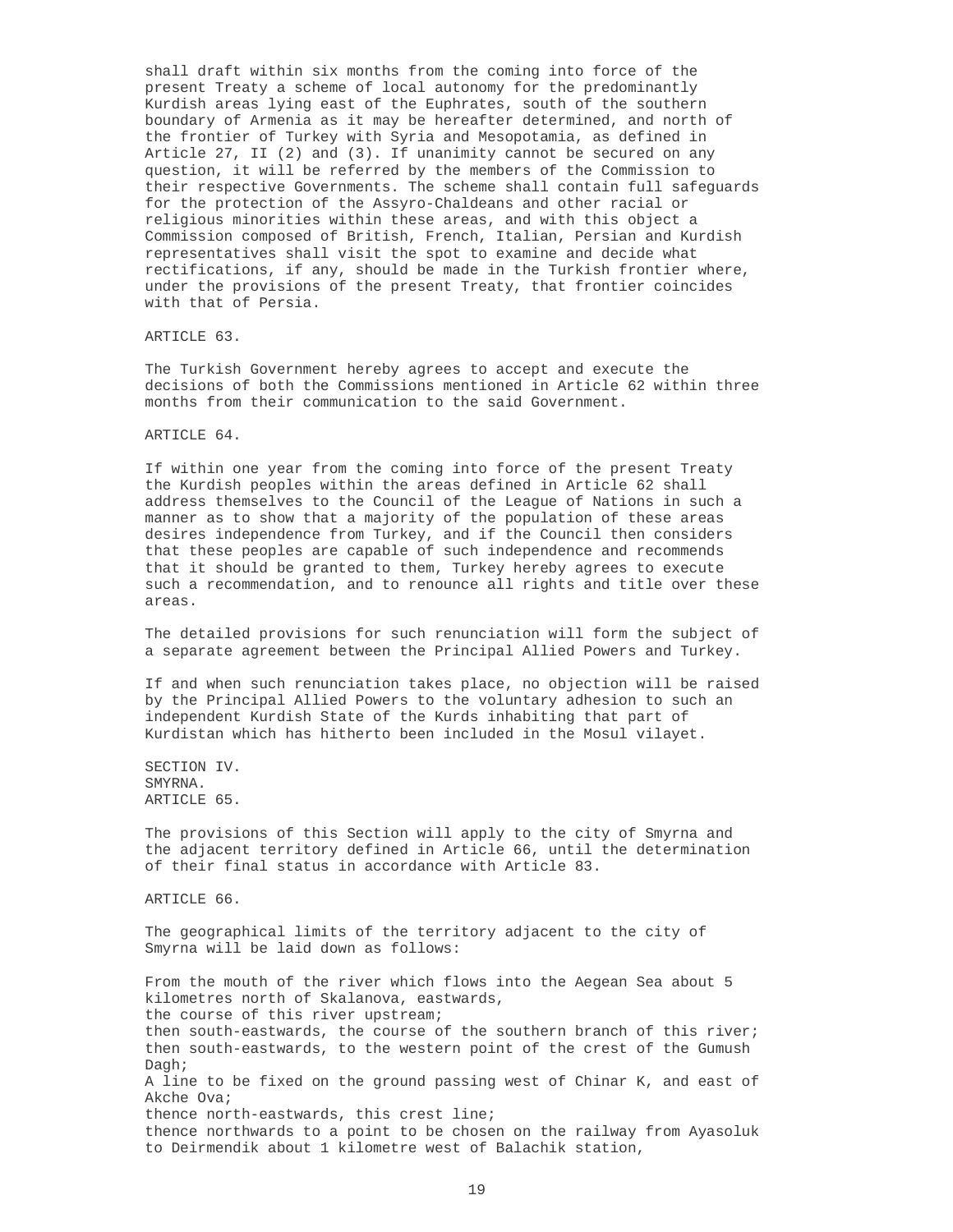shall draft within six months from the coming into force of the present Treaty a scheme of local autonomy for the predominantly Kurdish areas lying east of the Euphrates, south of the southern boundary of Armenia as it may be hereafter determined, and north of the frontier of Turkey with Syria and Mesopotamia, as defined in Article 27, II (2) and (3). If unanimity cannot be secured on any question, it will be referred by the members of the Commission to their respective Governments. The scheme shall contain full safeguards for the protection of the Assyro-Chaldeans and other racial or religious minorities within these areas, and with this object a Commission composed of British, French, Italian, Persian and Kurdish representatives shall visit the spot to examine and decide what rectifications, if any, should be made in the Turkish frontier where, under the provisions of the present Treaty, that frontier coincides with that of Persia.

ARTICLE 63.

The Turkish Government hereby agrees to accept and execute the decisions of both the Commissions mentioned in Article 62 within three months from their communication to the said Government.

ARTICLE 64.

If within one year from the coming into force of the present Treaty the Kurdish peoples within the areas defined in Article 62 shall address themselves to the Council of the League of Nations in such a manner as to show that a majority of the population of these areas desires independence from Turkey, and if the Council then considers that these peoples are capable of such independence and recommends that it should be granted to them, Turkey hereby agrees to execute such a recommendation, and to renounce all rights and title over these areas.

The detailed provisions for such renunciation will form the subject of a separate agreement between the Principal Allied Powers and Turkey.

If and when such renunciation takes place, no objection will be raised by the Principal Allied Powers to the voluntary adhesion to such an independent Kurdish State of the Kurds inhabiting that part of Kurdistan which has hitherto been included in the Mosul vilayet.

SECTION IV.
SMYRNA.
ARTICLE 65.

The provisions of this Section will apply to the city of Smyrna and the adjacent territory defined in Article 66, until the determination of their final status in accordance with Article 83.

ARTICLE 66.

The geographical limits of the territory adjacent to the city of Smyrna will be laid down as follows:

From the mouth of the river which flows into the Aegean Sea about 5 kilometres north of Skalanova, eastwards,
the course of this river upstream;
then south-eastwards, the course of the southern branch of this river;
then south-eastwards, to the western point of the crest of the Gumush Dagh;
A line to be fixed on the ground passing west of Chinar K, and east of Akche Ova;
thence north-eastwards, this crest line;
thence northwards to a point to be chosen on the railway from Ayasoluk to Deirmendik about 1 kilometre west of Balachik station,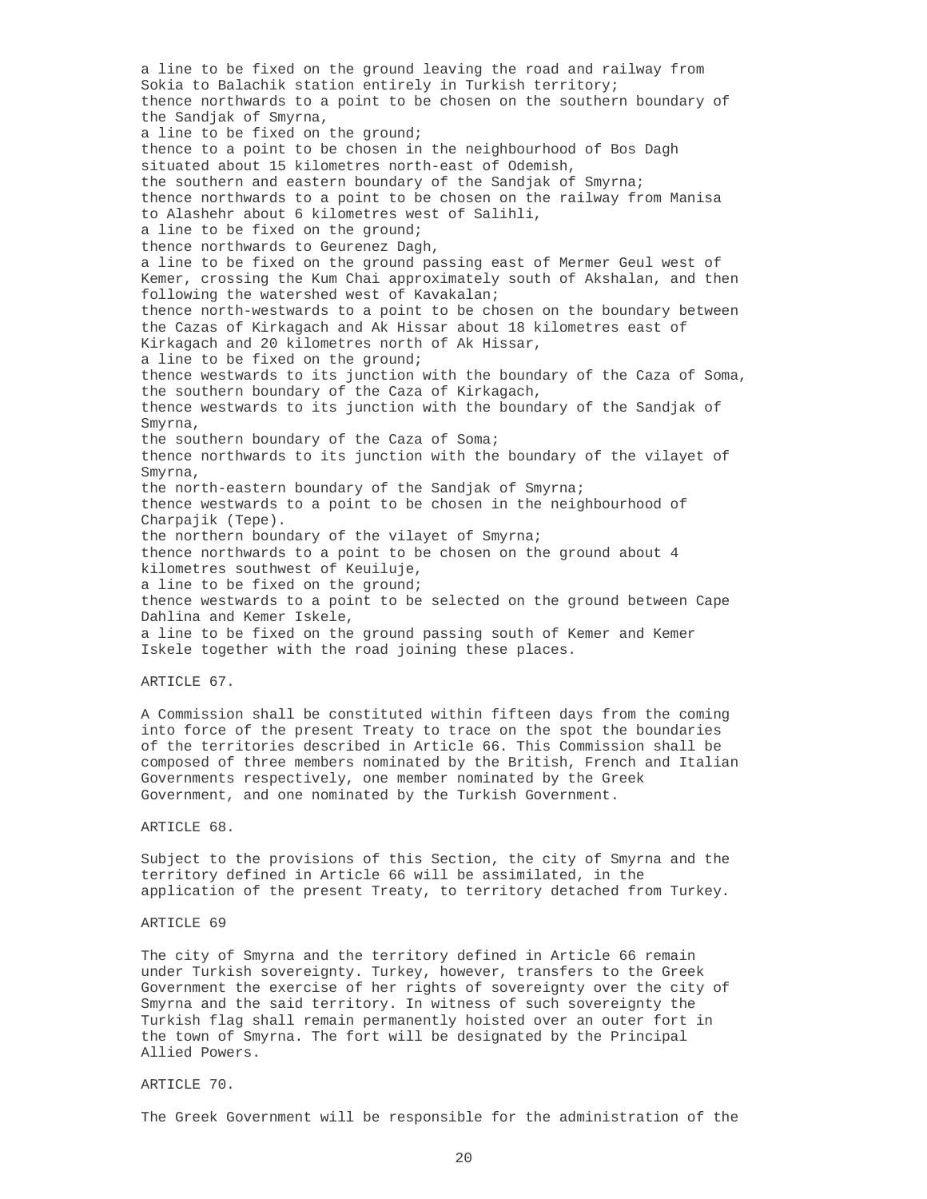a line to be fixed on the ground leaving the road and railway from Sokia to Balachik station entirely in Turkish territory;
thence northwards to a point to be chosen on the southern boundary of the Sandjak of Smyrna,
a line to be fixed on the ground;
thence to a point to be chosen in the neighbourhood of Bos Dagh situated about 15 kilometres north-east of Odemish,
the southern and eastern boundary of the Sandjak of Smyrna;
thence northwards to a point to be chosen on the railway from Manisa to Alashehr about 6 kilometres west of Salihli,
a line to be fixed on the ground;
thence northwards to Geurenez Dagh,
a line to be fixed on the ground passing east of Mermer Geul west of Kemer, crossing the Kum Chai approximately south of Akshalan, and then following the watershed west of Kavakalan;
thence north-westwards to a point to be chosen on the boundary between the Cazas of Kirkagach and Ak Hissar about 18 kilometres east of Kirkagach and 20 kilometres north of Ak Hissar,
a line to be fixed on the ground;
thence westwards to its junction with the boundary of the Caza of Soma,
the southern boundary of the Caza of Kirkagach,
thence westwards to its junction with the boundary of the Sandjak of Smyrna,
the southern boundary of the Caza of Soma;
thence northwards to its junction with the boundary of the vilayet of Smyrna,
the north-eastern boundary of the Sandjak of Smyrna;
thence westwards to a point to be chosen in the neighbourhood of Charpajik (Tepe).
the northern boundary of the vilayet of Smyrna;
thence northwards to a point to be chosen on the ground about 4 kilometres southwest of Keuiluje,
a line to be fixed on the ground;
thence westwards to a point to be selected on the ground between Cape Dahlina and Kemer Iskele,
a line to be fixed on the ground passing south of Kemer and Kemer Iskele together with the road joining these places.

ARTICLE 67.

A Commission shall be constituted within fifteen days from the coming into force of the present Treaty to trace on the spot the boundaries of the territories described in Article 66. This Commission shall be composed of three members nominated by the British, French and Italian Governments respectively, one member nominated by the Greek Government, and one nominated by the Turkish Government.

ARTICLE 68.

Subject to the provisions of this Section, the city of Smyrna and the territory defined in Article 66 will be assimilated, in the application of the present Treaty, to territory detached from Turkey.

ARTICLE 69

The city of Smyrna and the territory defined in Article 66 remain under Turkish sovereignty. Turkey, however, transfers to the Greek Government the exercise of her rights of sovereignty over the city of Smyrna and the said territory. In witness of such sovereignty the Turkish flag shall remain permanently hoisted over an outer fort in the town of Smyrna. The fort will be designated by the Principal Allied Powers.

ARTICLE 70.

The Greek Government will be responsible for the administration of the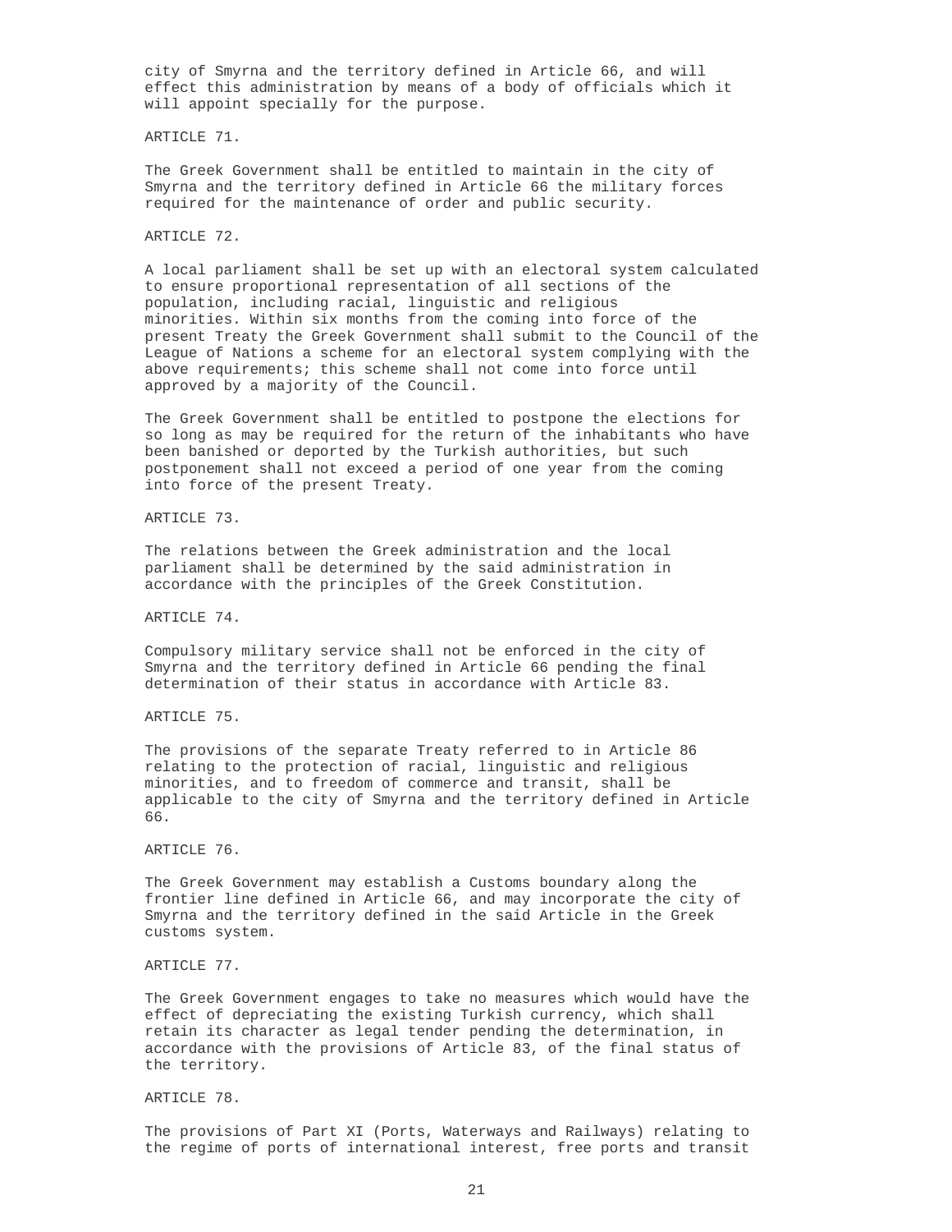city of Smyrna and the territory defined in Article 66, and will effect this administration by means of a body of officials which it will appoint specially for the purpose.

ARTICLE 71.

The Greek Government shall be entitled to maintain in the city of Smyrna and the territory defined in Article 66 the military forces required for the maintenance of order and public security.

ARTICLE 72.

A local parliament shall be set up with an electoral system calculated to ensure proportional representation of all sections of the population, including racial, linguistic and religious minorities. Within six months from the coming into force of the present Treaty the Greek Government shall submit to the Council of the League of Nations a scheme for an electoral system complying with the above requirements; this scheme shall not come into force until approved by a majority of the Council.

The Greek Government shall be entitled to postpone the elections for so long as may be required for the return of the inhabitants who have been banished or deported by the Turkish authorities, but such postponement shall not exceed a period of one year from the coming into force of the present Treaty.

ARTICLE 73.

The relations between the Greek administration and the local parliament shall be determined by the said administration in accordance with the principles of the Greek Constitution.

ARTICLE 74.

Compulsory military service shall not be enforced in the city of Smyrna and the territory defined in Article 66 pending the final determination of their status in accordance with Article 83.

ARTICLE 75.

The provisions of the separate Treaty referred to in Article 86 relating to the protection of racial, linguistic and religious minorities, and to freedom of commerce and transit, shall be applicable to the city of Smyrna and the territory defined in Article 66.

ARTICLE 76.

The Greek Government may establish a Customs boundary along the frontier line defined in Article 66, and may incorporate the city of Smyrna and the territory defined in the said Article in the Greek customs system.

ARTICLE 77.

The Greek Government engages to take no measures which would have the effect of depreciating the existing Turkish currency, which shall retain its character as legal tender pending the determination, in accordance with the provisions of Article 83, of the final status of the territory.

ARTICLE 78.

The provisions of Part XI (Ports, Waterways and Railways) relating to the regime of ports of international interest, free ports and transit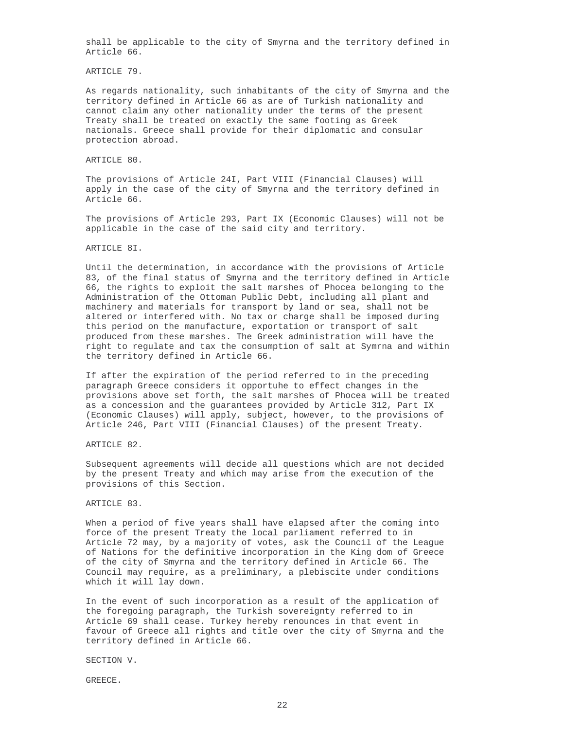shall be applicable to the city of Smyrna and the territory defined in Article 66.

ARTICLE 79.

As regards nationality, such inhabitants of the city of Smyrna and the territory defined in Article 66 as are of Turkish nationality and cannot claim any other nationality under the terms of the present Treaty shall be treated on exactly the same footing as Greek nationals. Greece shall provide for their diplomatic and consular protection abroad.

ARTICLE 80.

The provisions of Article 24I, Part VIII (Financial Clauses) will apply in the case of the city of Smyrna and the territory defined in Article 66.

The provisions of Article 293, Part IX (Economic Clauses) will not be applicable in the case of the said city and territory.

ARTICLE 8I.

Until the determination, in accordance with the provisions of Article 83, of the final status of Smyrna and the territory defined in Article 66, the rights to exploit the salt marshes of Phocea belonging to the Administration of the Ottoman Public Debt, including all plant and machinery and materials for transport by land or sea, shall not be altered or interfered with. No tax or charge shall be imposed during this period on the manufacture, exportation or transport of salt produced from these marshes. The Greek administration will have the right to regulate and tax the consumption of salt at Symrna and within the territory defined in Article 66.

If after the expiration of the period referred to in the preceding paragraph Greece considers it opportuhe to effect changes in the provisions above set forth, the salt marshes of Phocea will be treated as a concession and the guarantees provided by Article 312, Part IX (Economic Clauses) will apply, subject, however, to the provisions of Article 246, Part VIII (Financial Clauses) of the present Treaty.

ARTICLE 82.

Subsequent agreements will decide all questions which are not decided by the present Treaty and which may arise from the execution of the provisions of this Section.

ARTICLE 83.

When a period of five years shall have elapsed after the coming into force of the present Treaty the local parliament referred to in Article 72 may, by a majority of votes, ask the Council of the League of Nations for the definitive incorporation in the King dom of Greece of the city of Smyrna and the territory defined in Article 66. The Council may require, as a preliminary, a plebiscite under conditions which it will lay down.

In the event of such incorporation as a result of the application of the foregoing paragraph, the Turkish sovereignty referred to in Article 69 shall cease. Turkey hereby renounces in that event in favour of Greece all rights and title over the city of Smyrna and the territory defined in Article 66.

SECTION V.

GREECE.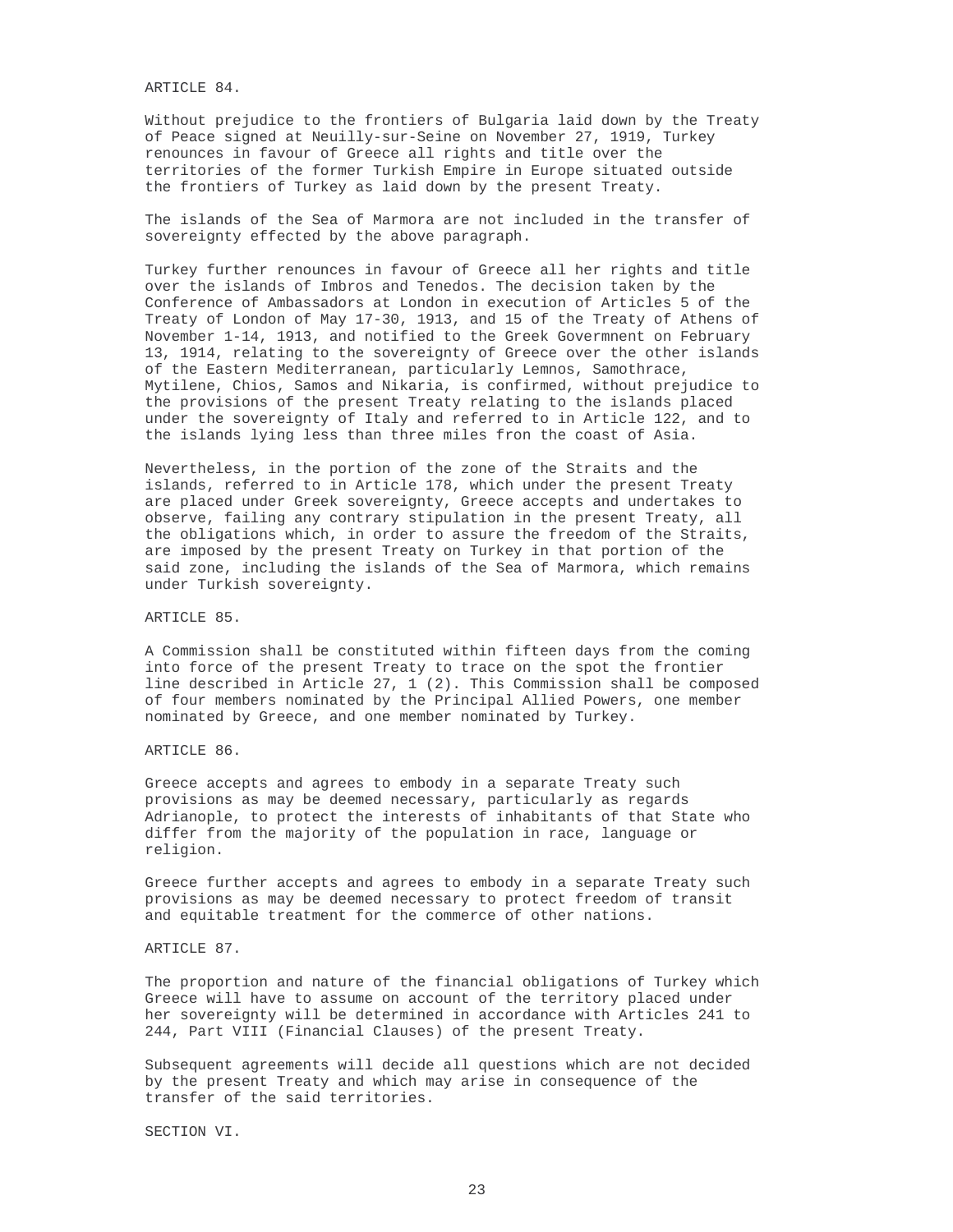ARTICLE 84.

Without prejudice to the frontiers of Bulgaria laid down by the Treaty of Peace signed at Neuilly-sur-Seine on November 27, 1919, Turkey renounces in favour of Greece all rights and title over the territories of the former Turkish Empire in Europe situated outside the frontiers of Turkey as laid down by the present Treaty.

The islands of the Sea of Marmora are not included in the transfer of sovereignty effected by the above paragraph.

Turkey further renounces in favour of Greece all her rights and title over the islands of Imbros and Tenedos. The decision taken by the Conference of Ambassadors at London in execution of Articles 5 of the Treaty of London of May 17-30, 1913, and 15 of the Treaty of Athens of November 1-14, 1913, and notified to the Greek Govermnent on February 13, 1914, relating to the sovereignty of Greece over the other islands of the Eastern Mediterranean, particularly Lemnos, Samothrace, Mytilene, Chios, Samos and Nikaria, is confirmed, without prejudice to the provisions of the present Treaty relating to the islands placed under the sovereignty of Italy and referred to in Article 122, and to the islands lying less than three miles fron the coast of Asia.

Nevertheless, in the portion of the zone of the Straits and the islands, referred to in Article 178, which under the present Treaty are placed under Greek sovereignty, Greece accepts and undertakes to observe, failing any contrary stipulation in the present Treaty, all the obligations which, in order to assure the freedom of the Straits, are imposed by the present Treaty on Turkey in that portion of the said zone, including the islands of the Sea of Marmora, which remains under Turkish sovereignty.

ARTICLE 85.

A Commission shall be constituted within fifteen days from the coming into force of the present Treaty to trace on the spot the frontier line described in Article 27, 1 (2). This Commission shall be composed of four members nominated by the Principal Allied Powers, one member nominated by Greece, and one member nominated by Turkey.

ARTICLE 86.

Greece accepts and agrees to embody in a separate Treaty such provisions as may be deemed necessary, particularly as regards Adrianople, to protect the interests of inhabitants of that State who differ from the majority of the population in race, language or religion.

Greece further accepts and agrees to embody in a separate Treaty such provisions as may be deemed necessary to protect freedom of transit and equitable treatment for the commerce of other nations.

ARTICLE 87.

The proportion and nature of the financial obligations of Turkey which Greece will have to assume on account of the territory placed under her sovereignty will be determined in accordance with Articles 241 to 244, Part VIII (Financial Clauses) of the present Treaty.

Subsequent agreements will decide all questions which are not decided by the present Treaty and which may arise in consequence of the transfer of the said territories.

SECTION VI.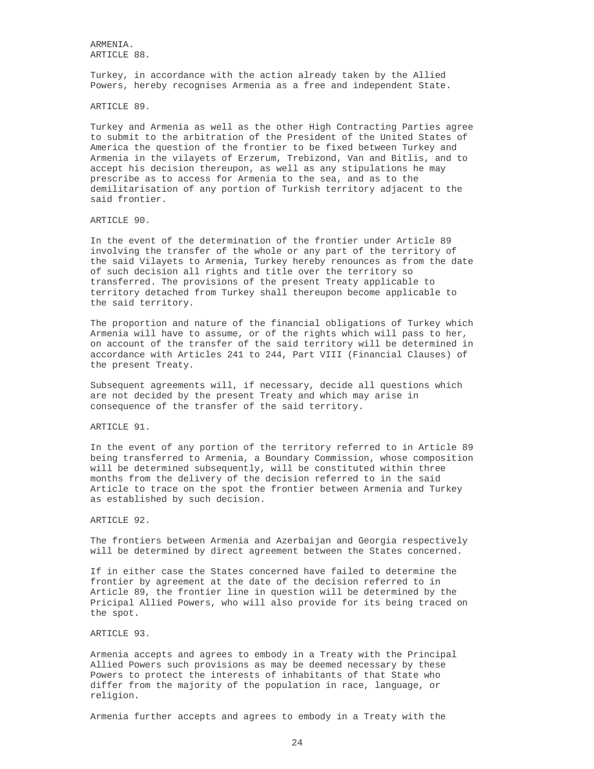ARMENIA.

ARTICLE 88.

Turkey, in accordance with the action already taken by the Allied Powers, hereby recognises Armenia as a free and independent State.

ARTICLE 89.

Turkey and Armenia as well as the other High Contracting Parties agree to submit to the arbitration of the President of the United States of America the question of the frontier to be fixed between Turkey and Armenia in the vilayets of Erzerum, Trebizond, Van and Bitlis, and to accept his decision thereupon, as well as any stipulations he may prescribe as to access for Armenia to the sea, and as to the demilitarisation of any portion of Turkish territory adjacent to the said frontier.

ARTICLE 90.

In the event of the determination of the frontier under Article 89 involving the transfer of the whole or any part of the territory of the said Vilayets to Armenia, Turkey hereby renounces as from the date of such decision all rights and title over the territory so transferred. The provisions of the present Treaty applicable to territory detached from Turkey shall thereupon become applicable to the said territory.

The proportion and nature of the financial obligations of Turkey which Armenia will have to assume, or of the rights which will pass to her, on account of the transfer of the said territory will be determined in accordance with Articles 241 to 244, Part VIII (Financial Clauses) of the present Treaty.

Subsequent agreements will, if necessary, decide all questions which are not decided by the present Treaty and which may arise in consequence of the transfer of the said territory.

ARTICLE 91.

In the event of any portion of the territory referred to in Article 89 being transferred to Armenia, a Boundary Commission, whose composition will be determined subsequently, will be constituted within three months from the delivery of the decision referred to in the said Article to trace on the spot the frontier between Armenia and Turkey as established by such decision.

ARTICLE 92.

The frontiers between Armenia and Azerbaijan and Georgia respectively will be determined by direct agreement between the States concerned.

If in either case the States concerned have failed to determine the frontier by agreement at the date of the decision referred to in Article 89, the frontier line in question will be determined by the Pricipal Allied Powers, who will also provide for its being traced on the spot.

ARTICLE 93.

Armenia accepts and agrees to embody in a Treaty with the Principal Allied Powers such provisions as may be deemed necessary by these Powers to protect the interests of inhabitants of that State who differ from the majority of the population in race, language, or religion.

Armenia further accepts and agrees to embody in a Treaty with the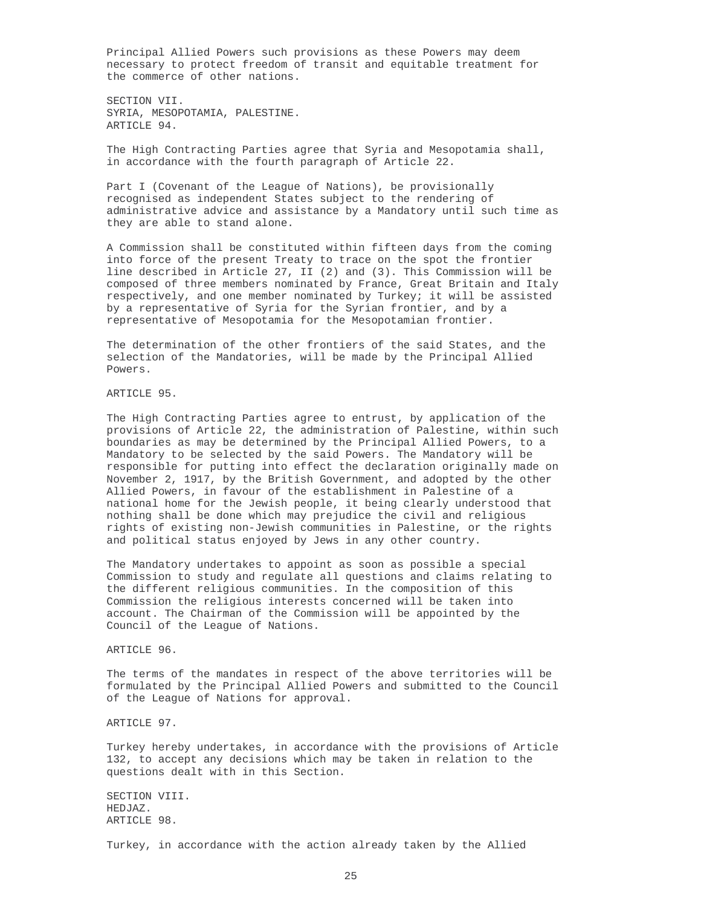Principal Allied Powers such provisions as these Powers may deem necessary to protect freedom of transit and equitable treatment for the commerce of other nations.

SECTION VII.
SYRIA, MESOPOTAMIA, PALESTINE.
ARTICLE 94.

The High Contracting Parties agree that Syria and Mesopotamia shall, in accordance with the fourth paragraph of Article 22.

Part I (Covenant of the League of Nations), be provisionally recognised as independent States subject to the rendering of administrative advice and assistance by a Mandatory until such time as they are able to stand alone.

A Commission shall be constituted within fifteen days from the coming into force of the present Treaty to trace on the spot the frontier line described in Article 27, II (2) and (3). This Commission will be composed of three members nominated by France, Great Britain and Italy respectively, and one member nominated by Turkey; it will be assisted by a representative of Syria for the Syrian frontier, and by a representative of Mesopotamia for the Mesopotamian frontier.

The determination of the other frontiers of the said States, and the selection of the Mandatories, will be made by the Principal Allied Powers.

ARTICLE 95.

The High Contracting Parties agree to entrust, by application of the provisions of Article 22, the administration of Palestine, within such boundaries as may be determined by the Principal Allied Powers, to a Mandatory to be selected by the said Powers. The Mandatory will be responsible for putting into effect the declaration originally made on November 2, 1917, by the British Government, and adopted by the other Allied Powers, in favour of the establishment in Palestine of a national home for the Jewish people, it being clearly understood that nothing shall be done which may prejudice the civil and religious rights of existing non-Jewish communities in Palestine, or the rights and political status enjoyed by Jews in any other country.

The Mandatory undertakes to appoint as soon as possible a special Commission to study and regulate all questions and claims relating to the different religious communities. In the composition of this Commission the religious interests concerned will be taken into account. The Chairman of the Commission will be appointed by the Council of the League of Nations.

ARTICLE 96.

The terms of the mandates in respect of the above territories will be formulated by the Principal Allied Powers and submitted to the Council of the League of Nations for approval.

ARTICLE 97.

Turkey hereby undertakes, in accordance with the provisions of Article 132, to accept any decisions which may be taken in relation to the questions dealt with in this Section.

SECTION VIII.
HEDJAZ.
ARTICLE 98.

Turkey, in accordance with the action already taken by the Allied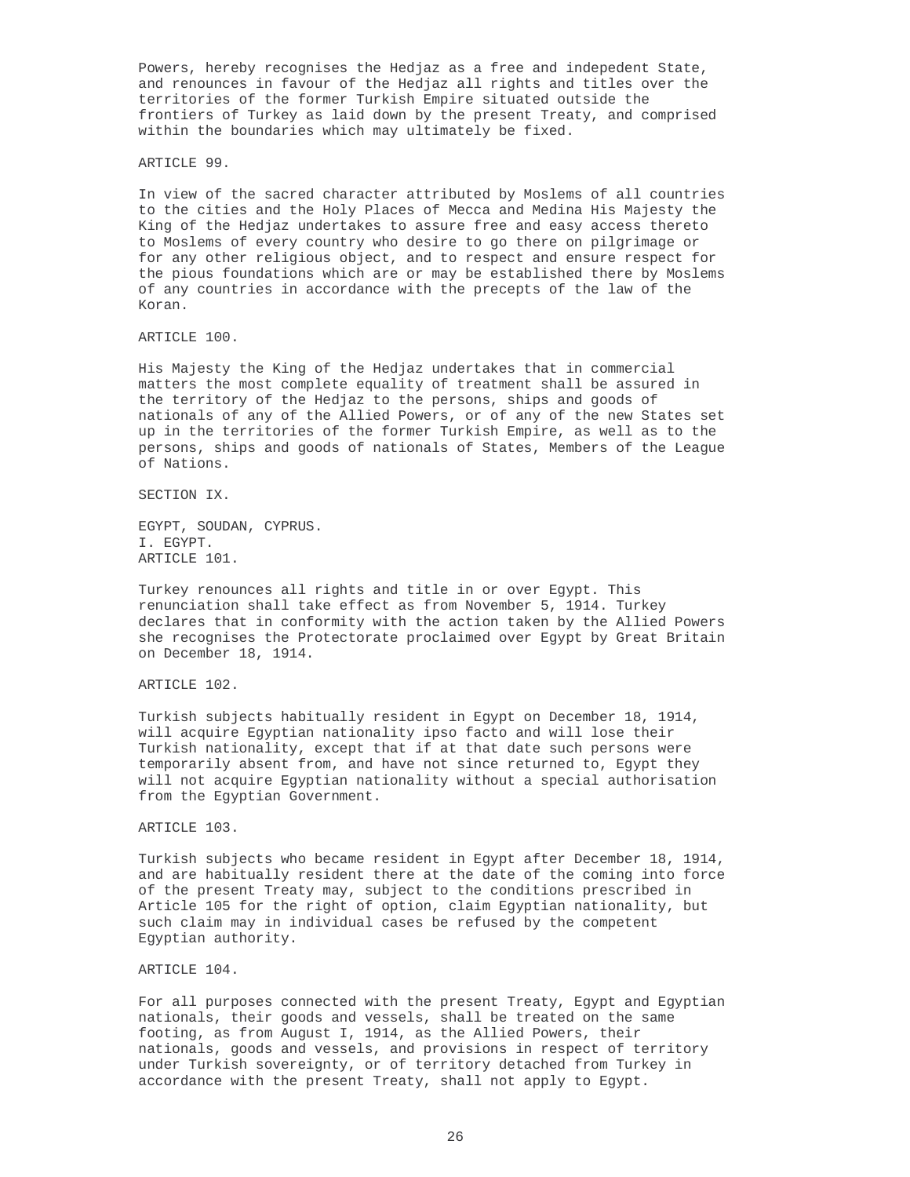Powers, hereby recognises the Hedjaz as a free and indepedent State, and renounces in favour of the Hedjaz all rights and titles over the territories of the former Turkish Empire situated outside the frontiers of Turkey as laid down by the present Treaty, and comprised within the boundaries which may ultimately be fixed.

ARTICLE 99.

In view of the sacred character attributed by Moslems of all countries to the cities and the Holy Places of Mecca and Medina His Majesty the King of the Hedjaz undertakes to assure free and easy access thereto to Moslems of every country who desire to go there on pilgrimage or for any other religious object, and to respect and ensure respect for the pious foundations which are or may be established there by Moslems of any countries in accordance with the precepts of the law of the Koran.

ARTICLE 100.

His Majesty the King of the Hedjaz undertakes that in commercial matters the most complete equality of treatment shall be assured in the territory of the Hedjaz to the persons, ships and goods of nationals of any of the Allied Powers, or of any of the new States set up in the territories of the former Turkish Empire, as well as to the persons, ships and goods of nationals of States, Members of the League of Nations.

SECTION IX.

EGYPT, SOUDAN, CYPRUS.

I. EGYPT.

ARTICLE 101.

Turkey renounces all rights and title in or over Egypt. This renunciation shall take effect as from November 5, 1914. Turkey declares that in conformity with the action taken by the Allied Powers she recognises the Protectorate proclaimed over Egypt by Great Britain on December 18, 1914.

ARTICLE 102.

Turkish subjects habitually resident in Egypt on December 18, 1914, will acquire Egyptian nationality ipso facto and will lose their Turkish nationality, except that if at that date such persons were temporarily absent from, and have not since returned to, Egypt they will not acquire Egyptian nationality without a special authorisation from the Egyptian Government.

ARTICLE 103.

Turkish subjects who became resident in Egypt after December 18, 1914, and are habitually resident there at the date of the coming into force of the present Treaty may, subject to the conditions prescribed in Article 105 for the right of option, claim Egyptian nationality, but such claim may in individual cases be refused by the competent Egyptian authority.

ARTICLE 104.

For all purposes connected with the present Treaty, Egypt and Egyptian nationals, their goods and vessels, shall be treated on the same footing, as from August I, 1914, as the Allied Powers, their nationals, goods and vessels, and provisions in respect of territory under Turkish sovereignty, or of territory detached from Turkey in accordance with the present Treaty, shall not apply to Egypt.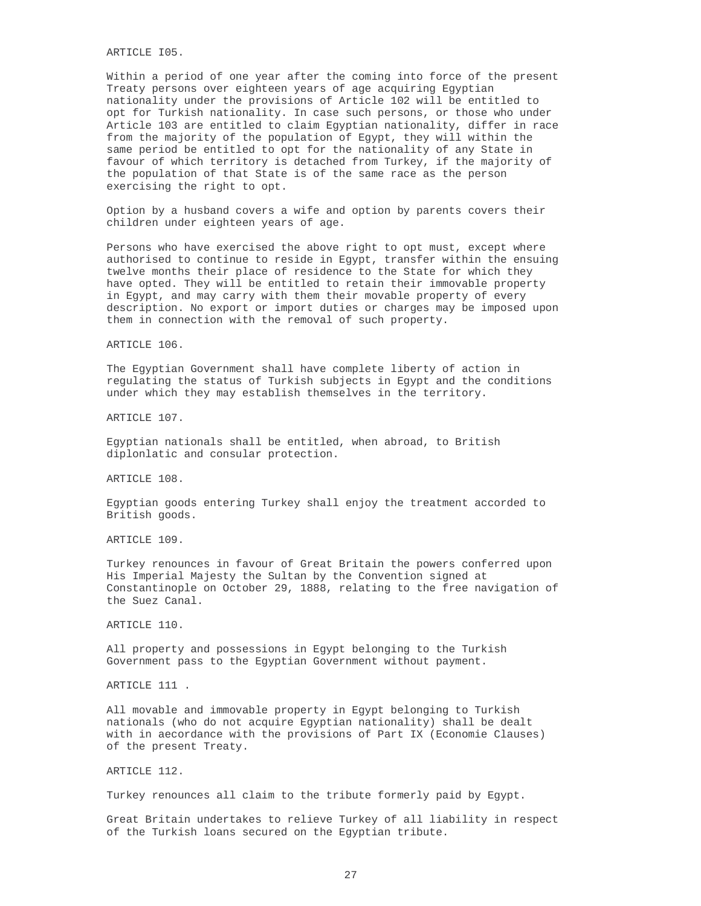ARTICLE I05.

Within a period of one year after the coming into force of the present Treaty persons over eighteen years of age acquiring Egyptian nationality under the provisions of Article 102 will be entitled to opt for Turkish nationality. In case such persons, or those who under Article 103 are entitled to claim Egyptian nationality, differ in race from the majority of the population of Egypt, they will within the same period be entitled to opt for the nationality of any State in favour of which territory is detached from Turkey, if the majority of the population of that State is of the same race as the person exercising the right to opt.

Option by a husband covers a wife and option by parents covers their children under eighteen years of age.

Persons who have exercised the above right to opt must, except where authorised to continue to reside in Egypt, transfer within the ensuing twelve months their place of residence to the State for which they have opted. They will be entitled to retain their immovable property in Egypt, and may carry with them their movable property of every description. No export or import duties or charges may be imposed upon them in connection with the removal of such property.

ARTICLE 106.

The Egyptian Government shall have complete liberty of action in regulating the status of Turkish subjects in Egypt and the conditions under which they may establish themselves in the territory.

ARTICLE 107.

Egyptian nationals shall be entitled, when abroad, to British diplonlatic and consular protection.

ARTICLE 108.

Egyptian goods entering Turkey shall enjoy the treatment accorded to British goods.

ARTICLE 109.

Turkey renounces in favour of Great Britain the powers conferred upon His Imperial Majesty the Sultan by the Convention signed at Constantinople on October 29, 1888, relating to the free navigation of the Suez Canal.

ARTICLE 110.

All property and possessions in Egypt belonging to the Turkish Government pass to the Egyptian Government without payment.

ARTICLE 111 .

All movable and immovable property in Egypt belonging to Turkish nationals (who do not acquire Egyptian nationality) shall be dealt with in aecordance with the provisions of Part IX (Economie Clauses) of the present Treaty.

ARTICLE 112.

Turkey renounces all claim to the tribute formerly paid by Egypt.

Great Britain undertakes to relieve Turkey of all liability in respect of the Turkish loans secured on the Egyptian tribute.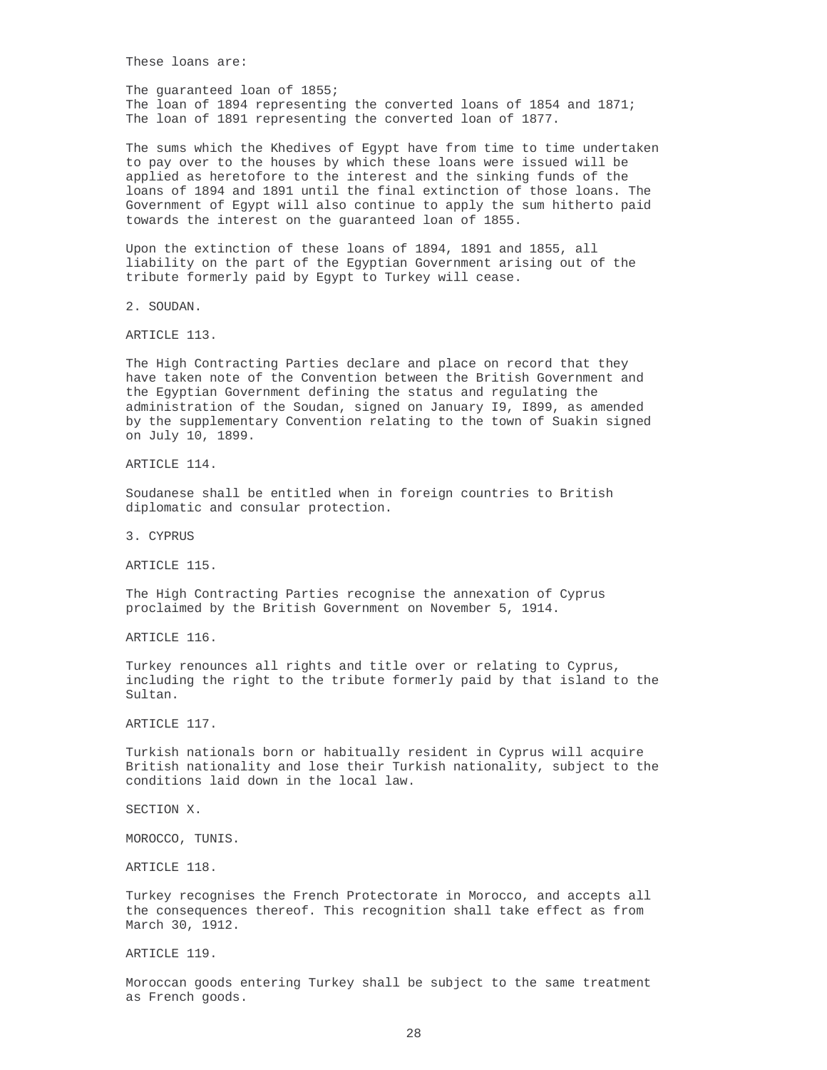These loans are:

The guaranteed loan of 1855;
The loan of 1894 representing the converted loans of 1854 and 1871;
The loan of 1891 representing the converted loan of 1877.

The sums which the Khedives of Egypt have from time to time undertaken to pay over to the houses by which these loans were issued will be applied as heretofore to the interest and the sinking funds of the loans of 1894 and 1891 until the final extinction of those loans. The Government of Egypt will also continue to apply the sum hitherto paid towards the interest on the guaranteed loan of 1855.

Upon the extinction of these loans of 1894, 1891 and 1855, all liability on the part of the Egyptian Government arising out of the tribute formerly paid by Egypt to Turkey will cease.

## 2. SOUDAN.

### ARTICLE 113.

The High Contracting Parties declare and place on record that they have taken note of the Convention between the British Government and the Egyptian Government defining the status and regulating the administration of the Soudan, signed on January I9, I899, as amended by the supplementary Convention relating to the town of Suakin signed on July 10, 1899.

### ARTICLE 114.

Soudanese shall be entitled when in foreign countries to British diplomatic and consular protection.

## 3. CYPRUS

### ARTICLE 115.

The High Contracting Parties recognise the annexation of Cyprus proclaimed by the British Government on November 5, 1914.

### ARTICLE 116.

Turkey renounces all rights and title over or relating to Cyprus, including the right to the tribute formerly paid by that island to the Sultan.

### ARTICLE 117.

Turkish nationals born or habitually resident in Cyprus will acquire British nationality and lose their Turkish nationality, subject to the conditions laid down in the local law.

# SECTION X.

## MOROCCO, TUNIS.

### ARTICLE 118.

Turkey recognises the French Protectorate in Morocco, and accepts all the consequences thereof. This recognition shall take effect as from March 30, 1912.

### ARTICLE 119.

Moroccan goods entering Turkey shall be subject to the same treatment as French goods.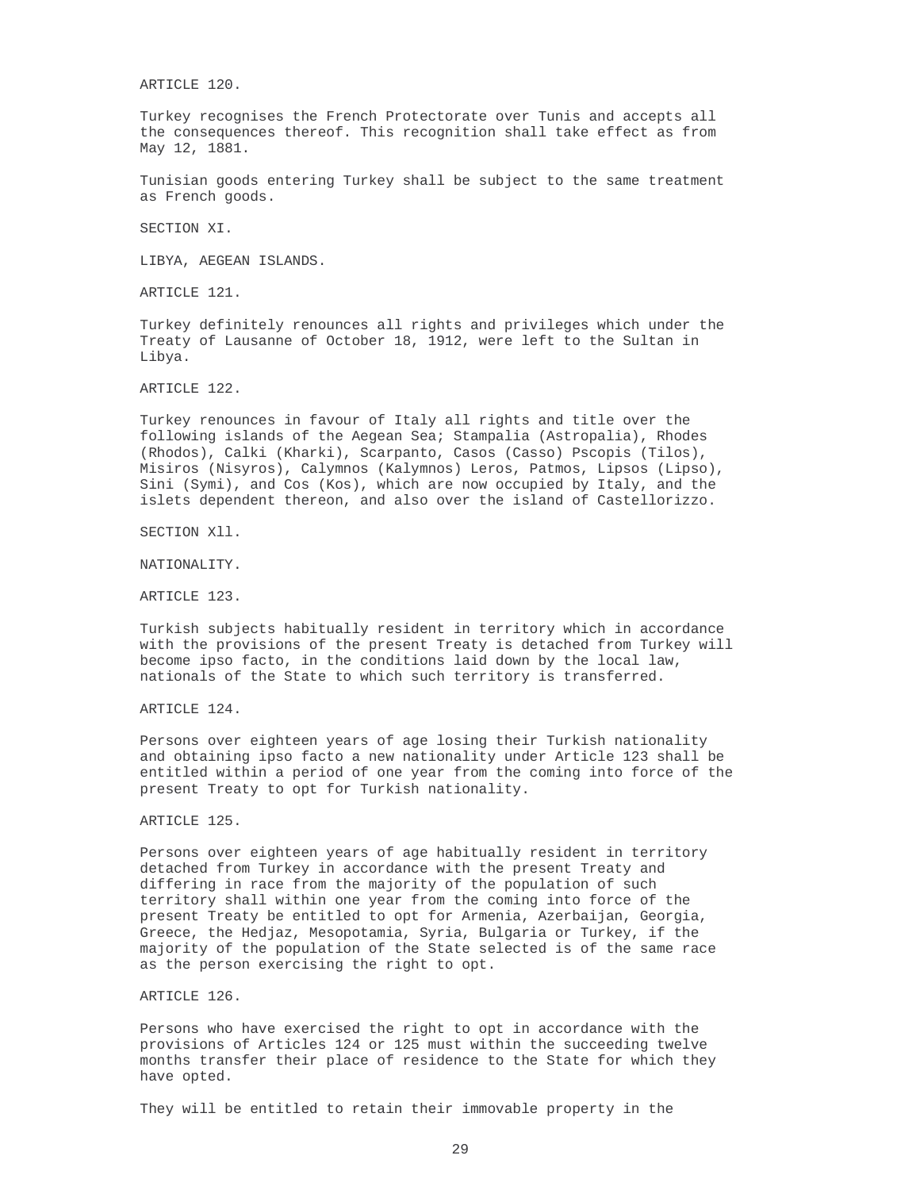ARTICLE 120.

Turkey recognises the French Protectorate over Tunis and accepts all the consequences thereof. This recognition shall take effect as from May 12, 1881.

Tunisian goods entering Turkey shall be subject to the same treatment as French goods.

## SECTION XI.

## LIBYA, AEGEAN ISLANDS.

ARTICLE 121.

Turkey definitely renounces all rights and privileges which under the Treaty of Lausanne of October 18, 1912, were left to the Sultan in Libya.

ARTICLE 122.

Turkey renounces in favour of Italy all rights and title over the following islands of the Aegean Sea; Stampalia (Astropalia), Rhodes (Rhodos), Calki (Kharki), Scarpanto, Casos (Casso) Pscopis (Tilos), Misiros (Nisyros), Calymnos (Kalymnos) Leros, Patmos, Lipsos (Lipso), Sini (Symi), and Cos (Kos), which are now occupied by Italy, and the islets dependent thereon, and also over the island of Castellorizzo.

## SECTION Xll.

## NATIONALITY.

ARTICLE 123.

Turkish subjects habitually resident in territory which in accordance with the provisions of the present Treaty is detached from Turkey will become ipso facto, in the conditions laid down by the local law, nationals of the State to which such territory is transferred.

ARTICLE 124.

Persons over eighteen years of age losing their Turkish nationality and obtaining ipso facto a new nationality under Article 123 shall be entitled within a period of one year from the coming into force of the present Treaty to opt for Turkish nationality.

ARTICLE 125.

Persons over eighteen years of age habitually resident in territory detached from Turkey in accordance with the present Treaty and differing in race from the majority of the population of such territory shall within one year from the coming into force of the present Treaty be entitled to opt for Armenia, Azerbaijan, Georgia, Greece, the Hedjaz, Mesopotamia, Syria, Bulgaria or Turkey, if the majority of the population of the State selected is of the same race as the person exercising the right to opt.

ARTICLE 126.

Persons who have exercised the right to opt in accordance with the provisions of Articles 124 or 125 must within the succeeding twelve months transfer their place of residence to the State for which they have opted.

They will be entitled to retain their immovable property in the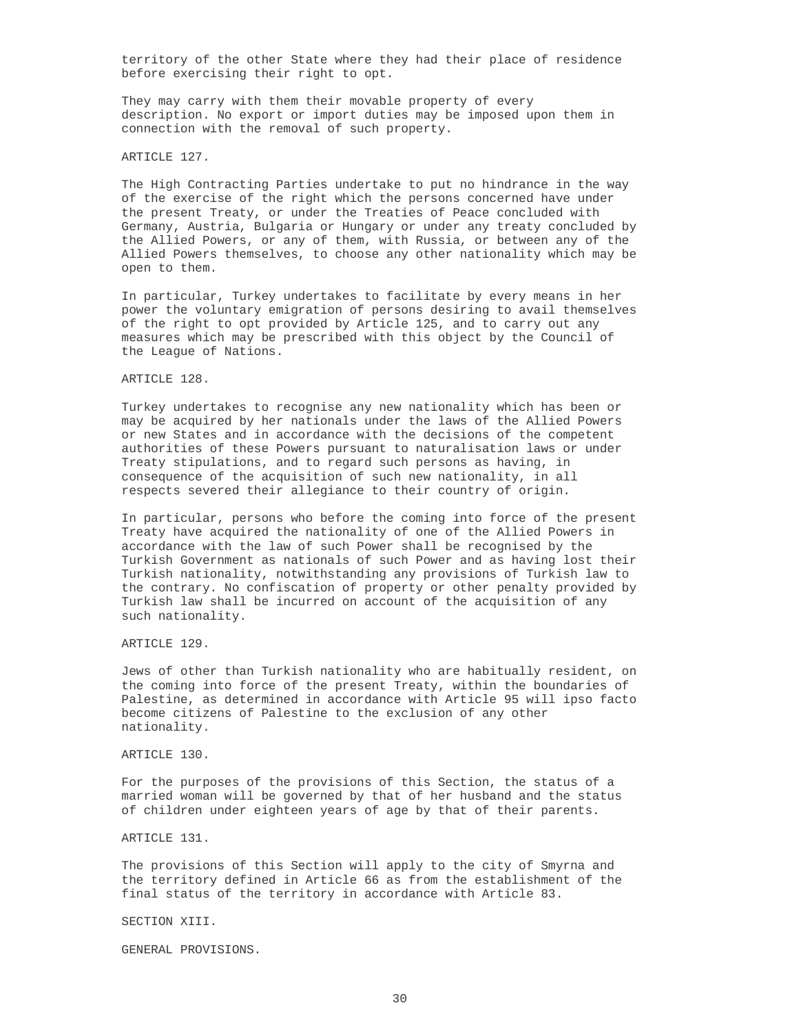territory of the other State where they had their place of residence before exercising their right to opt.

They may carry with them their movable property of every description. No export or import duties may be imposed upon them in connection with the removal of such property.

ARTICLE 127.

The High Contracting Parties undertake to put no hindrance in the way of the exercise of the right which the persons concerned have under the present Treaty, or under the Treaties of Peace concluded with Germany, Austria, Bulgaria or Hungary or under any treaty concluded by the Allied Powers, or any of them, with Russia, or between any of the Allied Powers themselves, to choose any other nationality which may be open to them.

In particular, Turkey undertakes to facilitate by every means in her power the voluntary emigration of persons desiring to avail themselves of the right to opt provided by Article 125, and to carry out any measures which may be prescribed with this object by the Council of the League of Nations.

ARTICLE 128.

Turkey undertakes to recognise any new nationality which has been or may be acquired by her nationals under the laws of the Allied Powers or new States and in accordance with the decisions of the competent authorities of these Powers pursuant to naturalisation laws or under Treaty stipulations, and to regard such persons as having, in consequence of the acquisition of such new nationality, in all respects severed their allegiance to their country of origin.

In particular, persons who before the coming into force of the present Treaty have acquired the nationality of one of the Allied Powers in accordance with the law of such Power shall be recognised by the Turkish Government as nationals of such Power and as having lost their Turkish nationality, notwithstanding any provisions of Turkish law to the contrary. No confiscation of property or other penalty provided by Turkish law shall be incurred on account of the acquisition of any such nationality.

ARTICLE 129.

Jews of other than Turkish nationality who are habitually resident, on the coming into force of the present Treaty, within the boundaries of Palestine, as determined in accordance with Article 95 will ipso facto become citizens of Palestine to the exclusion of any other nationality.

ARTICLE 130.

For the purposes of the provisions of this Section, the status of a married woman will be governed by that of her husband and the status of children under eighteen years of age by that of their parents.

ARTICLE 131.

The provisions of this Section will apply to the city of Smyrna and the territory defined in Article 66 as from the establishment of the final status of the territory in accordance with Article 83.

SECTION XIII.

GENERAL PROVISIONS.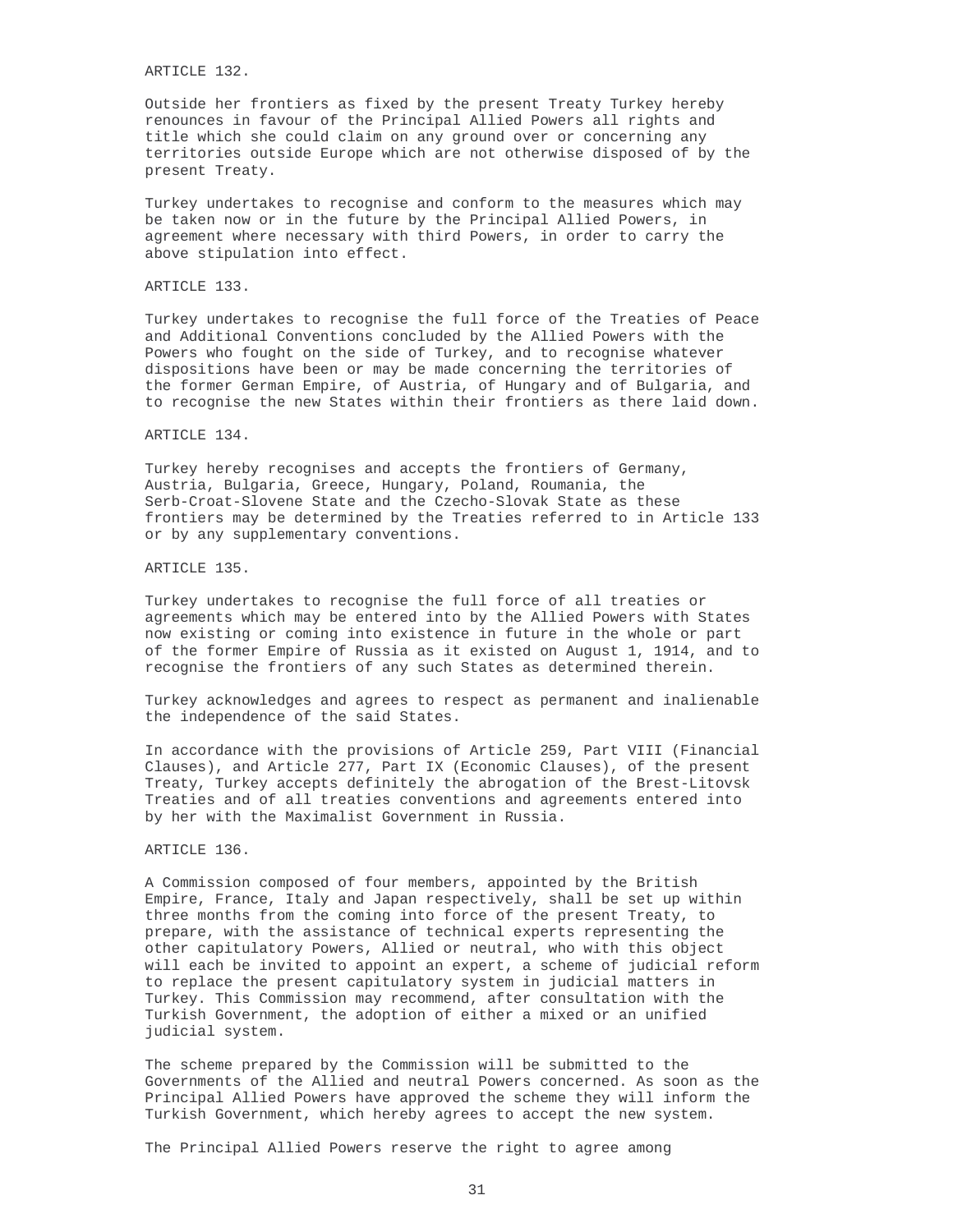ARTICLE 132.

Outside her frontiers as fixed by the present Treaty Turkey hereby renounces in favour of the Principal Allied Powers all rights and title which she could claim on any ground over or concerning any territories outside Europe which are not otherwise disposed of by the present Treaty.

Turkey undertakes to recognise and conform to the measures which may be taken now or in the future by the Principal Allied Powers, in agreement where necessary with third Powers, in order to carry the above stipulation into effect.

ARTICLE 133.

Turkey undertakes to recognise the full force of the Treaties of Peace and Additional Conventions concluded by the Allied Powers with the Powers who fought on the side of Turkey, and to recognise whatever dispositions have been or may be made concerning the territories of the former German Empire, of Austria, of Hungary and of Bulgaria, and to recognise the new States within their frontiers as there laid down.

ARTICLE 134.

Turkey hereby recognises and accepts the frontiers of Germany, Austria, Bulgaria, Greece, Hungary, Poland, Roumania, the Serb-Croat-Slovene State and the Czecho-Slovak State as these frontiers may be determined by the Treaties referred to in Article 133 or by any supplementary conventions.

ARTICLE 135.

Turkey undertakes to recognise the full force of all treaties or agreements which may be entered into by the Allied Powers with States now existing or coming into existence in future in the whole or part of the former Empire of Russia as it existed on August 1, 1914, and to recognise the frontiers of any such States as determined therein.

Turkey acknowledges and agrees to respect as permanent and inalienable the independence of the said States.

In accordance with the provisions of Article 259, Part VIII (Financial Clauses), and Article 277, Part IX (Economic Clauses), of the present Treaty, Turkey accepts definitely the abrogation of the Brest-Litovsk Treaties and of all treaties conventions and agreements entered into by her with the Maximalist Government in Russia.

ARTICLE 136.

A Commission composed of four members, appointed by the British Empire, France, Italy and Japan respectively, shall be set up within three months from the coming into force of the present Treaty, to prepare, with the assistance of technical experts representing the other capitulatory Powers, Allied or neutral, who with this object will each be invited to appoint an expert, a scheme of judicial reform to replace the present capitulatory system in judicial matters in Turkey. This Commission may recommend, after consultation with the Turkish Government, the adoption of either a mixed or an unified judicial system.

The scheme prepared by the Commission will be submitted to the Governments of the Allied and neutral Powers concerned. As soon as the Principal Allied Powers have approved the scheme they will inform the Turkish Government, which hereby agrees to accept the new system.

The Principal Allied Powers reserve the right to agree among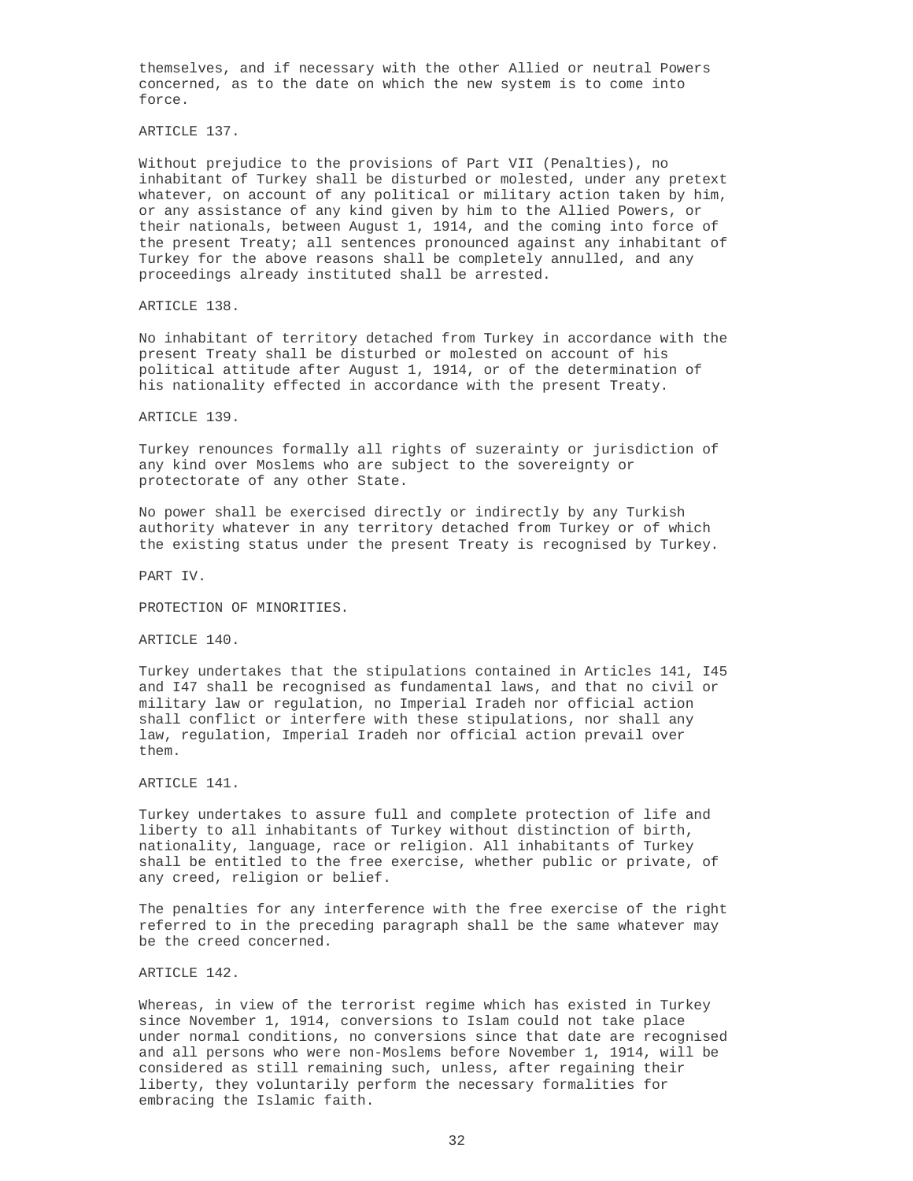themselves, and if necessary with the other Allied or neutral Powers concerned, as to the date on which the new system is to come into force.

ARTICLE 137.

Without prejudice to the provisions of Part VII (Penalties), no inhabitant of Turkey shall be disturbed or molested, under any pretext whatever, on account of any political or military action taken by him, or any assistance of any kind given by him to the Allied Powers, or their nationals, between August 1, 1914, and the coming into force of the present Treaty; all sentences pronounced against any inhabitant of Turkey for the above reasons shall be completely annulled, and any proceedings already instituted shall be arrested.

ARTICLE 138.

No inhabitant of territory detached from Turkey in accordance with the present Treaty shall be disturbed or molested on account of his political attitude after August 1, 1914, or of the determination of his nationality effected in accordance with the present Treaty.

ARTICLE 139.

Turkey renounces formally all rights of suzerainty or jurisdiction of any kind over Moslems who are subject to the sovereignty or protectorate of any other State.

No power shall be exercised directly or indirectly by any Turkish authority whatever in any territory detached from Turkey or of which the existing status under the present Treaty is recognised by Turkey.

## PART IV.

## PROTECTION OF MINORITIES.

ARTICLE 140.

Turkey undertakes that the stipulations contained in Articles 141, I45 and I47 shall be recognised as fundamental laws, and that no civil or military law or regulation, no Imperial Iradeh nor official action shall conflict or interfere with these stipulations, nor shall any law, regulation, Imperial Iradeh nor official action prevail over them.

ARTICLE 141.

Turkey undertakes to assure full and complete protection of life and liberty to all inhabitants of Turkey without distinction of birth, nationality, language, race or religion. All inhabitants of Turkey shall be entitled to the free exercise, whether public or private, of any creed, religion or belief.

The penalties for any interference with the free exercise of the right referred to in the preceding paragraph shall be the same whatever may be the creed concerned.

ARTICLE 142.

Whereas, in view of the terrorist regime which has existed in Turkey since November 1, 1914, conversions to Islam could not take place under normal conditions, no conversions since that date are recognised and all persons who were non-Moslems before November 1, 1914, will be considered as still remaining such, unless, after regaining their liberty, they voluntarily perform the necessary formalities for embracing the Islamic faith.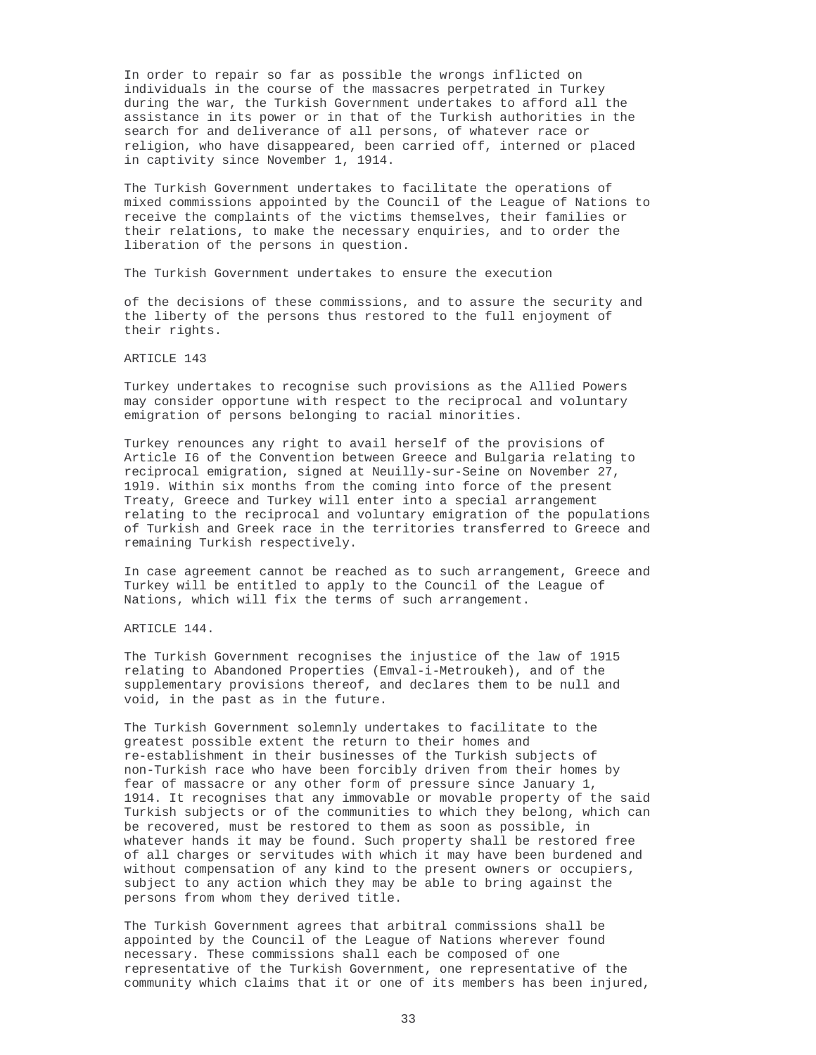In order to repair so far as possible the wrongs inflicted on individuals in the course of the massacres perpetrated in Turkey during the war, the Turkish Government undertakes to afford all the assistance in its power or in that of the Turkish authorities in the search for and deliverance of all persons, of whatever race or religion, who have disappeared, been carried off, interned or placed in captivity since November 1, 1914.

The Turkish Government undertakes to facilitate the operations of mixed commissions appointed by the Council of the League of Nations to receive the complaints of the victims themselves, their families or their relations, to make the necessary enquiries, and to order the liberation of the persons in question.

The Turkish Government undertakes to ensure the execution

of the decisions of these commissions, and to assure the security and the liberty of the persons thus restored to the full enjoyment of their rights.

ARTICLE 143

Turkey undertakes to recognise such provisions as the Allied Powers may consider opportune with respect to the reciprocal and voluntary emigration of persons belonging to racial minorities.

Turkey renounces any right to avail herself of the provisions of Article I6 of the Convention between Greece and Bulgaria relating to reciprocal emigration, signed at Neuilly-sur-Seine on November 27, 19l9. Within six months from the coming into force of the present Treaty, Greece and Turkey will enter into a special arrangement relating to the reciprocal and voluntary emigration of the populations of Turkish and Greek race in the territories transferred to Greece and remaining Turkish respectively.

In case agreement cannot be reached as to such arrangement, Greece and Turkey will be entitled to apply to the Council of the League of Nations, which will fix the terms of such arrangement.

ARTICLE 144.

The Turkish Government recognises the injustice of the law of 1915 relating to Abandoned Properties (Emval-i-Metroukeh), and of the supplementary provisions thereof, and declares them to be null and void, in the past as in the future.

The Turkish Government solemnly undertakes to facilitate to the greatest possible extent the return to their homes and re-establishment in their businesses of the Turkish subjects of non-Turkish race who have been forcibly driven from their homes by fear of massacre or any other form of pressure since January 1, 1914. It recognises that any immovable or movable property of the said Turkish subjects or of the communities to which they belong, which can be recovered, must be restored to them as soon as possible, in whatever hands it may be found. Such property shall be restored free of all charges or servitudes with which it may have been burdened and without compensation of any kind to the present owners or occupiers, subject to any action which they may be able to bring against the persons from whom they derived title.

The Turkish Government agrees that arbitral commissions shall be appointed by the Council of the League of Nations wherever found necessary. These commissions shall each be composed of one representative of the Turkish Government, one representative of the community which claims that it or one of its members has been injured,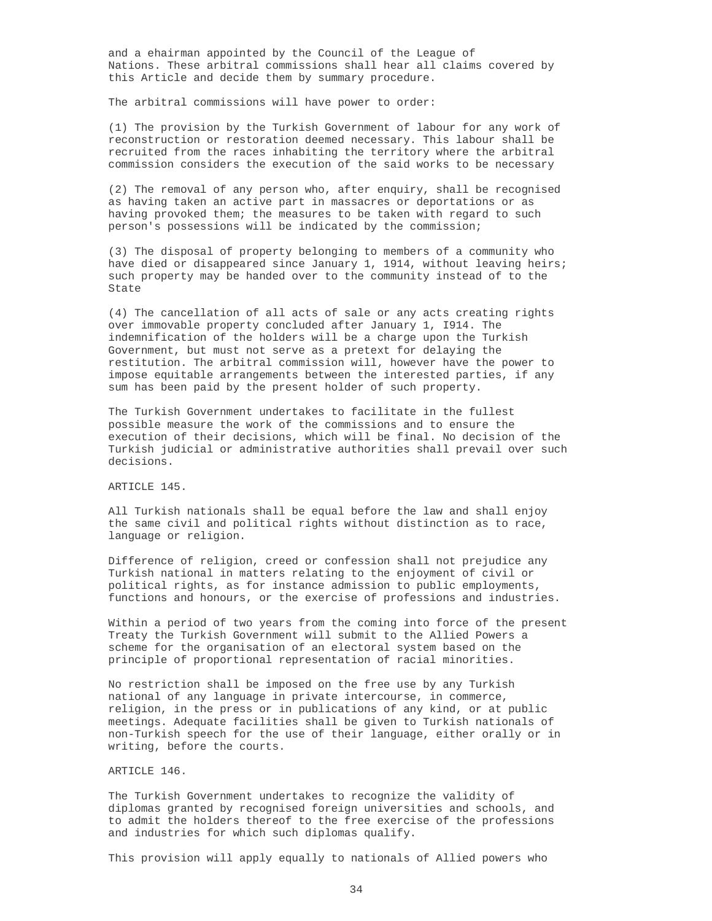and a ehairman appointed by the Council of the League of Nations. These arbitral commissions shall hear all claims covered by this Article and decide them by summary procedure.

The arbitral commissions will have power to order:

(1) The provision by the Turkish Government of labour for any work of reconstruction or restoration deemed necessary. This labour shall be recruited from the races inhabiting the territory where the arbitral commission considers the execution of the said works to be necessary

(2) The removal of any person who, after enquiry, shall be recognised as having taken an active part in massacres or deportations or as having provoked them; the measures to be taken with regard to such person's possessions will be indicated by the commission;

(3) The disposal of property belonging to members of a community who have died or disappeared since January 1, 1914, without leaving heirs; such property may be handed over to the community instead of to the State

(4) The cancellation of all acts of sale or any acts creating rights over immovable property concluded after January 1, I914. The indemnification of the holders will be a charge upon the Turkish Government, but must not serve as a pretext for delaying the restitution. The arbitral commission will, however have the power to impose equitable arrangements between the interested parties, if any sum has been paid by the present holder of such property.

The Turkish Government undertakes to facilitate in the fullest possible measure the work of the commissions and to ensure the execution of their decisions, which will be final. No decision of the Turkish judicial or administrative authorities shall prevail over such decisions.

ARTICLE 145.

All Turkish nationals shall be equal before the law and shall enjoy the same civil and political rights without distinction as to race, language or religion.

Difference of religion, creed or confession shall not prejudice any Turkish national in matters relating to the enjoyment of civil or political rights, as for instance admission to public employments, functions and honours, or the exercise of professions and industries.

Within a period of two years from the coming into force of the present Treaty the Turkish Government will submit to the Allied Powers a scheme for the organisation of an electoral system based on the principle of proportional representation of racial minorities.

No restriction shall be imposed on the free use by any Turkish national of any language in private intercourse, in commerce, religion, in the press or in publications of any kind, or at public meetings. Adequate facilities shall be given to Turkish nationals of non-Turkish speech for the use of their language, either orally or in writing, before the courts.

ARTICLE 146.

The Turkish Government undertakes to recognize the validity of diplomas granted by recognised foreign universities and schools, and to admit the holders thereof to the free exercise of the professions and industries for which such diplomas qualify.

This provision will apply equally to nationals of Allied powers who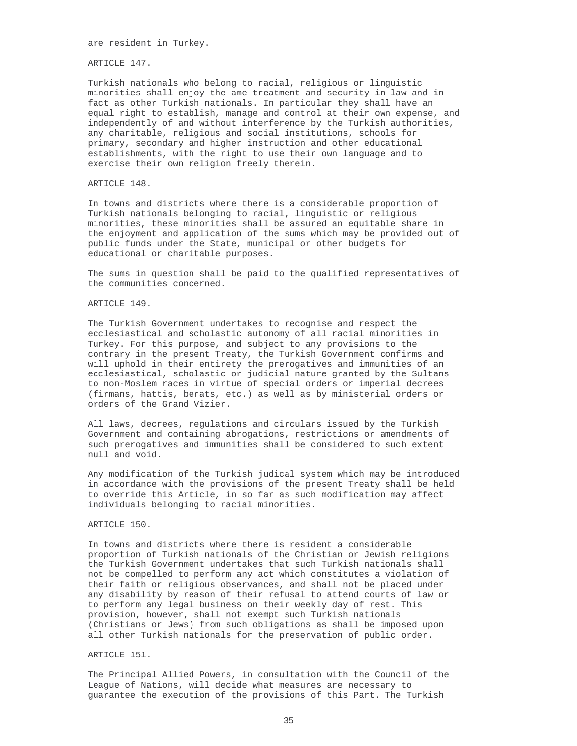are resident in Turkey.

ARTICLE 147.

Turkish nationals who belong to racial, religious or linguistic minorities shall enjoy the ame treatment and security in law and in fact as other Turkish nationals. In particular they shall have an equal right to establish, manage and control at their own expense, and independently of and without interference by the Turkish authorities, any charitable, religious and social institutions, schools for primary, secondary and higher instruction and other educational establishments, with the right to use their own language and to exercise their own religion freely therein.

ARTICLE 148.

In towns and districts where there is a considerable proportion of Turkish nationals belonging to racial, linguistic or religious minorities, these minorities shall be assured an equitable share in the enjoyment and application of the sums which may be provided out of public funds under the State, municipal or other budgets for educational or charitable purposes.

The sums in question shall be paid to the qualified representatives of the communities concerned.

ARTICLE 149.

The Turkish Government undertakes to recognise and respect the ecclesiastical and scholastic autonomy of all racial minorities in Turkey. For this purpose, and subject to any provisions to the contrary in the present Treaty, the Turkish Government confirms and will uphold in their entirety the prerogatives and immunities of an ecclesiastical, scholastic or judicial nature granted by the Sultans to non-Moslem races in virtue of special orders or imperial decrees (firmans, hattis, berats, etc.) as well as by ministerial orders or orders of the Grand Vizier.

All laws, decrees, regulations and circulars issued by the Turkish Government and containing abrogations, restrictions or amendments of such prerogatives and immunities shall be considered to such extent null and void.

Any modification of the Turkish judical system which may be introduced in accordance with the provisions of the present Treaty shall be held to override this Article, in so far as such modification may affect individuals belonging to racial minorities.

ARTICLE 150.

In towns and districts where there is resident a considerable proportion of Turkish nationals of the Christian or Jewish religions the Turkish Government undertakes that such Turkish nationals shall not be compelled to perform any act which constitutes a violation of their faith or religious observances, and shall not be placed under any disability by reason of their refusal to attend courts of law or to perform any legal business on their weekly day of rest. This provision, however, shall not exempt such Turkish nationals (Christians or Jews) from such obligations as shall be imposed upon all other Turkish nationals for the preservation of public order.

ARTICLE 151.

The Principal Allied Powers, in consultation with the Council of the League of Nations, will decide what measures are necessary to guarantee the execution of the provisions of this Part. The Turkish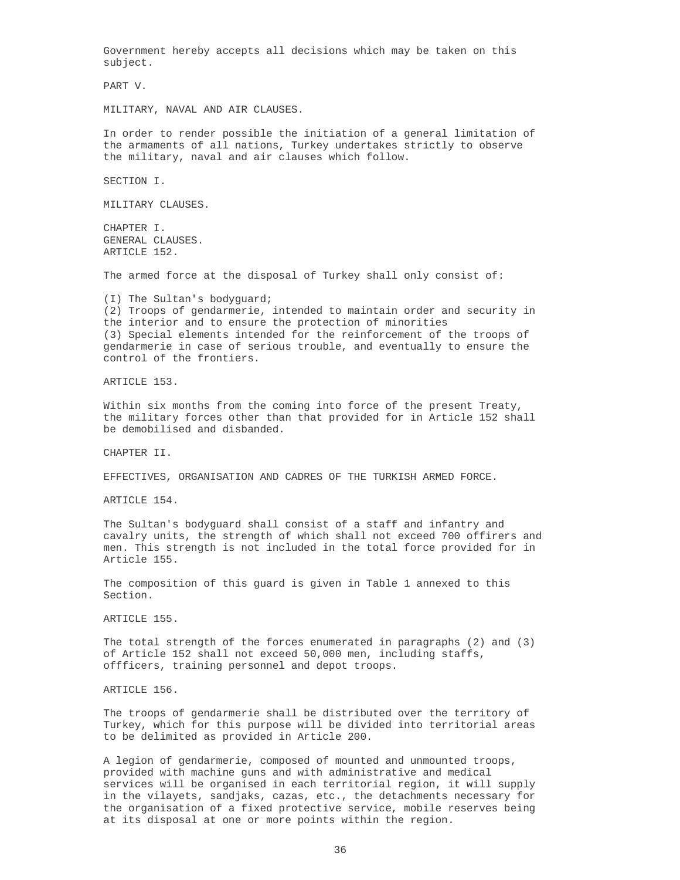Government hereby accepts all decisions which may be taken on this subject.

## PART V.

## MILITARY, NAVAL AND AIR CLAUSES.

In order to render possible the initiation of a general limitation of the armaments of all nations, Turkey undertakes strictly to observe the military, naval and air clauses which follow.

### SECTION I.

### MILITARY CLAUSES.

#### CHAPTER I.
#### GENERAL CLAUSES.
#### ARTICLE 152.

The armed force at the disposal of Turkey shall only consist of:

(I) The Sultan's bodyguard;
(2) Troops of gendarmerie, intended to maintain order and security in the interior and to ensure the protection of minorities
(3) Special elements intended for the reinforcement of the troops of gendarmerie in case of serious trouble, and eventually to ensure the control of the frontiers.

#### ARTICLE 153.

Within six months from the coming into force of the present Treaty, the military forces other than that provided for in Article 152 shall be demobilised and disbanded.

#### CHAPTER II.

#### EFFECTIVES, ORGANISATION AND CADRES OF THE TURKISH ARMED FORCE.

#### ARTICLE 154.

The Sultan's bodyguard shall consist of a staff and infantry and cavalry units, the strength of which shall not exceed 700 offirers and men. This strength is not included in the total force provided for in Article 155.

The composition of this guard is given in Table 1 annexed to this Section.

#### ARTICLE 155.

The total strength of the forces enumerated in paragraphs (2) and (3) of Article 152 shall not exceed 50,000 men, including staffs, offficers, training personnel and depot troops.

#### ARTICLE 156.

The troops of gendarmerie shall be distributed over the territory of Turkey, which for this purpose will be divided into territorial areas to be delimited as provided in Article 200.

A legion of gendarmerie, composed of mounted and unmounted troops, provided with machine guns and with administrative and medical services will be organised in each territorial region, it will supply in the vilayets, sandjaks, cazas, etc., the detachments necessary for the organisation of a fixed protective service, mobile reserves being at its disposal at one or more points within the region.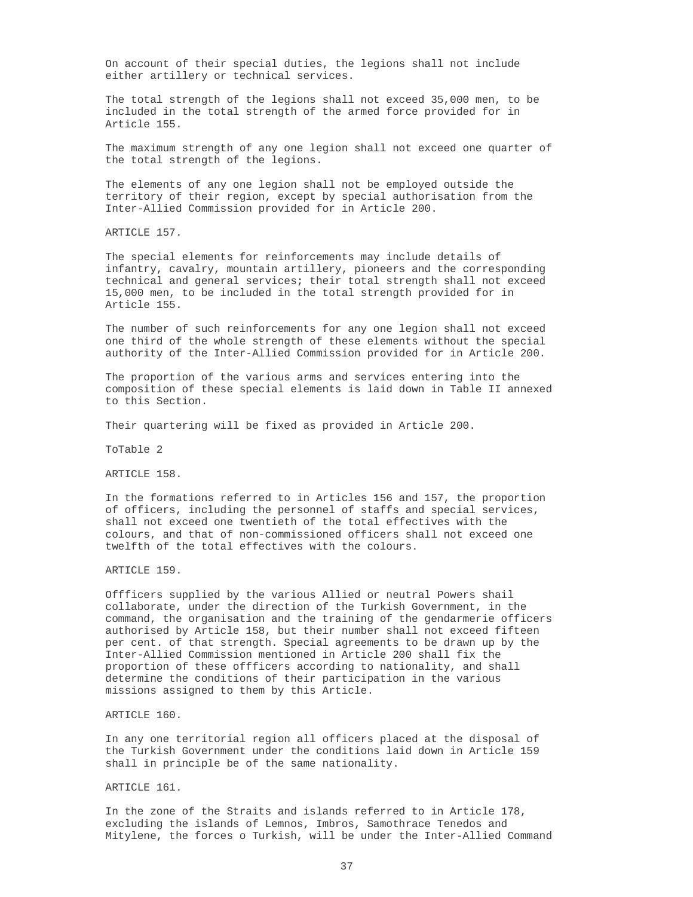On account of their special duties, the legions shall not include either artillery or technical services.

The total strength of the legions shall not exceed 35,000 men, to be included in the total strength of the armed force provided for in Article 155.

The maximum strength of any one legion shall not exceed one quarter of the total strength of the legions.

The elements of any one legion shall not be employed outside the territory of their region, except by special authorisation from the Inter-Allied Commission provided for in Article 200.

ARTICLE 157.

The special elements for reinforcements may include details of infantry, cavalry, mountain artillery, pioneers and the corresponding technical and general services; their total strength shall not exceed 15,000 men, to be included in the total strength provided for in Article 155.

The number of such reinforcements for any one legion shall not exceed one third of the whole strength of these elements without the special authority of the Inter-Allied Commission provided for in Article 200.

The proportion of the various arms and services entering into the composition of these special elements is laid down in Table II annexed to this Section.

Their quartering will be fixed as provided in Article 200.

ToTable 2

ARTICLE 158.

In the formations referred to in Articles 156 and 157, the proportion of officers, including the personnel of staffs and special services, shall not exceed one twentieth of the total effectives with the colours, and that of non-commissioned officers shall not exceed one twelfth of the total effectives with the colours.

ARTICLE 159.

Offficers supplied by the various Allied or neutral Powers shail collaborate, under the direction of the Turkish Government, in the command, the organisation and the training of the gendarmerie officers authorised by Article 158, but their number shall not exceed fifteen per cent. of that strength. Special agreements to be drawn up by the Inter-Allied Commission mentioned in Article 200 shall fix the proportion of these offficers according to nationality, and shall determine the conditions of their participation in the various missions assigned to them by this Article.

ARTICLE 160.

In any one territorial region all officers placed at the disposal of the Turkish Government under the conditions laid down in Article 159 shall in principle be of the same nationality.

ARTICLE 161.

In the zone of the Straits and islands referred to in Article 178, excluding the islands of Lemnos, Imbros, Samothrace Tenedos and Mitylene, the forces o Turkish, will be under the Inter-Allied Command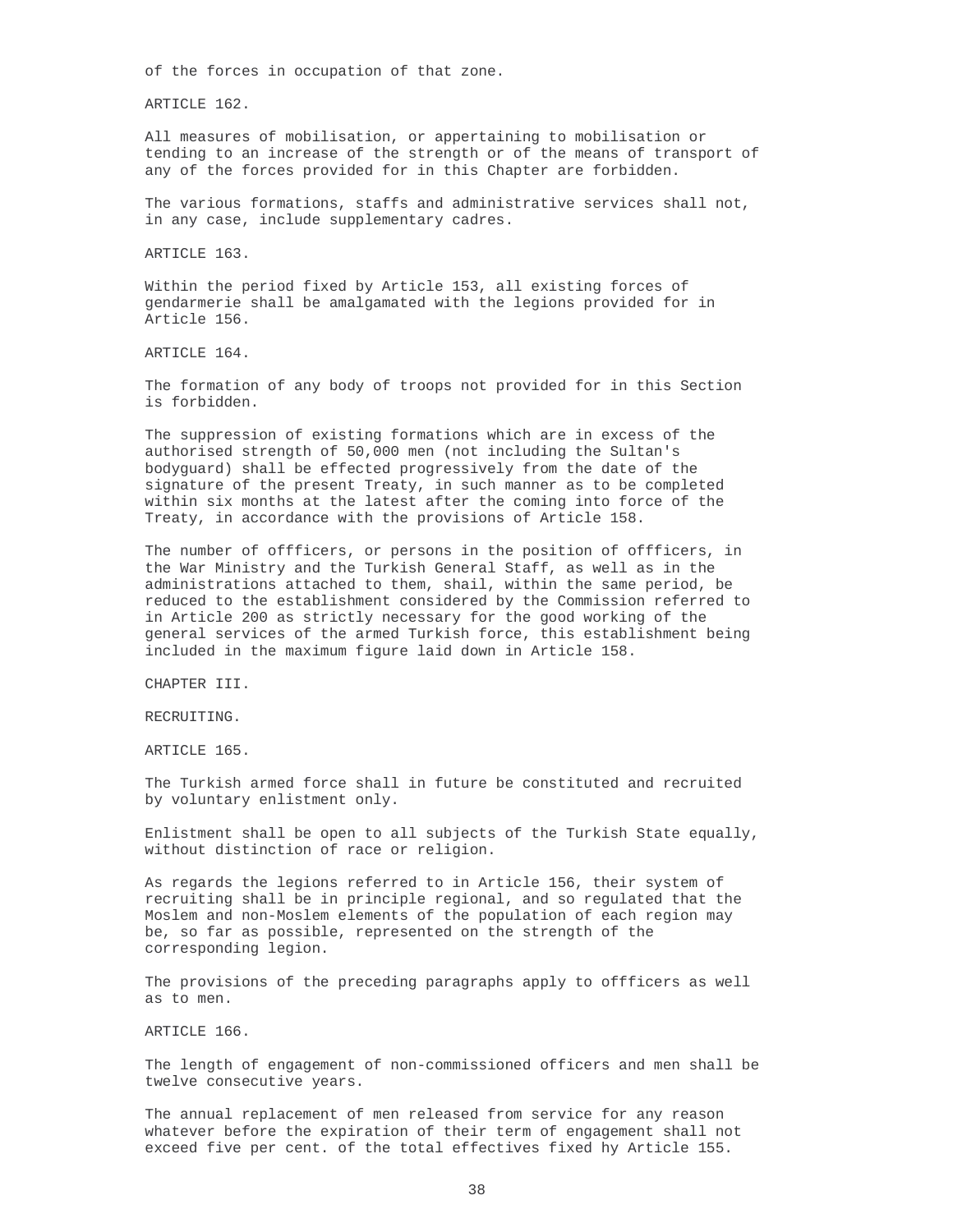of the forces in occupation of that zone.

ARTICLE 162.

All measures of mobilisation, or appertaining to mobilisation or tending to an increase of the strength or of the means of transport of any of the forces provided for in this Chapter are forbidden.

The various formations, staffs and administrative services shall not, in any case, include supplementary cadres.

ARTICLE 163.

Within the period fixed by Article 153, all existing forces of gendarmerie shall be amalgamated with the legions provided for in Article 156.

ARTICLE 164.

The formation of any body of troops not provided for in this Section is forbidden.

The suppression of existing formations which are in excess of the authorised strength of 50,000 men (not including the Sultan's bodyguard) shall be effected progressively from the date of the signature of the present Treaty, in such manner as to be completed within six months at the latest after the coming into force of the Treaty, in accordance with the provisions of Article 158.

The number of offficers, or persons in the position of offficers, in the War Ministry and the Turkish General Staff, as well as in the administrations attached to them, shail, within the same period, be reduced to the establishment considered by the Commission referred to in Article 200 as strictly necessary for the good working of the general services of the armed Turkish force, this establishment being included in the maximum figure laid down in Article 158.

## CHAPTER III.

## RECRUITING.

ARTICLE 165.

The Turkish armed force shall in future be constituted and recruited by voluntary enlistment only.

Enlistment shall be open to all subjects of the Turkish State equally, without distinction of race or religion.

As regards the legions referred to in Article 156, their system of recruiting shall be in principle regional, and so regulated that the Moslem and non-Moslem elements of the population of each region may be, so far as possible, represented on the strength of the corresponding legion.

The provisions of the preceding paragraphs apply to offficers as well as to men.

ARTICLE 166.

The length of engagement of non-commissioned officers and men shall be twelve consecutive years.

The annual replacement of men released from service for any reason whatever before the expiration of their term of engagement shall not exceed five per cent. of the total effectives fixed hy Article 155.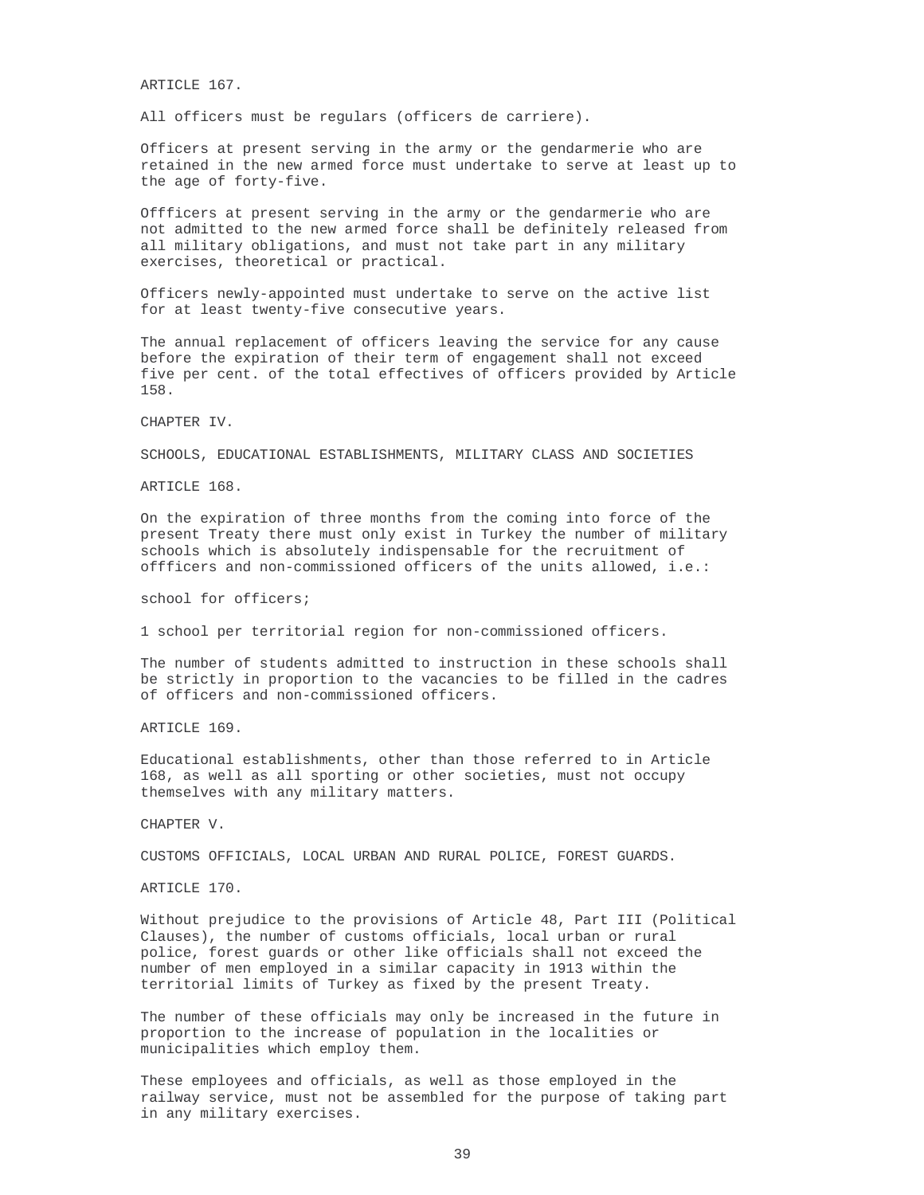ARTICLE 167.

All officers must be regulars (officers de carriere).

Officers at present serving in the army or the gendarmerie who are retained in the new armed force must undertake to serve at least up to the age of forty-five.

Offficers at present serving in the army or the gendarmerie who are not admitted to the new armed force shall be definitely released from all military obligations, and must not take part in any military exercises, theoretical or practical.

Officers newly-appointed must undertake to serve on the active list for at least twenty-five consecutive years.

The annual replacement of officers leaving the service for any cause before the expiration of their term of engagement shall not exceed five per cent. of the total effectives of officers provided by Article 158.

## CHAPTER IV.

## SCHOOLS, EDUCATIONAL ESTABLISHMENTS, MILITARY CLASS AND SOCIETIES

ARTICLE 168.

On the expiration of three months from the coming into force of the present Treaty there must only exist in Turkey the number of military schools which is absolutely indispensable for the recruitment of offficers and non-commissioned officers of the units allowed, i.e.:

school for officers;

1 school per territorial region for non-commissioned officers.

The number of students admitted to instruction in these schools shall be strictly in proportion to the vacancies to be filled in the cadres of officers and non-commissioned officers.

ARTICLE 169.

Educational establishments, other than those referred to in Article 168, as well as all sporting or other societies, must not occupy themselves with any military matters.

## CHAPTER V.

## CUSTOMS OFFICIALS, LOCAL URBAN AND RURAL POLICE, FOREST GUARDS.

ARTICLE 170.

Without prejudice to the provisions of Article 48, Part III (Political Clauses), the number of customs officials, local urban or rural police, forest guards or other like officials shall not exceed the number of men employed in a similar capacity in 1913 within the territorial limits of Turkey as fixed by the present Treaty.

The number of these officials may only be increased in the future in proportion to the increase of population in the localities or municipalities which employ them.

These employees and officials, as well as those employed in the railway service, must not be assembled for the purpose of taking part in any military exercises.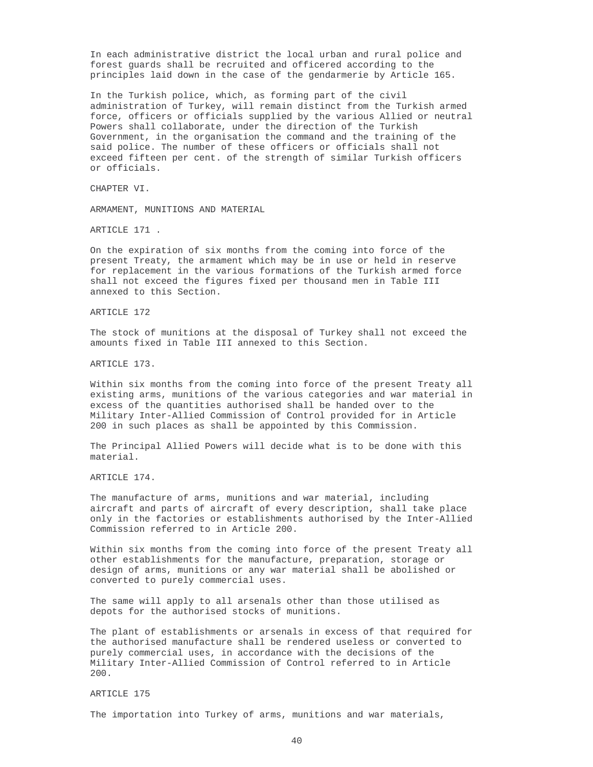In each administrative district the local urban and rural police and forest guards shall be recruited and officered according to the principles laid down in the case of the gendarmerie by Article 165.

In the Turkish police, which, as forming part of the civil administration of Turkey, will remain distinct from the Turkish armed force, officers or officials supplied by the various Allied or neutral Powers shall collaborate, under the direction of the Turkish Government, in the organisation the command and the training of the said police. The number of these officers or officials shall not exceed fifteen per cent. of the strength of similar Turkish officers or officials.

## CHAPTER VI.

## ARMAMENT, MUNITIONS AND MATERIAL

### ARTICLE 171 .

On the expiration of six months from the coming into force of the present Treaty, the armament which may be in use or held in reserve for replacement in the various formations of the Turkish armed force shall not exceed the figures fixed per thousand men in Table III annexed to this Section.

### ARTICLE 172

The stock of munitions at the disposal of Turkey shall not exceed the amounts fixed in Table III annexed to this Section.

### ARTICLE 173.

Within six months from the coming into force of the present Treaty all existing arms, munitions of the various categories and war material in excess of the quantities authorised shall be handed over to the Military Inter-Allied Commission of Control provided for in Article 200 in such places as shall be appointed by this Commission.

The Principal Allied Powers will decide what is to be done with this material.

### ARTICLE 174.

The manufacture of arms, munitions and war material, including aircraft and parts of aircraft of every description, shall take place only in the factories or establishments authorised by the Inter-Allied Commission referred to in Article 200.

Within six months from the coming into force of the present Treaty all other establishments for the manufacture, preparation, storage or design of arms, munitions or any war material shall be abolished or converted to purely commercial uses.

The same will apply to all arsenals other than those utilised as depots for the authorised stocks of munitions.

The plant of establishments or arsenals in excess of that required for the authorised manufacture shall be rendered useless or converted to purely commercial uses, in accordance with the decisions of the Military Inter-Allied Commission of Control referred to in Article 200.

### ARTICLE 175

The importation into Turkey of arms, munitions and war materials,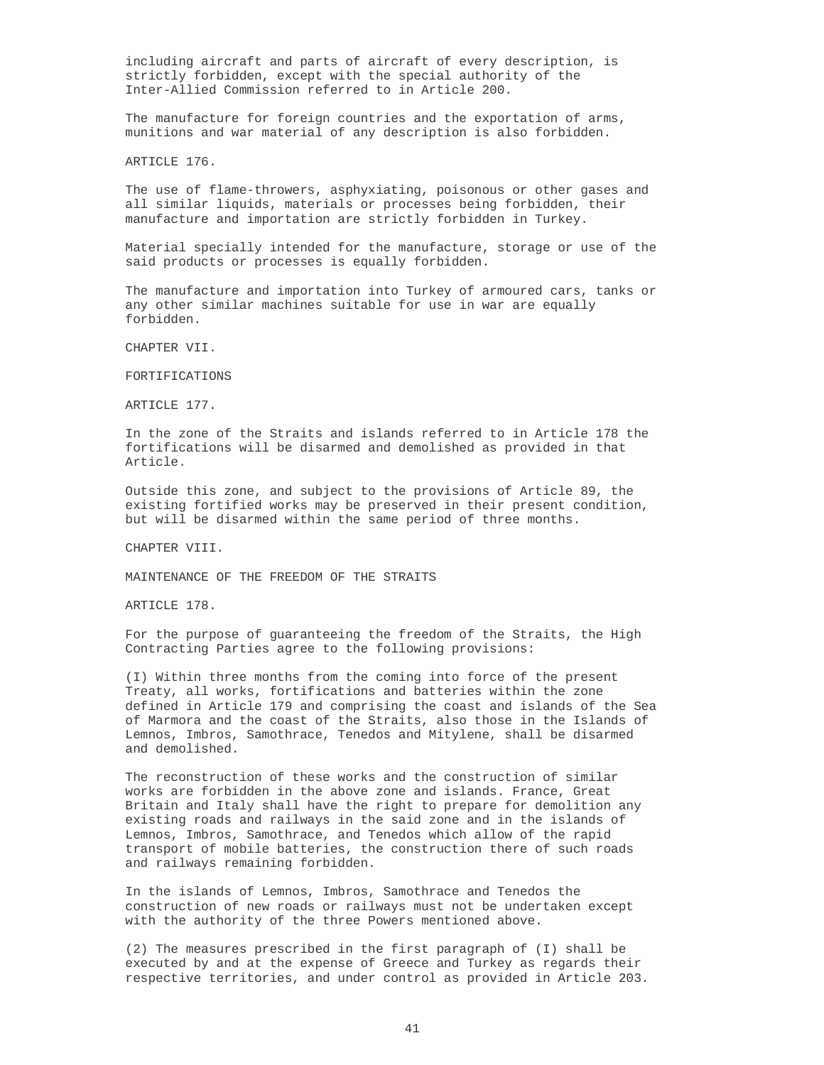including aircraft and parts of aircraft of every description, is strictly forbidden, except with the special authority of the Inter-Allied Commission referred to in Article 200.

The manufacture for foreign countries and the exportation of arms, munitions and war material of any description is also forbidden.

ARTICLE 176.

The use of flame-throwers, asphyxiating, poisonous or other gases and all similar liquids, materials or processes being forbidden, their manufacture and importation are strictly forbidden in Turkey.

Material specially intended for the manufacture, storage or use of the said products or processes is equally forbidden.

The manufacture and importation into Turkey of armoured cars, tanks or any other similar machines suitable for use in war are equally forbidden.

## CHAPTER VII.

## FORTIFICATIONS

ARTICLE 177.

In the zone of the Straits and islands referred to in Article 178 the fortifications will be disarmed and demolished as provided in that Article.

Outside this zone, and subject to the provisions of Article 89, the existing fortified works may be preserved in their present condition, but will be disarmed within the same period of three months.

## CHAPTER VIII.

## MAINTENANCE OF THE FREEDOM OF THE STRAITS

ARTICLE 178.

For the purpose of guaranteeing the freedom of the Straits, the High Contracting Parties agree to the following provisions:

(I) Within three months from the coming into force of the present Treaty, all works, fortifications and batteries within the zone defined in Article 179 and comprising the coast and islands of the Sea of Marmora and the coast of the Straits, also those in the Islands of Lemnos, Imbros, Samothrace, Tenedos and Mitylene, shall be disarmed and demolished.

The reconstruction of these works and the construction of similar works are forbidden in the above zone and islands. France, Great Britain and Italy shall have the right to prepare for demolition any existing roads and railways in the said zone and in the islands of Lemnos, Imbros, Samothrace, and Tenedos which allow of the rapid transport of mobile batteries, the construction there of such roads and railways remaining forbidden.

In the islands of Lemnos, Imbros, Samothrace and Tenedos the construction of new roads or railways must not be undertaken except with the authority of the three Powers mentioned above.

(2) The measures prescribed in the first paragraph of (I) shall be executed by and at the expense of Greece and Turkey as regards their respective territories, and under control as provided in Article 203.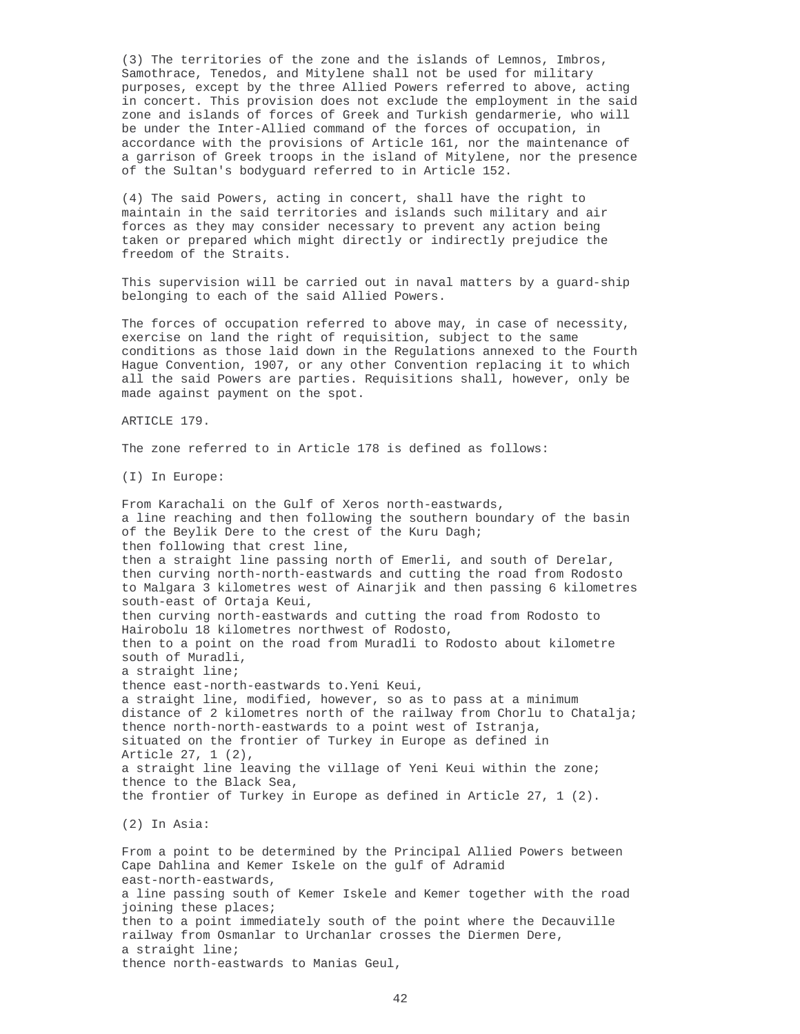(3) The territories of the zone and the islands of Lemnos, Imbros, Samothrace, Tenedos, and Mitylene shall not be used for military purposes, except by the three Allied Powers referred to above, acting in concert. This provision does not exclude the employment in the said zone and islands of forces of Greek and Turkish gendarmerie, who will be under the Inter-Allied command of the forces of occupation, in accordance with the provisions of Article 161, nor the maintenance of a garrison of Greek troops in the island of Mitylene, nor the presence of the Sultan's bodyguard referred to in Article 152.

(4) The said Powers, acting in concert, shall have the right to maintain in the said territories and islands such military and air forces as they may consider necessary to prevent any action being taken or prepared which might directly or indirectly prejudice the freedom of the Straits.

This supervision will be carried out in naval matters by a guard-ship belonging to each of the said Allied Powers.

The forces of occupation referred to above may, in case of necessity, exercise on land the right of requisition, subject to the same conditions as those laid down in the Regulations annexed to the Fourth Hague Convention, 1907, or any other Convention replacing it to which all the said Powers are parties. Requisitions shall, however, only be made against payment on the spot.

## ARTICLE 179.

The zone referred to in Article 178 is defined as follows:

(I) In Europe:

From Karachali on the Gulf of Xeros north-eastwards,
a line reaching and then following the southern boundary of the basin of the Beylik Dere to the crest of the Kuru Dagh;
then following that crest line,
then a straight line passing north of Emerli, and south of Derelar,
then curving north-north-eastwards and cutting the road from Rodosto to Malgara 3 kilometres west of Ainarjik and then passing 6 kilometres south-east of Ortaja Keui,
then curving north-eastwards and cutting the road from Rodosto to Hairobolu 18 kilometres northwest of Rodosto,
then to a point on the road from Muradli to Rodosto about kilometre south of Muradli,
a straight line;
thence east-north-eastwards to.Yeni Keui,
a straight line, modified, however, so as to pass at a minimum distance of 2 kilometres north of the railway from Chorlu to Chatalja;
thence north-north-eastwards to a point west of Istranja,
situated on the frontier of Turkey in Europe as defined in Article 27, 1 (2),
a straight line leaving the village of Yeni Keui within the zone;
thence to the Black Sea,
the frontier of Turkey in Europe as defined in Article 27, 1 (2).

(2) In Asia:

From a point to be determined by the Principal Allied Powers between Cape Dahlina and Kemer Iskele on the gulf of Adramid
east-north-eastwards,
a line passing south of Kemer Iskele and Kemer together with the road joining these places;
then to a point immediately south of the point where the Decauville railway from Osmanlar to Urchanlar crosses the Diermen Dere,
a straight line;
thence north-eastwards to Manias Geul,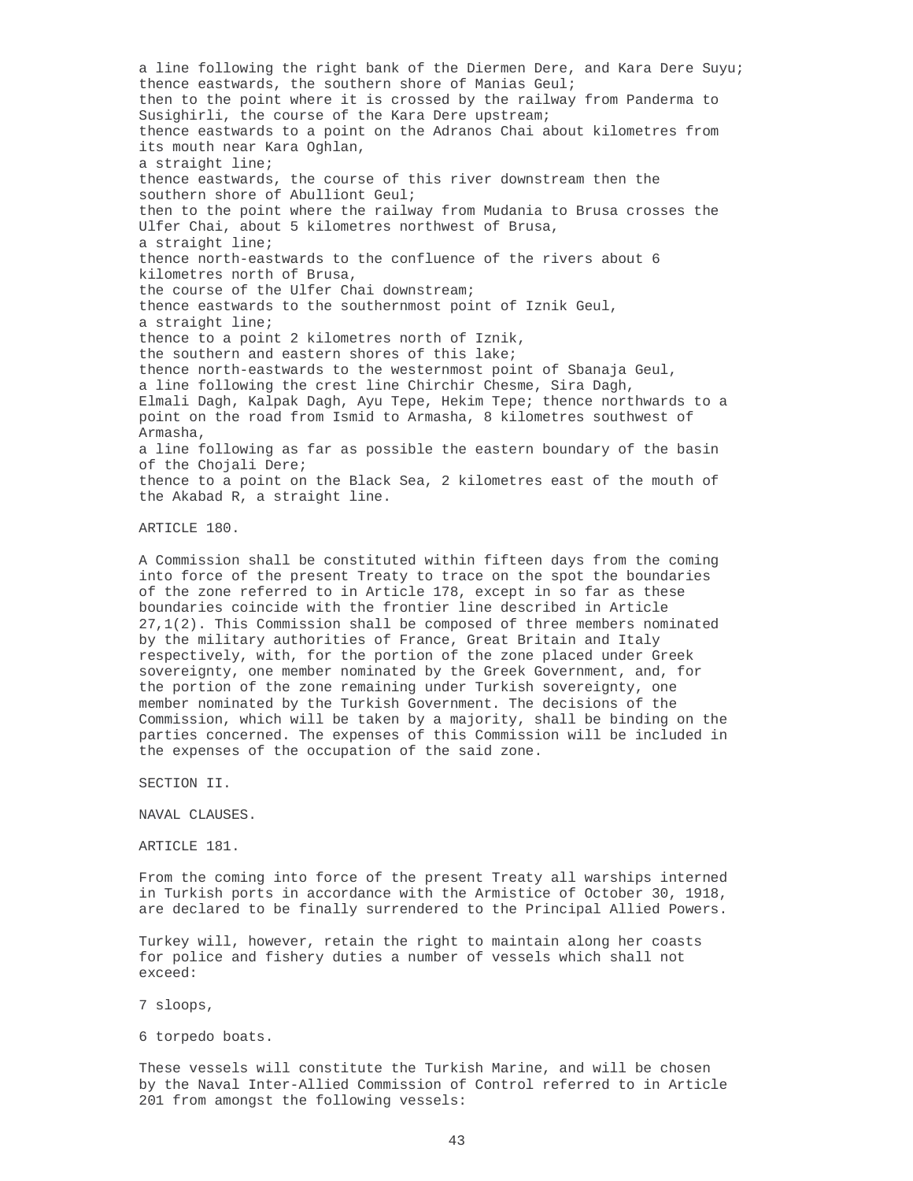a line following the right bank of the Diermen Dere, and Kara Dere Suyu;
thence eastwards, the southern shore of Manias Geul;
then to the point where it is crossed by the railway from Panderma to Susighirli, the course of the Kara Dere upstream;
thence eastwards to a point on the Adranos Chai about kilometres from its mouth near Kara Oghlan,
a straight line;
thence eastwards, the course of this river downstream then the southern shore of Abulliont Geul;
then to the point where the railway from Mudania to Brusa crosses the Ulfer Chai, about 5 kilometres northwest of Brusa,
a straight line;
thence north-eastwards to the confluence of the rivers about 6 kilometres north of Brusa,
the course of the Ulfer Chai downstream;
thence eastwards to the southernmost point of Iznik Geul,
a straight line;
thence to a point 2 kilometres north of Iznik,
the southern and eastern shores of this lake;
thence north-eastwards to the westernmost point of Sbanaja Geul,
a line following the crest line Chirchir Chesme, Sira Dagh, Elmali Dagh, Kalpak Dagh, Ayu Tepe, Hekim Tepe; thence northwards to a point on the road from Ismid to Armasha, 8 kilometres southwest of Armasha,
a line following as far as possible the eastern boundary of the basin of the Chojali Dere;
thence to a point on the Black Sea, 2 kilometres east of the mouth of the Akabad R, a straight line.

ARTICLE 180.

A Commission shall be constituted within fifteen days from the coming into force of the present Treaty to trace on the spot the boundaries of the zone referred to in Article 178, except in so far as these boundaries coincide with the frontier line described in Article 27,1(2). This Commission shall be composed of three members nominated by the military authorities of France, Great Britain and Italy respectively, with, for the portion of the zone placed under Greek sovereignty, one member nominated by the Greek Government, and, for the portion of the zone remaining under Turkish sovereignty, one member nominated by the Turkish Government. The decisions of the Commission, which will be taken by a majority, shall be binding on the parties concerned. The expenses of this Commission will be included in the expenses of the occupation of the said zone.

SECTION II.

NAVAL CLAUSES.

ARTICLE 181.

From the coming into force of the present Treaty all warships interned in Turkish ports in accordance with the Armistice of October 30, 1918, are declared to be finally surrendered to the Principal Allied Powers.

Turkey will, however, retain the right to maintain along her coasts for police and fishery duties a number of vessels which shall not exceed:

7 sloops,

6 torpedo boats.

These vessels will constitute the Turkish Marine, and will be chosen by the Naval Inter-Allied Commission of Control referred to in Article 201 from amongst the following vessels: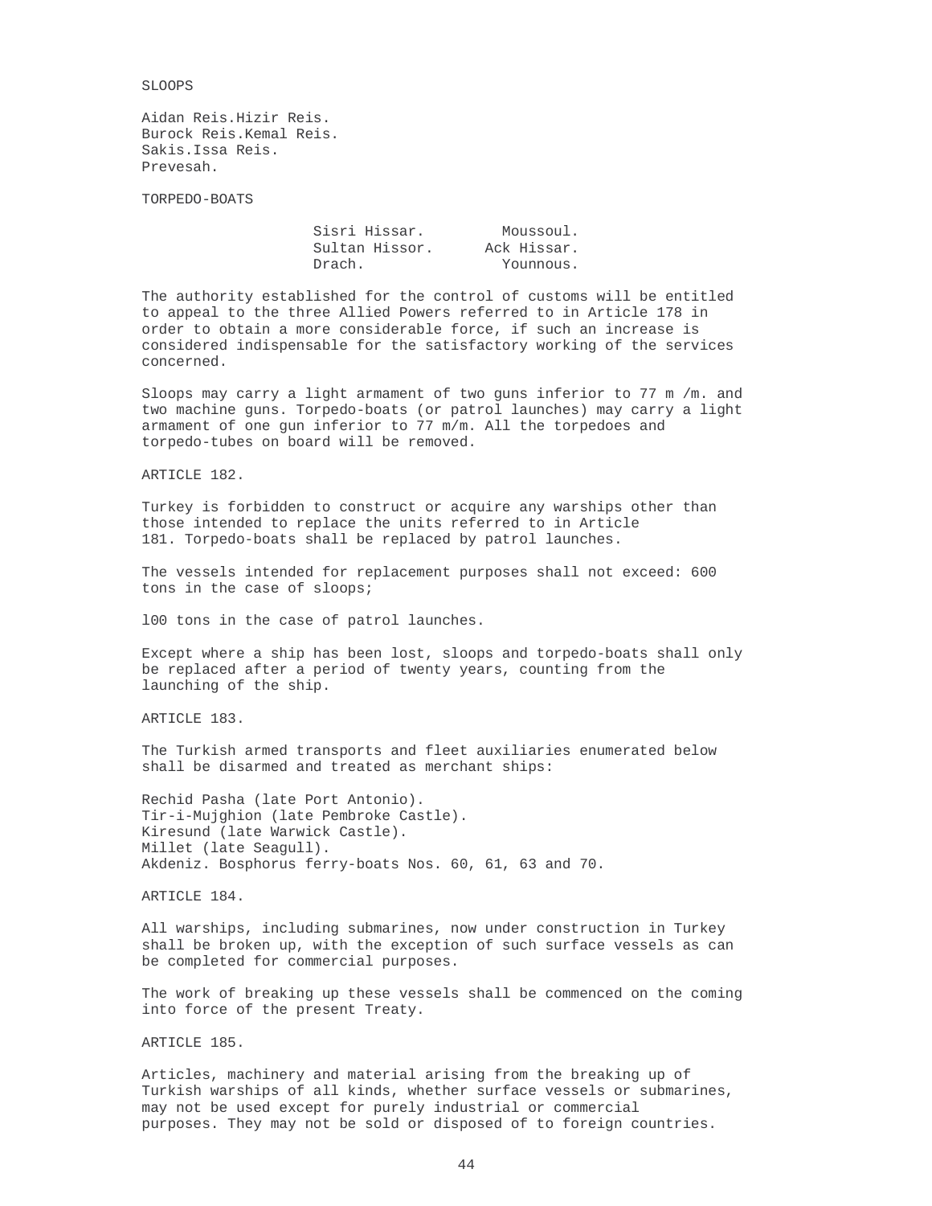SLOOPS

Aidan Reis.Hizir Reis.
Burock Reis.Kemal Reis.
Sakis.Issa Reis.
Prevesah.

TORPEDO-BOATS

| | |
|---|---|
| Sisri Hissar. | Moussoul. |
| Sultan Hissor. | Ack Hissar. |
| Drach. | Younnous. |

The authority established for the control of customs will be entitled to appeal to the three Allied Powers referred to in Article 178 in order to obtain a more considerable force, if such an increase is considered indispensable for the satisfactory working of the services concerned.

Sloops may carry a light armament of two guns inferior to 77 m /m. and two machine guns. Torpedo-boats (or patrol launches) may carry a light armament of one gun inferior to 77 m/m. All the torpedoes and torpedo-tubes on board will be removed.

ARTICLE 182.

Turkey is forbidden to construct or acquire any warships other than those intended to replace the units referred to in Article 181. Torpedo-boats shall be replaced by patrol launches.

The vessels intended for replacement purposes shall not exceed: 600 tons in the case of sloops;

l00 tons in the case of patrol launches.

Except where a ship has been lost, sloops and torpedo-boats shall only be replaced after a period of twenty years, counting from the launching of the ship.

ARTICLE 183.

The Turkish armed transports and fleet auxiliaries enumerated below shall be disarmed and treated as merchant ships:

Rechid Pasha (late Port Antonio).
Tir-i-Mujghion (late Pembroke Castle).
Kiresund (late Warwick Castle).
Millet (late Seagull).
Akdeniz. Bosphorus ferry-boats Nos. 60, 61, 63 and 70.

ARTICLE 184.

All warships, including submarines, now under construction in Turkey shall be broken up, with the exception of such surface vessels as can be completed for commercial purposes.

The work of breaking up these vessels shall be commenced on the coming into force of the present Treaty.

ARTICLE 185.

Articles, machinery and material arising from the breaking up of Turkish warships of all kinds, whether surface vessels or submarines, may not be used except for purely industrial or commercial purposes. They may not be sold or disposed of to foreign countries.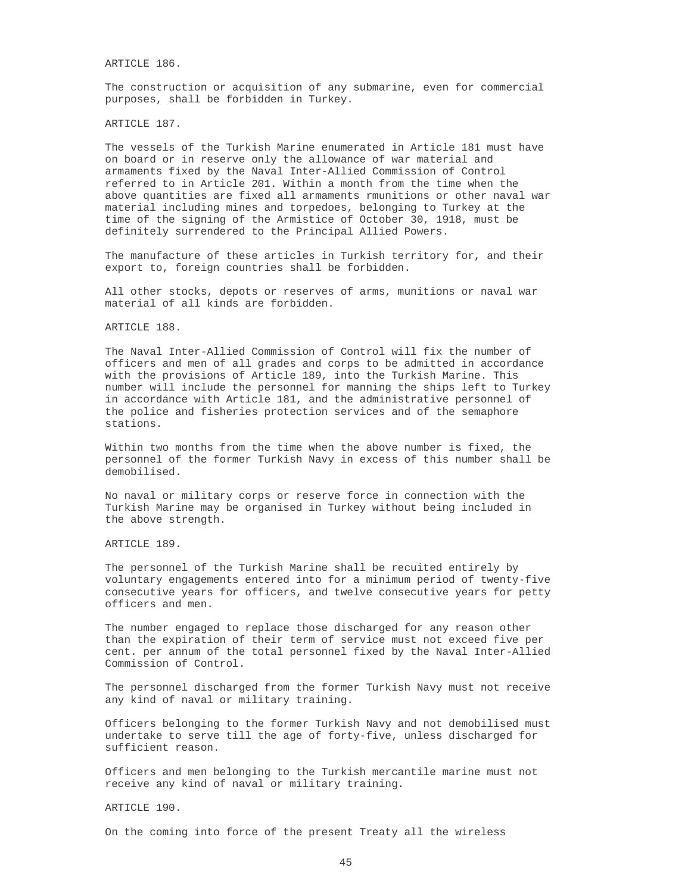ARTICLE 186.

The construction or acquisition of any submarine, even for commercial purposes, shall be forbidden in Turkey.

ARTICLE 187.

The vessels of the Turkish Marine enumerated in Article 181 must have on board or in reserve only the allowance of war material and armaments fixed by the Naval Inter-Allied Commission of Control referred to in Article 201. Within a month from the time when the above quantities are fixed all armaments rmunitions or other naval war material including mines and torpedoes, belonging to Turkey at the time of the signing of the Armistice of October 30, 1918, must be definitely surrendered to the Principal Allied Powers.

The manufacture of these articles in Turkish territory for, and their export to, foreign countries shall be forbidden.

All other stocks, depots or reserves of arms, munitions or naval war material of all kinds are forbidden.

ARTICLE 188.

The Naval Inter-Allied Commission of Control will fix the number of officers and men of all grades and corps to be admitted in accordance with the provisions of Article 189, into the Turkish Marine. This number will include the personnel for manning the ships left to Turkey in accordance with Article 181, and the administrative personnel of the police and fisheries protection services and of the semaphore stations.

Within two months from the time when the above number is fixed, the personnel of the former Turkish Navy in excess of this number shall be demobilised.

No naval or military corps or reserve force in connection with the Turkish Marine may be organised in Turkey without being included in the above strength.

ARTICLE 189.

The personnel of the Turkish Marine shall be recuited entirely by voluntary engagements entered into for a minimum period of twenty-five consecutive years for officers, and twelve consecutive years for petty officers and men.

The number engaged to replace those discharged for any reason other than the expiration of their term of service must not exceed five per cent. per annum of the total personnel fixed by the Naval Inter-Allied Commission of Control.

The personnel discharged from the former Turkish Navy must not receive any kind of naval or military training.

Officers belonging to the former Turkish Navy and not demobilised must undertake to serve till the age of forty-five, unless discharged for sufficient reason.

Officers and men belonging to the Turkish mercantile marine must not receive any kind of naval or military training.

ARTICLE 190.

On the coming into force of the present Treaty all the wireless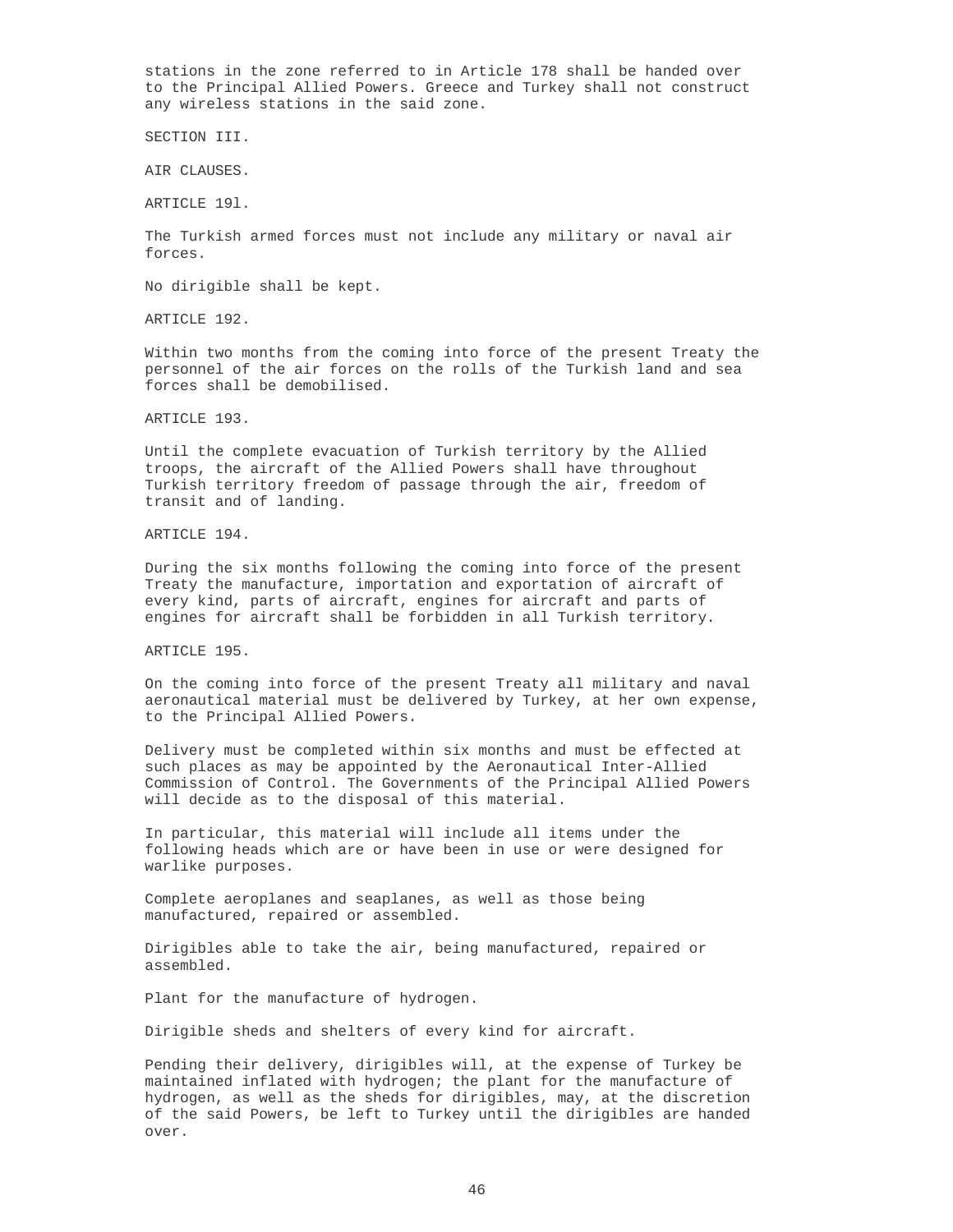stations in the zone referred to in Article 178 shall be handed over to the Principal Allied Powers. Greece and Turkey shall not construct any wireless stations in the said zone.

## SECTION III.

## AIR CLAUSES.

### ARTICLE 19l.

The Turkish armed forces must not include any military or naval air forces.

No dirigible shall be kept.

### ARTICLE 192.

Within two months from the coming into force of the present Treaty the personnel of the air forces on the rolls of the Turkish land and sea forces shall be demobilised.

### ARTICLE 193.

Until the complete evacuation of Turkish territory by the Allied troops, the aircraft of the Allied Powers shall have throughout Turkish territory freedom of passage through the air, freedom of transit and of landing.

### ARTICLE 194.

During the six months following the coming into force of the present Treaty the manufacture, importation and exportation of aircraft of every kind, parts of aircraft, engines for aircraft and parts of engines for aircraft shall be forbidden in all Turkish territory.

### ARTICLE 195.

On the coming into force of the present Treaty all military and naval aeronautical material must be delivered by Turkey, at her own expense, to the Principal Allied Powers.

Delivery must be completed within six months and must be effected at such places as may be appointed by the Aeronautical Inter-Allied Commission of Control. The Governments of the Principal Allied Powers will decide as to the disposal of this material.

In particular, this material will include all items under the following heads which are or have been in use or were designed for warlike purposes.

Complete aeroplanes and seaplanes, as well as those being manufactured, repaired or assembled.

Dirigibles able to take the air, being manufactured, repaired or assembled.

Plant for the manufacture of hydrogen.

Dirigible sheds and shelters of every kind for aircraft.

Pending their delivery, dirigibles will, at the expense of Turkey be maintained inflated with hydrogen; the plant for the manufacture of hydrogen, as well as the sheds for dirigibles, may, at the discretion of the said Powers, be left to Turkey until the dirigibles are handed over.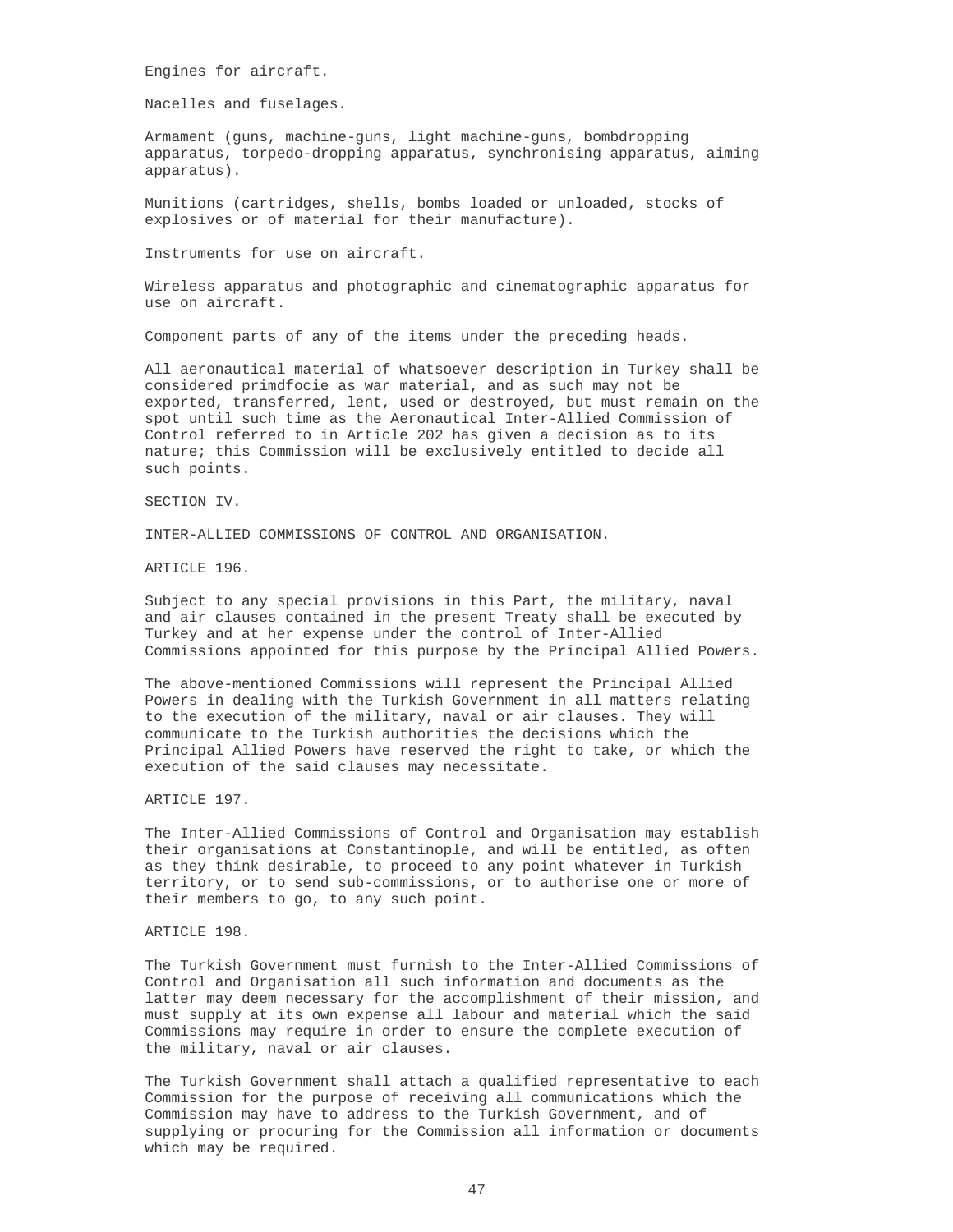Engines for aircraft.

Nacelles and fuselages.

Armament (guns, machine-guns, light machine-guns, bombdropping apparatus, torpedo-dropping apparatus, synchronising apparatus, aiming apparatus).

Munitions (cartridges, shells, bombs loaded or unloaded, stocks of explosives or of material for their manufacture).

Instruments for use on aircraft.

Wireless apparatus and photographic and cinematographic apparatus for use on aircraft.

Component parts of any of the items under the preceding heads.

All aeronautical material of whatsoever description in Turkey shall be considered primdfocie as war material, and as such may not be exported, transferred, lent, used or destroyed, but must remain on the spot until such time as the Aeronautical Inter-Allied Commission of Control referred to in Article 202 has given a decision as to its nature; this Commission will be exclusively entitled to decide all such points.

## SECTION IV.

## INTER-ALLIED COMMISSIONS OF CONTROL AND ORGANISATION.

### ARTICLE 196.

Subject to any special provisions in this Part, the military, naval and air clauses contained in the present Treaty shall be executed by Turkey and at her expense under the control of Inter-Allied Commissions appointed for this purpose by the Principal Allied Powers.

The above-mentioned Commissions will represent the Principal Allied Powers in dealing with the Turkish Government in all matters relating to the execution of the military, naval or air clauses. They will communicate to the Turkish authorities the decisions which the Principal Allied Powers have reserved the right to take, or which the execution of the said clauses may necessitate.

### ARTICLE 197.

The Inter-Allied Commissions of Control and Organisation may establish their organisations at Constantinople, and will be entitled, as often as they think desirable, to proceed to any point whatever in Turkish territory, or to send sub-commissions, or to authorise one or more of their members to go, to any such point.

### ARTICLE 198.

The Turkish Government must furnish to the Inter-Allied Commissions of Control and Organisation all such information and documents as the latter may deem necessary for the accomplishment of their mission, and must supply at its own expense all labour and material which the said Commissions may require in order to ensure the complete execution of the military, naval or air clauses.

The Turkish Government shall attach a qualified representative to each Commission for the purpose of receiving all communications which the Commission may have to address to the Turkish Government, and of supplying or procuring for the Commission all information or documents which may be required.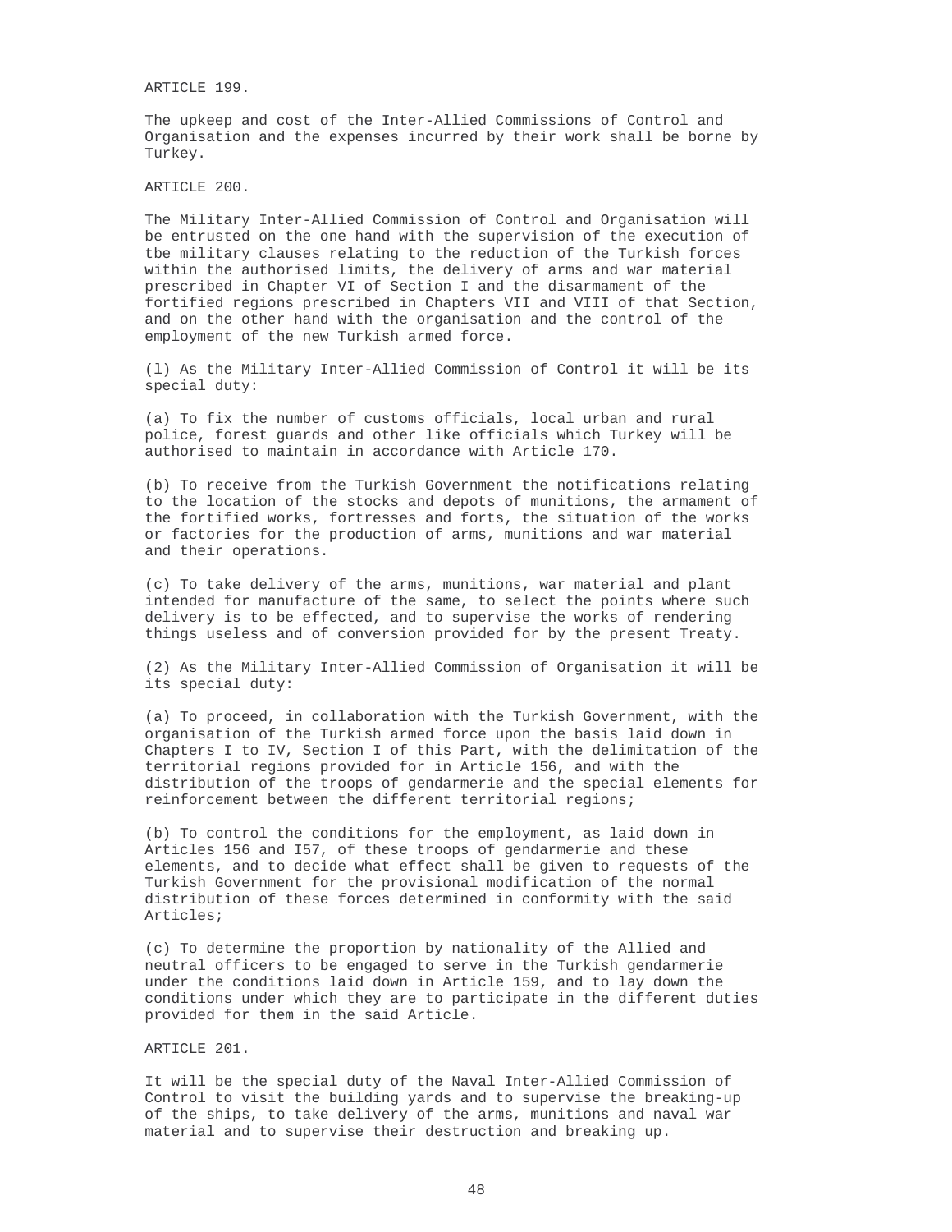ARTICLE 199.

The upkeep and cost of the Inter-Allied Commissions of Control and Organisation and the expenses incurred by their work shall be borne by Turkey.

ARTICLE 200.

The Military Inter-Allied Commission of Control and Organisation will be entrusted on the one hand with the supervision of the execution of tbe military clauses relating to the reduction of the Turkish forces within the authorised limits, the delivery of arms and war material prescribed in Chapter VI of Section I and the disarmament of the fortified regions prescribed in Chapters VII and VIII of that Section, and on the other hand with the organisation and the control of the employment of the new Turkish armed force.

(l) As the Military Inter-Allied Commission of Control it will be its special duty:

(a) To fix the number of customs officials, local urban and rural police, forest guards and other like officials which Turkey will be authorised to maintain in accordance with Article 170.

(b) To receive from the Turkish Government the notifications relating to the location of the stocks and depots of munitions, the armament of the fortified works, fortresses and forts, the situation of the works or factories for the production of arms, munitions and war material and their operations.

(c) To take delivery of the arms, munitions, war material and plant intended for manufacture of the same, to select the points where such delivery is to be effected, and to supervise the works of rendering things useless and of conversion provided for by the present Treaty.

(2) As the Military Inter-Allied Commission of Organisation it will be its special duty:

(a) To proceed, in collaboration with the Turkish Government, with the organisation of the Turkish armed force upon the basis laid down in Chapters I to IV, Section I of this Part, with the delimitation of the territorial regions provided for in Article 156, and with the distribution of the troops of gendarmerie and the special elements for reinforcement between the different territorial regions;

(b) To control the conditions for the employment, as laid down in Articles 156 and I57, of these troops of gendarmerie and these elements, and to decide what effect shall be given to requests of the Turkish Government for the provisional modification of the normal distribution of these forces determined in conformity with the said Articles;

(c) To determine the proportion by nationality of the Allied and neutral officers to be engaged to serve in the Turkish gendarmerie under the conditions laid down in Article 159, and to lay down the conditions under which they are to participate in the different duties provided for them in the said Article.

ARTICLE 201.

It will be the special duty of the Naval Inter-Allied Commission of Control to visit the building yards and to supervise the breaking-up of the ships, to take delivery of the arms, munitions and naval war material and to supervise their destruction and breaking up.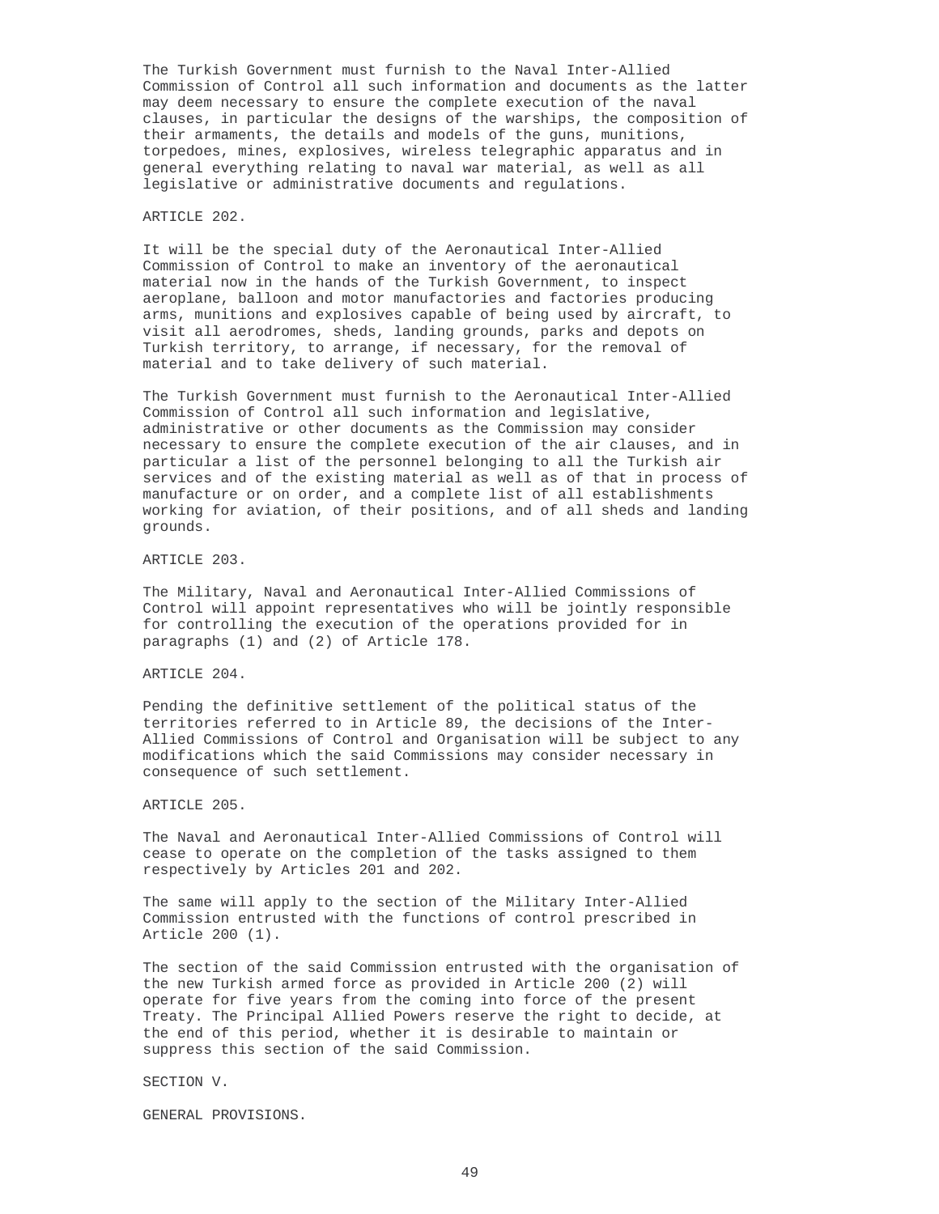The Turkish Government must furnish to the Naval Inter-Allied Commission of Control all such information and documents as the latter may deem necessary to ensure the complete execution of the naval clauses, in particular the designs of the warships, the composition of their armaments, the details and models of the guns, munitions, torpedoes, mines, explosives, wireless telegraphic apparatus and in general everything relating to naval war material, as well as all legislative or administrative documents and regulations.

ARTICLE 202.

It will be the special duty of the Aeronautical Inter-Allied Commission of Control to make an inventory of the aeronautical material now in the hands of the Turkish Government, to inspect aeroplane, balloon and motor manufactories and factories producing arms, munitions and explosives capable of being used by aircraft, to visit all aerodromes, sheds, landing grounds, parks and depots on Turkish territory, to arrange, if necessary, for the removal of material and to take delivery of such material.

The Turkish Government must furnish to the Aeronautical Inter-Allied Commission of Control all such information and legislative, administrative or other documents as the Commission may consider necessary to ensure the complete execution of the air clauses, and in particular a list of the personnel belonging to all the Turkish air services and of the existing material as well as of that in process of manufacture or on order, and a complete list of all establishments working for aviation, of their positions, and of all sheds and landing grounds.

ARTICLE 203.

The Military, Naval and Aeronautical Inter-Allied Commissions of Control will appoint representatives who will be jointly responsible for controlling the execution of the operations provided for in paragraphs (1) and (2) of Article 178.

ARTICLE 204.

Pending the definitive settlement of the political status of the territories referred to in Article 89, the decisions of the Inter-Allied Commissions of Control and Organisation will be subject to any modifications which the said Commissions may consider necessary in consequence of such settlement.

ARTICLE 205.

The Naval and Aeronautical Inter-Allied Commissions of Control will cease to operate on the completion of the tasks assigned to them respectively by Articles 201 and 202.

The same will apply to the section of the Military Inter-Allied Commission entrusted with the functions of control prescribed in Article 200 (1).

The section of the said Commission entrusted with the organisation of the new Turkish armed force as provided in Article 200 (2) will operate for five years from the coming into force of the present Treaty. The Principal Allied Powers reserve the right to decide, at the end of this period, whether it is desirable to maintain or suppress this section of the said Commission.

SECTION V.

GENERAL PROVISIONS.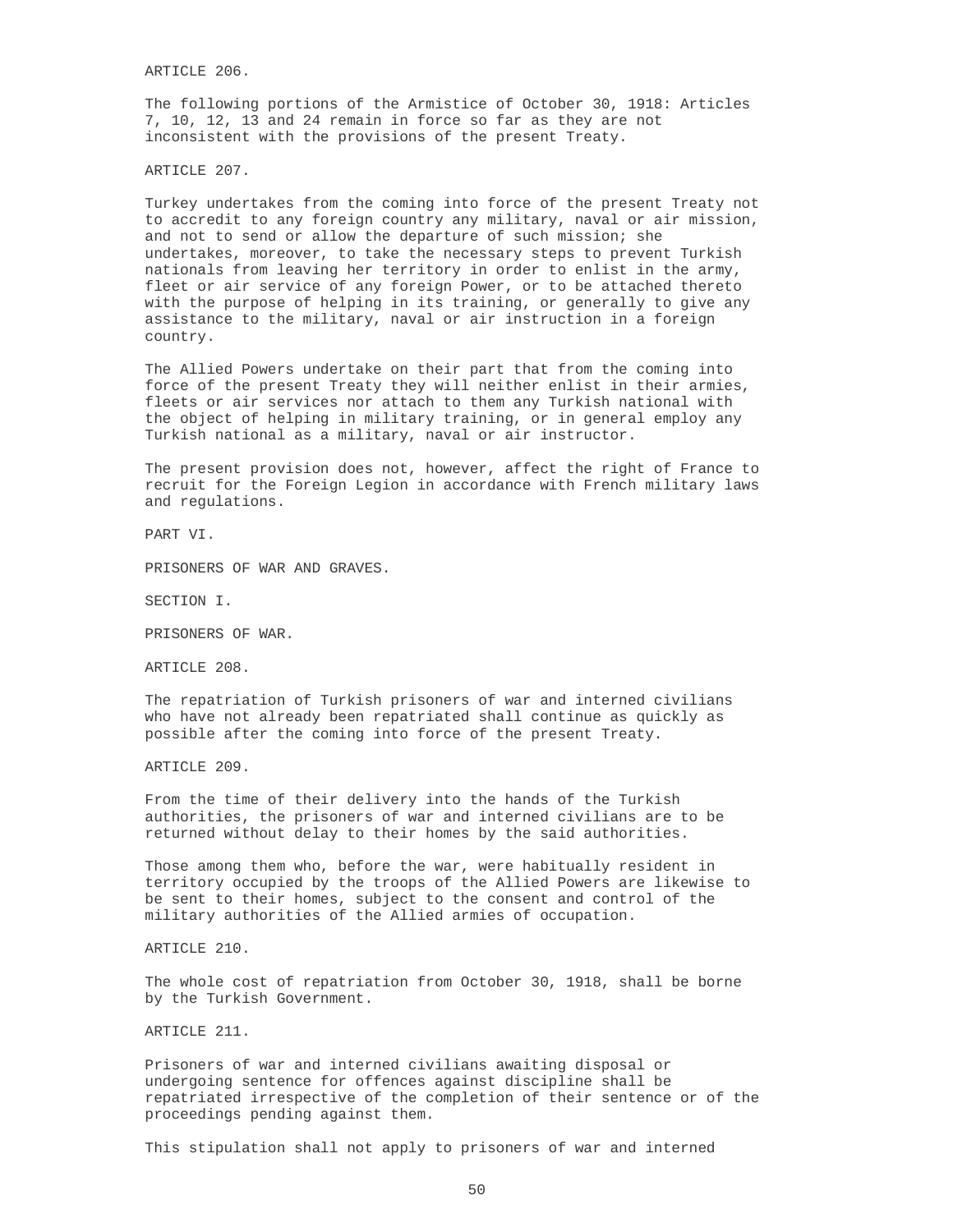ARTICLE 206.

The following portions of the Armistice of October 30, 1918: Articles 7, 10, 12, 13 and 24 remain in force so far as they are not inconsistent with the provisions of the present Treaty.

ARTICLE 207.

Turkey undertakes from the coming into force of the present Treaty not to accredit to any foreign country any military, naval or air mission, and not to send or allow the departure of such mission; she undertakes, moreover, to take the necessary steps to prevent Turkish nationals from leaving her territory in order to enlist in the army, fleet or air service of any foreign Power, or to be attached thereto with the purpose of helping in its training, or generally to give any assistance to the military, naval or air instruction in a foreign country.

The Allied Powers undertake on their part that from the coming into force of the present Treaty they will neither enlist in their armies, fleets or air services nor attach to them any Turkish national with the object of helping in military training, or in general employ any Turkish national as a military, naval or air instructor.

The present provision does not, however, affect the right of France to recruit for the Foreign Legion in accordance with French military laws and regulations.

## PART VI.

## PRISONERS OF WAR AND GRAVES.

### SECTION I.

### PRISONERS OF WAR.

ARTICLE 208.

The repatriation of Turkish prisoners of war and interned civilians who have not already been repatriated shall continue as quickly as possible after the coming into force of the present Treaty.

ARTICLE 209.

From the time of their delivery into the hands of the Turkish authorities, the prisoners of war and interned civilians are to be returned without delay to their homes by the said authorities.

Those among them who, before the war, were habitually resident in territory occupied by the troops of the Allied Powers are likewise to be sent to their homes, subject to the consent and control of the military authorities of the Allied armies of occupation.

ARTICLE 210.

The whole cost of repatriation from October 30, 1918, shall be borne by the Turkish Government.

ARTICLE 211.

Prisoners of war and interned civilians awaiting disposal or undergoing sentence for offences against discipline shall be repatriated irrespective of the completion of their sentence or of the proceedings pending against them.

This stipulation shall not apply to prisoners of war and interned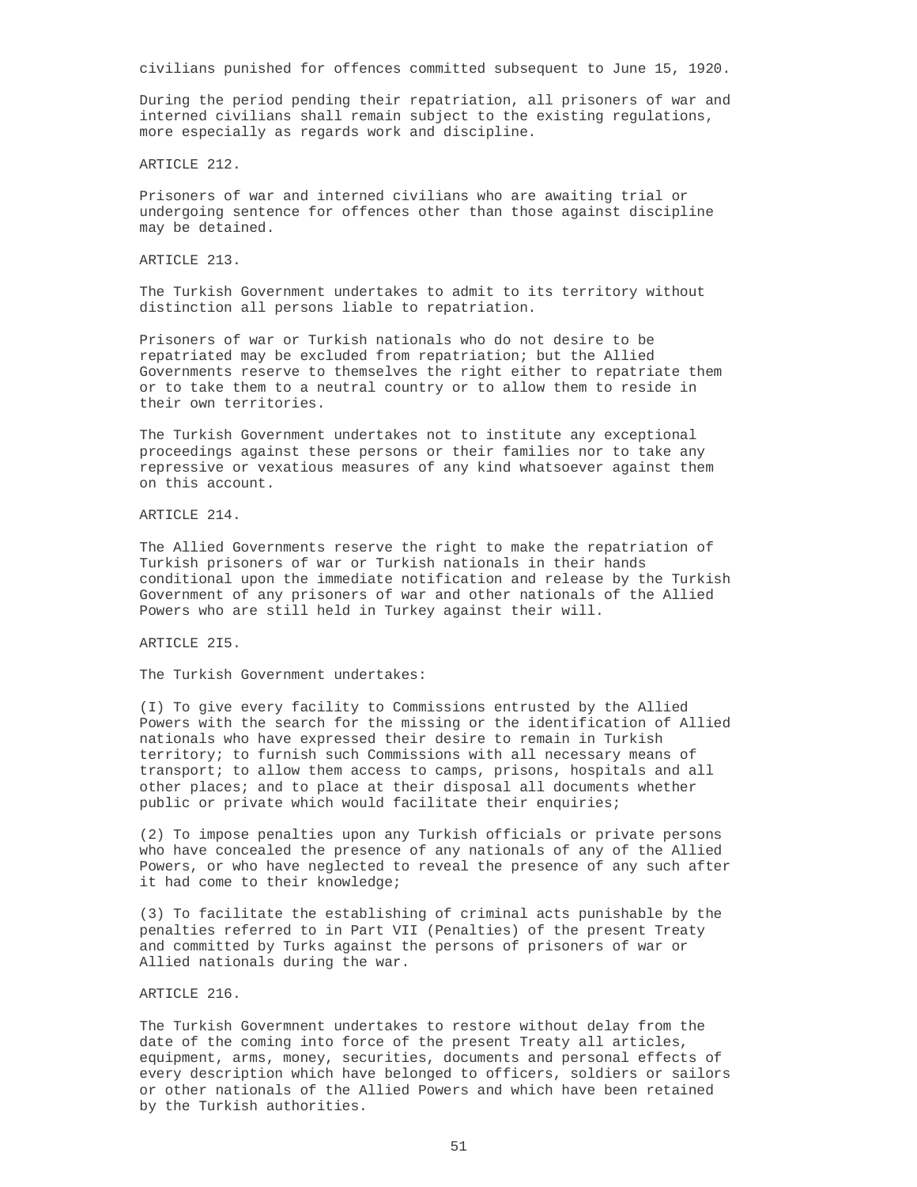civilians punished for offences committed subsequent to June 15, 1920.

During the period pending their repatriation, all prisoners of war and interned civilians shall remain subject to the existing regulations, more especially as regards work and discipline.

ARTICLE 212.

Prisoners of war and interned civilians who are awaiting trial or undergoing sentence for offences other than those against discipline may be detained.

ARTICLE 213.

The Turkish Government undertakes to admit to its territory without distinction all persons liable to repatriation.

Prisoners of war or Turkish nationals who do not desire to be repatriated may be excluded from repatriation; but the Allied Governments reserve to themselves the right either to repatriate them or to take them to a neutral country or to allow them to reside in their own territories.

The Turkish Government undertakes not to institute any exceptional proceedings against these persons or their families nor to take any repressive or vexatious measures of any kind whatsoever against them on this account.

ARTICLE 214.

The Allied Governments reserve the right to make the repatriation of Turkish prisoners of war or Turkish nationals in their hands conditional upon the immediate notification and release by the Turkish Government of any prisoners of war and other nationals of the Allied Powers who are still held in Turkey against their will.

ARTICLE 2I5.

The Turkish Government undertakes:

(I) To give every facility to Commissions entrusted by the Allied Powers with the search for the missing or the identification of Allied nationals who have expressed their desire to remain in Turkish territory; to furnish such Commissions with all necessary means of transport; to allow them access to camps, prisons, hospitals and all other places; and to place at their disposal all documents whether public or private which would facilitate their enquiries;

(2) To impose penalties upon any Turkish officials or private persons who have concealed the presence of any nationals of any of the Allied Powers, or who have neglected to reveal the presence of any such after it had come to their knowledge;

(3) To facilitate the establishing of criminal acts punishable by the penalties referred to in Part VII (Penalties) of the present Treaty and committed by Turks against the persons of prisoners of war or Allied nationals during the war.

ARTICLE 216.

The Turkish Govermnent undertakes to restore without delay from the date of the coming into force of the present Treaty all articles, equipment, arms, money, securities, documents and personal effects of every description which have belonged to officers, soldiers or sailors or other nationals of the Allied Powers and which have been retained by the Turkish authorities.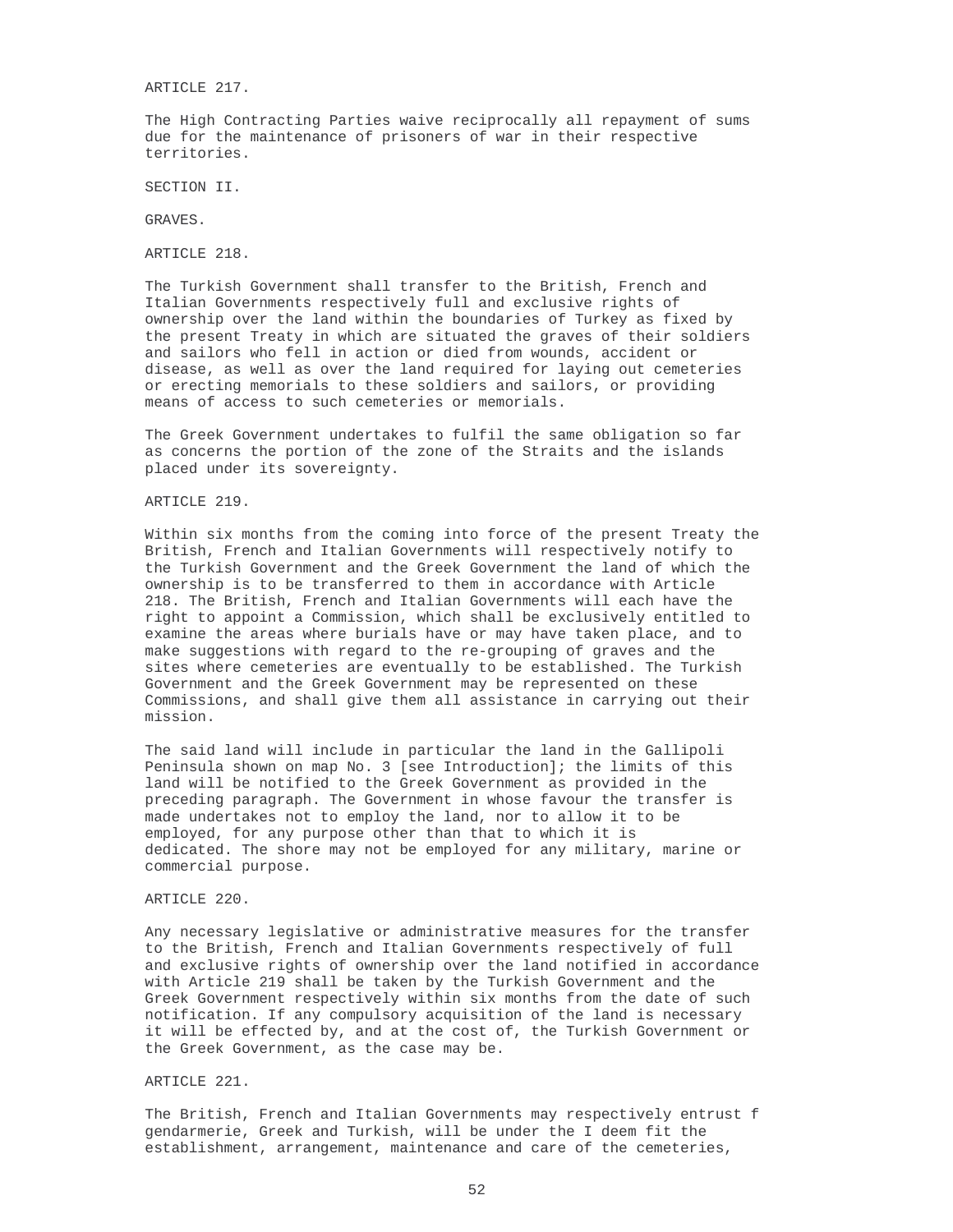ARTICLE 217.

The High Contracting Parties waive reciprocally all repayment of sums due for the maintenance of prisoners of war in their respective territories.

SECTION II.

GRAVES.

ARTICLE 218.

The Turkish Government shall transfer to the British, French and Italian Governments respectively full and exclusive rights of ownership over the land within the boundaries of Turkey as fixed by the present Treaty in which are situated the graves of their soldiers and sailors who fell in action or died from wounds, accident or disease, as well as over the land required for laying out cemeteries or erecting memorials to these soldiers and sailors, or providing means of access to such cemeteries or memorials.

The Greek Government undertakes to fulfil the same obligation so far as concerns the portion of the zone of the Straits and the islands placed under its sovereignty.

ARTICLE 219.

Within six months from the coming into force of the present Treaty the British, French and Italian Governments will respectively notify to the Turkish Government and the Greek Government the land of which the ownership is to be transferred to them in accordance with Article 218. The British, French and Italian Governments will each have the right to appoint a Commission, which shall be exclusively entitled to examine the areas where burials have or may have taken place, and to make suggestions with regard to the re-grouping of graves and the sites where cemeteries are eventually to be established. The Turkish Government and the Greek Government may be represented on these Commissions, and shall give them all assistance in carrying out their mission.

The said land will include in particular the land in the Gallipoli Peninsula shown on map No. 3 [see Introduction]; the limits of this land will be notified to the Greek Government as provided in the preceding paragraph. The Government in whose favour the transfer is made undertakes not to employ the land, nor to allow it to be employed, for any purpose other than that to which it is dedicated. The shore may not be employed for any military, marine or commercial purpose.

ARTICLE 220.

Any necessary legislative or administrative measures for the transfer to the British, French and Italian Governments respectively of full and exclusive rights of ownership over the land notified in accordance with Article 219 shall be taken by the Turkish Government and the Greek Government respectively within six months from the date of such notification. If any compulsory acquisition of the land is necessary it will be effected by, and at the cost of, the Turkish Government or the Greek Government, as the case may be.

ARTICLE 221.

The British, French and Italian Governments may respectively entrust f gendarmerie, Greek and Turkish, will be under the I deem fit the establishment, arrangement, maintenance and care of the cemeteries,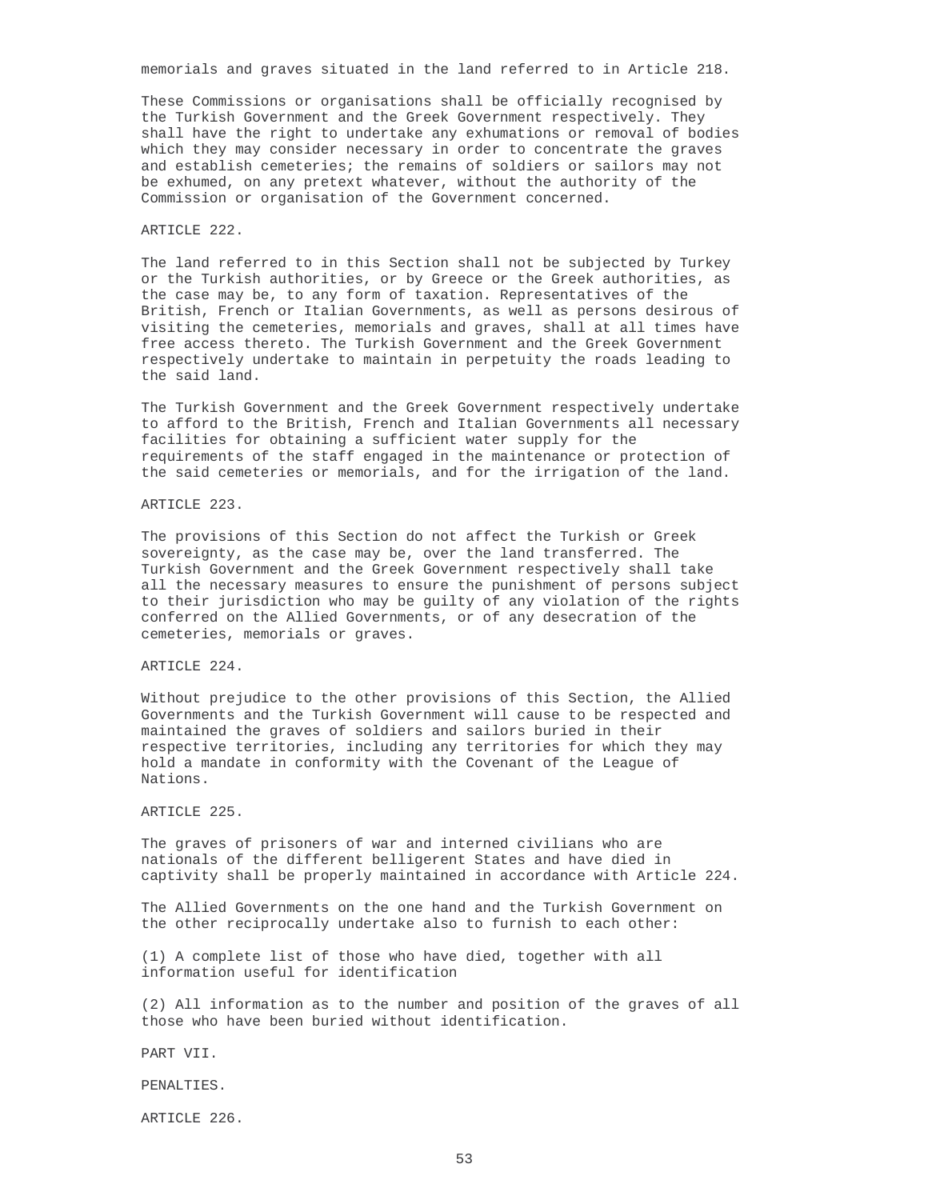memorials and graves situated in the land referred to in Article 218.

These Commissions or organisations shall be officially recognised by the Turkish Government and the Greek Government respectively. They shall have the right to undertake any exhumations or removal of bodies which they may consider necessary in order to concentrate the graves and establish cemeteries; the remains of soldiers or sailors may not be exhumed, on any pretext whatever, without the authority of the Commission or organisation of the Government concerned.

ARTICLE 222.

The land referred to in this Section shall not be subjected by Turkey or the Turkish authorities, or by Greece or the Greek authorities, as the case may be, to any form of taxation. Representatives of the British, French or Italian Governments, as well as persons desirous of visiting the cemeteries, memorials and graves, shall at all times have free access thereto. The Turkish Government and the Greek Government respectively undertake to maintain in perpetuity the roads leading to the said land.

The Turkish Government and the Greek Government respectively undertake to afford to the British, French and Italian Governments all necessary facilities for obtaining a sufficient water supply for the requirements of the staff engaged in the maintenance or protection of the said cemeteries or memorials, and for the irrigation of the land.

ARTICLE 223.

The provisions of this Section do not affect the Turkish or Greek sovereignty, as the case may be, over the land transferred. The Turkish Government and the Greek Government respectively shall take all the necessary measures to ensure the punishment of persons subject to their jurisdiction who may be guilty of any violation of the rights conferred on the Allied Governments, or of any desecration of the cemeteries, memorials or graves.

ARTICLE 224.

Without prejudice to the other provisions of this Section, the Allied Governments and the Turkish Government will cause to be respected and maintained the graves of soldiers and sailors buried in their respective territories, including any territories for which they may hold a mandate in conformity with the Covenant of the League of Nations.

ARTICLE 225.

The graves of prisoners of war and interned civilians who are nationals of the different belligerent States and have died in captivity shall be properly maintained in accordance with Article 224.

The Allied Governments on the one hand and the Turkish Government on the other reciprocally undertake also to furnish to each other:

(1) A complete list of those who have died, together with all information useful for identification

(2) All information as to the number and position of the graves of all those who have been buried without identification.

PART VII.

PENALTIES.

ARTICLE 226.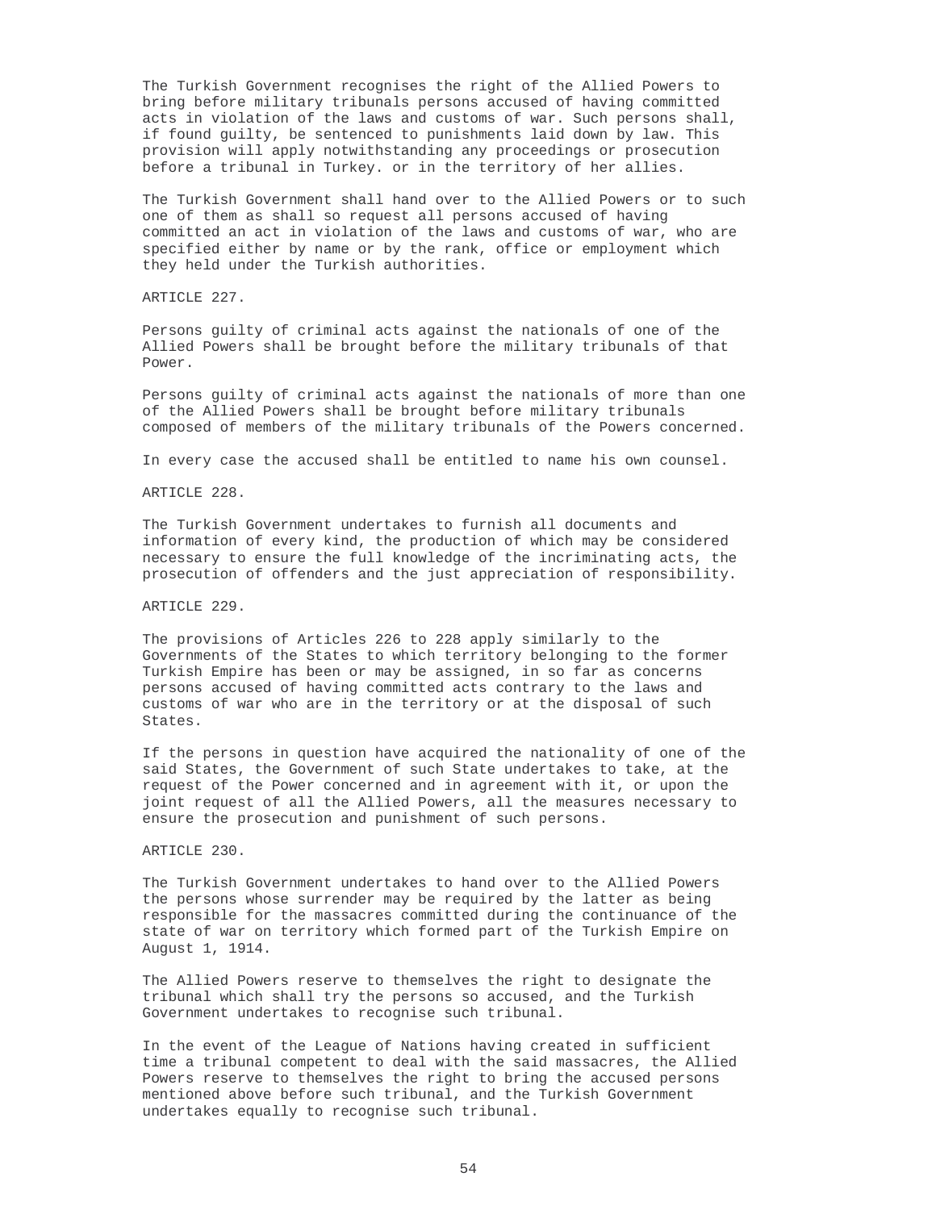The Turkish Government recognises the right of the Allied Powers to bring before military tribunals persons accused of having committed acts in violation of the laws and customs of war. Such persons shall, if found guilty, be sentenced to punishments laid down by law. This provision will apply notwithstanding any proceedings or prosecution before a tribunal in Turkey. or in the territory of her allies.

The Turkish Government shall hand over to the Allied Powers or to such one of them as shall so request all persons accused of having committed an act in violation of the laws and customs of war, who are specified either by name or by the rank, office or employment which they held under the Turkish authorities.

ARTICLE 227.

Persons guilty of criminal acts against the nationals of one of the Allied Powers shall be brought before the military tribunals of that Power.

Persons guilty of criminal acts against the nationals of more than one of the Allied Powers shall be brought before military tribunals composed of members of the military tribunals of the Powers concerned.

In every case the accused shall be entitled to name his own counsel.

ARTICLE 228.

The Turkish Government undertakes to furnish all documents and information of every kind, the production of which may be considered necessary to ensure the full knowledge of the incriminating acts, the prosecution of offenders and the just appreciation of responsibility.

ARTICLE 229.

The provisions of Articles 226 to 228 apply similarly to the Governments of the States to which territory belonging to the former Turkish Empire has been or may be assigned, in so far as concerns persons accused of having committed acts contrary to the laws and customs of war who are in the territory or at the disposal of such States.

If the persons in question have acquired the nationality of one of the said States, the Government of such State undertakes to take, at the request of the Power concerned and in agreement with it, or upon the joint request of all the Allied Powers, all the measures necessary to ensure the prosecution and punishment of such persons.

ARTICLE 230.

The Turkish Government undertakes to hand over to the Allied Powers the persons whose surrender may be required by the latter as being responsible for the massacres committed during the continuance of the state of war on territory which formed part of the Turkish Empire on August 1, 1914.

The Allied Powers reserve to themselves the right to designate the tribunal which shall try the persons so accused, and the Turkish Government undertakes to recognise such tribunal.

In the event of the League of Nations having created in sufficient time a tribunal competent to deal with the said massacres, the Allied Powers reserve to themselves the right to bring the accused persons mentioned above before such tribunal, and the Turkish Government undertakes equally to recognise such tribunal.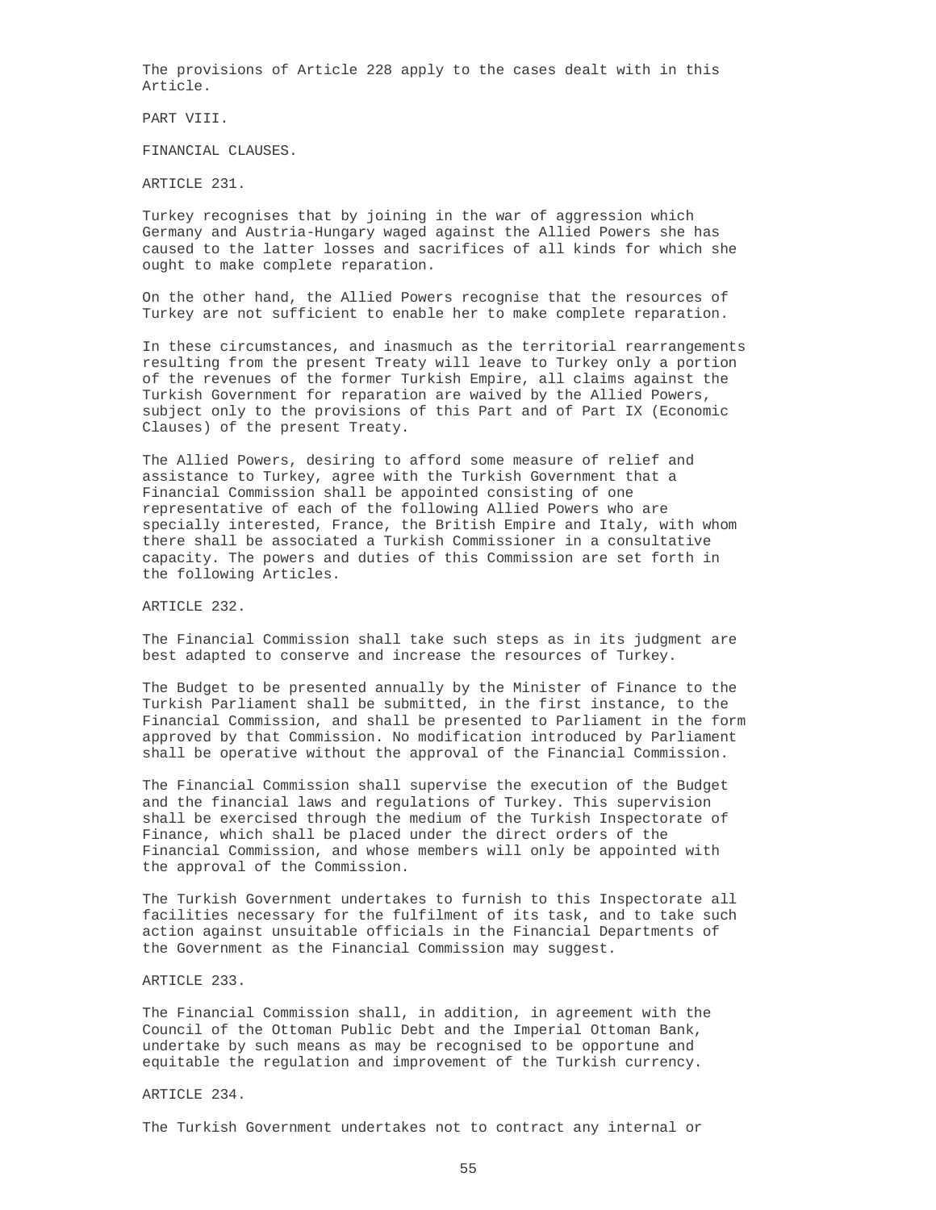The provisions of Article 228 apply to the cases dealt with in this Article.

## PART VIII.

## FINANCIAL CLAUSES.

### ARTICLE 231.

Turkey recognises that by joining in the war of aggression which Germany and Austria-Hungary waged against the Allied Powers she has caused to the latter losses and sacrifices of all kinds for which she ought to make complete reparation.

On the other hand, the Allied Powers recognise that the resources of Turkey are not sufficient to enable her to make complete reparation.

In these circumstances, and inasmuch as the territorial rearrangements resulting from the present Treaty will leave to Turkey only a portion of the revenues of the former Turkish Empire, all claims against the Turkish Government for reparation are waived by the Allied Powers, subject only to the provisions of this Part and of Part IX (Economic Clauses) of the present Treaty.

The Allied Powers, desiring to afford some measure of relief and assistance to Turkey, agree with the Turkish Government that a Financial Commission shall be appointed consisting of one representative of each of the following Allied Powers who are specially interested, France, the British Empire and Italy, with whom there shall be associated a Turkish Commissioner in a consultative capacity. The powers and duties of this Commission are set forth in the following Articles.

### ARTICLE 232.

The Financial Commission shall take such steps as in its judgment are best adapted to conserve and increase the resources of Turkey.

The Budget to be presented annually by the Minister of Finance to the Turkish Parliament shall be submitted, in the first instance, to the Financial Commission, and shall be presented to Parliament in the form approved by that Commission. No modification introduced by Parliament shall be operative without the approval of the Financial Commission.

The Financial Commission shall supervise the execution of the Budget and the financial laws and regulations of Turkey. This supervision shall be exercised through the medium of the Turkish Inspectorate of Finance, which shall be placed under the direct orders of the Financial Commission, and whose members will only be appointed with the approval of the Commission.

The Turkish Government undertakes to furnish to this Inspectorate all facilities necessary for the fulfilment of its task, and to take such action against unsuitable officials in the Financial Departments of the Government as the Financial Commission may suggest.

### ARTICLE 233.

The Financial Commission shall, in addition, in agreement with the Council of the Ottoman Public Debt and the Imperial Ottoman Bank, undertake by such means as may be recognised to be opportune and equitable the regulation and improvement of the Turkish currency.

### ARTICLE 234.

The Turkish Government undertakes not to contract any internal or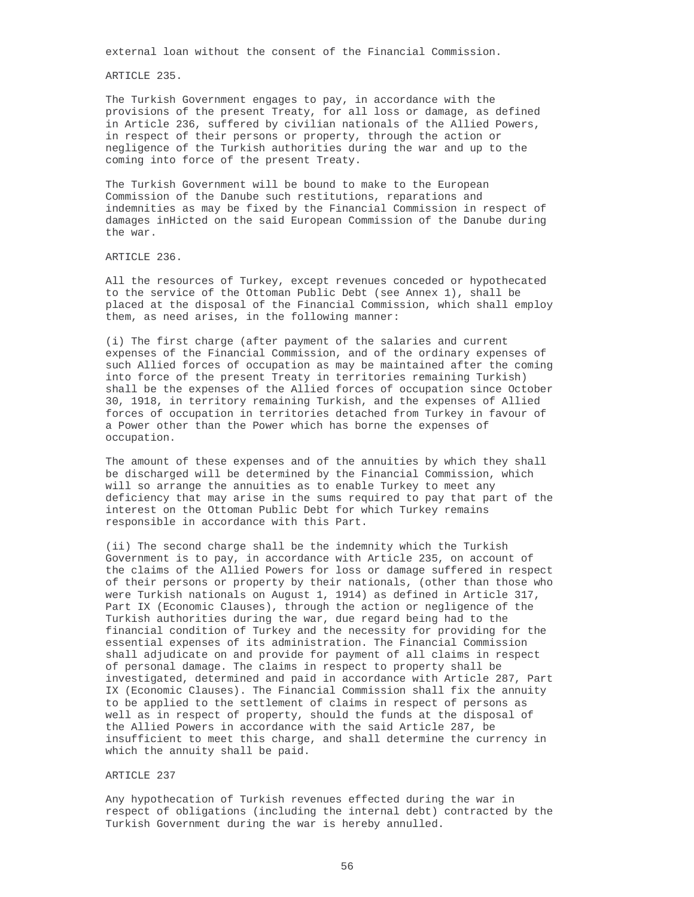external loan without the consent of the Financial Commission.

ARTICLE 235.

The Turkish Government engages to pay, in accordance with the provisions of the present Treaty, for all loss or damage, as defined in Article 236, suffered by civilian nationals of the Allied Powers, in respect of their persons or property, through the action or negligence of the Turkish authorities during the war and up to the coming into force of the present Treaty.

The Turkish Government will be bound to make to the European Commission of the Danube such restitutions, reparations and indemnities as may be fixed by the Financial Commission in respect of damages inHicted on the said European Commission of the Danube during the war.

ARTICLE 236.

All the resources of Turkey, except revenues conceded or hypothecated to the service of the Ottoman Public Debt (see Annex 1), shall be placed at the disposal of the Financial Commission, which shall employ them, as need arises, in the following manner:

(i) The first charge (after payment of the salaries and current expenses of the Financial Commission, and of the ordinary expenses of such Allied forces of occupation as may be maintained after the coming into force of the present Treaty in territories remaining Turkish) shall be the expenses of the Allied forces of occupation since October 30, 1918, in territory remaining Turkish, and the expenses of Allied forces of occupation in territories detached from Turkey in favour of a Power other than the Power which has borne the expenses of occupation.

The amount of these expenses and of the annuities by which they shall be discharged will be determined by the Financial Commission, which will so arrange the annuities as to enable Turkey to meet any deficiency that may arise in the sums required to pay that part of the interest on the Ottoman Public Debt for which Turkey remains responsible in accordance with this Part.

(ii) The second charge shall be the indemnity which the Turkish Government is to pay, in accordance with Article 235, on account of the claims of the Allied Powers for loss or damage suffered in respect of their persons or property by their nationals, (other than those who were Turkish nationals on August 1, 1914) as defined in Article 317, Part IX (Economic Clauses), through the action or negligence of the Turkish authorities during the war, due regard being had to the financial condition of Turkey and the necessity for providing for the essential expenses of its administration. The Financial Commission shall adjudicate on and provide for payment of all claims in respect of personal damage. The claims in respect to property shall be investigated, determined and paid in accordance with Article 287, Part IX (Economic Clauses). The Financial Commission shall fix the annuity to be applied to the settlement of claims in respect of persons as well as in respect of property, should the funds at the disposal of the Allied Powers in accordance with the said Article 287, be insufficient to meet this charge, and shall determine the currency in which the annuity shall be paid.

ARTICLE 237

Any hypothecation of Turkish revenues effected during the war in respect of obligations (including the internal debt) contracted by the Turkish Government during the war is hereby annulled.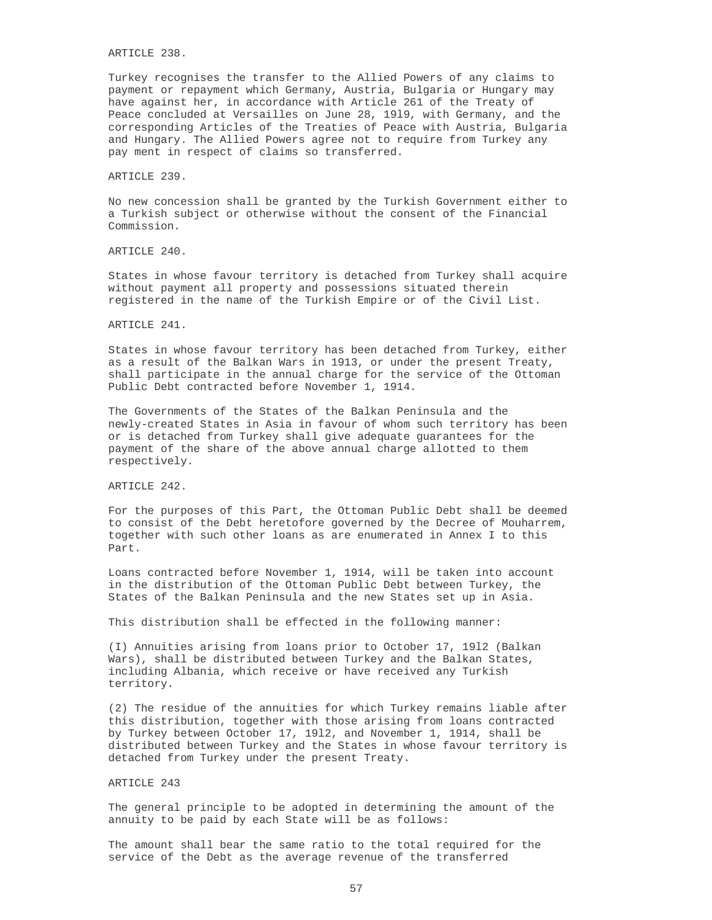ARTICLE 238.

Turkey recognises the transfer to the Allied Powers of any claims to payment or repayment which Germany, Austria, Bulgaria or Hungary may have against her, in accordance with Article 261 of the Treaty of Peace concluded at Versailles on June 28, 1919, with Germany, and the corresponding Articles of the Treaties of Peace with Austria, Bulgaria and Hungary. The Allied Powers agree not to require from Turkey any pay ment in respect of claims so transferred.

ARTICLE 239.

No new concession shall be granted by the Turkish Government either to a Turkish subject or otherwise without the consent of the Financial Commission.

ARTICLE 240.

States in whose favour territory is detached from Turkey shall acquire without payment all property and possessions situated therein registered in the name of the Turkish Empire or of the Civil List.

ARTICLE 241.

States in whose favour territory has been detached from Turkey, either as a result of the Balkan Wars in 1913, or under the present Treaty, shall participate in the annual charge for the service of the Ottoman Public Debt contracted before November 1, 1914.

The Governments of the States of the Balkan Peninsula and the newly-created States in Asia in favour of whom such territory has been or is detached from Turkey shall give adequate guarantees for the payment of the share of the above annual charge allotted to them respectively.

ARTICLE 242.

For the purposes of this Part, the Ottoman Public Debt shall be deemed to consist of the Debt heretofore governed by the Decree of Mouharrem, together with such other loans as are enumerated in Annex I to this Part.

Loans contracted before November 1, 1914, will be taken into account in the distribution of the Ottoman Public Debt between Turkey, the States of the Balkan Peninsula and the new States set up in Asia.

This distribution shall be effected in the following manner:

(I) Annuities arising from loans prior to October 17, 1912 (Balkan Wars), shall be distributed between Turkey and the Balkan States, including Albania, which receive or have received any Turkish territory.

(2) The residue of the annuities for which Turkey remains liable after this distribution, together with those arising from loans contracted by Turkey between October 17, 1912, and November 1, 1914, shall be distributed between Turkey and the States in whose favour territory is detached from Turkey under the present Treaty.

ARTICLE 243

The general principle to be adopted in determining the amount of the annuity to be paid by each State will be as follows:

The amount shall bear the same ratio to the total required for the service of the Debt as the average revenue of the transferred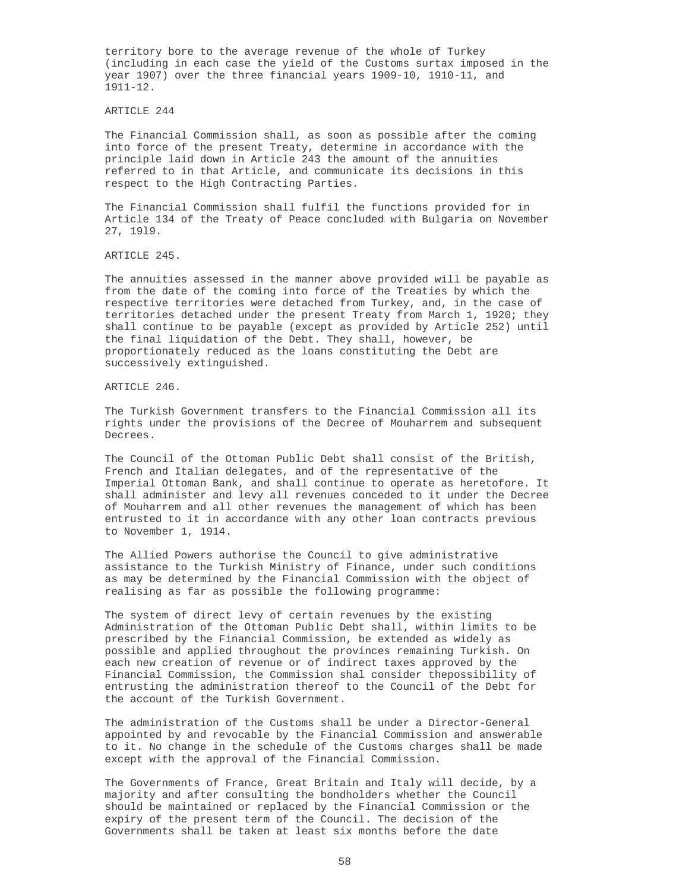territory bore to the average revenue of the whole of Turkey (including in each case the yield of the Customs surtax imposed in the year 1907) over the three financial years 1909-10, 1910-11, and 1911-12.

ARTICLE 244

The Financial Commission shall, as soon as possible after the coming into force of the present Treaty, determine in accordance with the principle laid down in Article 243 the amount of the annuities referred to in that Article, and communicate its decisions in this respect to the High Contracting Parties.

The Financial Commission shall fulfil the functions provided for in Article 134 of the Treaty of Peace concluded with Bulgaria on November 27, 19l9.

ARTICLE 245.

The annuities assessed in the manner above provided will be payable as from the date of the coming into force of the Treaties by which the respective territories were detached from Turkey, and, in the case of territories detached under the present Treaty from March 1, 1920; they shall continue to be payable (except as provided by Article 252) until the final liquidation of the Debt. They shall, however, be proportionately reduced as the loans constituting the Debt are successively extinguished.

ARTICLE 246.

The Turkish Government transfers to the Financial Commission all its rights under the provisions of the Decree of Mouharrem and subsequent Decrees.

The Council of the Ottoman Public Debt shall consist of the British, French and Italian delegates, and of the representative of the Imperial Ottoman Bank, and shall continue to operate as heretofore. It shall administer and levy all revenues conceded to it under the Decree of Mouharrem and all other revenues the management of which has been entrusted to it in accordance with any other loan contracts previous to November 1, 1914.

The Allied Powers authorise the Council to give administrative assistance to the Turkish Ministry of Finance, under such conditions as may be determined by the Financial Commission with the object of realising as far as possible the following programme:

The system of direct levy of certain revenues by the existing Administration of the Ottoman Public Debt shall, within limits to be prescribed by the Financial Commission, be extended as widely as possible and applied throughout the provinces remaining Turkish. On each new creation of revenue or of indirect taxes approved by the Financial Commission, the Commission shal consider thepossibility of entrusting the administration thereof to the Council of the Debt for the account of the Turkish Government.

The administration of the Customs shall be under a Director-General appointed by and revocable by the Financial Commission and answerable to it. No change in the schedule of the Customs charges shall be made except with the approval of the Financial Commission.

The Governments of France, Great Britain and Italy will decide, by a majority and after consulting the bondholders whether the Council should be maintained or replaced by the Financial Commission or the expiry of the present term of the Council. The decision of the Governments shall be taken at least six months before the date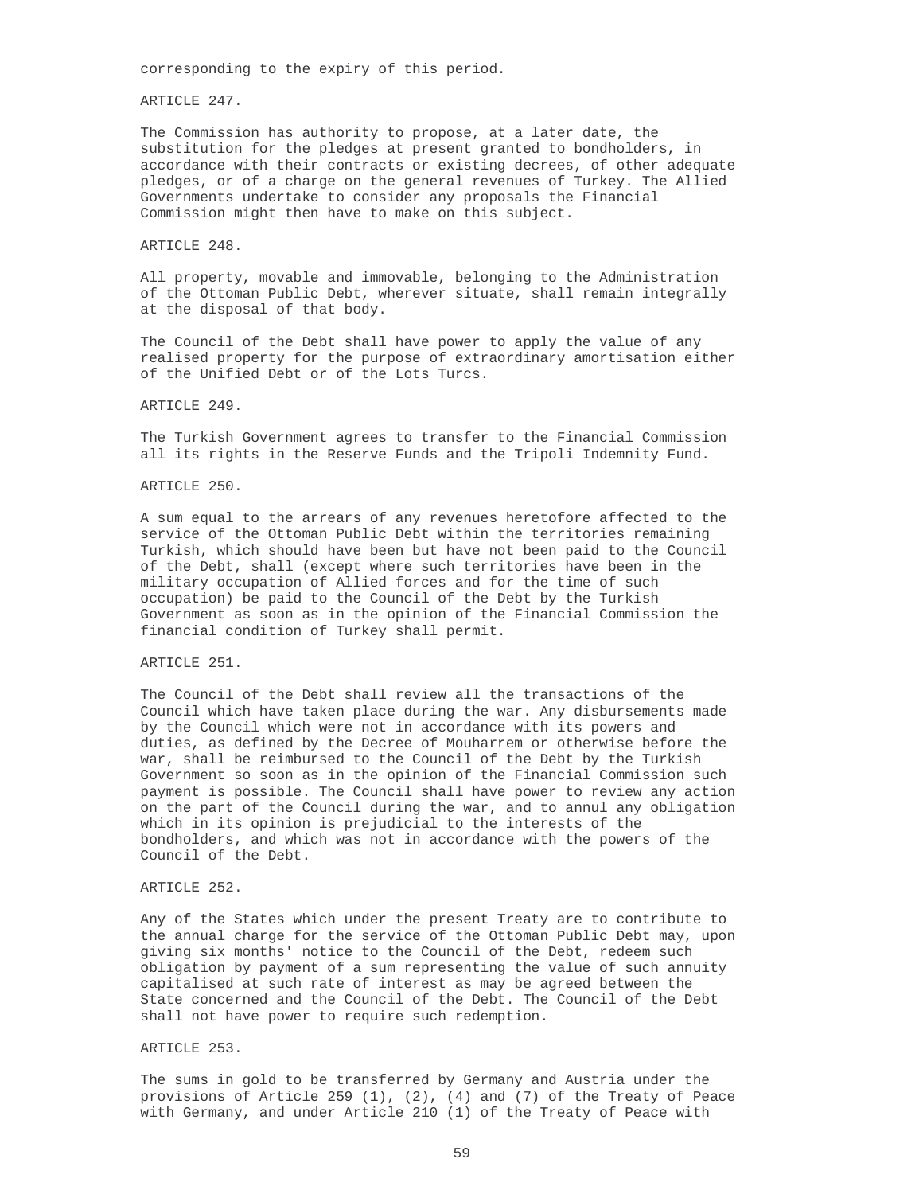corresponding to the expiry of this period.

ARTICLE 247.

The Commission has authority to propose, at a later date, the substitution for the pledges at present granted to bondholders, in accordance with their contracts or existing decrees, of other adequate pledges, or of a charge on the general revenues of Turkey. The Allied Governments undertake to consider any proposals the Financial Commission might then have to make on this subject.

ARTICLE 248.

All property, movable and immovable, belonging to the Administration of the Ottoman Public Debt, wherever situate, shall remain integrally at the disposal of that body.

The Council of the Debt shall have power to apply the value of any realised property for the purpose of extraordinary amortisation either of the Unified Debt or of the Lots Turcs.

ARTICLE 249.

The Turkish Government agrees to transfer to the Financial Commission all its rights in the Reserve Funds and the Tripoli Indemnity Fund.

ARTICLE 250.

A sum equal to the arrears of any revenues heretofore affected to the service of the Ottoman Public Debt within the territories remaining Turkish, which should have been but have not been paid to the Council of the Debt, shall (except where such territories have been in the military occupation of Allied forces and for the time of such occupation) be paid to the Council of the Debt by the Turkish Government as soon as in the opinion of the Financial Commission the financial condition of Turkey shall permit.

ARTICLE 251.

The Council of the Debt shall review all the transactions of the Council which have taken place during the war. Any disbursements made by the Council which were not in accordance with its powers and duties, as defined by the Decree of Mouharrem or otherwise before the war, shall be reimbursed to the Council of the Debt by the Turkish Government so soon as in the opinion of the Financial Commission such payment is possible. The Council shall have power to review any action on the part of the Council during the war, and to annul any obligation which in its opinion is prejudicial to the interests of the bondholders, and which was not in accordance with the powers of the Council of the Debt.

ARTICLE 252.

Any of the States which under the present Treaty are to contribute to the annual charge for the service of the Ottoman Public Debt may, upon giving six months' notice to the Council of the Debt, redeem such obligation by payment of a sum representing the value of such annuity capitalised at such rate of interest as may be agreed between the State concerned and the Council of the Debt. The Council of the Debt shall not have power to require such redemption.

ARTICLE 253.

The sums in gold to be transferred by Germany and Austria under the provisions of Article 259 (1), (2), (4) and (7) of the Treaty of Peace with Germany, and under Article 210 (1) of the Treaty of Peace with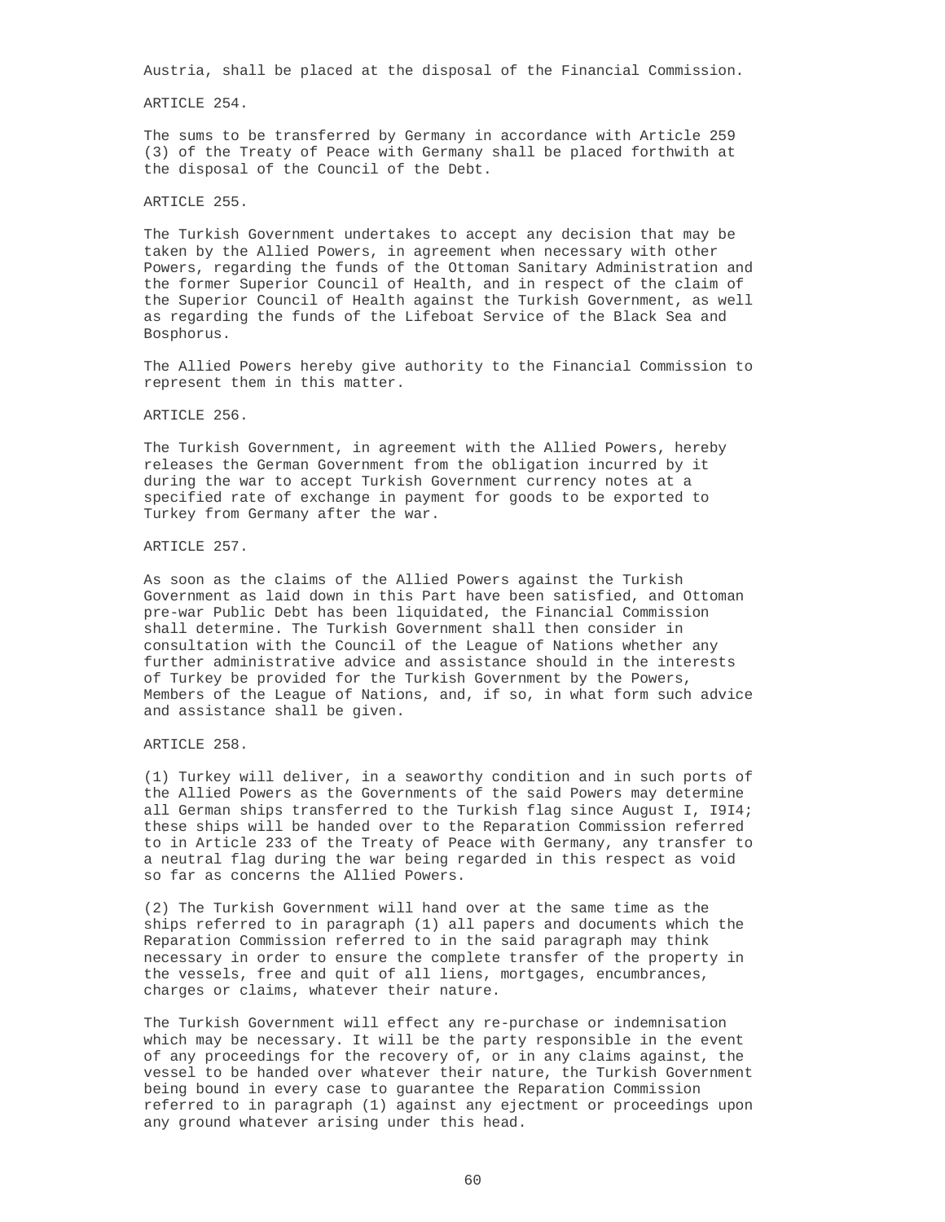Austria, shall be placed at the disposal of the Financial Commission.

ARTICLE 254.

The sums to be transferred by Germany in accordance with Article 259 (3) of the Treaty of Peace with Germany shall be placed forthwith at the disposal of the Council of the Debt.

ARTICLE 255.

The Turkish Government undertakes to accept any decision that may be taken by the Allied Powers, in agreement when necessary with other Powers, regarding the funds of the Ottoman Sanitary Administration and the former Superior Council of Health, and in respect of the claim of the Superior Council of Health against the Turkish Government, as well as regarding the funds of the Lifeboat Service of the Black Sea and Bosphorus.

The Allied Powers hereby give authority to the Financial Commission to represent them in this matter.

ARTICLE 256.

The Turkish Government, in agreement with the Allied Powers, hereby releases the German Government from the obligation incurred by it during the war to accept Turkish Government currency notes at a specified rate of exchange in payment for goods to be exported to Turkey from Germany after the war.

ARTICLE 257.

As soon as the claims of the Allied Powers against the Turkish Government as laid down in this Part have been satisfied, and Ottoman pre-war Public Debt has been liquidated, the Financial Commission shall determine. The Turkish Government shall then consider in consultation with the Council of the League of Nations whether any further administrative advice and assistance should in the interests of Turkey be provided for the Turkish Government by the Powers, Members of the League of Nations, and, if so, in what form such advice and assistance shall be given.

ARTICLE 258.

(1) Turkey will deliver, in a seaworthy condition and in such ports of the Allied Powers as the Governments of the said Powers may determine all German ships transferred to the Turkish flag since August I, I9I4; these ships will be handed over to the Reparation Commission referred to in Article 233 of the Treaty of Peace with Germany, any transfer to a neutral flag during the war being regarded in this respect as void so far as concerns the Allied Powers.

(2) The Turkish Government will hand over at the same time as the ships referred to in paragraph (1) all papers and documents which the Reparation Commission referred to in the said paragraph may think necessary in order to ensure the complete transfer of the property in the vessels, free and quit of all liens, mortgages, encumbrances, charges or claims, whatever their nature.

The Turkish Government will effect any re-purchase or indemnisation which may be necessary. It will be the party responsible in the event of any proceedings for the recovery of, or in any claims against, the vessel to be handed over whatever their nature, the Turkish Government being bound in every case to guarantee the Reparation Commission referred to in paragraph (1) against any ejectment or proceedings upon any ground whatever arising under this head.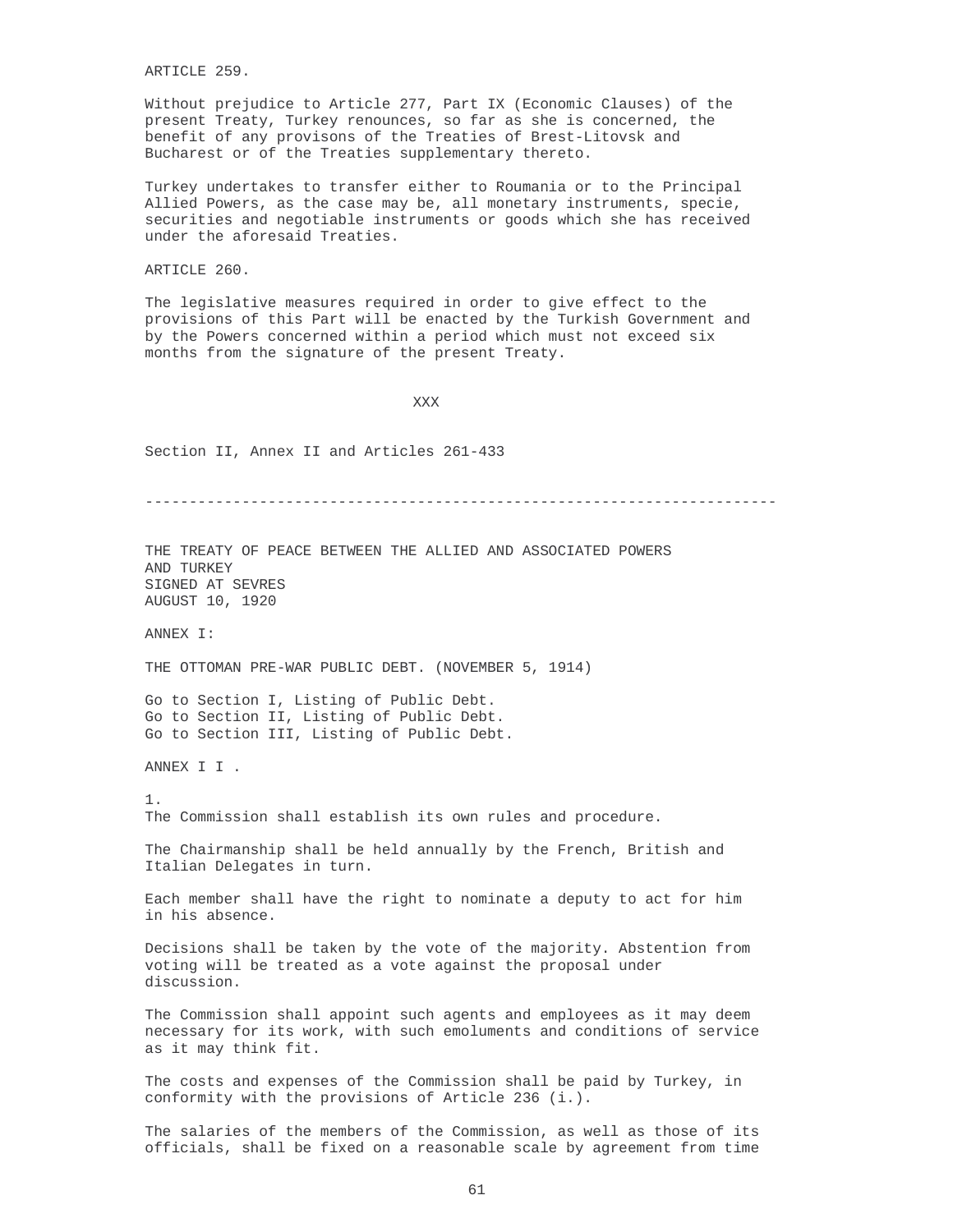ARTICLE 259.

Without prejudice to Article 277, Part IX (Economic Clauses) of the present Treaty, Turkey renounces, so far as she is concerned, the benefit of any provisons of the Treaties of Brest-Litovsk and Bucharest or of the Treaties supplementary thereto.

Turkey undertakes to transfer either to Roumania or to the Principal Allied Powers, as the case may be, all monetary instruments, specie, securities and negotiable instruments or goods which she has received under the aforesaid Treaties.

ARTICLE 260.

The legislative measures required in order to give effect to the provisions of this Part will be enacted by the Turkish Government and by the Powers concerned within a period which must not exceed six months from the signature of the present Treaty.

XXX

Section II, Annex II and Articles 261-433

---

THE TREATY OF PEACE BETWEEN THE ALLIED AND ASSOCIATED POWERS AND TURKEY
SIGNED AT SEVRES
AUGUST 10, 1920

ANNEX I:

THE OTTOMAN PRE-WAR PUBLIC DEBT. (NOVEMBER 5, 1914)

Go to Section I, Listing of Public Debt.
Go to Section II, Listing of Public Debt.
Go to Section III, Listing of Public Debt.

ANNEX I I .

1.
The Commission shall establish its own rules and procedure.

The Chairmanship shall be held annually by the French, British and Italian Delegates in turn.

Each member shall have the right to nominate a deputy to act for him in his absence.

Decisions shall be taken by the vote of the majority. Abstention from voting will be treated as a vote against the proposal under discussion.

The Commission shall appoint such agents and employees as it may deem necessary for its work, with such emoluments and conditions of service as it may think fit.

The costs and expenses of the Commission shall be paid by Turkey, in conformity with the provisions of Article 236 (i.).

The salaries of the members of the Commission, as well as those of its officials, shall be fixed on a reasonable scale by agreement from time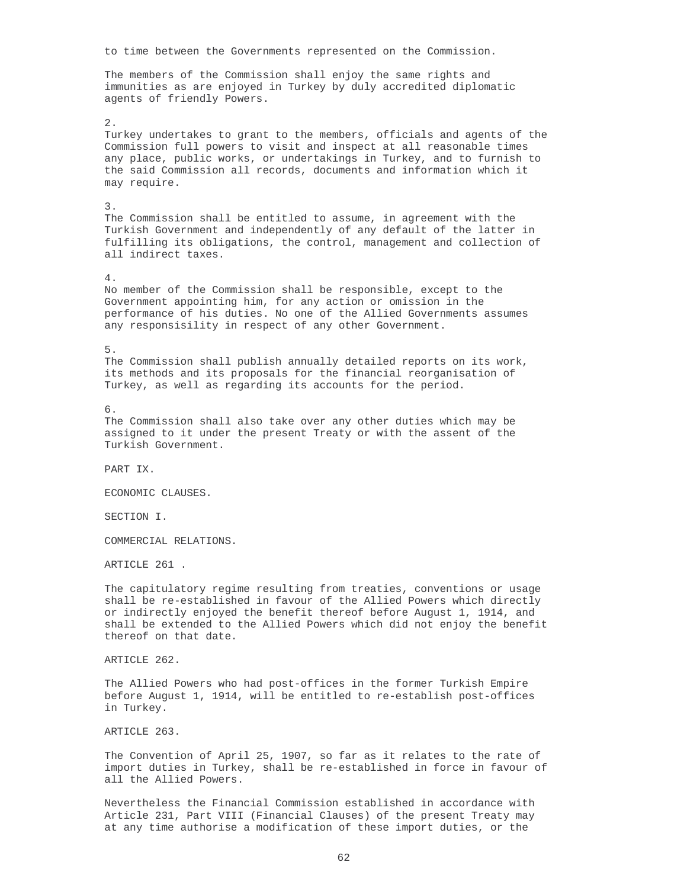to time between the Governments represented on the Commission.

The members of the Commission shall enjoy the same rights and immunities as are enjoyed in Turkey by duly accredited diplomatic agents of friendly Powers.

2.
Turkey undertakes to grant to the members, officials and agents of the Commission full powers to visit and inspect at all reasonable times any place, public works, or undertakings in Turkey, and to furnish to the said Commission all records, documents and information which it may require.

3.
The Commission shall be entitled to assume, in agreement with the Turkish Government and independently of any default of the latter in fulfilling its obligations, the control, management and collection of all indirect taxes.

4.
No member of the Commission shall be responsible, except to the Government appointing him, for any action or omission in the performance of his duties. No one of the Allied Governments assumes any responsisility in respect of any other Government.

5.
The Commission shall publish annually detailed reports on its work, its methods and its proposals for the financial reorganisation of Turkey, as well as regarding its accounts for the period.

6.
The Commission shall also take over any other duties which may be assigned to it under the present Treaty or with the assent of the Turkish Government.

## PART IX.

## ECONOMIC CLAUSES.

### SECTION I.

### COMMERCIAL RELATIONS.

#### ARTICLE 261 .

The capitulatory regime resulting from treaties, conventions or usage shall be re-established in favour of the Allied Powers which directly or indirectly enjoyed the benefit thereof before August 1, 1914, and shall be extended to the Allied Powers which did not enjoy the benefit thereof on that date.

#### ARTICLE 262.

The Allied Powers who had post-offices in the former Turkish Empire before August 1, 1914, will be entitled to re-establish post-offices in Turkey.

#### ARTICLE 263.

The Convention of April 25, 1907, so far as it relates to the rate of import duties in Turkey, shall be re-established in force in favour of all the Allied Powers.

Nevertheless the Financial Commission established in accordance with Article 231, Part VIII (Financial Clauses) of the present Treaty may at any time authorise a modification of these import duties, or the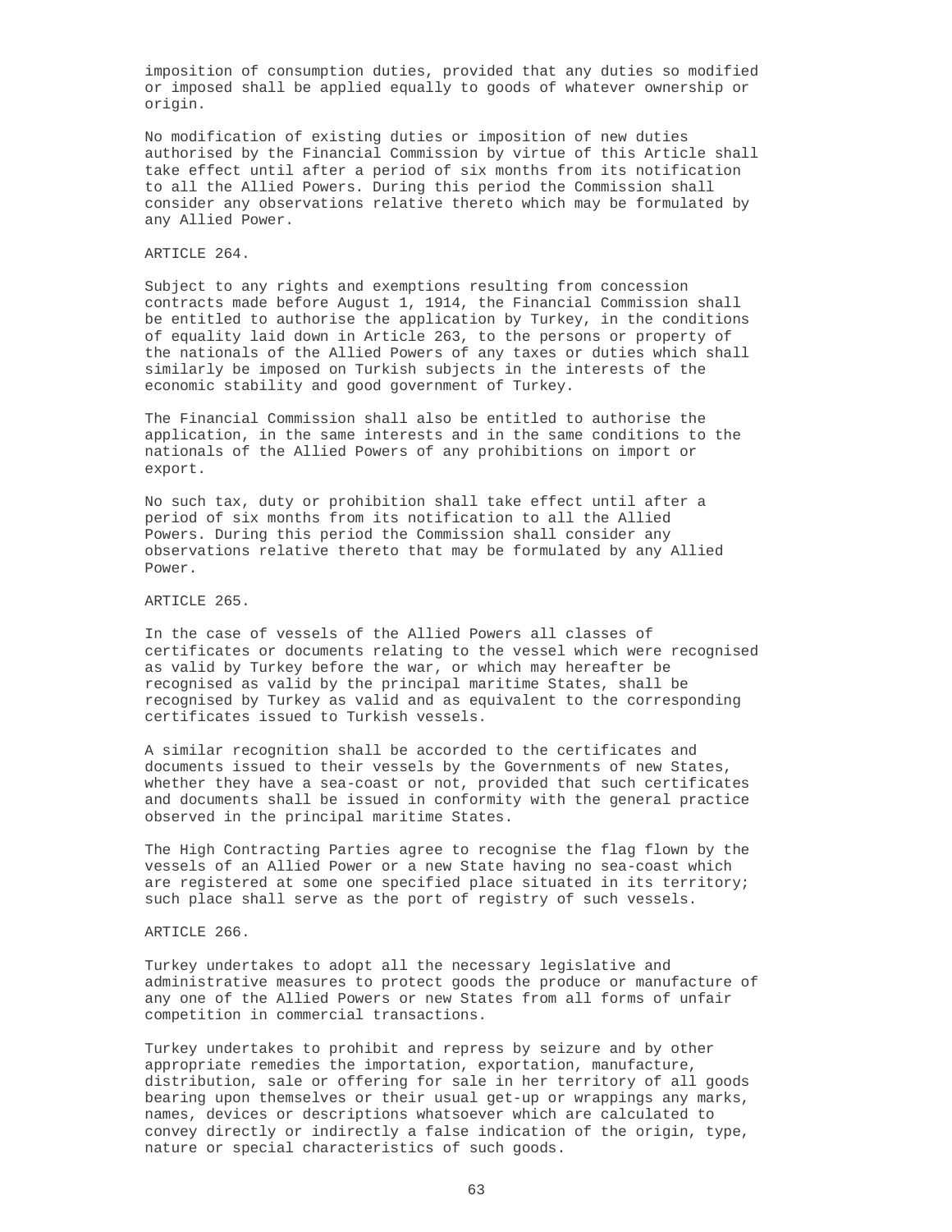imposition of consumption duties, provided that any duties so modified or imposed shall be applied equally to goods of whatever ownership or origin.

No modification of existing duties or imposition of new duties authorised by the Financial Commission by virtue of this Article shall take effect until after a period of six months from its notification to all the Allied Powers. During this period the Commission shall consider any observations relative thereto which may be formulated by any Allied Power.

ARTICLE 264.

Subject to any rights and exemptions resulting from concession contracts made before August 1, 1914, the Financial Commission shall be entitled to authorise the application by Turkey, in the conditions of equality laid down in Article 263, to the persons or property of the nationals of the Allied Powers of any taxes or duties which shall similarly be imposed on Turkish subjects in the interests of the economic stability and good government of Turkey.

The Financial Commission shall also be entitled to authorise the application, in the same interests and in the same conditions to the nationals of the Allied Powers of any prohibitions on import or export.

No such tax, duty or prohibition shall take effect until after a period of six months from its notification to all the Allied Powers. During this period the Commission shall consider any observations relative thereto that may be formulated by any Allied Power.

ARTICLE 265.

In the case of vessels of the Allied Powers all classes of certificates or documents relating to the vessel which were recognised as valid by Turkey before the war, or which may hereafter be recognised as valid by the principal maritime States, shall be recognised by Turkey as valid and as equivalent to the corresponding certificates issued to Turkish vessels.

A similar recognition shall be accorded to the certificates and documents issued to their vessels by the Governments of new States, whether they have a sea-coast or not, provided that such certificates and documents shall be issued in conformity with the general practice observed in the principal maritime States.

The High Contracting Parties agree to recognise the flag flown by the vessels of an Allied Power or a new State having no sea-coast which are registered at some one specified place situated in its territory; such place shall serve as the port of registry of such vessels.

ARTICLE 266.

Turkey undertakes to adopt all the necessary legislative and administrative measures to protect goods the produce or manufacture of any one of the Allied Powers or new States from all forms of unfair competition in commercial transactions.

Turkey undertakes to prohibit and repress by seizure and by other appropriate remedies the importation, exportation, manufacture, distribution, sale or offering for sale in her territory of all goods bearing upon themselves or their usual get-up or wrappings any marks, names, devices or descriptions whatsoever which are calculated to convey directly or indirectly a false indication of the origin, type, nature or special characteristics of such goods.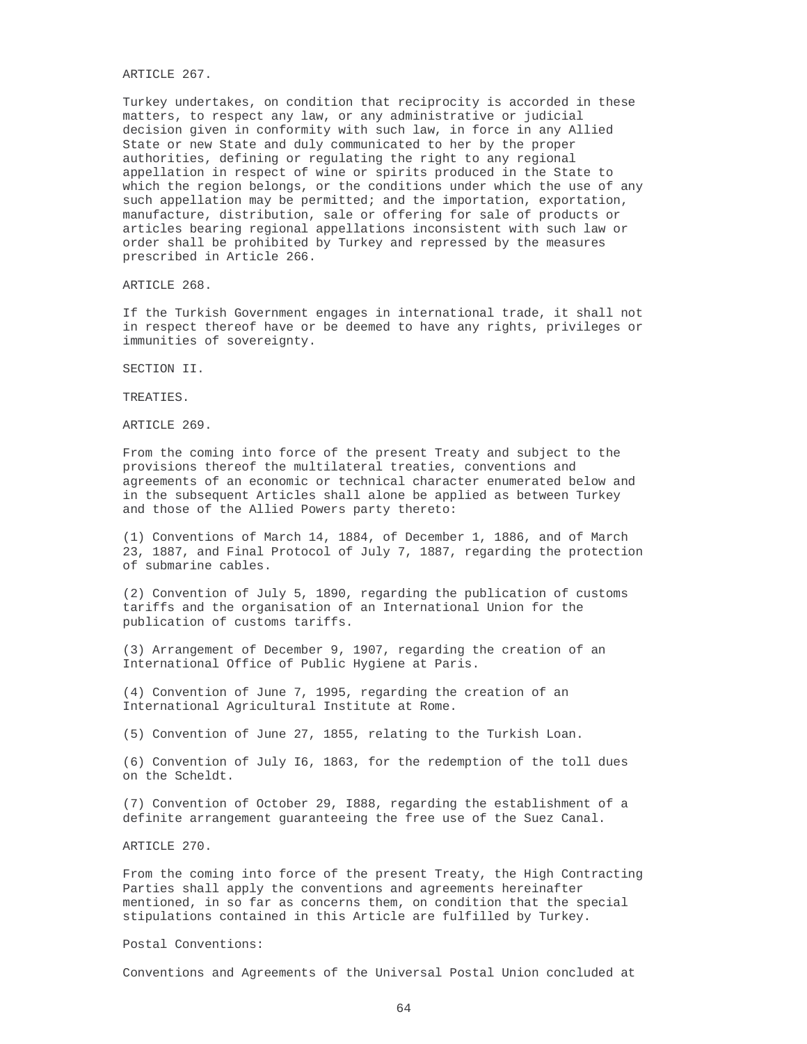ARTICLE 267.

Turkey undertakes, on condition that reciprocity is accorded in these matters, to respect any law, or any administrative or judicial decision given in conformity with such law, in force in any Allied State or new State and duly communicated to her by the proper authorities, defining or regulating the right to any regional appellation in respect of wine or spirits produced in the State to which the region belongs, or the conditions under which the use of any such appellation may be permitted; and the importation, exportation, manufacture, distribution, sale or offering for sale of products or articles bearing regional appellations inconsistent with such law or order shall be prohibited by Turkey and repressed by the measures prescribed in Article 266.

ARTICLE 268.

If the Turkish Government engages in international trade, it shall not in respect thereof have or be deemed to have any rights, privileges or immunities of sovereignty.

SECTION II.

TREATIES.

ARTICLE 269.

From the coming into force of the present Treaty and subject to the provisions thereof the multilateral treaties, conventions and agreements of an economic or technical character enumerated below and in the subsequent Articles shall alone be applied as between Turkey and those of the Allied Powers party thereto:

(1) Conventions of March 14, 1884, of December 1, 1886, and of March 23, 1887, and Final Protocol of July 7, 1887, regarding the protection of submarine cables.

(2) Convention of July 5, 1890, regarding the publication of customs tariffs and the organisation of an International Union for the publication of customs tariffs.

(3) Arrangement of December 9, 1907, regarding the creation of an International Office of Public Hygiene at Paris.

(4) Convention of June 7, 1995, regarding the creation of an International Agricultural Institute at Rome.

(5) Convention of June 27, 1855, relating to the Turkish Loan.

(6) Convention of July I6, 1863, for the redemption of the toll dues on the Scheldt.

(7) Convention of October 29, I888, regarding the establishment of a definite arrangement guaranteeing the free use of the Suez Canal.

ARTICLE 270.

From the coming into force of the present Treaty, the High Contracting Parties shall apply the conventions and agreements hereinafter mentioned, in so far as concerns them, on condition that the special stipulations contained in this Article are fulfilled by Turkey.

Postal Conventions:

Conventions and Agreements of the Universal Postal Union concluded at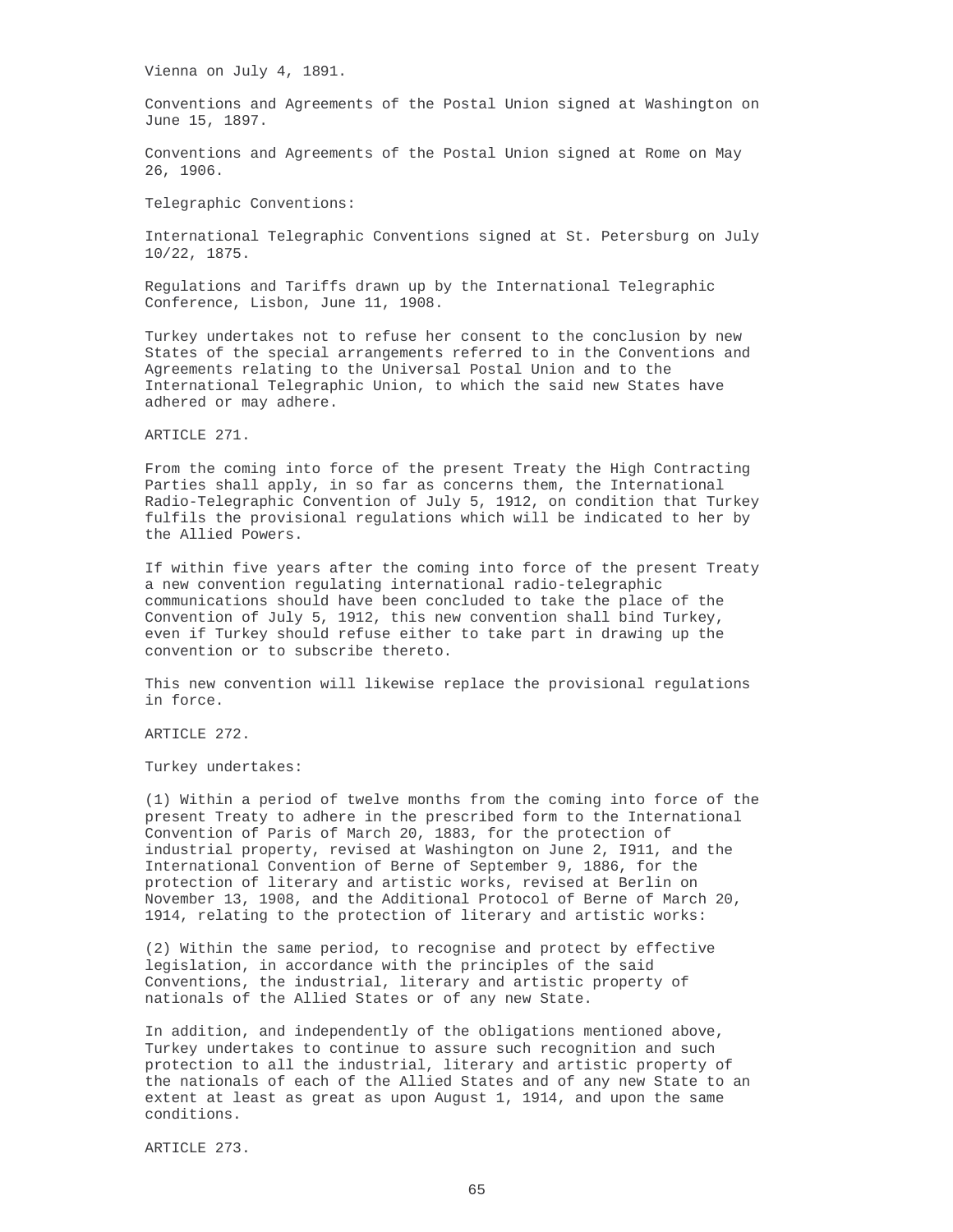Vienna on July 4, 1891.

Conventions and Agreements of the Postal Union signed at Washington on June 15, 1897.

Conventions and Agreements of the Postal Union signed at Rome on May 26, 1906.

Telegraphic Conventions:

International Telegraphic Conventions signed at St. Petersburg on July 10/22, 1875.

Regulations and Tariffs drawn up by the International Telegraphic Conference, Lisbon, June 11, 1908.

Turkey undertakes not to refuse her consent to the conclusion by new States of the special arrangements referred to in the Conventions and Agreements relating to the Universal Postal Union and to the International Telegraphic Union, to which the said new States have adhered or may adhere.

ARTICLE 271.

From the coming into force of the present Treaty the High Contracting Parties shall apply, in so far as concerns them, the International Radio-Telegraphic Convention of July 5, 1912, on condition that Turkey fulfils the provisional regulations which will be indicated to her by the Allied Powers.

If within five years after the coming into force of the present Treaty a new convention regulating international radio-telegraphic communications should have been concluded to take the place of the Convention of July 5, 1912, this new convention shall bind Turkey, even if Turkey should refuse either to take part in drawing up the convention or to subscribe thereto.

This new convention will likewise replace the provisional regulations in force.

ARTICLE 272.

Turkey undertakes:

(1) Within a period of twelve months from the coming into force of the present Treaty to adhere in the prescribed form to the International Convention of Paris of March 20, 1883, for the protection of industrial property, revised at Washington on June 2, I911, and the International Convention of Berne of September 9, 1886, for the protection of literary and artistic works, revised at Berlin on November 13, 1908, and the Additional Protocol of Berne of March 20, 1914, relating to the protection of literary and artistic works:

(2) Within the same period, to recognise and protect by effective legislation, in accordance with the principles of the said Conventions, the industrial, literary and artistic property of nationals of the Allied States or of any new State.

In addition, and independently of the obligations mentioned above, Turkey undertakes to continue to assure such recognition and such protection to all the industrial, literary and artistic property of the nationals of each of the Allied States and of any new State to an extent at least as great as upon August 1, 1914, and upon the same conditions.

ARTICLE 273.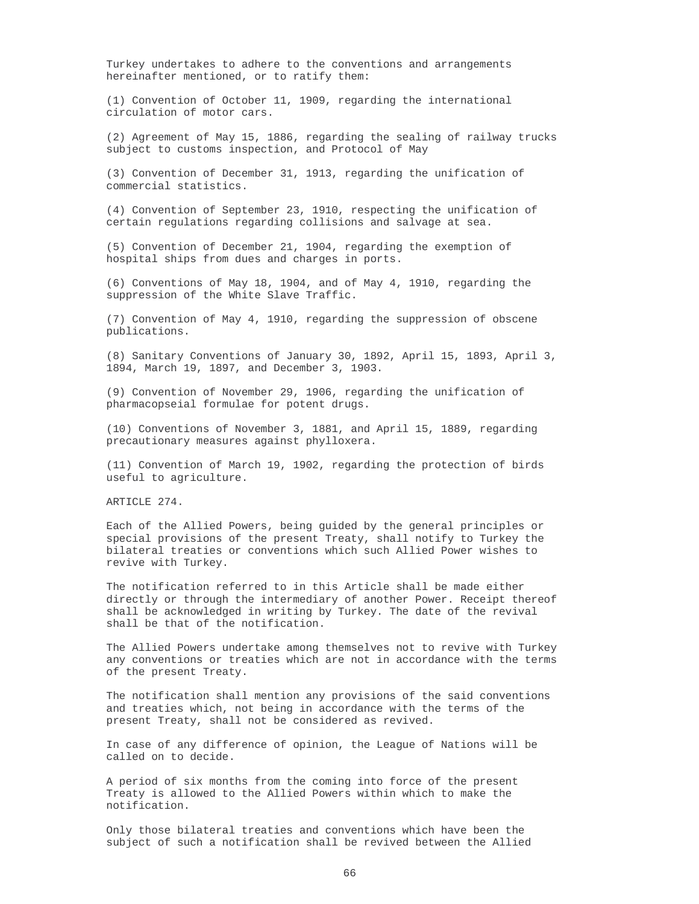Turkey undertakes to adhere to the conventions and arrangements hereinafter mentioned, or to ratify them:

(1) Convention of October 11, 1909, regarding the international circulation of motor cars.

(2) Agreement of May 15, 1886, regarding the sealing of railway trucks subject to customs inspection, and Protocol of May

(3) Convention of December 31, 1913, regarding the unification of commercial statistics.

(4) Convention of September 23, 1910, respecting the unification of certain regulations regarding collisions and salvage at sea.

(5) Convention of December 21, 1904, regarding the exemption of hospital ships from dues and charges in ports.

(6) Conventions of May 18, 1904, and of May 4, 1910, regarding the suppression of the White Slave Traffic.

(7) Convention of May 4, 1910, regarding the suppression of obscene publications.

(8) Sanitary Conventions of January 30, 1892, April 15, 1893, April 3, 1894, March 19, 1897, and December 3, 1903.

(9) Convention of November 29, 1906, regarding the unification of pharmacopseial formulae for potent drugs.

(10) Conventions of November 3, 1881, and April 15, 1889, regarding precautionary measures against phylloxera.

(11) Convention of March 19, 1902, regarding the protection of birds useful to agriculture.

ARTICLE 274.

Each of the Allied Powers, being guided by the general principles or special provisions of the present Treaty, shall notify to Turkey the bilateral treaties or conventions which such Allied Power wishes to revive with Turkey.

The notification referred to in this Article shall be made either directly or through the intermediary of another Power. Receipt thereof shall be acknowledged in writing by Turkey. The date of the revival shall be that of the notification.

The Allied Powers undertake among themselves not to revive with Turkey any conventions or treaties which are not in accordance with the terms of the present Treaty.

The notification shall mention any provisions of the said conventions and treaties which, not being in accordance with the terms of the present Treaty, shall not be considered as revived.

In case of any difference of opinion, the League of Nations will be called on to decide.

A period of six months from the coming into force of the present Treaty is allowed to the Allied Powers within which to make the notification.

Only those bilateral treaties and conventions which have been the subject of such a notification shall be revived between the Allied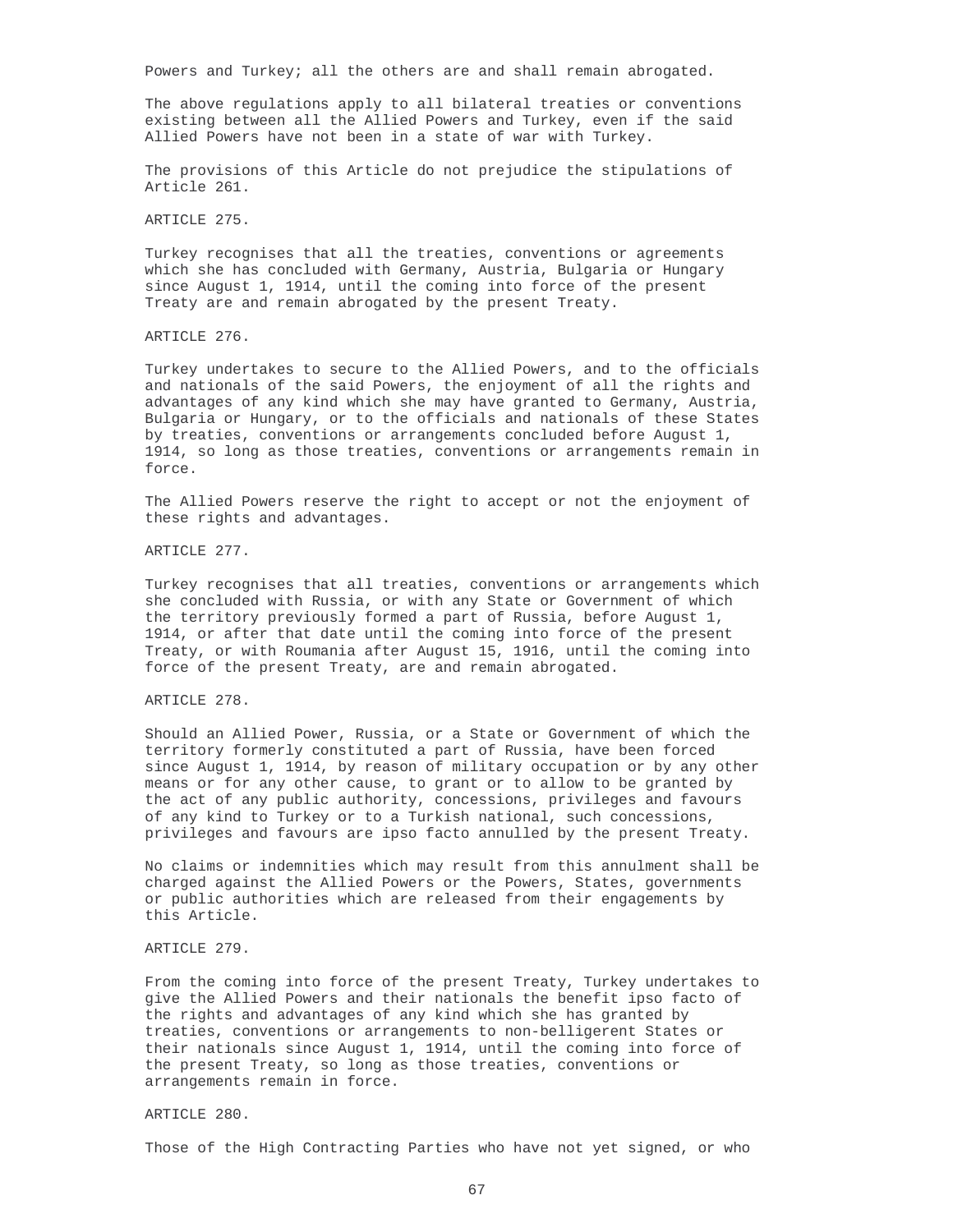Powers and Turkey; all the others are and shall remain abrogated.

The above regulations apply to all bilateral treaties or conventions existing between all the Allied Powers and Turkey, even if the said Allied Powers have not been in a state of war with Turkey.

The provisions of this Article do not prejudice the stipulations of Article 261.

ARTICLE 275.

Turkey recognises that all the treaties, conventions or agreements which she has concluded with Germany, Austria, Bulgaria or Hungary since August 1, 1914, until the coming into force of the present Treaty are and remain abrogated by the present Treaty.

ARTICLE 276.

Turkey undertakes to secure to the Allied Powers, and to the officials and nationals of the said Powers, the enjoyment of all the rights and advantages of any kind which she may have granted to Germany, Austria, Bulgaria or Hungary, or to the officials and nationals of these States by treaties, conventions or arrangements concluded before August 1, 1914, so long as those treaties, conventions or arrangements remain in force.

The Allied Powers reserve the right to accept or not the enjoyment of these rights and advantages.

ARTICLE 277.

Turkey recognises that all treaties, conventions or arrangements which she concluded with Russia, or with any State or Government of which the territory previously formed a part of Russia, before August 1, 1914, or after that date until the coming into force of the present Treaty, or with Roumania after August 15, 1916, until the coming into force of the present Treaty, are and remain abrogated.

ARTICLE 278.

Should an Allied Power, Russia, or a State or Government of which the territory formerly constituted a part of Russia, have been forced since August 1, 1914, by reason of military occupation or by any other means or for any other cause, to grant or to allow to be granted by the act of any public authority, concessions, privileges and favours of any kind to Turkey or to a Turkish national, such concessions, privileges and favours are ipso facto annulled by the present Treaty.

No claims or indemnities which may result from this annulment shall be charged against the Allied Powers or the Powers, States, governments or public authorities which are released from their engagements by this Article.

ARTICLE 279.

From the coming into force of the present Treaty, Turkey undertakes to give the Allied Powers and their nationals the benefit ipso facto of the rights and advantages of any kind which she has granted by treaties, conventions or arrangements to non-belligerent States or their nationals since August 1, 1914, until the coming into force of the present Treaty, so long as those treaties, conventions or arrangements remain in force.

ARTICLE 280.

Those of the High Contracting Parties who have not yet signed, or who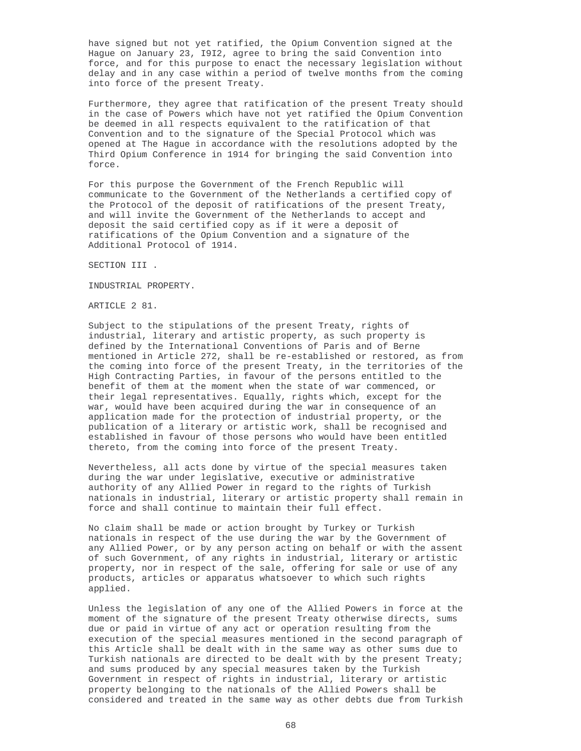have signed but not yet ratified, the Opium Convention signed at the Hague on January 23, I9I2, agree to bring the said Convention into force, and for this purpose to enact the necessary legislation without delay and in any case within a period of twelve months from the coming into force of the present Treaty.

Furthermore, they agree that ratification of the present Treaty should in the case of Powers which have not yet ratified the Opium Convention be deemed in all respects equivalent to the ratification of that Convention and to the signature of the Special Protocol which was opened at The Hague in accordance with the resolutions adopted by the Third Opium Conference in 1914 for bringing the said Convention into force.

For this purpose the Government of the French Republic will communicate to the Government of the Netherlands a certified copy of the Protocol of the deposit of ratifications of the present Treaty, and will invite the Government of the Netherlands to accept and deposit the said certified copy as if it were a deposit of ratifications of the Opium Convention and a signature of the Additional Protocol of 1914.

## SECTION III .

## INDUSTRIAL PROPERTY.

### ARTICLE 2 81.

Subject to the stipulations of the present Treaty, rights of industrial, literary and artistic property, as such property is defined by the International Conventions of Paris and of Berne mentioned in Article 272, shall be re-established or restored, as from the coming into force of the present Treaty, in the territories of the High Contracting Parties, in favour of the persons entitled to the benefit of them at the moment when the state of war commenced, or their legal representatives. Equally, rights which, except for the war, would have been acquired during the war in consequence of an application made for the protection of industrial property, or the publication of a literary or artistic work, shall be recognised and established in favour of those persons who would have been entitled thereto, from the coming into force of the present Treaty.

Nevertheless, all acts done by virtue of the special measures taken during the war under legislative, executive or administrative authority of any Allied Power in regard to the rights of Turkish nationals in industrial, literary or artistic property shall remain in force and shall continue to maintain their full effect.

No claim shall be made or action brought by Turkey or Turkish nationals in respect of the use during the war by the Government of any Allied Power, or by any person acting on behalf or with the assent of such Government, of any rights in industrial, literary or artistic property, nor in respect of the sale, offering for sale or use of any products, articles or apparatus whatsoever to which such rights applied.

Unless the legislation of any one of the Allied Powers in force at the moment of the signature of the present Treaty otherwise directs, sums due or paid in virtue of any act or operation resulting from the execution of the special measures mentioned in the second paragraph of this Article shall be dealt with in the same way as other sums due to Turkish nationals are directed to be dealt with by the present Treaty; and sums produced by any special measures taken by the Turkish Government in respect of rights in industrial, literary or artistic property belonging to the nationals of the Allied Powers shall be considered and treated in the same way as other debts due from Turkish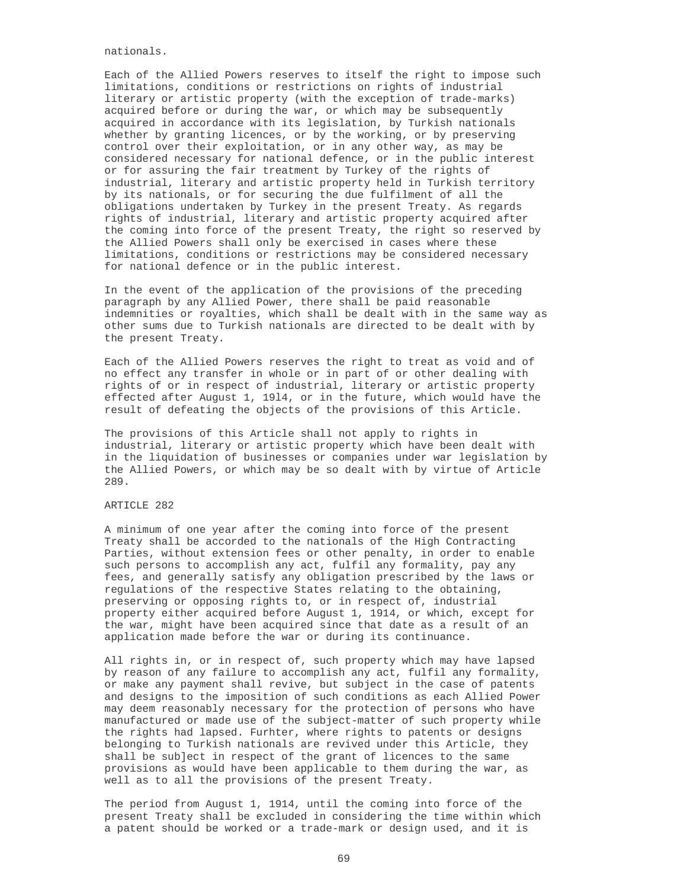nationals.

Each of the Allied Powers reserves to itself the right to impose such limitations, conditions or restrictions on rights of industrial literary or artistic property (with the exception of trade-marks) acquired before or during the war, or which may be subsequently acquired in accordance with its legislation, by Turkish nationals whether by granting licences, or by the working, or by preserving control over their exploitation, or in any other way, as may be considered necessary for national defence, or in the public interest or for assuring the fair treatment by Turkey of the rights of industrial, literary and artistic property held in Turkish territory by its nationals, or for securing the due fulfilment of all the obligations undertaken by Turkey in the present Treaty. As regards rights of industrial, literary and artistic property acquired after the coming into force of the present Treaty, the right so reserved by the Allied Powers shall only be exercised in cases where these limitations, conditions or restrictions may be considered necessary for national defence or in the public interest.

In the event of the application of the provisions of the preceding paragraph by any Allied Power, there shall be paid reasonable indemnities or royalties, which shall be dealt with in the same way as other sums due to Turkish nationals are directed to be dealt with by the present Treaty.

Each of the Allied Powers reserves the right to treat as void and of no effect any transfer in whole or in part of or other dealing with rights of or in respect of industrial, literary or artistic property effected after August 1, 19l4, or in the future, which would have the result of defeating the objects of the provisions of this Article.

The provisions of this Article shall not apply to rights in industrial, literary or artistic property which have been dealt with in the liquidation of businesses or companies under war legislation by the Allied Powers, or which may be so dealt with by virtue of Article 289.

ARTICLE 282

A minimum of one year after the coming into force of the present Treaty shall be accorded to the nationals of the High Contracting Parties, without extension fees or other penalty, in order to enable such persons to accomplish any act, fulfil any formality, pay any fees, and generally satisfy any obligation prescribed by the laws or regulations of the respective States relating to the obtaining, preserving or opposing rights to, or in respect of, industrial property either acquired before August 1, 1914, or which, except for the war, might have been acquired since that date as a result of an application made before the war or during its continuance.

All rights in, or in respect of, such property which may have lapsed by reason of any failure to accomplish any act, fulfil any formality, or make any payment shall revive, but subject in the case of patents and designs to the imposition of such conditions as each Allied Power may deem reasonably necessary for the protection of persons who have manufactured or made use of the subject-matter of such property while the rights had lapsed. Furhter, where rights to patents or designs belonging to Turkish nationals are revived under this Article, they shall be sub]ect in respect of the grant of licences to the same provisions as would have been applicable to them during the war, as well as to all the provisions of the present Treaty.

The period from August 1, 1914, until the coming into force of the present Treaty shall be excluded in considering the time within which a patent should be worked or a trade-mark or design used, and it is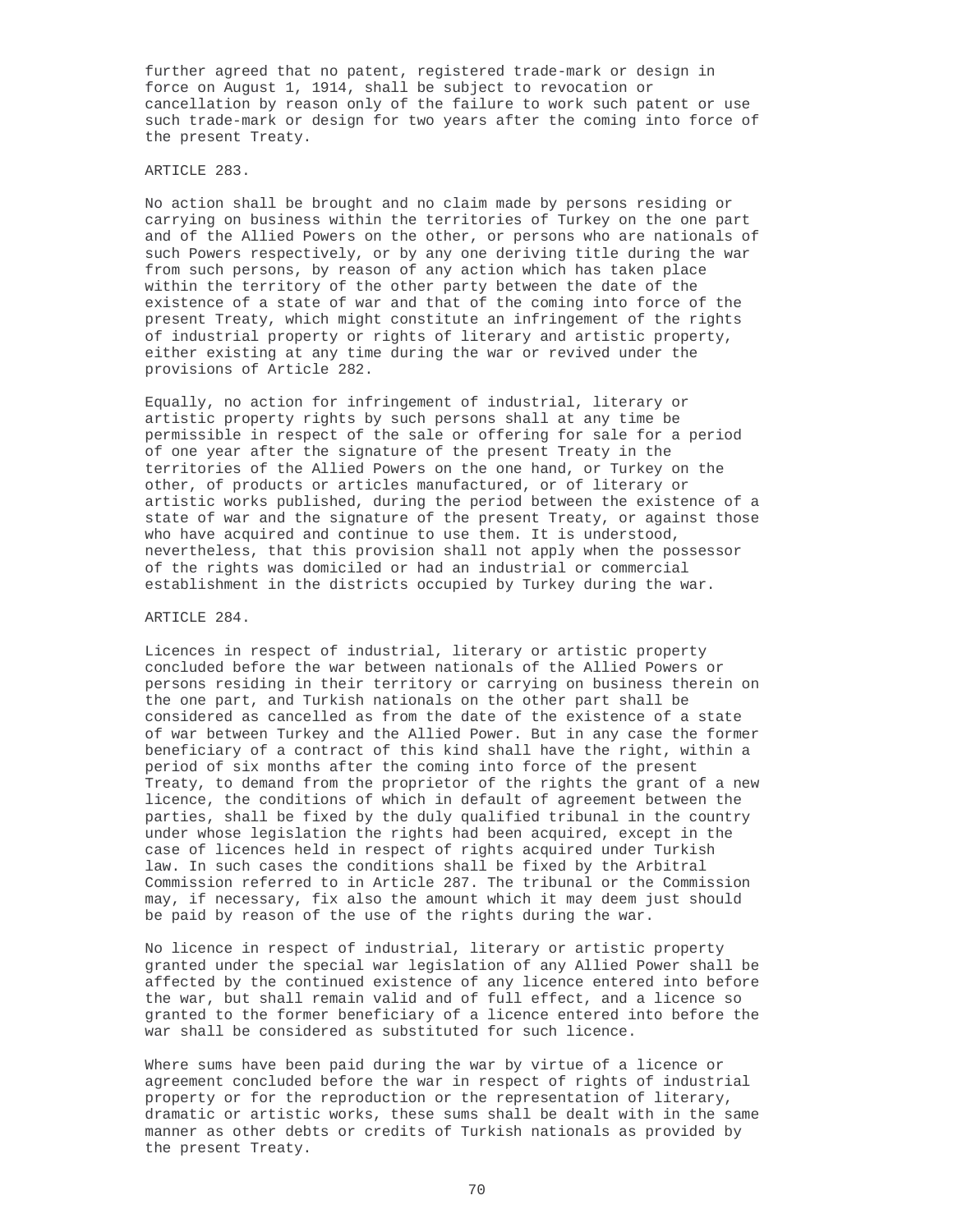further agreed that no patent, registered trade-mark or design in force on August 1, 1914, shall be subject to revocation or cancellation by reason only of the failure to work such patent or use such trade-mark or design for two years after the coming into force of the present Treaty.

ARTICLE 283.

No action shall be brought and no claim made by persons residing or carrying on business within the territories of Turkey on the one part and of the Allied Powers on the other, or persons who are nationals of such Powers respectively, or by any one deriving title during the war from such persons, by reason of any action which has taken place within the territory of the other party between the date of the existence of a state of war and that of the coming into force of the present Treaty, which might constitute an infringement of the rights of industrial property or rights of literary and artistic property, either existing at any time during the war or revived under the provisions of Article 282.

Equally, no action for infringement of industrial, literary or artistic property rights by such persons shall at any time be permissible in respect of the sale or offering for sale for a period of one year after the signature of the present Treaty in the territories of the Allied Powers on the one hand, or Turkey on the other, of products or articles manufactured, or of literary or artistic works published, during the period between the existence of a state of war and the signature of the present Treaty, or against those who have acquired and continue to use them. It is understood, nevertheless, that this provision shall not apply when the possessor of the rights was domiciled or had an industrial or commercial establishment in the districts occupied by Turkey during the war.

ARTICLE 284.

Licences in respect of industrial, literary or artistic property concluded before the war between nationals of the Allied Powers or persons residing in their territory or carrying on business therein on the one part, and Turkish nationals on the other part shall be considered as cancelled as from the date of the existence of a state of war between Turkey and the Allied Power. But in any case the former beneficiary of a contract of this kind shall have the right, within a period of six months after the coming into force of the present Treaty, to demand from the proprietor of the rights the grant of a new licence, the conditions of which in default of agreement between the parties, shall be fixed by the duly qualified tribunal in the country under whose legislation the rights had been acquired, except in the case of licences held in respect of rights acquired under Turkish law. In such cases the conditions shall be fixed by the Arbitral Commission referred to in Article 287. The tribunal or the Commission may, if necessary, fix also the amount which it may deem just should be paid by reason of the use of the rights during the war.

No licence in respect of industrial, literary or artistic property granted under the special war legislation of any Allied Power shall be affected by the continued existence of any licence entered into before the war, but shall remain valid and of full effect, and a licence so granted to the former beneficiary of a licence entered into before the war shall be considered as substituted for such licence.

Where sums have been paid during the war by virtue of a licence or agreement concluded before the war in respect of rights of industrial property or for the reproduction or the representation of literary, dramatic or artistic works, these sums shall be dealt with in the same manner as other debts or credits of Turkish nationals as provided by the present Treaty.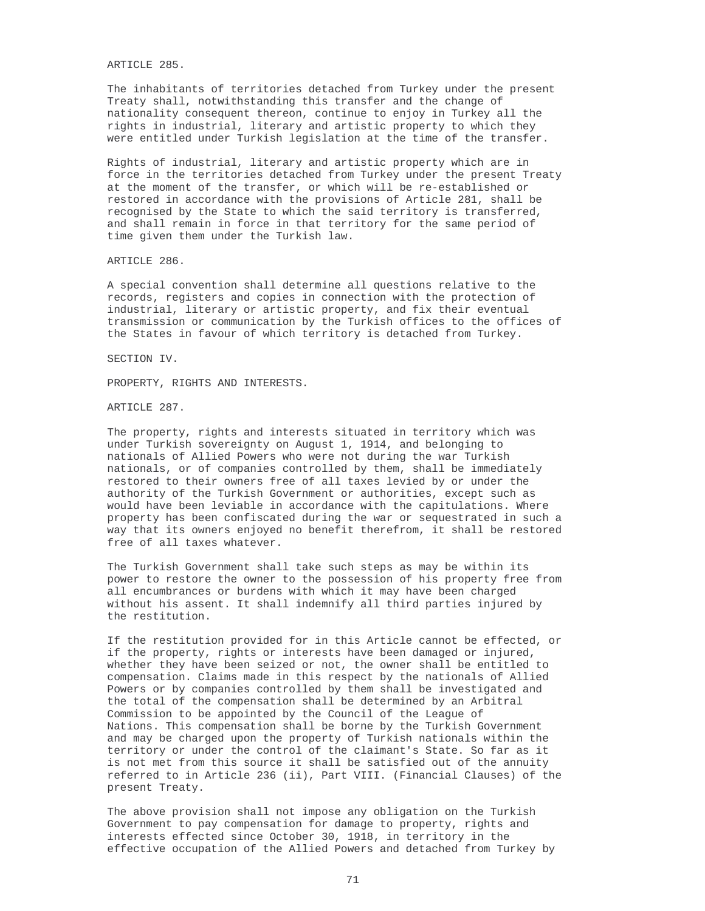ARTICLE 285.

The inhabitants of territories detached from Turkey under the present Treaty shall, notwithstanding this transfer and the change of nationality consequent thereon, continue to enjoy in Turkey all the rights in industrial, literary and artistic property to which they were entitled under Turkish legislation at the time of the transfer.

Rights of industrial, literary and artistic property which are in force in the territories detached from Turkey under the present Treaty at the moment of the transfer, or which will be re-established or restored in accordance with the provisions of Article 281, shall be recognised by the State to which the said territory is transferred, and shall remain in force in that territory for the same period of time given them under the Turkish law.

ARTICLE 286.

A special convention shall determine all questions relative to the records, registers and copies in connection with the protection of industrial, literary or artistic property, and fix their eventual transmission or communication by the Turkish offices to the offices of the States in favour of which territory is detached from Turkey.

SECTION IV.

PROPERTY, RIGHTS AND INTERESTS.

ARTICLE 287.

The property, rights and interests situated in territory which was under Turkish sovereignty on August 1, 1914, and belonging to nationals of Allied Powers who were not during the war Turkish nationals, or of companies controlled by them, shall be immediately restored to their owners free of all taxes levied by or under the authority of the Turkish Government or authorities, except such as would have been leviable in accordance with the capitulations. Where property has been confiscated during the war or sequestrated in such a way that its owners enjoyed no benefit therefrom, it shall be restored free of all taxes whatever.

The Turkish Government shall take such steps as may be within its power to restore the owner to the possession of his property free from all encumbrances or burdens with which it may have been charged without his assent. It shall indemnify all third parties injured by the restitution.

If the restitution provided for in this Article cannot be effected, or if the property, rights or interests have been damaged or injured, whether they have been seized or not, the owner shall be entitled to compensation. Claims made in this respect by the nationals of Allied Powers or by companies controlled by them shall be investigated and the total of the compensation shall be determined by an Arbitral Commission to be appointed by the Council of the League of Nations. This compensation shall be borne by the Turkish Government and may be charged upon the property of Turkish nationals within the territory or under the control of the claimant's State. So far as it is not met from this source it shall be satisfied out of the annuity referred to in Article 236 (ii), Part VIII. (Financial Clauses) of the present Treaty.

The above provision shall not impose any obligation on the Turkish Government to pay compensation for damage to property, rights and interests effected since October 30, 1918, in territory in the effective occupation of the Allied Powers and detached from Turkey by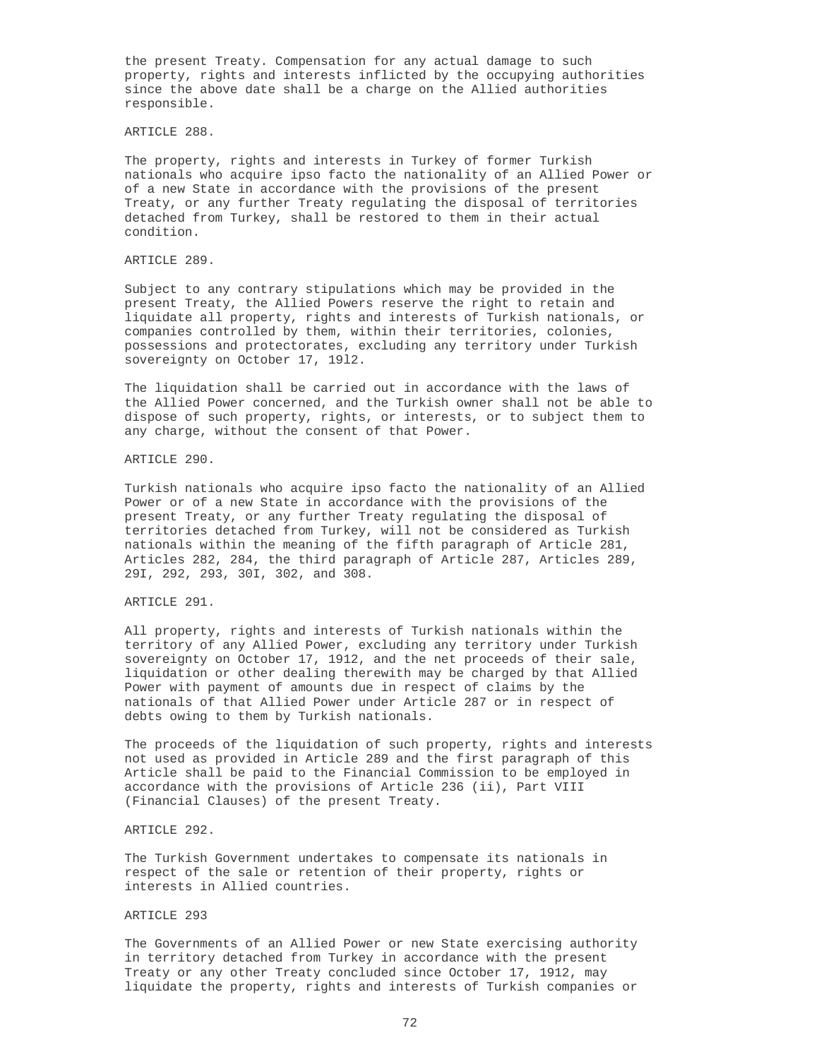the present Treaty. Compensation for any actual damage to such property, rights and interests inflicted by the occupying authorities since the above date shall be a charge on the Allied authorities responsible.

ARTICLE 288.

The property, rights and interests in Turkey of former Turkish nationals who acquire ipso facto the nationality of an Allied Power or of a new State in accordance with the provisions of the present Treaty, or any further Treaty regulating the disposal of territories detached from Turkey, shall be restored to them in their actual condition.

ARTICLE 289.

Subject to any contrary stipulations which may be provided in the present Treaty, the Allied Powers reserve the right to retain and liquidate all property, rights and interests of Turkish nationals, or companies controlled by them, within their territories, colonies, possessions and protectorates, excluding any territory under Turkish sovereignty on October 17, 19l2.

The liquidation shall be carried out in accordance with the laws of the Allied Power concerned, and the Turkish owner shall not be able to dispose of such property, rights, or interests, or to subject them to any charge, without the consent of that Power.

ARTICLE 290.

Turkish nationals who acquire ipso facto the nationality of an Allied Power or of a new State in accordance with the provisions of the present Treaty, or any further Treaty regulating the disposal of territories detached from Turkey, will not be considered as Turkish nationals within the meaning of the fifth paragraph of Article 281, Articles 282, 284, the third paragraph of Article 287, Articles 289, 29I, 292, 293, 30I, 302, and 308.

ARTICLE 291.

All property, rights and interests of Turkish nationals within the territory of any Allied Power, excluding any territory under Turkish sovereignty on October 17, 1912, and the net proceeds of their sale, liquidation or other dealing therewith may be charged by that Allied Power with payment of amounts due in respect of claims by the nationals of that Allied Power under Article 287 or in respect of debts owing to them by Turkish nationals.

The proceeds of the liquidation of such property, rights and interests not used as provided in Article 289 and the first paragraph of this Article shall be paid to the Financial Commission to be employed in accordance with the provisions of Article 236 (ii), Part VIII (Financial Clauses) of the present Treaty.

ARTICLE 292.

The Turkish Government undertakes to compensate its nationals in respect of the sale or retention of their property, rights or interests in Allied countries.

ARTICLE 293

The Governments of an Allied Power or new State exercising authority in territory detached from Turkey in accordance with the present Treaty or any other Treaty concluded since October 17, 1912, may liquidate the property, rights and interests of Turkish companies or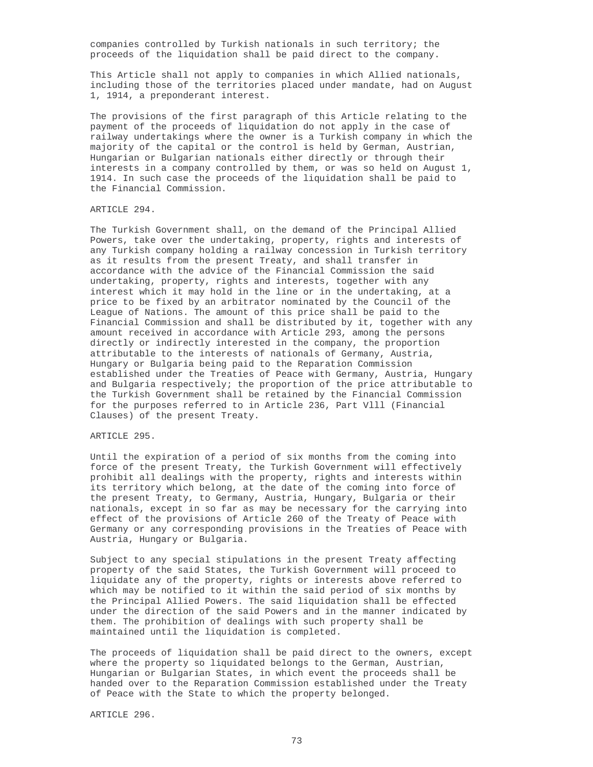companies controlled by Turkish nationals in such territory; the proceeds of the liquidation shall be paid direct to the company.

This Article shall not apply to companies in which Allied nationals, including those of the territories placed under mandate, had on August 1, 1914, a preponderant interest.

The provisions of the first paragraph of this Article relating to the payment of the proceeds of liquidation do not apply in the case of railway undertakings where the owner is a Turkish company in which the majority of the capital or the control is held by German, Austrian, Hungarian or Bulgarian nationals either directly or through their interests in a company controlled by them, or was so held on August 1, 1914. In such case the proceeds of the liquidation shall be paid to the Financial Commission.

ARTICLE 294.

The Turkish Government shall, on the demand of the Principal Allied Powers, take over the undertaking, property, rights and interests of any Turkish company holding a railway concession in Turkish territory as it results from the present Treaty, and shall transfer in accordance with the advice of the Financial Commission the said undertaking, property, rights and interests, together with any interest which it may hold in the line or in the undertaking, at a price to be fixed by an arbitrator nominated by the Council of the League of Nations. The amount of this price shall be paid to the Financial Commission and shall be distributed by it, together with any amount received in accordance with Article 293, among the persons directly or indirectly interested in the company, the proportion attributable to the interests of nationals of Germany, Austria, Hungary or Bulgaria being paid to the Reparation Commission established under the Treaties of Peace with Germany, Austria, Hungary and Bulgaria respectively; the proportion of the price attributable to the Turkish Government shall be retained by the Financial Commission for the purposes referred to in Article 236, Part Vlll (Financial Clauses) of the present Treaty.

ARTICLE 295.

Until the expiration of a period of six months from the coming into force of the present Treaty, the Turkish Government will effectively prohibit all dealings with the property, rights and interests within its territory which belong, at the date of the coming into force of the present Treaty, to Germany, Austria, Hungary, Bulgaria or their nationals, except in so far as may be necessary for the carrying into effect of the provisions of Article 260 of the Treaty of Peace with Germany or any corresponding provisions in the Treaties of Peace with Austria, Hungary or Bulgaria.

Subject to any special stipulations in the present Treaty affecting property of the said States, the Turkish Government will proceed to liquidate any of the property, rights or interests above referred to which may be notified to it within the said period of six months by the Principal Allied Powers. The said liquidation shall be effected under the direction of the said Powers and in the manner indicated by them. The prohibition of dealings with such property shall be maintained until the liquidation is completed.

The proceeds of liquidation shall be paid direct to the owners, except where the property so liquidated belongs to the German, Austrian, Hungarian or Bulgarian States, in which event the proceeds shall be handed over to the Reparation Commission established under the Treaty of Peace with the State to which the property belonged.

ARTICLE 296.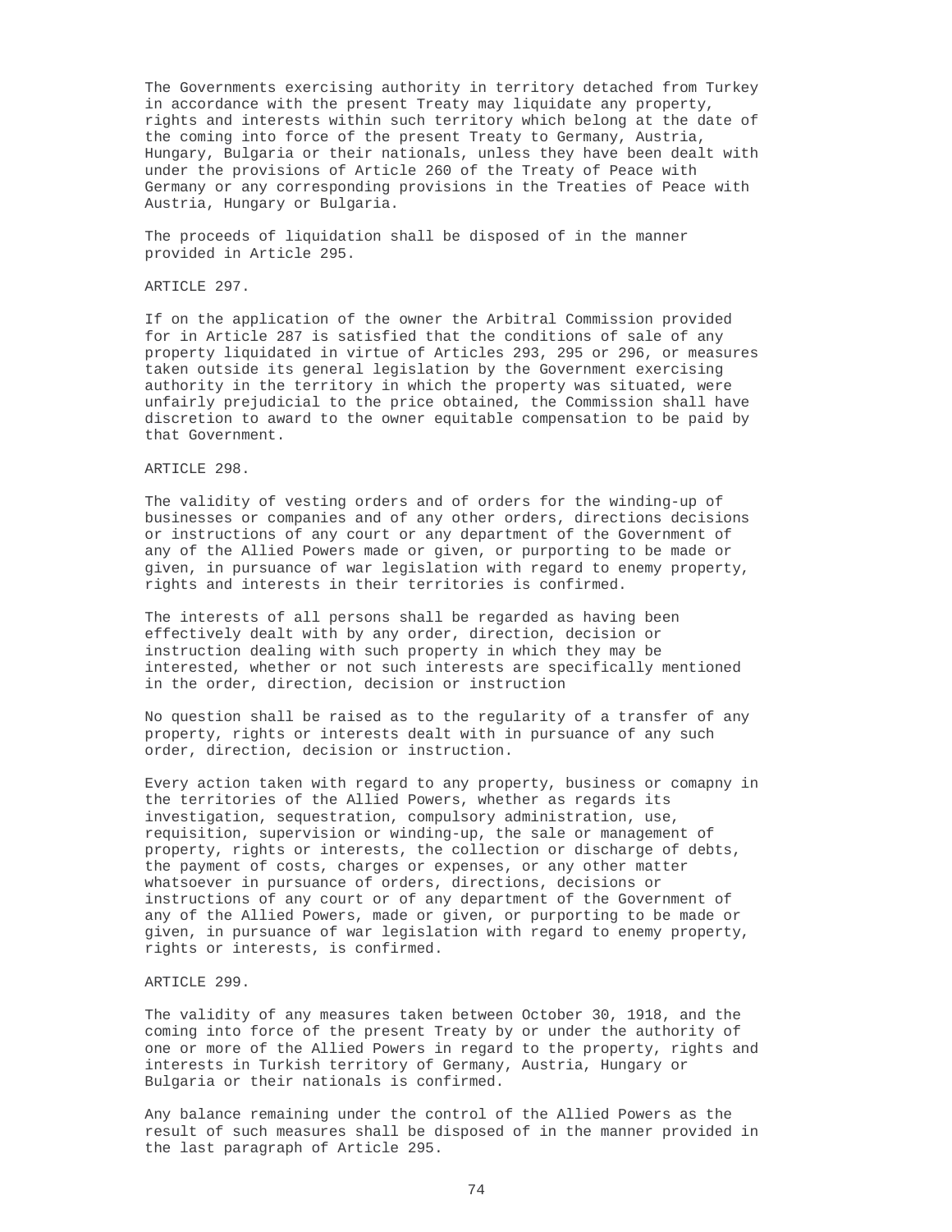The Governments exercising authority in territory detached from Turkey in accordance with the present Treaty may liquidate any property, rights and interests within such territory which belong at the date of the coming into force of the present Treaty to Germany, Austria, Hungary, Bulgaria or their nationals, unless they have been dealt with under the provisions of Article 260 of the Treaty of Peace with Germany or any corresponding provisions in the Treaties of Peace with Austria, Hungary or Bulgaria.

The proceeds of liquidation shall be disposed of in the manner provided in Article 295.

## ARTICLE 297.

If on the application of the owner the Arbitral Commission provided for in Article 287 is satisfied that the conditions of sale of any property liquidated in virtue of Articles 293, 295 or 296, or measures taken outside its general legislation by the Government exercising authority in the territory in which the property was situated, were unfairly prejudicial to the price obtained, the Commission shall have discretion to award to the owner equitable compensation to be paid by that Government.

## ARTICLE 298.

The validity of vesting orders and of orders for the winding-up of businesses or companies and of any other orders, directions decisions or instructions of any court or any department of the Government of any of the Allied Powers made or given, or purporting to be made or given, in pursuance of war legislation with regard to enemy property, rights and interests in their territories is confirmed.

The interests of all persons shall be regarded as having been effectively dealt with by any order, direction, decision or instruction dealing with such property in which they may be interested, whether or not such interests are specifically mentioned in the order, direction, decision or instruction

No question shall be raised as to the regularity of a transfer of any property, rights or interests dealt with in pursuance of any such order, direction, decision or instruction.

Every action taken with regard to any property, business or comapny in the territories of the Allied Powers, whether as regards its investigation, sequestration, compulsory administration, use, requisition, supervision or winding-up, the sale or management of property, rights or interests, the collection or discharge of debts, the payment of costs, charges or expenses, or any other matter whatsoever in pursuance of orders, directions, decisions or instructions of any court or of any department of the Government of any of the Allied Powers, made or given, or purporting to be made or given, in pursuance of war legislation with regard to enemy property, rights or interests, is confirmed.

## ARTICLE 299.

The validity of any measures taken between October 30, 1918, and the coming into force of the present Treaty by or under the authority of one or more of the Allied Powers in regard to the property, rights and interests in Turkish territory of Germany, Austria, Hungary or Bulgaria or their nationals is confirmed.

Any balance remaining under the control of the Allied Powers as the result of such measures shall be disposed of in the manner provided in the last paragraph of Article 295.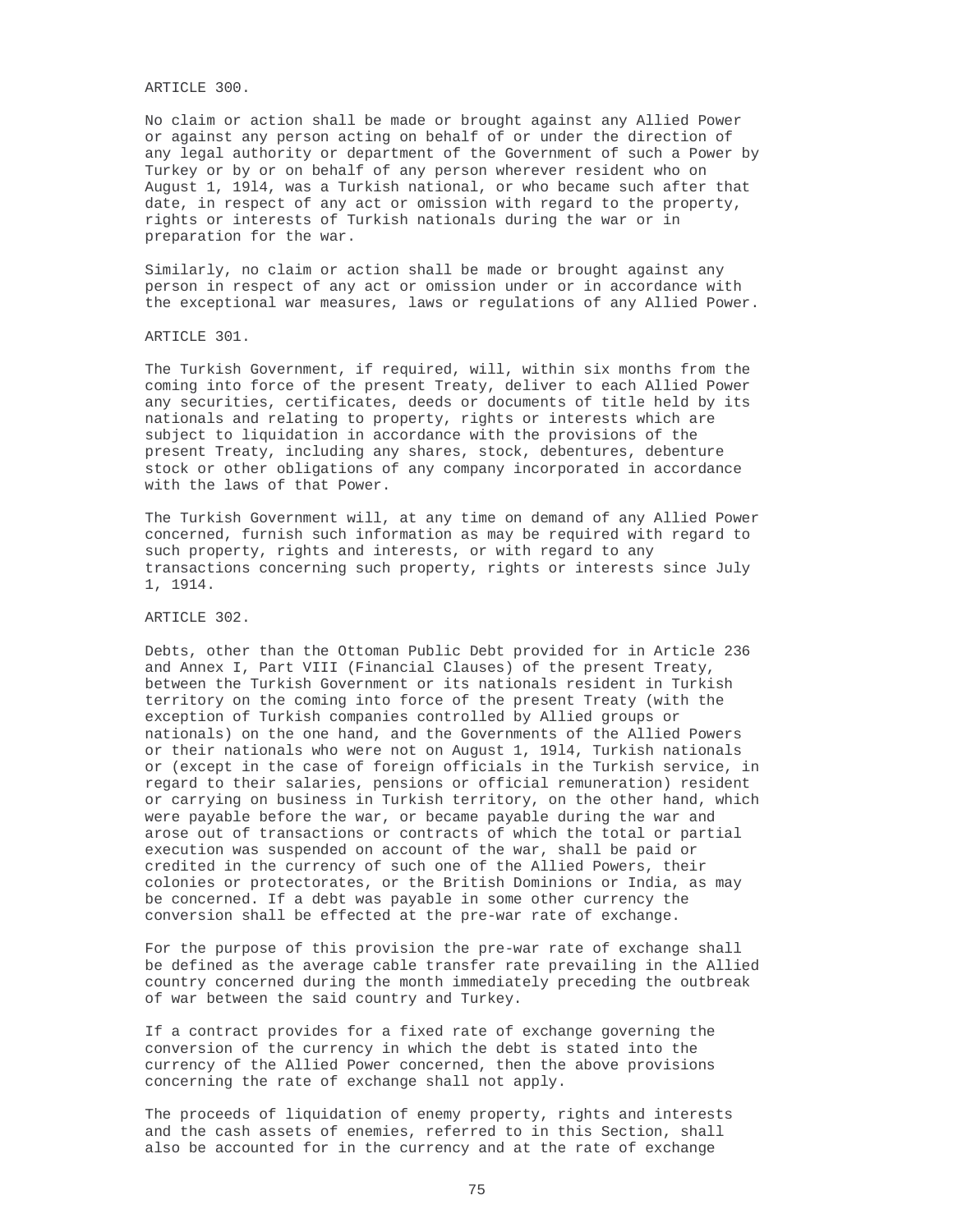ARTICLE 300.

No claim or action shall be made or brought against any Allied Power or against any person acting on behalf of or under the direction of any legal authority or department of the Government of such a Power by Turkey or by or on behalf of any person wherever resident who on August 1, 19l4, was a Turkish national, or who became such after that date, in respect of any act or omission with regard to the property, rights or interests of Turkish nationals during the war or in preparation for the war.

Similarly, no claim or action shall be made or brought against any person in respect of any act or omission under or in accordance with the exceptional war measures, laws or regulations of any Allied Power.

ARTICLE 301.

The Turkish Government, if required, will, within six months from the coming into force of the present Treaty, deliver to each Allied Power any securities, certificates, deeds or documents of title held by its nationals and relating to property, rights or interests which are subject to liquidation in accordance with the provisions of the present Treaty, including any shares, stock, debentures, debenture stock or other obligations of any company incorporated in accordance with the laws of that Power.

The Turkish Government will, at any time on demand of any Allied Power concerned, furnish such information as may be required with regard to such property, rights and interests, or with regard to any transactions concerning such property, rights or interests since July 1, 1914.

ARTICLE 302.

Debts, other than the Ottoman Public Debt provided for in Article 236 and Annex I, Part VIII (Financial Clauses) of the present Treaty, between the Turkish Government or its nationals resident in Turkish territory on the coming into force of the present Treaty (with the exception of Turkish companies controlled by Allied groups or nationals) on the one hand, and the Governments of the Allied Powers or their nationals who were not on August 1, 19l4, Turkish nationals or (except in the case of foreign officials in the Turkish service, in regard to their salaries, pensions or official remuneration) resident or carrying on business in Turkish territory, on the other hand, which were payable before the war, or became payable during the war and arose out of transactions or contracts of which the total or partial execution was suspended on account of the war, shall be paid or credited in the currency of such one of the Allied Powers, their colonies or protectorates, or the British Dominions or India, as may be concerned. If a debt was payable in some other currency the conversion shall be effected at the pre-war rate of exchange.

For the purpose of this provision the pre-war rate of exchange shall be defined as the average cable transfer rate prevailing in the Allied country concerned during the month immediately preceding the outbreak of war between the said country and Turkey.

If a contract provides for a fixed rate of exchange governing the conversion of the currency in which the debt is stated into the currency of the Allied Power concerned, then the above provisions concerning the rate of exchange shall not apply.

The proceeds of liquidation of enemy property, rights and interests and the cash assets of enemies, referred to in this Section, shall also be accounted for in the currency and at the rate of exchange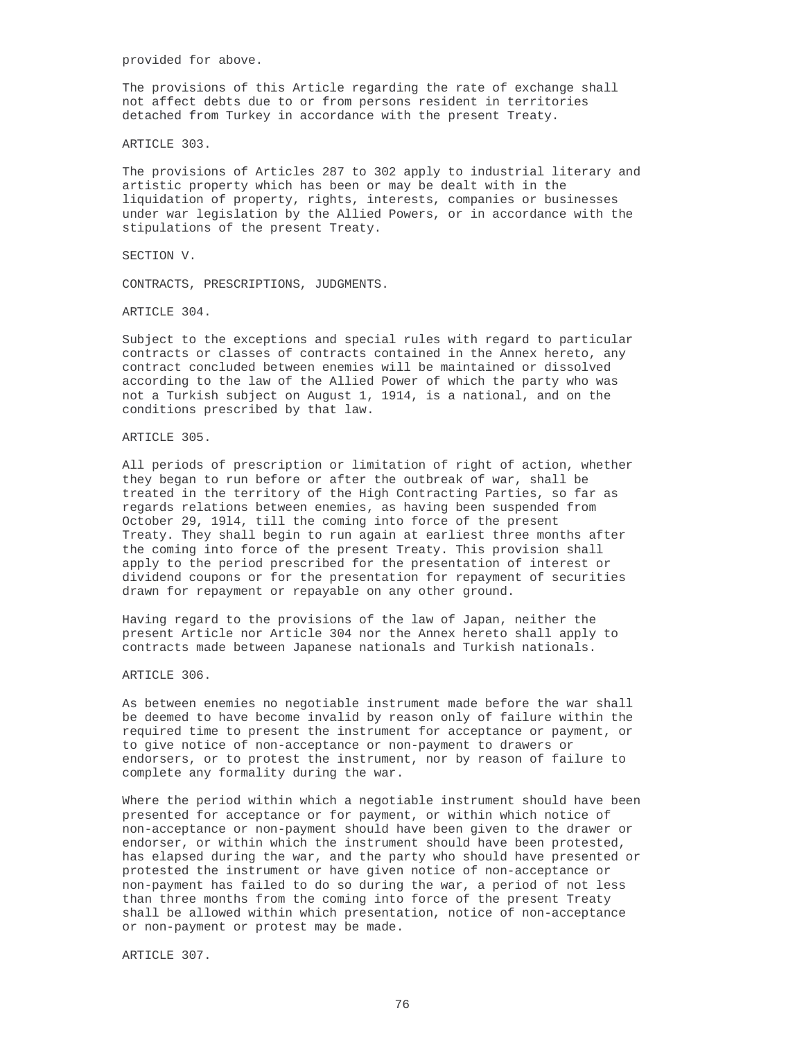provided for above.

The provisions of this Article regarding the rate of exchange shall not affect debts due to or from persons resident in territories detached from Turkey in accordance with the present Treaty.

ARTICLE 303.

The provisions of Articles 287 to 302 apply to industrial literary and artistic property which has been or may be dealt with in the liquidation of property, rights, interests, companies or businesses under war legislation by the Allied Powers, or in accordance with the stipulations of the present Treaty.

## SECTION V.

## CONTRACTS, PRESCRIPTIONS, JUDGMENTS.

ARTICLE 304.

Subject to the exceptions and special rules with regard to particular contracts or classes of contracts contained in the Annex hereto, any contract concluded between enemies will be maintained or dissolved according to the law of the Allied Power of which the party who was not a Turkish subject on August 1, 1914, is a national, and on the conditions prescribed by that law.

ARTICLE 305.

All periods of prescription or limitation of right of action, whether they began to run before or after the outbreak of war, shall be treated in the territory of the High Contracting Parties, so far as regards relations between enemies, as having been suspended from October 29, 19l4, till the coming into force of the present Treaty. They shall begin to run again at earliest three months after the coming into force of the present Treaty. This provision shall apply to the period prescribed for the presentation of interest or dividend coupons or for the presentation for repayment of securities drawn for repayment or repayable on any other ground.

Having regard to the provisions of the law of Japan, neither the present Article nor Article 304 nor the Annex hereto shall apply to contracts made between Japanese nationals and Turkish nationals.

ARTICLE 306.

As between enemies no negotiable instrument made before the war shall be deemed to have become invalid by reason only of failure within the required time to present the instrument for acceptance or payment, or to give notice of non-acceptance or non-payment to drawers or endorsers, or to protest the instrument, nor by reason of failure to complete any formality during the war.

Where the period within which a negotiable instrument should have been presented for acceptance or for payment, or within which notice of non-acceptance or non-payment should have been given to the drawer or endorser, or within which the instrument should have been protested, has elapsed during the war, and the party who should have presented or protested the instrument or have given notice of non-acceptance or non-payment has failed to do so during the war, a period of not less than three months from the coming into force of the present Treaty shall be allowed within which presentation, notice of non-acceptance or non-payment or protest may be made.

ARTICLE 307.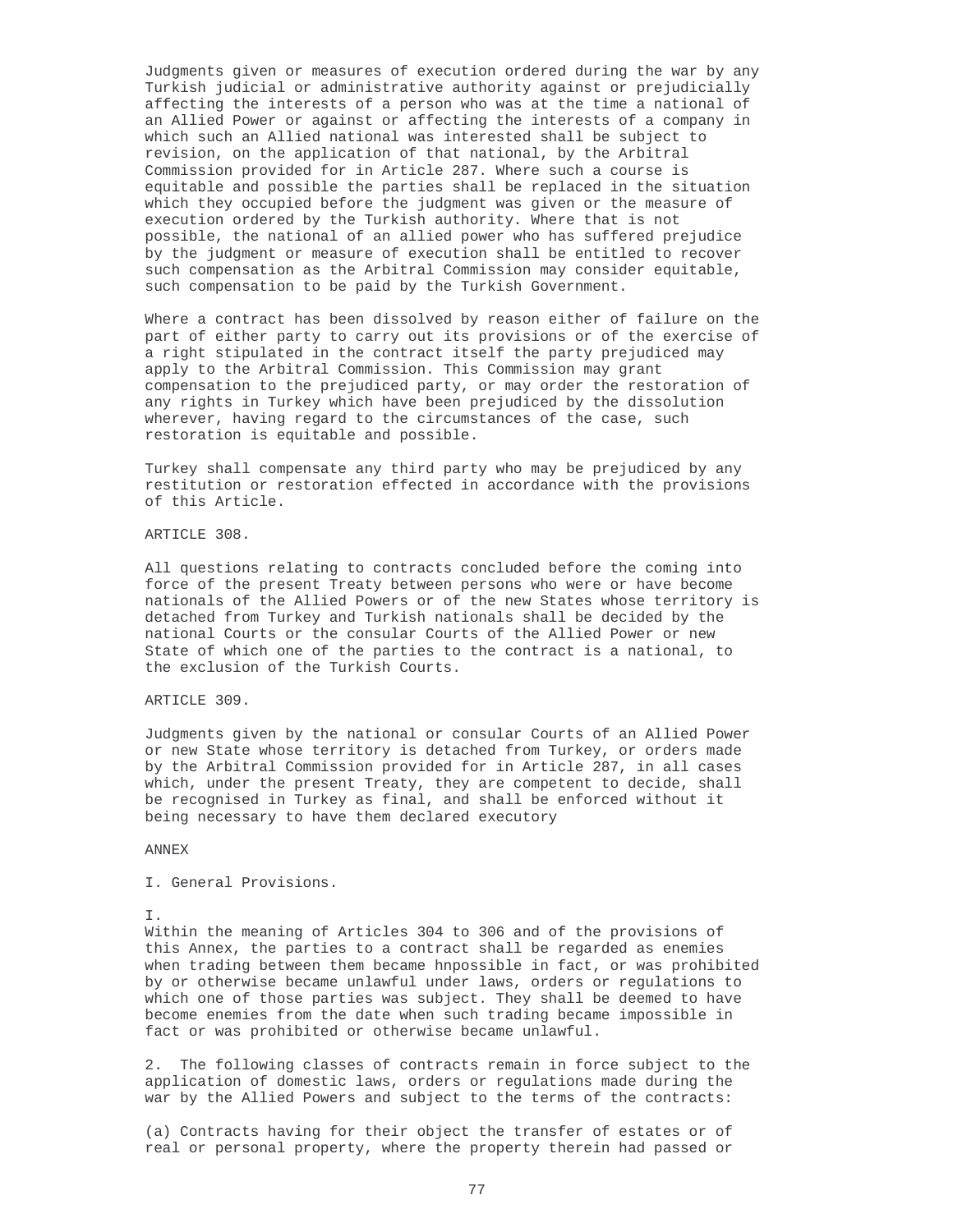Judgments given or measures of execution ordered during the war by any Turkish judicial or administrative authority against or prejudicially affecting the interests of a person who was at the time a national of an Allied Power or against or affecting the interests of a company in which such an Allied national was interested shall be subject to revision, on the application of that national, by the Arbitral Commission provided for in Article 287. Where such a course is equitable and possible the parties shall be replaced in the situation which they occupied before the judgment was given or the measure of execution ordered by the Turkish authority. Where that is not possible, the national of an allied power who has suffered prejudice by the judgment or measure of execution shall be entitled to recover such compensation as the Arbitral Commission may consider equitable, such compensation to be paid by the Turkish Government.

Where a contract has been dissolved by reason either of failure on the part of either party to carry out its provisions or of the exercise of a right stipulated in the contract itself the party prejudiced may apply to the Arbitral Commission. This Commission may grant compensation to the prejudiced party, or may order the restoration of any rights in Turkey which have been prejudiced by the dissolution wherever, having regard to the circumstances of the case, such restoration is equitable and possible.

Turkey shall compensate any third party who may be prejudiced by any restitution or restoration effected in accordance with the provisions of this Article.

ARTICLE 308.

All questions relating to contracts concluded before the coming into force of the present Treaty between persons who were or have become nationals of the Allied Powers or of the new States whose territory is detached from Turkey and Turkish nationals shall be decided by the national Courts or the consular Courts of the Allied Power or new State of which one of the parties to the contract is a national, to the exclusion of the Turkish Courts.

ARTICLE 309.

Judgments given by the national or consular Courts of an Allied Power or new State whose territory is detached from Turkey, or orders made by the Arbitral Commission provided for in Article 287, in all cases which, under the present Treaty, they are competent to decide, shall be recognised in Turkey as final, and shall be enforced without it being necessary to have them declared executory

ANNEX

I. General Provisions.

I.
Within the meaning of Articles 304 to 306 and of the provisions of this Annex, the parties to a contract shall be regarded as enemies when trading between them became hnpossible in fact, or was prohibited by or otherwise became unlawful under laws, orders or regulations to which one of those parties was subject. They shall be deemed to have become enemies from the date when such trading became impossible in fact or was prohibited or otherwise became unlawful.

2. The following classes of contracts remain in force subject to the application of domestic laws, orders or regulations made during the war by the Allied Powers and subject to the terms of the contracts:

(a) Contracts having for their object the transfer of estates or of real or personal property, where the property therein had passed or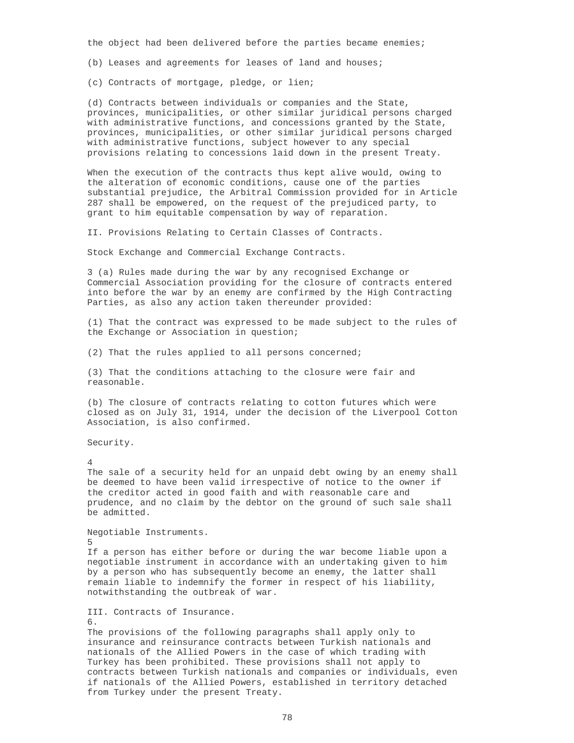the object had been delivered before the parties became enemies;

(b) Leases and agreements for leases of land and houses;

(c) Contracts of mortgage, pledge, or lien;

(d) Contracts between individuals or companies and the State, provinces, municipalities, or other similar juridical persons charged with administrative functions, and concessions granted by the State, provinces, municipalities, or other similar juridical persons charged with administrative functions, subject however to any special provisions relating to concessions laid down in the present Treaty.

When the execution of the contracts thus kept alive would, owing to the alteration of economic conditions, cause one of the parties substantial prejudice, the Arbitral Commission provided for in Article 287 shall be empowered, on the request of the prejudiced party, to grant to him equitable compensation by way of reparation.

## II. Provisions Relating to Certain Classes of Contracts.

### Stock Exchange and Commercial Exchange Contracts.

3 (a) Rules made during the war by any recognised Exchange or Commercial Association providing for the closure of contracts entered into before the war by an enemy are confirmed by the High Contracting Parties, as also any action taken thereunder provided:

(1) That the contract was expressed to be made subject to the rules of the Exchange or Association in question;

(2) That the rules applied to all persons concerned;

(3) That the conditions attaching to the closure were fair and reasonable.

(b) The closure of contracts relating to cotton futures which were closed as on July 31, 1914, under the decision of the Liverpool Cotton Association, is also confirmed.

### Security.

4

The sale of a security held for an unpaid debt owing by an enemy shall be deemed to have been valid irrespective of notice to the owner if the creditor acted in good faith and with reasonable care and prudence, and no claim by the debtor on the ground of such sale shall be admitted.

### Negotiable Instruments.

5

If a person has either before or during the war become liable upon a negotiable instrument in accordance with an undertaking given to him by a person who has subsequently become an enemy, the latter shall remain liable to indemnify the former in respect of his liability, notwithstanding the outbreak of war.

## III. Contracts of Insurance.

6.

The provisions of the following paragraphs shall apply only to insurance and reinsurance contracts between Turkish nationals and nationals of the Allied Powers in the case of which trading with Turkey has been prohibited. These provisions shall not apply to contracts between Turkish nationals and companies or individuals, even if nationals of the Allied Powers, established in territory detached from Turkey under the present Treaty.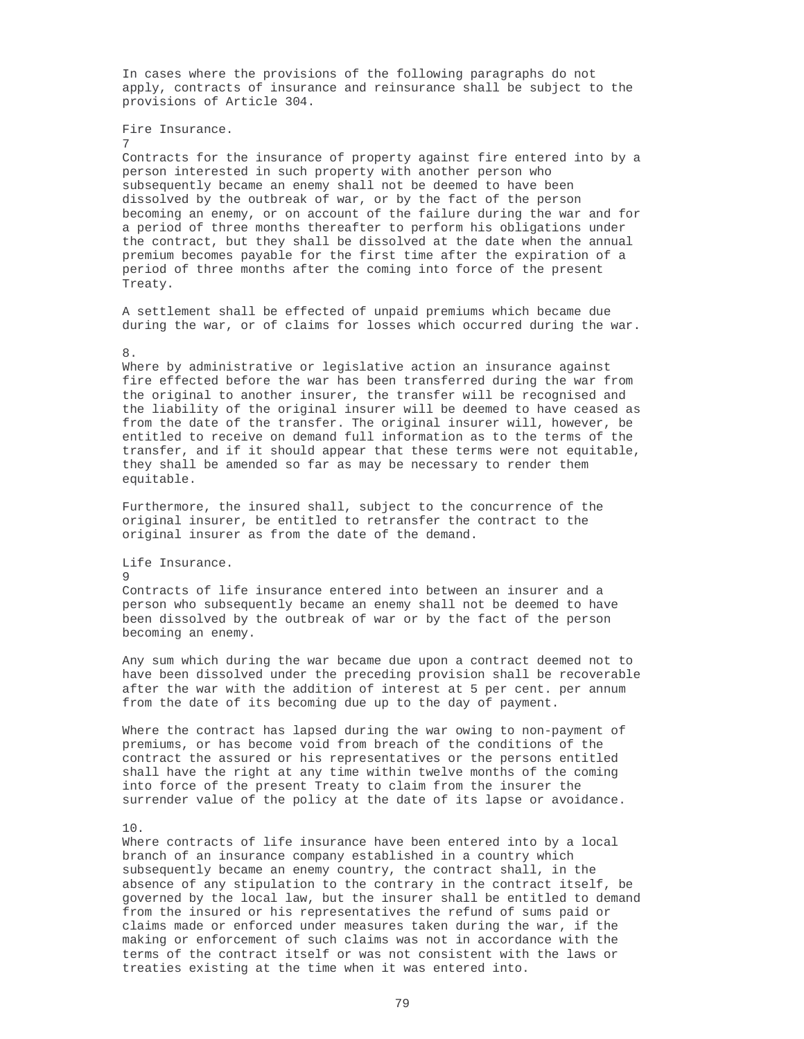In cases where the provisions of the following paragraphs do not apply, contracts of insurance and reinsurance shall be subject to the provisions of Article 304.

### Fire Insurance.

7

Contracts for the insurance of property against fire entered into by a person interested in such property with another person who subsequently became an enemy shall not be deemed to have been dissolved by the outbreak of war, or by the fact of the person becoming an enemy, or on account of the failure during the war and for a period of three months thereafter to perform his obligations under the contract, but they shall be dissolved at the date when the annual premium becomes payable for the first time after the expiration of a period of three months after the coming into force of the present Treaty.

A settlement shall be effected of unpaid premiums which became due during the war, or of claims for losses which occurred during the war.

8.

Where by administrative or legislative action an insurance against fire effected before the war has been transferred during the war from the original to another insurer, the transfer will be recognised and the liability of the original insurer will be deemed to have ceased as from the date of the transfer. The original insurer will, however, be entitled to receive on demand full information as to the terms of the transfer, and if it should appear that these terms were not equitable, they shall be amended so far as may be necessary to render them equitable.

Furthermore, the insured shall, subject to the concurrence of the original insurer, be entitled to retransfer the contract to the original insurer as from the date of the demand.

### Life Insurance.

9

Contracts of life insurance entered into between an insurer and a person who subsequently became an enemy shall not be deemed to have been dissolved by the outbreak of war or by the fact of the person becoming an enemy.

Any sum which during the war became due upon a contract deemed not to have been dissolved under the preceding provision shall be recoverable after the war with the addition of interest at 5 per cent. per annum from the date of its becoming due up to the day of payment.

Where the contract has lapsed during the war owing to non-payment of premiums, or has become void from breach of the conditions of the contract the assured or his representatives or the persons entitled shall have the right at any time within twelve months of the coming into force of the present Treaty to claim from the insurer the surrender value of the policy at the date of its lapse or avoidance.

10.

Where contracts of life insurance have been entered into by a local branch of an insurance company established in a country which subsequently became an enemy country, the contract shall, in the absence of any stipulation to the contrary in the contract itself, be governed by the local law, but the insurer shall be entitled to demand from the insured or his representatives the refund of sums paid or claims made or enforced under measures taken during the war, if the making or enforcement of such claims was not in accordance with the terms of the contract itself or was not consistent with the laws or treaties existing at the time when it was entered into.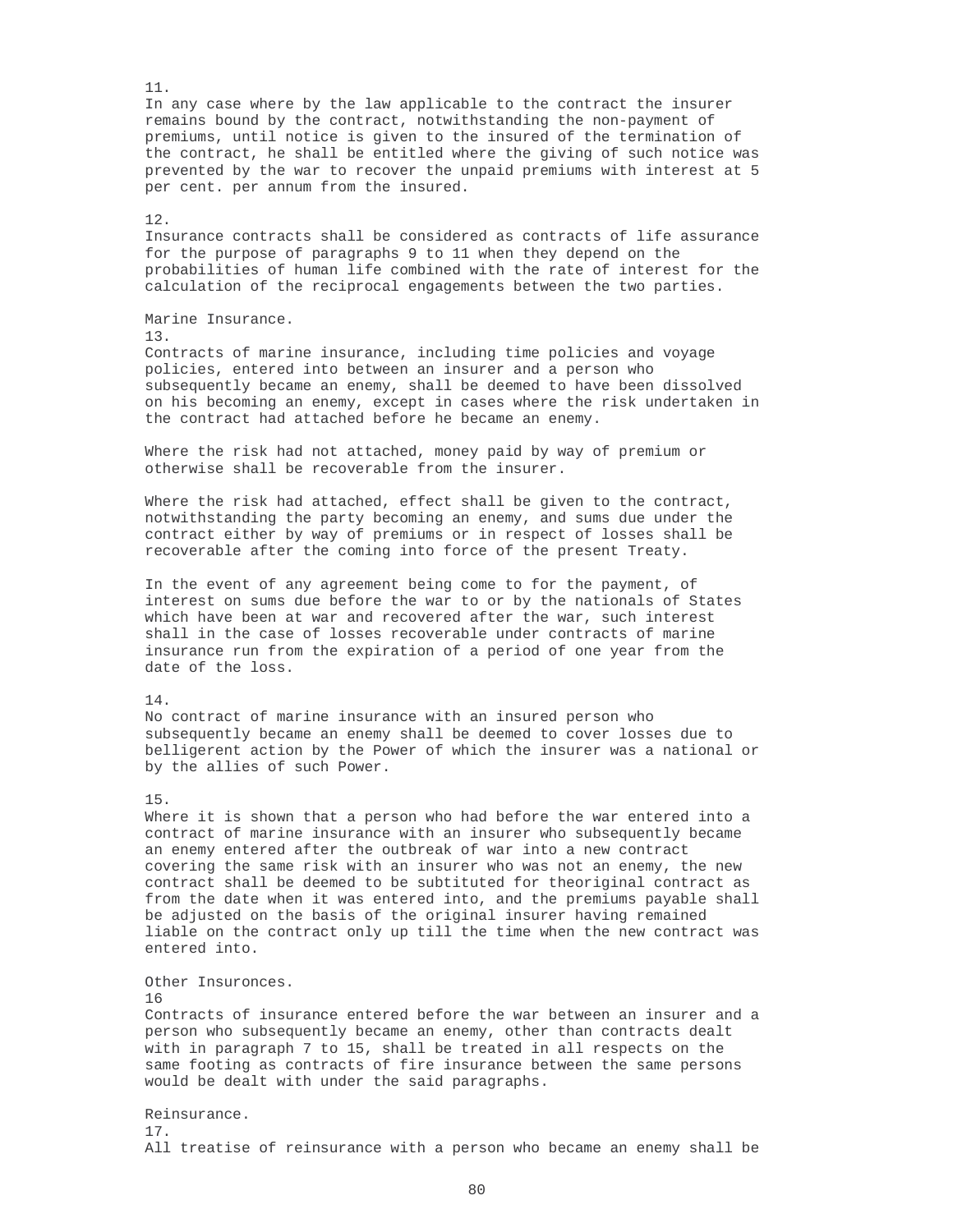11.
In any case where by the law applicable to the contract the insurer remains bound by the contract, notwithstanding the non-payment of premiums, until notice is given to the insured of the termination of the contract, he shall be entitled where the giving of such notice was prevented by the war to recover the unpaid premiums with interest at 5 per cent. per annum from the insured.

12.
Insurance contracts shall be considered as contracts of life assurance for the purpose of paragraphs 9 to 11 when they depend on the probabilities of human life combined with the rate of interest for the calculation of the reciprocal engagements between the two parties.

Marine Insurance.

13.
Contracts of marine insurance, including time policies and voyage policies, entered into between an insurer and a person who subsequently became an enemy, shall be deemed to have been dissolved on his becoming an enemy, except in cases where the risk undertaken in the contract had attached before he became an enemy.

Where the risk had not attached, money paid by way of premium or otherwise shall be recoverable from the insurer.

Where the risk had attached, effect shall be given to the contract, notwithstanding the party becoming an enemy, and sums due under the contract either by way of premiums or in respect of losses shall be recoverable after the coming into force of the present Treaty.

In the event of any agreement being come to for the payment, of interest on sums due before the war to or by the nationals of States which have been at war and recovered after the war, such interest shall in the case of losses recoverable under contracts of marine insurance run from the expiration of a period of one year from the date of the loss.

14.
No contract of marine insurance with an insured person who subsequently became an enemy shall be deemed to cover losses due to belligerent action by the Power of which the insurer was a national or by the allies of such Power.

15.
Where it is shown that a person who had before the war entered into a contract of marine insurance with an insurer who subsequently became an enemy entered after the outbreak of war into a new contract covering the same risk with an insurer who was not an enemy, the new contract shall be deemed to be subtituted for theoriginal contract as from the date when it was entered into, and the premiums payable shall be adjusted on the basis of the original insurer having remained liable on the contract only up till the time when the new contract was entered into.

Other Insuronces.

16
Contracts of insurance entered before the war between an insurer and a person who subsequently became an enemy, other than contracts dealt with in paragraph 7 to 15, shall be treated in all respects on the same footing as contracts of fire insurance between the same persons would be dealt with under the said paragraphs.

Reinsurance.

17.
All treatise of reinsurance with a person who became an enemy shall be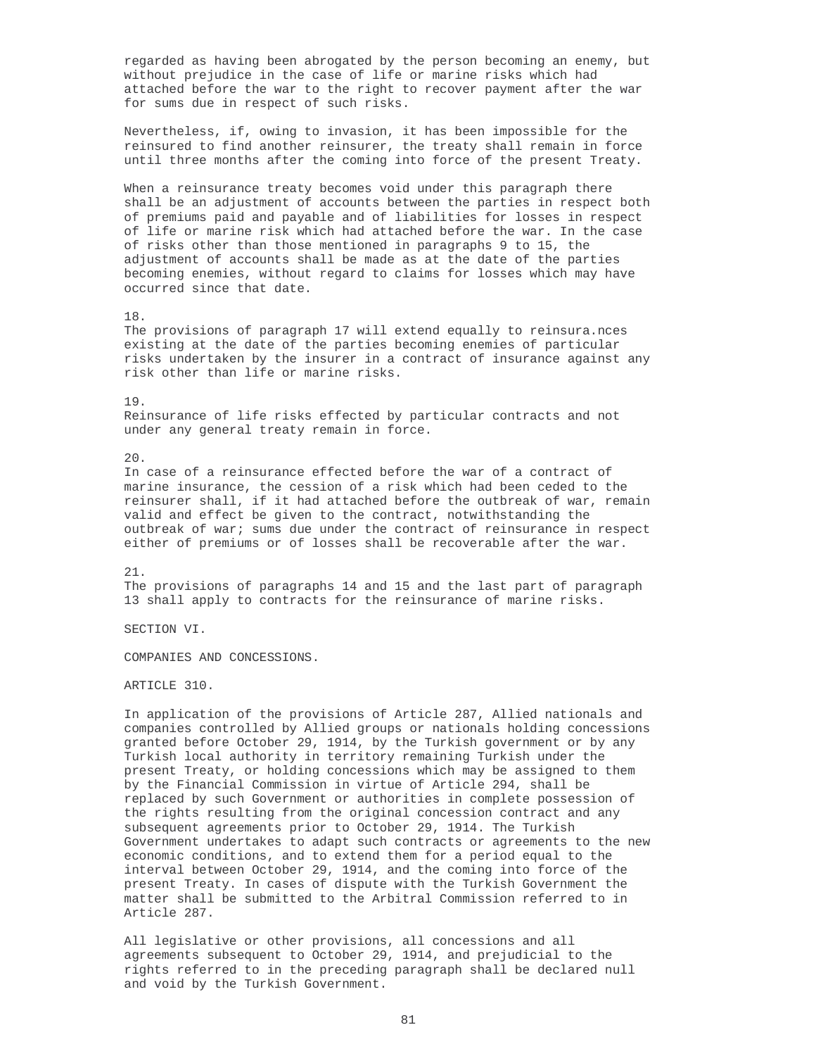regarded as having been abrogated by the person becoming an enemy, but without prejudice in the case of life or marine risks which had attached before the war to the right to recover payment after the war for sums due in respect of such risks.

Nevertheless, if, owing to invasion, it has been impossible for the reinsured to find another reinsurer, the treaty shall remain in force until three months after the coming into force of the present Treaty.

When a reinsurance treaty becomes void under this paragraph there shall be an adjustment of accounts between the parties in respect both of premiums paid and payable and of liabilities for losses in respect of life or marine risk which had attached before the war. In the case of risks other than those mentioned in paragraphs 9 to 15, the adjustment of accounts shall be made as at the date of the parties becoming enemies, without regard to claims for losses which may have occurred since that date.

18.
The provisions of paragraph 17 will extend equally to reinsura.nces existing at the date of the parties becoming enemies of particular risks undertaken by the insurer in a contract of insurance against any risk other than life or marine risks.

19.
Reinsurance of life risks effected by particular contracts and not under any general treaty remain in force.

20.
In case of a reinsurance effected before the war of a contract of marine insurance, the cession of a risk which had been ceded to the reinsurer shall, if it had attached before the outbreak of war, remain valid and effect be given to the contract, notwithstanding the outbreak of war; sums due under the contract of reinsurance in respect either of premiums or of losses shall be recoverable after the war.

21.
The provisions of paragraphs 14 and 15 and the last part of paragraph 13 shall apply to contracts for the reinsurance of marine risks.

## SECTION VI.

## COMPANIES AND CONCESSIONS.

### ARTICLE 310.

In application of the provisions of Article 287, Allied nationals and companies controlled by Allied groups or nationals holding concessions granted before October 29, 1914, by the Turkish government or by any Turkish local authority in territory remaining Turkish under the present Treaty, or holding concessions which may be assigned to them by the Financial Commission in virtue of Article 294, shall be replaced by such Government or authorities in complete possession of the rights resulting from the original concession contract and any subsequent agreements prior to October 29, 1914. The Turkish Government undertakes to adapt such contracts or agreements to the new economic conditions, and to extend them for a period equal to the interval between October 29, 1914, and the coming into force of the present Treaty. In cases of dispute with the Turkish Government the matter shall be submitted to the Arbitral Commission referred to in Article 287.

All legislative or other provisions, all concessions and all agreements subsequent to October 29, 1914, and prejudicial to the rights referred to in the preceding paragraph shall be declared null and void by the Turkish Government.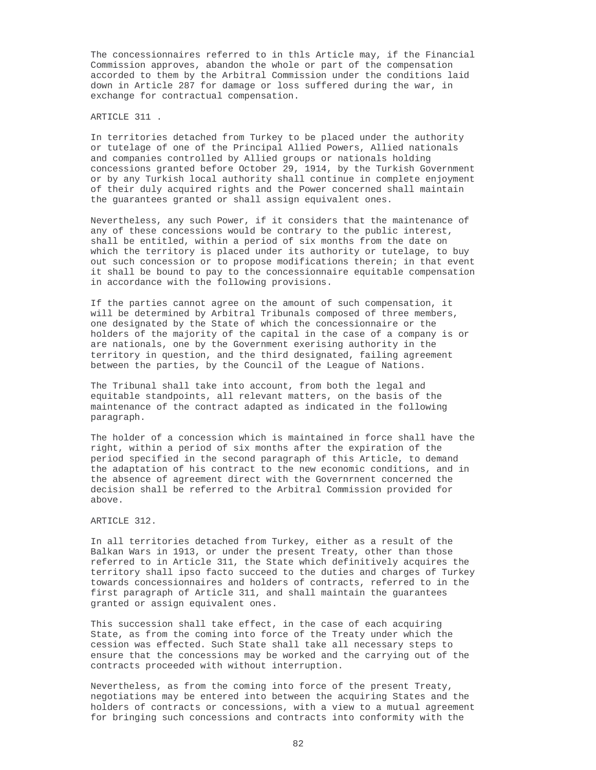The concessionnaires referred to in thls Article may, if the Financial Commission approves, abandon the whole or part of the compensation accorded to them by the Arbitral Commission under the conditions laid down in Article 287 for damage or loss suffered during the war, in exchange for contractual compensation.

ARTICLE 311 .

In territories detached from Turkey to be placed under the authority or tutelage of one of the Principal Allied Powers, Allied nationals and companies controlled by Allied groups or nationals holding concessions granted before October 29, 1914, by the Turkish Government or by any Turkish local authority shall continue in complete enjoyment of their duly acquired rights and the Power concerned shall maintain the guarantees granted or shall assign equivalent ones.

Nevertheless, any such Power, if it considers that the maintenance of any of these concessions would be contrary to the public interest, shall be entitled, within a period of six months from the date on which the territory is placed under its authority or tutelage, to buy out such concession or to propose modifications therein; in that event it shall be bound to pay to the concessionnaire equitable compensation in accordance with the following provisions.

If the parties cannot agree on the amount of such compensation, it will be determined by Arbitral Tribunals composed of three members, one designated by the State of which the concessionnaire or the holders of the majority of the capital in the case of a company is or are nationals, one by the Government exerising authority in the territory in question, and the third designated, failing agreement between the parties, by the Council of the League of Nations.

The Tribunal shall take into account, from both the legal and equitable standpoints, all relevant matters, on the basis of the maintenance of the contract adapted as indicated in the following paragraph.

The holder of a concession which is maintained in force shall have the right, within a period of six months after the expiration of the period specified in the second paragraph of this Article, to demand the adaptation of his contract to the new economic conditions, and in the absence of agreement direct with the Governrnent concerned the decision shall be referred to the Arbitral Commission provided for above.

ARTICLE 312.

In all territories detached from Turkey, either as a result of the Balkan Wars in 1913, or under the present Treaty, other than those referred to in Article 311, the State which definitively acquires the territory shall ipso facto succeed to the duties and charges of Turkey towards concessionnaires and holders of contracts, referred to in the first paragraph of Article 311, and shall maintain the guarantees granted or assign equivalent ones.

This succession shall take effect, in the case of each acquiring State, as from the coming into force of the Treaty under which the cession was effected. Such State shall take all necessary steps to ensure that the concessions may be worked and the carrying out of the contracts proceeded with without interruption.

Nevertheless, as from the coming into force of the present Treaty, negotiations may be entered into between the acquiring States and the holders of contracts or concessions, with a view to a mutual agreement for bringing such concessions and contracts into conformity with the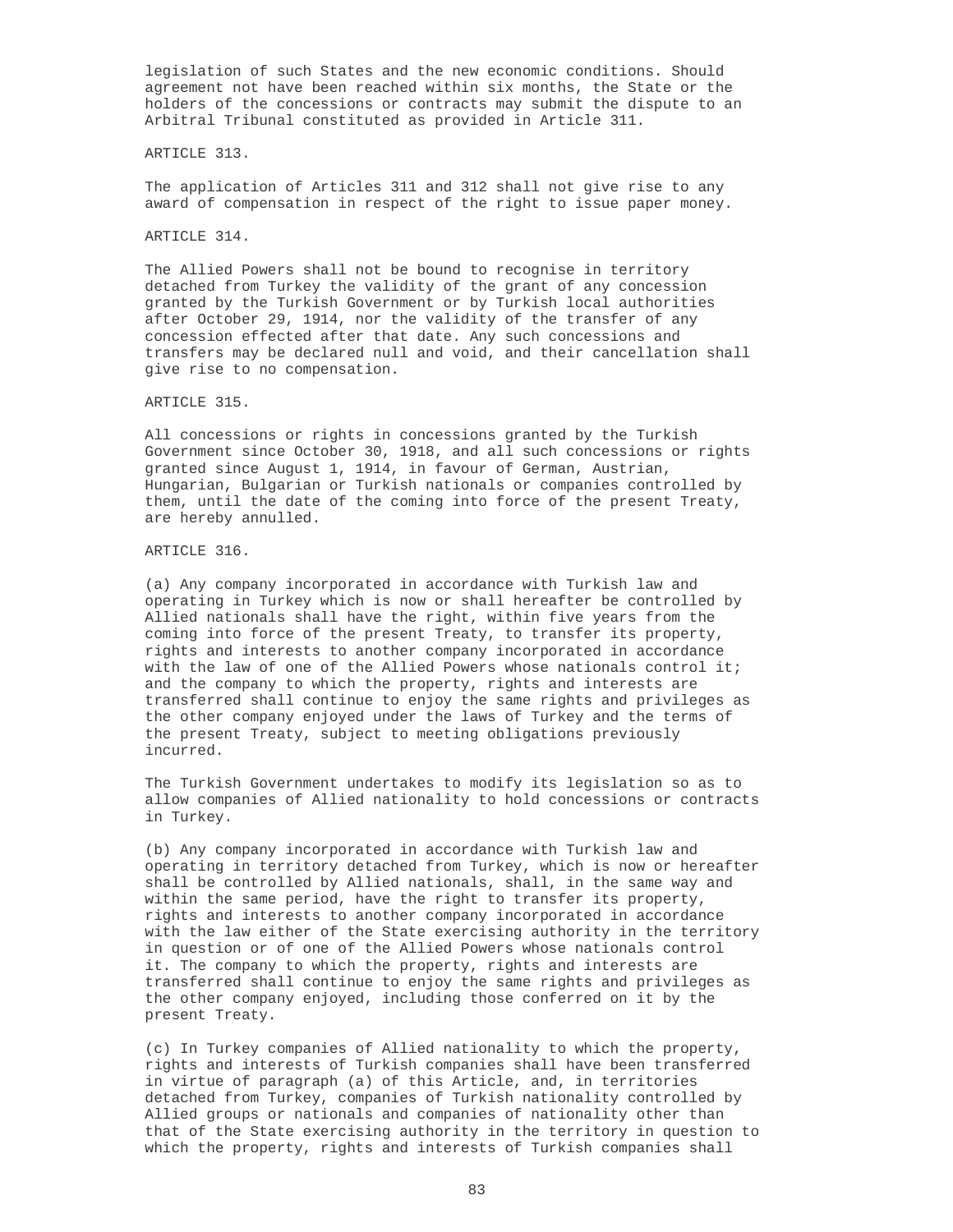legislation of such States and the new economic conditions. Should agreement not have been reached within six months, the State or the holders of the concessions or contracts may submit the dispute to an Arbitral Tribunal constituted as provided in Article 311.

ARTICLE 313.

The application of Articles 311 and 312 shall not give rise to any award of compensation in respect of the right to issue paper money.

ARTICLE 314.

The Allied Powers shall not be bound to recognise in territory detached from Turkey the validity of the grant of any concession granted by the Turkish Government or by Turkish local authorities after October 29, 1914, nor the validity of the transfer of any concession effected after that date. Any such concessions and transfers may be declared null and void, and their cancellation shall give rise to no compensation.

ARTICLE 315.

All concessions or rights in concessions granted by the Turkish Government since October 30, 1918, and all such concessions or rights granted since August 1, 1914, in favour of German, Austrian, Hungarian, Bulgarian or Turkish nationals or companies controlled by them, until the date of the coming into force of the present Treaty, are hereby annulled.

ARTICLE 316.

(a) Any company incorporated in accordance with Turkish law and operating in Turkey which is now or shall hereafter be controlled by Allied nationals shall have the right, within five years from the coming into force of the present Treaty, to transfer its property, rights and interests to another company incorporated in accordance with the law of one of the Allied Powers whose nationals control it; and the company to which the property, rights and interests are transferred shall continue to enjoy the same rights and privileges as the other company enjoyed under the laws of Turkey and the terms of the present Treaty, subject to meeting obligations previously incurred.

The Turkish Government undertakes to modify its legislation so as to allow companies of Allied nationality to hold concessions or contracts in Turkey.

(b) Any company incorporated in accordance with Turkish law and operating in territory detached from Turkey, which is now or hereafter shall be controlled by Allied nationals, shall, in the same way and within the same period, have the right to transfer its property, rights and interests to another company incorporated in accordance with the law either of the State exercising authority in the territory in question or of one of the Allied Powers whose nationals control it. The company to which the property, rights and interests are transferred shall continue to enjoy the same rights and privileges as the other company enjoyed, including those conferred on it by the present Treaty.

(c) In Turkey companies of Allied nationality to which the property, rights and interests of Turkish companies shall have been transferred in virtue of paragraph (a) of this Article, and, in territories detached from Turkey, companies of Turkish nationality controlled by Allied groups or nationals and companies of nationality other than that of the State exercising authority in the territory in question to which the property, rights and interests of Turkish companies shall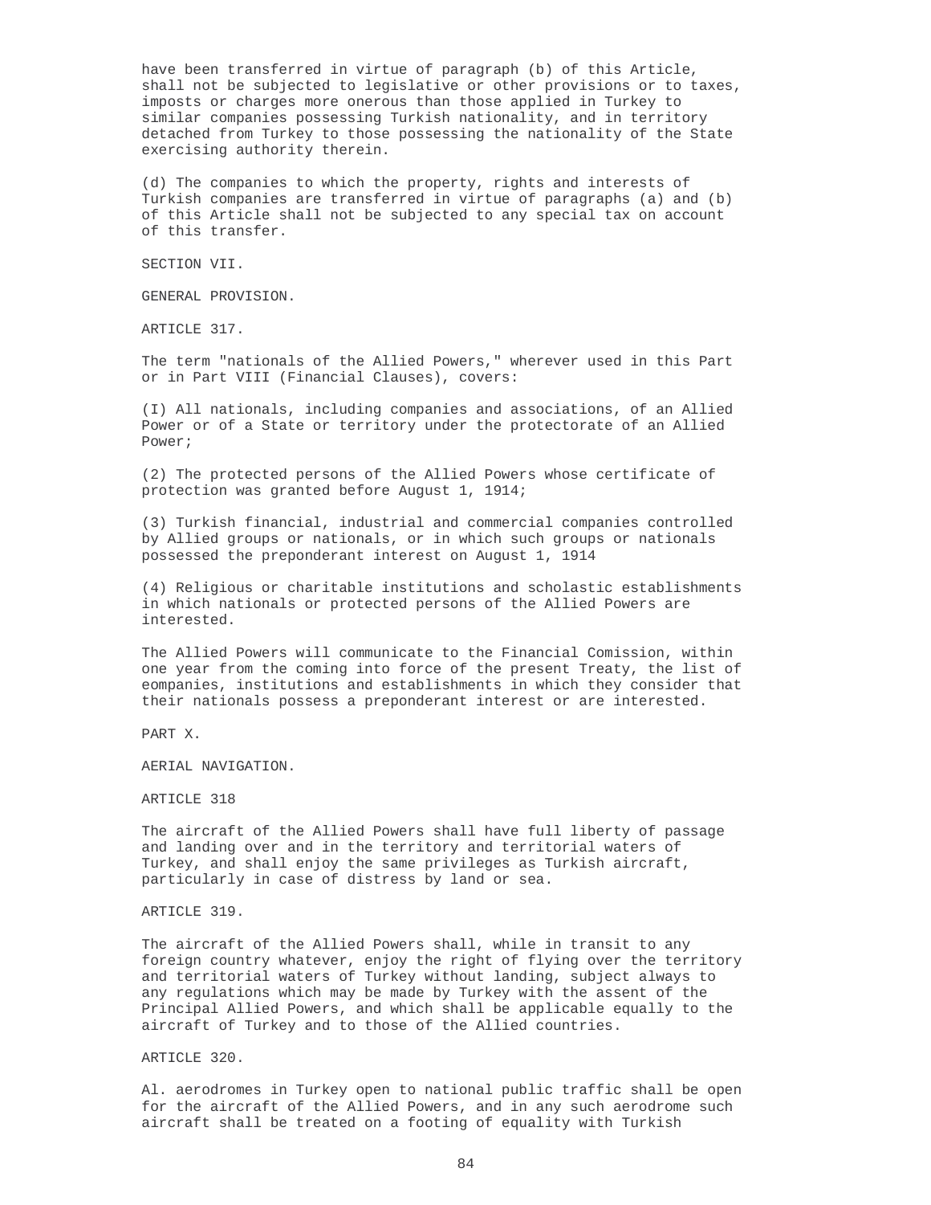have been transferred in virtue of paragraph (b) of this Article, shall not be subjected to legislative or other provisions or to taxes, imposts or charges more onerous than those applied in Turkey to similar companies possessing Turkish nationality, and in territory detached from Turkey to those possessing the nationality of the State exercising authority therein.

(d) The companies to which the property, rights and interests of Turkish companies are transferred in virtue of paragraphs (a) and (b) of this Article shall not be subjected to any special tax on account of this transfer.

## SECTION VII.

## GENERAL PROVISION.

### ARTICLE 317.

The term "nationals of the Allied Powers," wherever used in this Part or in Part VIII (Financial Clauses), covers:

(I) All nationals, including companies and associations, of an Allied Power or of a State or territory under the protectorate of an Allied Power;

(2) The protected persons of the Allied Powers whose certificate of protection was granted before August 1, 1914;

(3) Turkish financial, industrial and commercial companies controlled by Allied groups or nationals, or in which such groups or nationals possessed the preponderant interest on August 1, 1914

(4) Religious or charitable institutions and scholastic establishments in which nationals or protected persons of the Allied Powers are interested.

The Allied Powers will communicate to the Financial Comission, within one year from the coming into force of the present Treaty, the list of eompanies, institutions and establishments in which they consider that their nationals possess a preponderant interest or are interested.

# PART X.

# AERIAL NAVIGATION.

### ARTICLE 318

The aircraft of the Allied Powers shall have full liberty of passage and landing over and in the territory and territorial waters of Turkey, and shall enjoy the same privileges as Turkish aircraft, particularly in case of distress by land or sea.

### ARTICLE 319.

The aircraft of the Allied Powers shall, while in transit to any foreign country whatever, enjoy the right of flying over the territory and territorial waters of Turkey without landing, subject always to any regulations which may be made by Turkey with the assent of the Principal Allied Powers, and which shall be applicable equally to the aircraft of Turkey and to those of the Allied countries.

### ARTICLE 320.

Al. aerodromes in Turkey open to national public traffic shall be open for the aircraft of the Allied Powers, and in any such aerodrome such aircraft shall be treated on a footing of equality with Turkish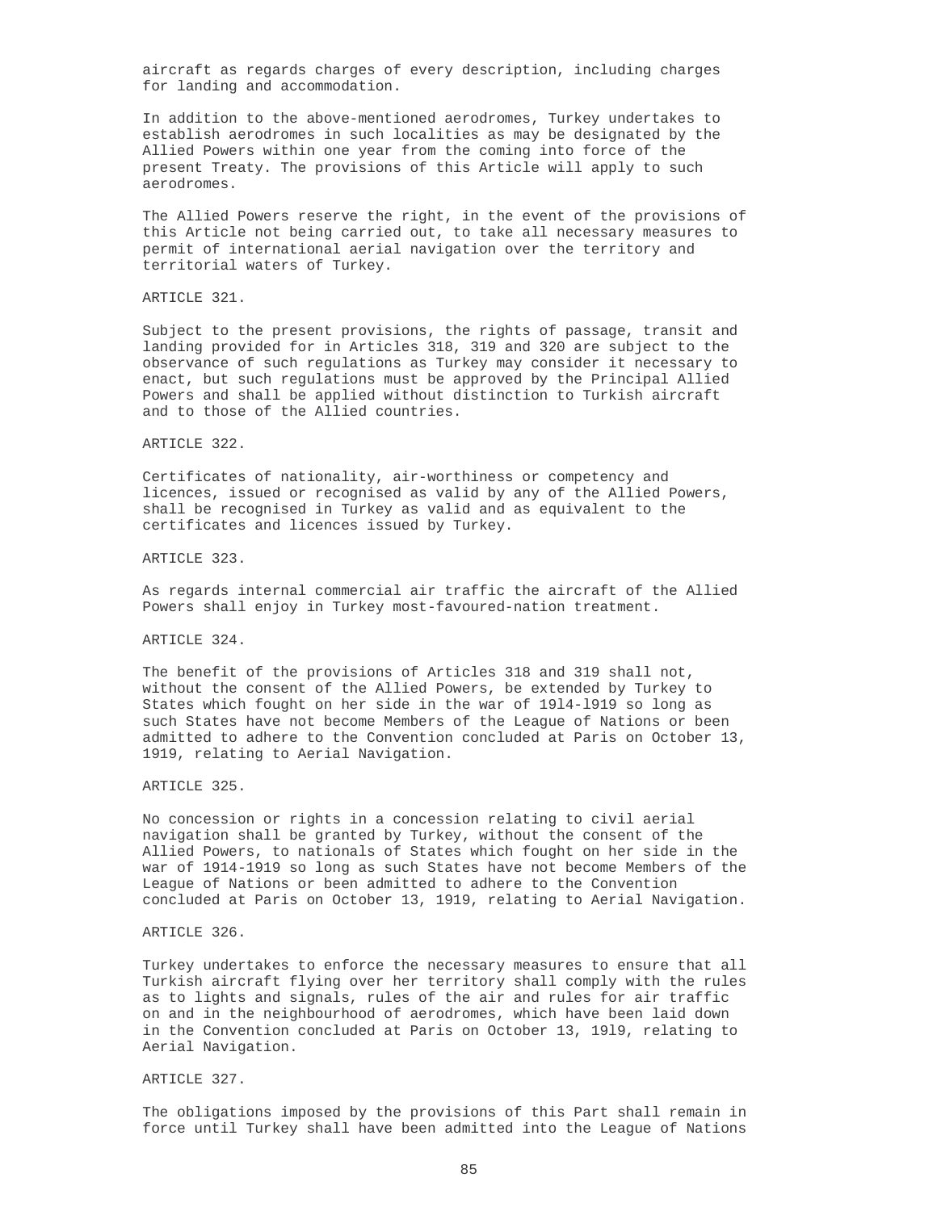aircraft as regards charges of every description, including charges for landing and accommodation.

In addition to the above-mentioned aerodromes, Turkey undertakes to establish aerodromes in such localities as may be designated by the Allied Powers within one year from the coming into force of the present Treaty. The provisions of this Article will apply to such aerodromes.

The Allied Powers reserve the right, in the event of the provisions of this Article not being carried out, to take all necessary measures to permit of international aerial navigation over the territory and territorial waters of Turkey.

ARTICLE 321.

Subject to the present provisions, the rights of passage, transit and landing provided for in Articles 318, 319 and 320 are subject to the observance of such regulations as Turkey may consider it necessary to enact, but such regulations must be approved by the Principal Allied Powers and shall be applied without distinction to Turkish aircraft and to those of the Allied countries.

ARTICLE 322.

Certificates of nationality, air-worthiness or competency and licences, issued or recognised as valid by any of the Allied Powers, shall be recognised in Turkey as valid and as equivalent to the certificates and licences issued by Turkey.

ARTICLE 323.

As regards internal commercial air traffic the aircraft of the Allied Powers shall enjoy in Turkey most-favoured-nation treatment.

ARTICLE 324.

The benefit of the provisions of Articles 318 and 319 shall not, without the consent of the Allied Powers, be extended by Turkey to States which fought on her side in the war of 19l4-l919 so long as such States have not become Members of the League of Nations or been admitted to adhere to the Convention concluded at Paris on October 13, 1919, relating to Aerial Navigation.

ARTICLE 325.

No concession or rights in a concession relating to civil aerial navigation shall be granted by Turkey, without the consent of the Allied Powers, to nationals of States which fought on her side in the war of 1914-1919 so long as such States have not become Members of the League of Nations or been admitted to adhere to the Convention concluded at Paris on October 13, 1919, relating to Aerial Navigation.

ARTICLE 326.

Turkey undertakes to enforce the necessary measures to ensure that all Turkish aircraft flying over her territory shall comply with the rules as to lights and signals, rules of the air and rules for air traffic on and in the neighbourhood of aerodromes, which have been laid down in the Convention concluded at Paris on October 13, 19l9, relating to Aerial Navigation.

ARTICLE 327.

The obligations imposed by the provisions of this Part shall remain in force until Turkey shall have been admitted into the League of Nations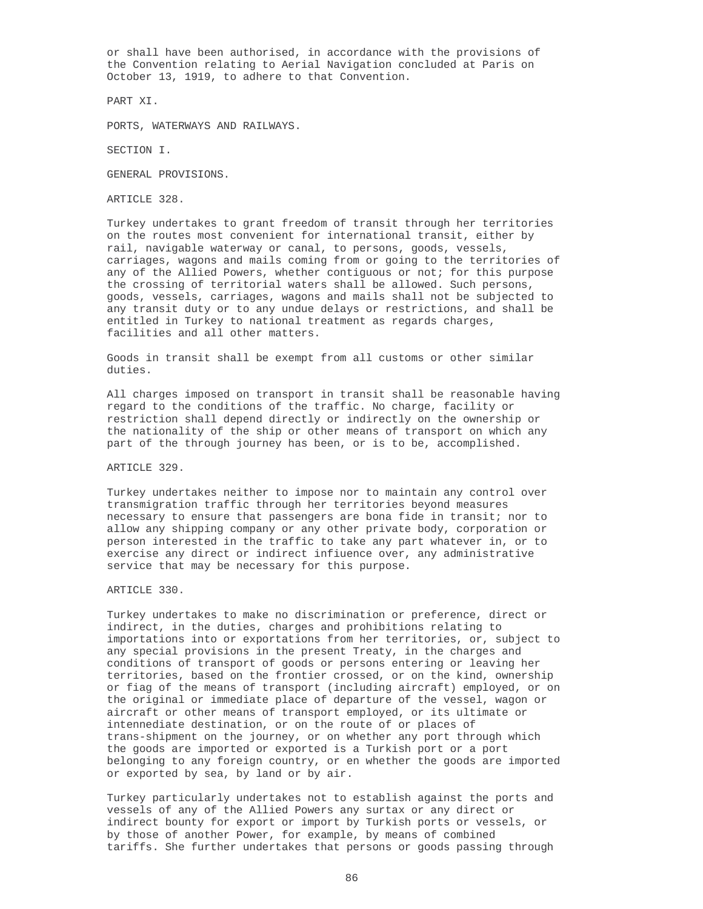or shall have been authorised, in accordance with the provisions of the Convention relating to Aerial Navigation concluded at Paris on October 13, 1919, to adhere to that Convention.

# PART XI.

# PORTS, WATERWAYS AND RAILWAYS.

## SECTION I.

## GENERAL PROVISIONS.

### ARTICLE 328.

Turkey undertakes to grant freedom of transit through her territories on the routes most convenient for international transit, either by rail, navigable waterway or canal, to persons, goods, vessels, carriages, wagons and mails coming from or going to the territories of any of the Allied Powers, whether contiguous or not; for this purpose the crossing of territorial waters shall be allowed. Such persons, goods, vessels, carriages, wagons and mails shall not be subjected to any transit duty or to any undue delays or restrictions, and shall be entitled in Turkey to national treatment as regards charges, facilities and all other matters.

Goods in transit shall be exempt from all customs or other similar duties.

All charges imposed on transport in transit shall be reasonable having regard to the conditions of the traffic. No charge, facility or restriction shall depend directly or indirectly on the ownership or the nationality of the ship or other means of transport on which any part of the through journey has been, or is to be, accomplished.

### ARTICLE 329.

Turkey undertakes neither to impose nor to maintain any control over transmigration traffic through her territories beyond measures necessary to ensure that passengers are bona fide in transit; nor to allow any shipping company or any other private body, corporation or person interested in the traffic to take any part whatever in, or to exercise any direct or indirect infiuence over, any administrative service that may be necessary for this purpose.

### ARTICLE 330.

Turkey undertakes to make no discrimination or preference, direct or indirect, in the duties, charges and prohibitions relating to importations into or exportations from her territories, or, subject to any special provisions in the present Treaty, in the charges and conditions of transport of goods or persons entering or leaving her territories, based on the frontier crossed, or on the kind, ownership or fiag of the means of transport (including aircraft) employed, or on the original or immediate place of departure of the vessel, wagon or aircraft or other means of transport employed, or its ultimate or intennediate destination, or on the route of or places of trans-shipment on the journey, or on whether any port through which the goods are imported or exported is a Turkish port or a port belonging to any foreign country, or en whether the goods are imported or exported by sea, by land or by air.

Turkey particularly undertakes not to establish against the ports and vessels of any of the Allied Powers any surtax or any direct or indirect bounty for export or import by Turkish ports or vessels, or by those of another Power, for example, by means of combined tariffs. She further undertakes that persons or goods passing through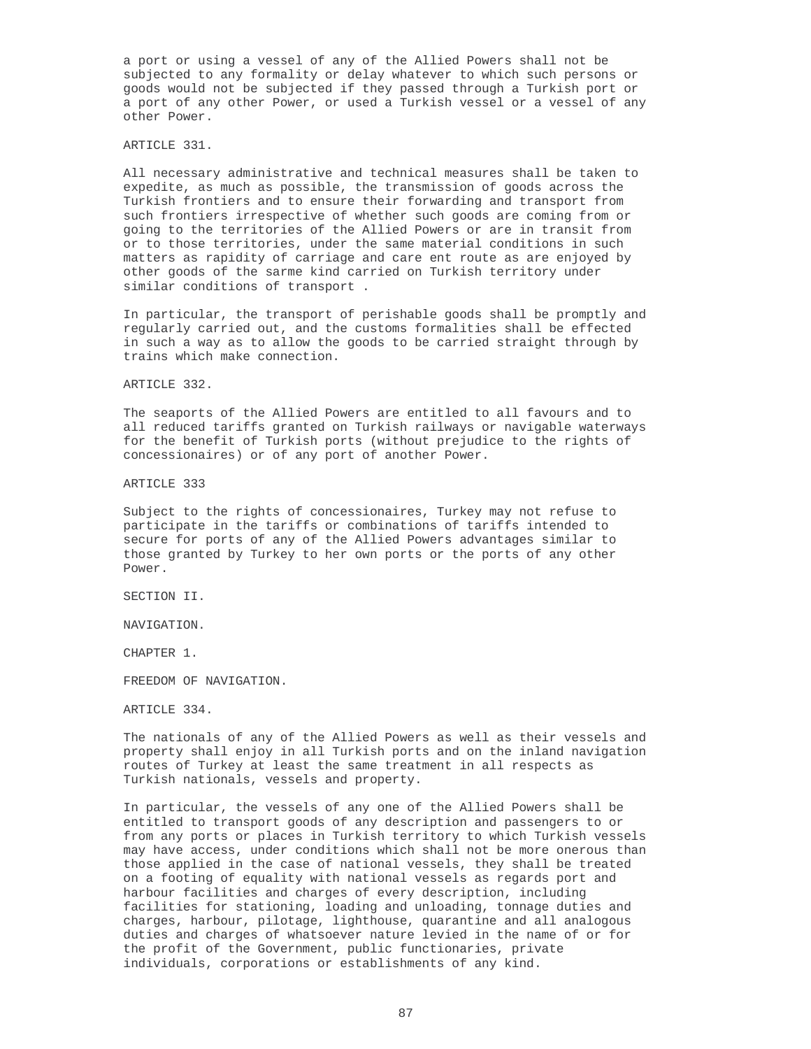a port or using a vessel of any of the Allied Powers shall not be subjected to any formality or delay whatever to which such persons or goods would not be subjected if they passed through a Turkish port or a port of any other Power, or used a Turkish vessel or a vessel of any other Power.

ARTICLE 331.

All necessary administrative and technical measures shall be taken to expedite, as much as possible, the transmission of goods across the Turkish frontiers and to ensure their forwarding and transport from such frontiers irrespective of whether such goods are coming from or going to the territories of the Allied Powers or are in transit from or to those territories, under the same material conditions in such matters as rapidity of carriage and care ent route as are enjoyed by other goods of the sarme kind carried on Turkish territory under similar conditions of transport .

In particular, the transport of perishable goods shall be promptly and regularly carried out, and the customs formalities shall be effected in such a way as to allow the goods to be carried straight through by trains which make connection.

ARTICLE 332.

The seaports of the Allied Powers are entitled to all favours and to all reduced tariffs granted on Turkish railways or navigable waterways for the benefit of Turkish ports (without prejudice to the rights of concessionaires) or of any port of another Power.

ARTICLE 333

Subject to the rights of concessionaires, Turkey may not refuse to participate in the tariffs or combinations of tariffs intended to secure for ports of any of the Allied Powers advantages similar to those granted by Turkey to her own ports or the ports of any other Power.

SECTION II.

NAVIGATION.

CHAPTER 1.

FREEDOM OF NAVIGATION.

ARTICLE 334.

The nationals of any of the Allied Powers as well as their vessels and property shall enjoy in all Turkish ports and on the inland navigation routes of Turkey at least the same treatment in all respects as Turkish nationals, vessels and property.

In particular, the vessels of any one of the Allied Powers shall be entitled to transport goods of any description and passengers to or from any ports or places in Turkish territory to which Turkish vessels may have access, under conditions which shall not be more onerous than those applied in the case of national vessels, they shall be treated on a footing of equality with national vessels as regards port and harbour facilities and charges of every description, including facilities for stationing, loading and unloading, tonnage duties and charges, harbour, pilotage, lighthouse, quarantine and all analogous duties and charges of whatsoever nature levied in the name of or for the profit of the Government, public functionaries, private individuals, corporations or establishments of any kind.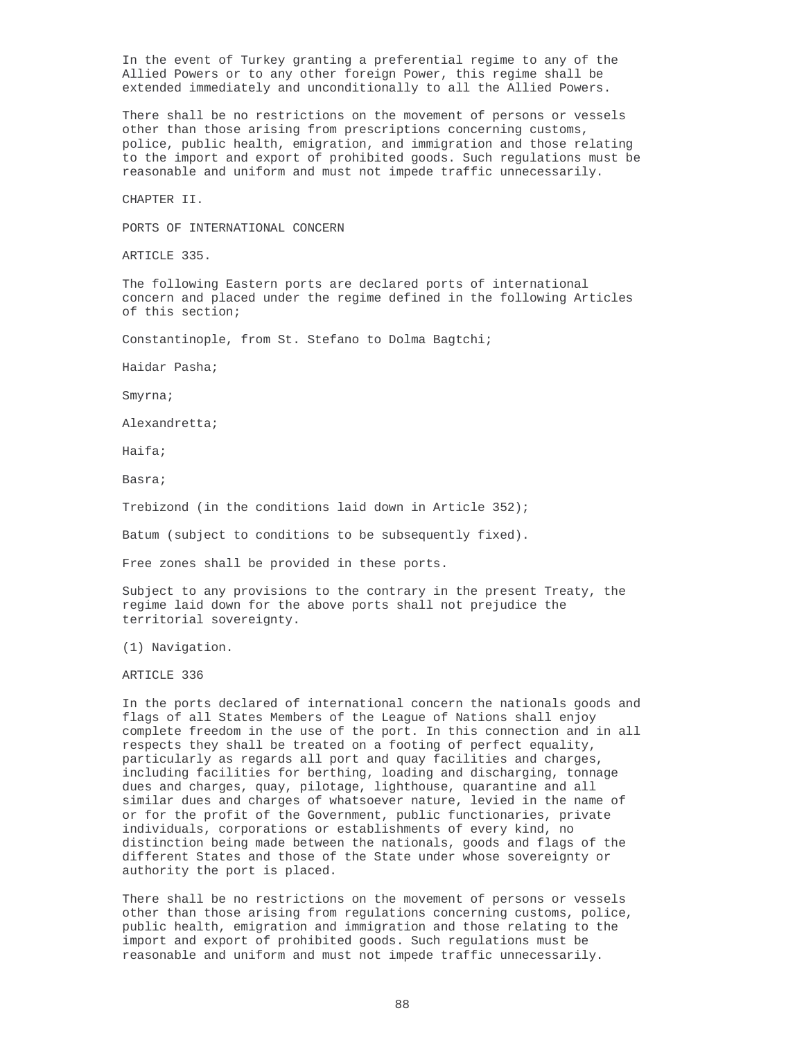In the event of Turkey granting a preferential regime to any of the Allied Powers or to any other foreign Power, this regime shall be extended immediately and unconditionally to all the Allied Powers.

There shall be no restrictions on the movement of persons or vessels other than those arising from prescriptions concerning customs, police, public health, emigration, and immigration and those relating to the import and export of prohibited goods. Such regulations must be reasonable and uniform and must not impede traffic unnecessarily.

## CHAPTER II.

## PORTS OF INTERNATIONAL CONCERN

### ARTICLE 335.

The following Eastern ports are declared ports of international concern and placed under the regime defined in the following Articles of this section;

Constantinople, from St. Stefano to Dolma Bagtchi;

Haidar Pasha;

Smyrna;

Alexandretta;

Haifa;

Basra;

Trebizond (in the conditions laid down in Article 352);

Batum (subject to conditions to be subsequently fixed).

Free zones shall be provided in these ports.

Subject to any provisions to the contrary in the present Treaty, the regime laid down for the above ports shall not prejudice the territorial sovereignty.

(1) Navigation.

### ARTICLE 336

In the ports declared of international concern the nationals goods and flags of all States Members of the League of Nations shall enjoy complete freedom in the use of the port. In this connection and in all respects they shall be treated on a footing of perfect equality, particularly as regards all port and quay facilities and charges, including facilities for berthing, loading and discharging, tonnage dues and charges, quay, pilotage, lighthouse, quarantine and all similar dues and charges of whatsoever nature, levied in the name of or for the profit of the Government, public functionaries, private individuals, corporations or establishments of every kind, no distinction being made between the nationals, goods and flags of the different States and those of the State under whose sovereignty or authority the port is placed.

There shall be no restrictions on the movement of persons or vessels other than those arising from regulations concerning customs, police, public health, emigration and immigration and those relating to the import and export of prohibited goods. Such regulations must be reasonable and uniform and must not impede traffic unnecessarily.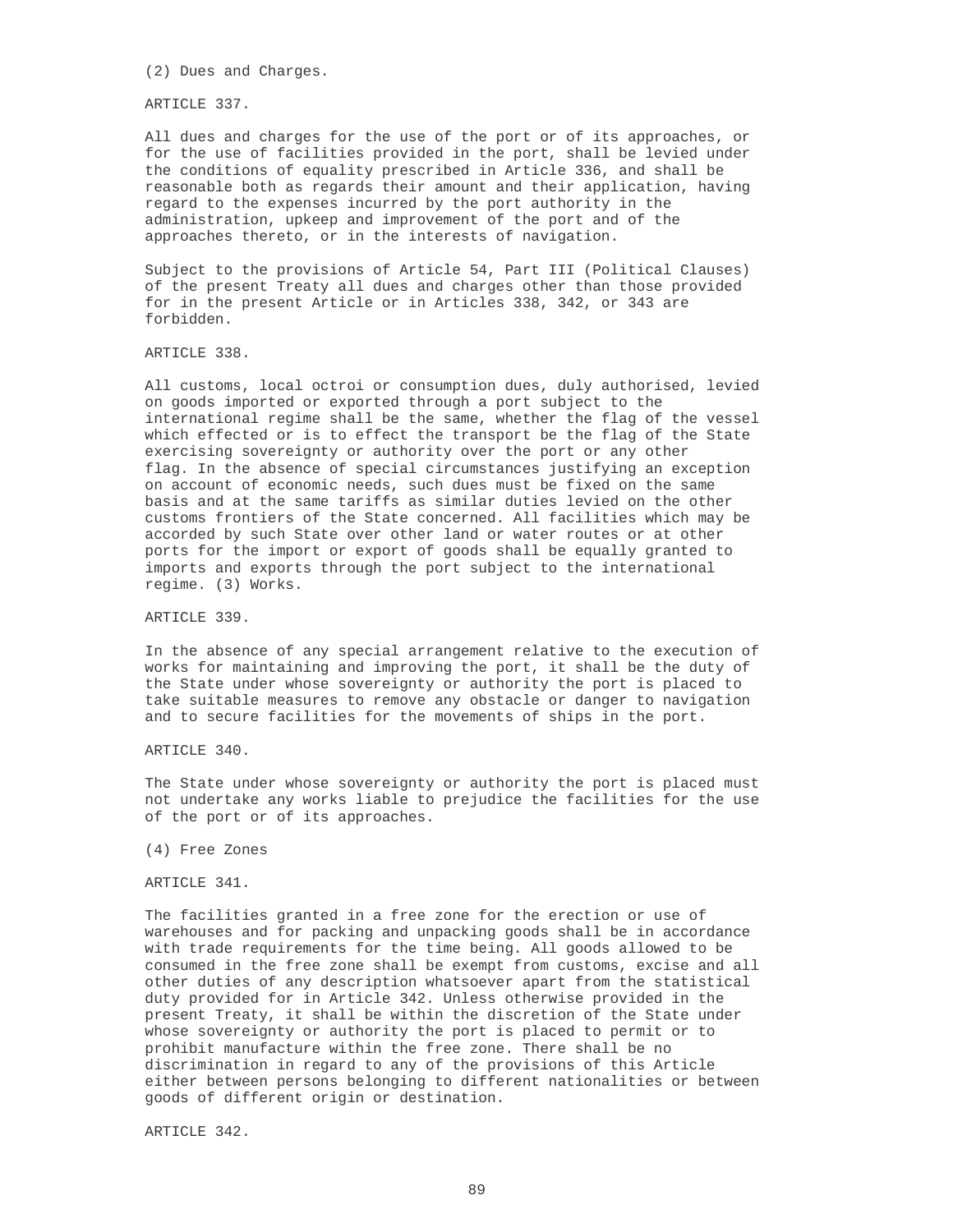(2) Dues and Charges.

ARTICLE 337.

All dues and charges for the use of the port or of its approaches, or for the use of facilities provided in the port, shall be levied under the conditions of equality prescribed in Article 336, and shall be reasonable both as regards their amount and their application, having regard to the expenses incurred by the port authority in the administration, upkeep and improvement of the port and of the approaches thereto, or in the interests of navigation.

Subject to the provisions of Article 54, Part III (Political Clauses) of the present Treaty all dues and charges other than those provided for in the present Article or in Articles 338, 342, or 343 are forbidden.

ARTICLE 338.

All customs, local octroi or consumption dues, duly authorised, levied on goods imported or exported through a port subject to the international regime shall be the same, whether the flag of the vessel which effected or is to effect the transport be the flag of the State exercising sovereignty or authority over the port or any other flag. In the absence of special circumstances justifying an exception on account of economic needs, such dues must be fixed on the same basis and at the same tariffs as similar duties levied on the other customs frontiers of the State concerned. All facilities which may be accorded by such State over other land or water routes or at other ports for the import or export of goods shall be equally granted to imports and exports through the port subject to the international regime. (3) Works.

ARTICLE 339.

In the absence of any special arrangement relative to the execution of works for maintaining and improving the port, it shall be the duty of the State under whose sovereignty or authority the port is placed to take suitable measures to remove any obstacle or danger to navigation and to secure facilities for the movements of ships in the port.

ARTICLE 340.

The State under whose sovereignty or authority the port is placed must not undertake any works liable to prejudice the facilities for the use of the port or of its approaches.

(4) Free Zones

ARTICLE 341.

The facilities granted in a free zone for the erection or use of warehouses and for packing and unpacking goods shall be in accordance with trade requirements for the time being. All goods allowed to be consumed in the free zone shall be exempt from customs, excise and all other duties of any description whatsoever apart from the statistical duty provided for in Article 342. Unless otherwise provided in the present Treaty, it shall be within the discretion of the State under whose sovereignty or authority the port is placed to permit or to prohibit manufacture within the free zone. There shall be no discrimination in regard to any of the provisions of this Article either between persons belonging to different nationalities or between goods of different origin or destination.

ARTICLE 342.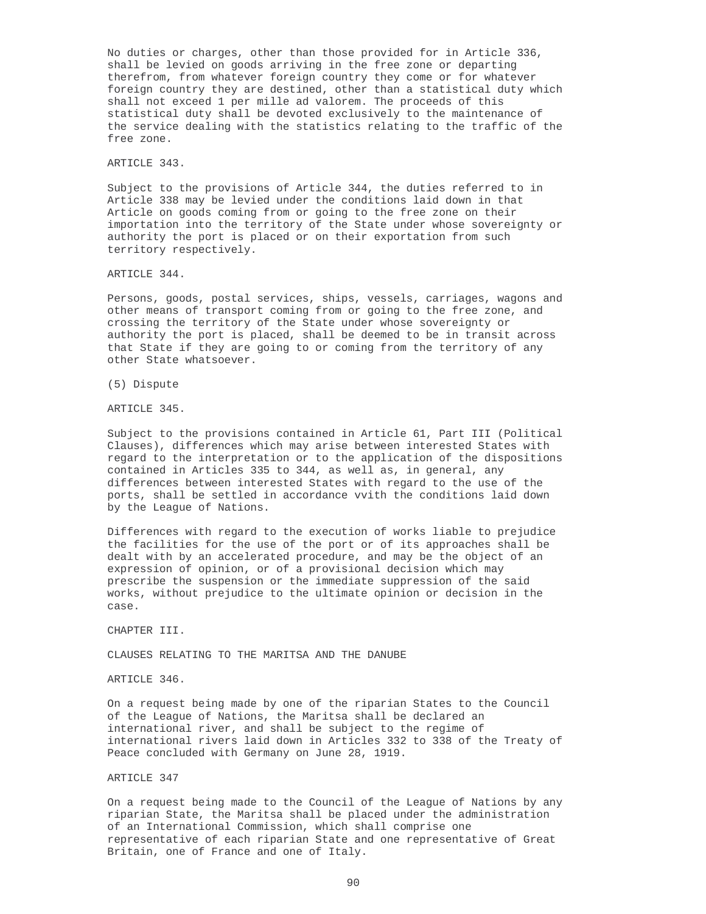No duties or charges, other than those provided for in Article 336, shall be levied on goods arriving in the free zone or departing therefrom, from whatever foreign country they come or for whatever foreign country they are destined, other than a statistical duty which shall not exceed 1 per mille ad valorem. The proceeds of this statistical duty shall be devoted exclusively to the maintenance of the service dealing with the statistics relating to the traffic of the free zone.

ARTICLE 343.

Subject to the provisions of Article 344, the duties referred to in Article 338 may be levied under the conditions laid down in that Article on goods coming from or going to the free zone on their importation into the territory of the State under whose sovereignty or authority the port is placed or on their exportation from such territory respectively.

ARTICLE 344.

Persons, goods, postal services, ships, vessels, carriages, wagons and other means of transport coming from or going to the free zone, and crossing the territory of the State under whose sovereignty or authority the port is placed, shall be deemed to be in transit across that State if they are going to or coming from the territory of any other State whatsoever.

(5) Dispute

ARTICLE 345.

Subject to the provisions contained in Article 61, Part III (Political Clauses), differences which may arise between interested States with regard to the interpretation or to the application of the dispositions contained in Articles 335 to 344, as well as, in general, any differences between interested States with regard to the use of the ports, shall be settled in accordance vvith the conditions laid down by the League of Nations.

Differences with regard to the execution of works liable to prejudice the facilities for the use of the port or of its approaches shall be dealt with by an accelerated procedure, and may be the object of an expression of opinion, or of a provisional decision which may prescribe the suspension or the immediate suppression of the said works, without prejudice to the ultimate opinion or decision in the case.

CHAPTER III.

CLAUSES RELATING TO THE MARITSA AND THE DANUBE

ARTICLE 346.

On a request being made by one of the riparian States to the Council of the League of Nations, the Maritsa shall be declared an international river, and shall be subject to the regime of international rivers laid down in Articles 332 to 338 of the Treaty of Peace concluded with Germany on June 28, 1919.

ARTICLE 347

On a request being made to the Council of the League of Nations by any riparian State, the Maritsa shall be placed under the administration of an International Commission, which shall comprise one representative of each riparian State and one representative of Great Britain, one of France and one of Italy.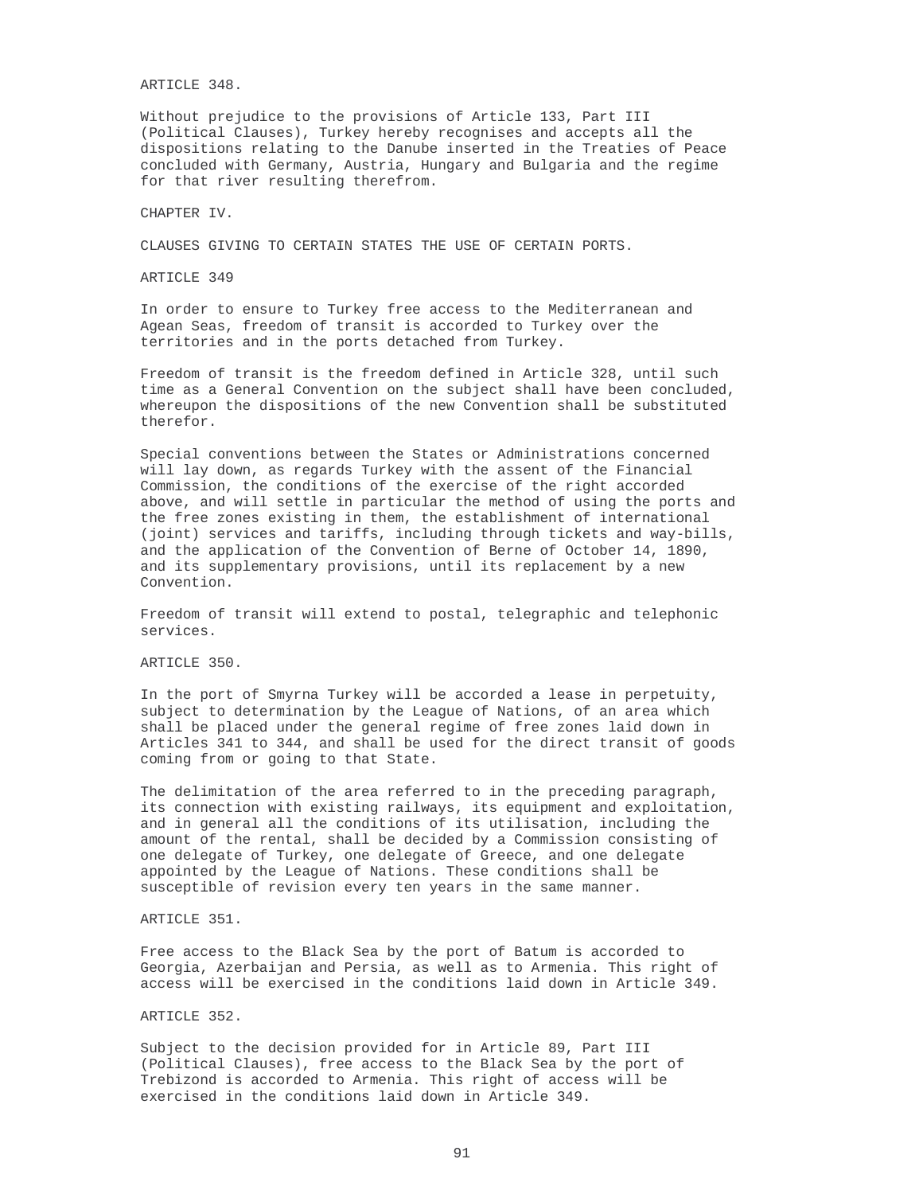ARTICLE 348.

Without prejudice to the provisions of Article 133, Part III (Political Clauses), Turkey hereby recognises and accepts all the dispositions relating to the Danube inserted in the Treaties of Peace concluded with Germany, Austria, Hungary and Bulgaria and the regime for that river resulting therefrom.

## CHAPTER IV.

## CLAUSES GIVING TO CERTAIN STATES THE USE OF CERTAIN PORTS.

ARTICLE 349

In order to ensure to Turkey free access to the Mediterranean and Agean Seas, freedom of transit is accorded to Turkey over the territories and in the ports detached from Turkey.

Freedom of transit is the freedom defined in Article 328, until such time as a General Convention on the subject shall have been concluded, whereupon the dispositions of the new Convention shall be substituted therefor.

Special conventions between the States or Administrations concerned will lay down, as regards Turkey with the assent of the Financial Commission, the conditions of the exercise of the right accorded above, and will settle in particular the method of using the ports and the free zones existing in them, the establishment of international (joint) services and tariffs, including through tickets and way-bills, and the application of the Convention of Berne of October 14, 1890, and its supplementary provisions, until its replacement by a new Convention.

Freedom of transit will extend to postal, telegraphic and telephonic services.

ARTICLE 350.

In the port of Smyrna Turkey will be accorded a lease in perpetuity, subject to determination by the League of Nations, of an area which shall be placed under the general regime of free zones laid down in Articles 341 to 344, and shall be used for the direct transit of goods coming from or going to that State.

The delimitation of the area referred to in the preceding paragraph, its connection with existing railways, its equipment and exploitation, and in general all the conditions of its utilisation, including the amount of the rental, shall be decided by a Commission consisting of one delegate of Turkey, one delegate of Greece, and one delegate appointed by the League of Nations. These conditions shall be susceptible of revision every ten years in the same manner.

ARTICLE 351.

Free access to the Black Sea by the port of Batum is accorded to Georgia, Azerbaijan and Persia, as well as to Armenia. This right of access will be exercised in the conditions laid down in Article 349.

ARTICLE 352.

Subject to the decision provided for in Article 89, Part III (Political Clauses), free access to the Black Sea by the port of Trebizond is accorded to Armenia. This right of access will be exercised in the conditions laid down in Article 349.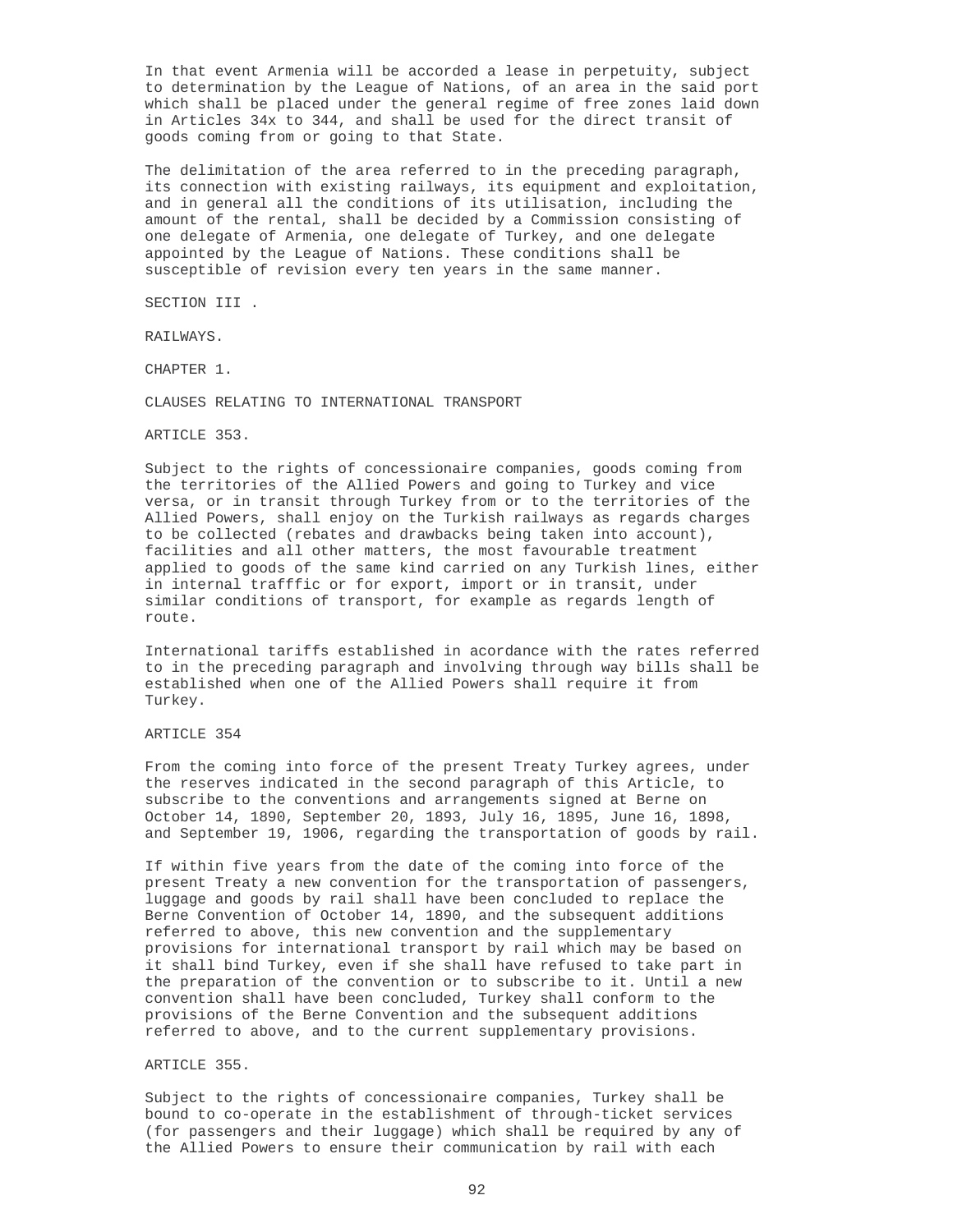In that event Armenia will be accorded a lease in perpetuity, subject to determination by the League of Nations, of an area in the said port which shall be placed under the general regime of free zones laid down in Articles 34x to 344, and shall be used for the direct transit of goods coming from or going to that State.

The delimitation of the area referred to in the preceding paragraph, its connection with existing railways, its equipment and exploitation, and in general all the conditions of its utilisation, including the amount of the rental, shall be decided by a Commission consisting of one delegate of Armenia, one delegate of Turkey, and one delegate appointed by the League of Nations. These conditions shall be susceptible of revision every ten years in the same manner.

## SECTION III .

## RAILWAYS.

### CHAPTER 1.

### CLAUSES RELATING TO INTERNATIONAL TRANSPORT

#### ARTICLE 353.

Subject to the rights of concessionaire companies, goods coming from the territories of the Allied Powers and going to Turkey and vice versa, or in transit through Turkey from or to the territories of the Allied Powers, shall enjoy on the Turkish railways as regards charges to be collected (rebates and drawbacks being taken into account), facilities and all other matters, the most favourable treatment applied to goods of the same kind carried on any Turkish lines, either in internal trafffic or for export, import or in transit, under similar conditions of transport, for example as regards length of route.

International tariffs established in acordance with the rates referred to in the preceding paragraph and involving through way bills shall be established when one of the Allied Powers shall require it from Turkey.

#### ARTICLE 354

From the coming into force of the present Treaty Turkey agrees, under the reserves indicated in the second paragraph of this Article, to subscribe to the conventions and arrangements signed at Berne on October 14, 1890, September 20, 1893, July 16, 1895, June 16, 1898, and September 19, 1906, regarding the transportation of goods by rail.

If within five years from the date of the coming into force of the present Treaty a new convention for the transportation of passengers, luggage and goods by rail shall have been concluded to replace the Berne Convention of October 14, 1890, and the subsequent additions referred to above, this new convention and the supplementary provisions for international transport by rail which may be based on it shall bind Turkey, even if she shall have refused to take part in the preparation of the convention or to subscribe to it. Until a new convention shall have been concluded, Turkey shall conform to the provisions of the Berne Convention and the subsequent additions referred to above, and to the current supplementary provisions.

#### ARTICLE 355.

Subject to the rights of concessionaire companies, Turkey shall be bound to co-operate in the establishment of through-ticket services (for passengers and their luggage) which shall be required by any of the Allied Powers to ensure their communication by rail with each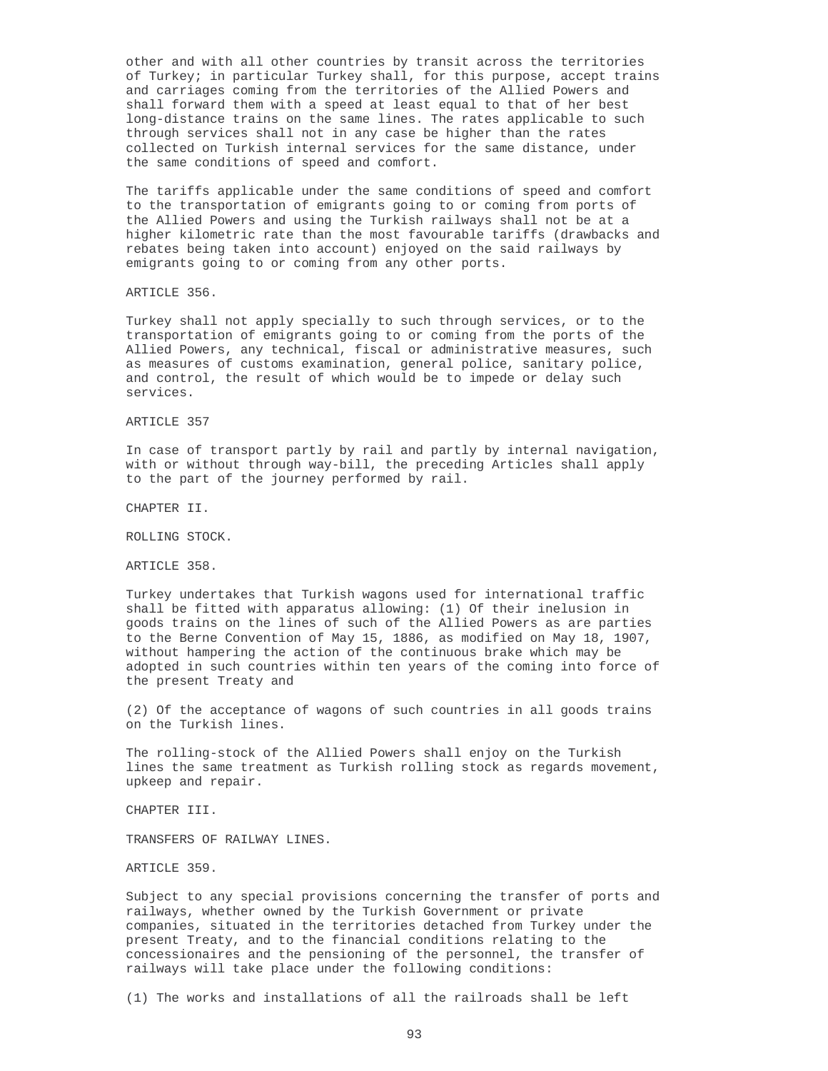other and with all other countries by transit across the territories of Turkey; in particular Turkey shall, for this purpose, accept trains and carriages coming from the territories of the Allied Powers and shall forward them with a speed at least equal to that of her best long-distance trains on the same lines. The rates applicable to such through services shall not in any case be higher than the rates collected on Turkish internal services for the same distance, under the same conditions of speed and comfort.

The tariffs applicable under the same conditions of speed and comfort to the transportation of emigrants going to or coming from ports of the Allied Powers and using the Turkish railways shall not be at a higher kilometric rate than the most favourable tariffs (drawbacks and rebates being taken into account) enjoyed on the said railways by emigrants going to or coming from any other ports.

ARTICLE 356.

Turkey shall not apply specially to such through services, or to the transportation of emigrants going to or coming from the ports of the Allied Powers, any technical, fiscal or administrative measures, such as measures of customs examination, general police, sanitary police, and control, the result of which would be to impede or delay such services.

ARTICLE 357

In case of transport partly by rail and partly by internal navigation, with or without through way-bill, the preceding Articles shall apply to the part of the journey performed by rail.

CHAPTER II.

ROLLING STOCK.

ARTICLE 358.

Turkey undertakes that Turkish wagons used for international traffic shall be fitted with apparatus allowing: (1) Of their inelusion in goods trains on the lines of such of the Allied Powers as are parties to the Berne Convention of May 15, 1886, as modified on May 18, 1907, without hampering the action of the continuous brake which may be adopted in such countries within ten years of the coming into force of the present Treaty and

(2) Of the acceptance of wagons of such countries in all goods trains on the Turkish lines.

The rolling-stock of the Allied Powers shall enjoy on the Turkish lines the same treatment as Turkish rolling stock as regards movement, upkeep and repair.

CHAPTER III.

TRANSFERS OF RAILWAY LINES.

ARTICLE 359.

Subject to any special provisions concerning the transfer of ports and railways, whether owned by the Turkish Government or private companies, situated in the territories detached from Turkey under the present Treaty, and to the financial conditions relating to the concessionaires and the pensioning of the personnel, the transfer of railways will take place under the following conditions:

(1) The works and installations of all the railroads shall be left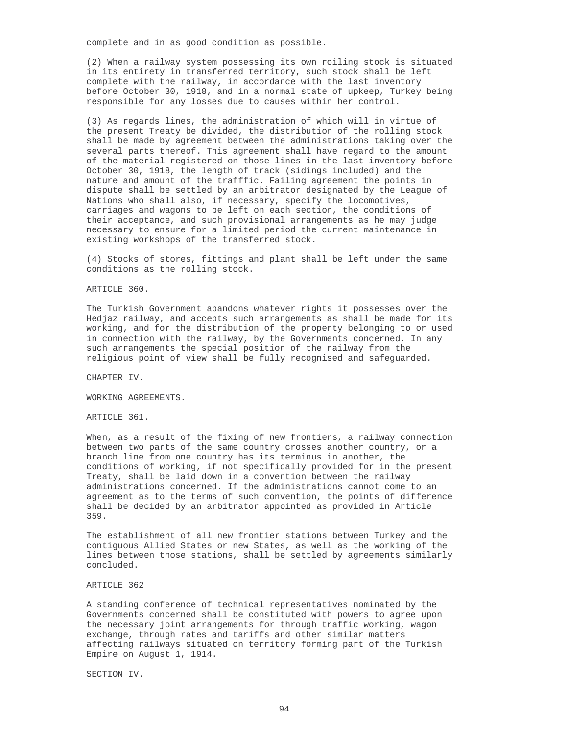complete and in as good condition as possible.

(2) When a railway system possessing its own roiling stock is situated in its entirety in transferred territory, such stock shall be left complete with the railway, in accordance with the last inventory before October 30, 1918, and in a normal state of upkeep, Turkey being responsible for any losses due to causes within her control.

(3) As regards lines, the administration of which will in virtue of the present Treaty be divided, the distribution of the rolling stock shall be made by agreement between the administrations taking over the several parts thereof. This agreement shall have regard to the amount of the material registered on those lines in the last inventory before October 30, 1918, the length of track (sidings included) and the nature and amount of the trafffic. Failing agreement the points in dispute shall be settled by an arbitrator designated by the League of Nations who shall also, if necessary, specify the locomotives, carriages and wagons to be left on each section, the conditions of their acceptance, and such provisional arrangements as he may judge necessary to ensure for a limited period the current maintenance in existing workshops of the transferred stock.

(4) Stocks of stores, fittings and plant shall be left under the same conditions as the rolling stock.

ARTICLE 360.

The Turkish Government abandons whatever rights it possesses over the Hedjaz railway, and accepts such arrangements as shall be made for its working, and for the distribution of the property belonging to or used in connection with the railway, by the Governments concerned. In any such arrangements the special position of the railway from the religious point of view shall be fully recognised and safeguarded.

CHAPTER IV.

WORKING AGREEMENTS.

ARTICLE 361.

When, as a result of the fixing of new frontiers, a railway connection between two parts of the same country crosses another country, or a branch line from one country has its terminus in another, the conditions of working, if not specifically provided for in the present Treaty, shall be laid down in a convention between the railway administrations concerned. If the administrations cannot come to an agreement as to the terms of such convention, the points of difference shall be decided by an arbitrator appointed as provided in Article 359.

The establishment of all new frontier stations between Turkey and the contiguous Allied States or new States, as well as the working of the lines between those stations, shall be settled by agreements similarly concluded.

ARTICLE 362

A standing conference of technical representatives nominated by the Governments concerned shall be constituted with powers to agree upon the necessary joint arrangements for through traffic working, wagon exchange, through rates and tariffs and other similar matters affecting railways situated on territory forming part of the Turkish Empire on August 1, 1914.

SECTION IV.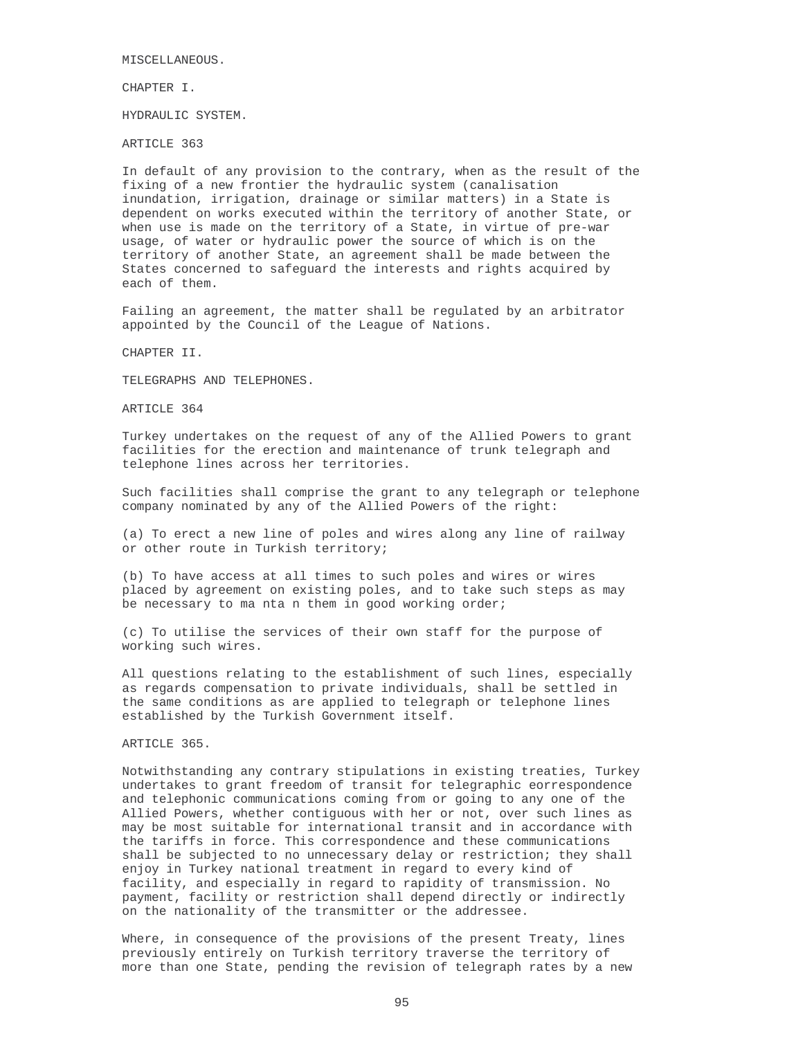MISCELLANEOUS.

CHAPTER I.

HYDRAULIC SYSTEM.

ARTICLE 363

In default of any provision to the contrary, when as the result of the fixing of a new frontier the hydraulic system (canalisation inundation, irrigation, drainage or similar matters) in a State is dependent on works executed within the territory of another State, or when use is made on the territory of a State, in virtue of pre-war usage, of water or hydraulic power the source of which is on the territory of another State, an agreement shall be made between the States concerned to safeguard the interests and rights acquired by each of them.

Failing an agreement, the matter shall be regulated by an arbitrator appointed by the Council of the League of Nations.

CHAPTER II.

TELEGRAPHS AND TELEPHONES.

ARTICLE 364

Turkey undertakes on the request of any of the Allied Powers to grant facilities for the erection and maintenance of trunk telegraph and telephone lines across her territories.

Such facilities shall comprise the grant to any telegraph or telephone company nominated by any of the Allied Powers of the right:

(a) To erect a new line of poles and wires along any line of railway or other route in Turkish territory;

(b) To have access at all times to such poles and wires or wires placed by agreement on existing poles, and to take such steps as may be necessary to ma nta n them in good working order;

(c) To utilise the services of their own staff for the purpose of working such wires.

All questions relating to the establishment of such lines, especially as regards compensation to private individuals, shall be settled in the same conditions as are applied to telegraph or telephone lines established by the Turkish Government itself.

ARTICLE 365.

Notwithstanding any contrary stipulations in existing treaties, Turkey undertakes to grant freedom of transit for telegraphic eorrespondence and telephonic communications coming from or going to any one of the Allied Powers, whether contiguous with her or not, over such lines as may be most suitable for international transit and in accordance with the tariffs in force. This correspondence and these communications shall be subjected to no unnecessary delay or restriction; they shall enjoy in Turkey national treatment in regard to every kind of facility, and especially in regard to rapidity of transmission. No payment, facility or restriction shall depend directly or indirectly on the nationality of the transmitter or the addressee.

Where, in consequence of the provisions of the present Treaty, lines previously entirely on Turkish territory traverse the territory of more than one State, pending the revision of telegraph rates by a new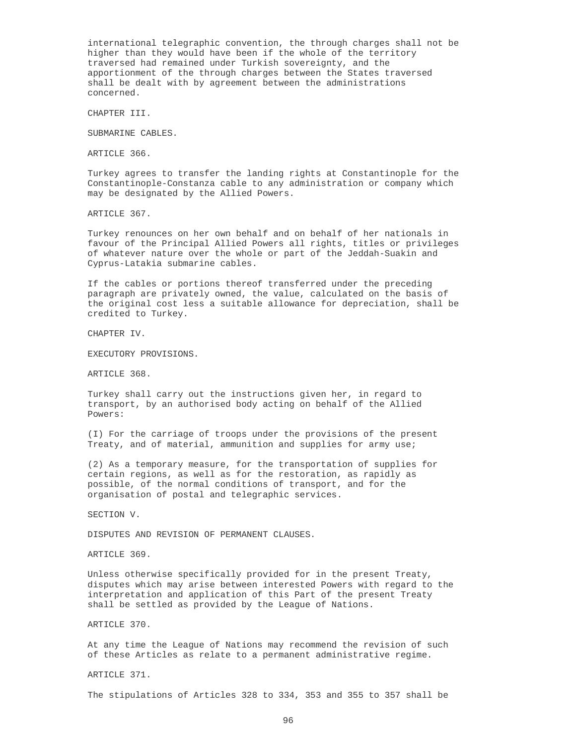international telegraphic convention, the through charges shall not be higher than they would have been if the whole of the territory traversed had remained under Turkish sovereignty, and the apportionment of the through charges between the States traversed shall be dealt with by agreement between the administrations concerned.

## CHAPTER III.

## SUBMARINE CABLES.

### ARTICLE 366.

Turkey agrees to transfer the landing rights at Constantinople for the Constantinople-Constanza cable to any administration or company which may be designated by the Allied Powers.

### ARTICLE 367.

Turkey renounces on her own behalf and on behalf of her nationals in favour of the Principal Allied Powers all rights, titles or privileges of whatever nature over the whole or part of the Jeddah-Suakin and Cyprus-Latakia submarine cables.

If the cables or portions thereof transferred under the preceding paragraph are privately owned, the value, calculated on the basis of the original cost less a suitable allowance for depreciation, shall be credited to Turkey.

## CHAPTER IV.

## EXECUTORY PROVISIONS.

### ARTICLE 368.

Turkey shall carry out the instructions given her, in regard to transport, by an authorised body acting on behalf of the Allied Powers:

(I) For the carriage of troops under the provisions of the present Treaty, and of material, ammunition and supplies for army use;

(2) As a temporary measure, for the transportation of supplies for certain regions, as well as for the restoration, as rapidly as possible, of the normal conditions of transport, and for the organisation of postal and telegraphic services.

## SECTION V.

## DISPUTES AND REVISION OF PERMANENT CLAUSES.

### ARTICLE 369.

Unless otherwise specifically provided for in the present Treaty, disputes which may arise between interested Powers with regard to the interpretation and application of this Part of the present Treaty shall be settled as provided by the League of Nations.

### ARTICLE 370.

At any time the League of Nations may recommend the revision of such of these Articles as relate to a permanent administrative regime.

### ARTICLE 371.

The stipulations of Articles 328 to 334, 353 and 355 to 357 shall be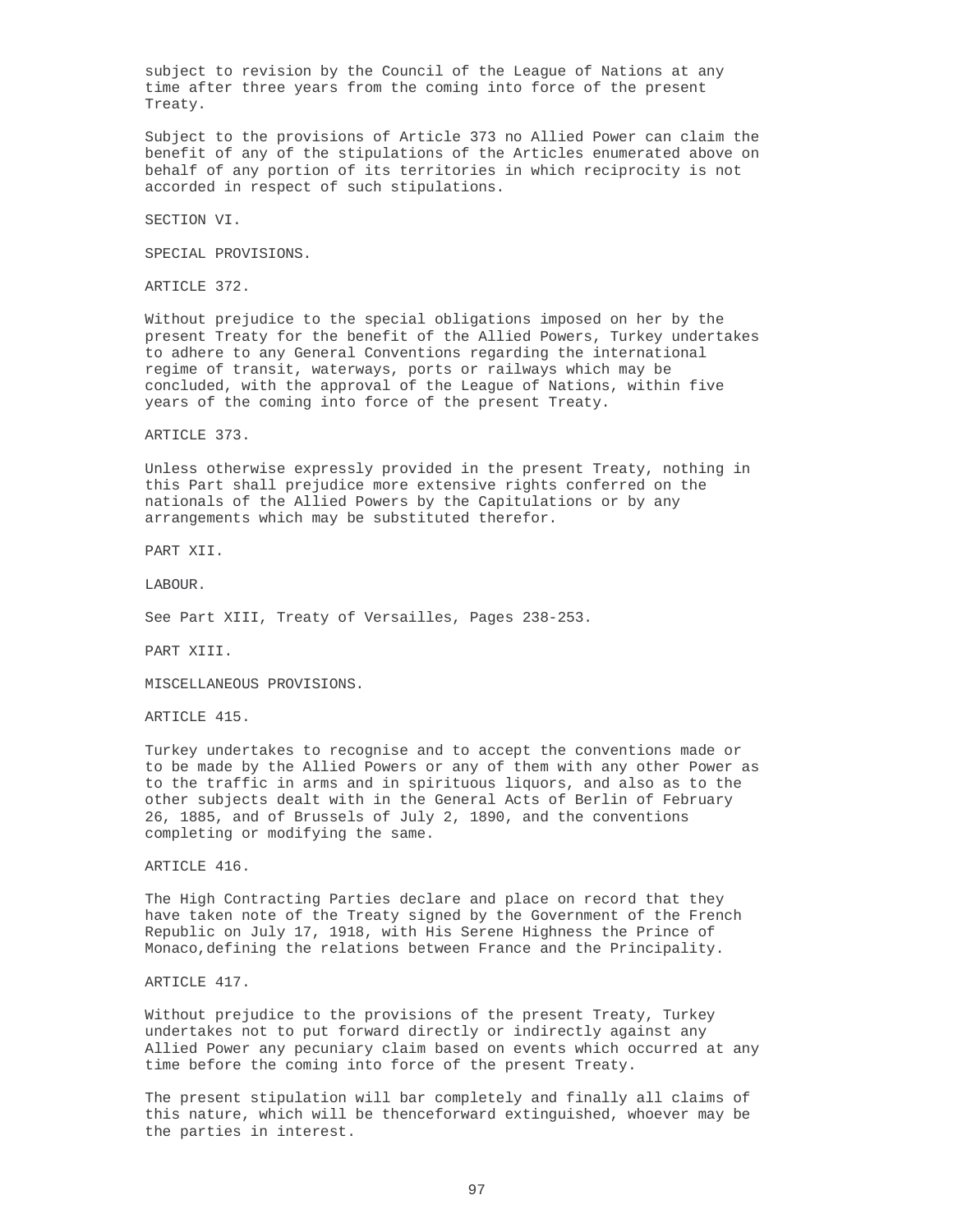subject to revision by the Council of the League of Nations at any time after three years from the coming into force of the present Treaty.

Subject to the provisions of Article 373 no Allied Power can claim the benefit of any of the stipulations of the Articles enumerated above on behalf of any portion of its territories in which reciprocity is not accorded in respect of such stipulations.

## SECTION VI.

## SPECIAL PROVISIONS.

### ARTICLE 372.

Without prejudice to the special obligations imposed on her by the present Treaty for the benefit of the Allied Powers, Turkey undertakes to adhere to any General Conventions regarding the international regime of transit, waterways, ports or railways which may be concluded, with the approval of the League of Nations, within five years of the coming into force of the present Treaty.

### ARTICLE 373.

Unless otherwise expressly provided in the present Treaty, nothing in this Part shall prejudice more extensive rights conferred on the nationals of the Allied Powers by the Capitulations or by any arrangements which may be substituted therefor.

# PART XII.

# LABOUR.

See Part XIII, Treaty of Versailles, Pages 238-253.

# PART XIII.

# MISCELLANEOUS PROVISIONS.

### ARTICLE 415.

Turkey undertakes to recognise and to accept the conventions made or to be made by the Allied Powers or any of them with any other Power as to the traffic in arms and in spirituous liquors, and also as to the other subjects dealt with in the General Acts of Berlin of February 26, 1885, and of Brussels of July 2, 1890, and the conventions completing or modifying the same.

### ARTICLE 416.

The High Contracting Parties declare and place on record that they have taken note of the Treaty signed by the Government of the French Republic on July 17, 1918, with His Serene Highness the Prince of Monaco,defining the relations between France and the Principality.

### ARTICLE 417.

Without prejudice to the provisions of the present Treaty, Turkey undertakes not to put forward directly or indirectly against any Allied Power any pecuniary claim based on events which occurred at any time before the coming into force of the present Treaty.

The present stipulation will bar completely and finally all claims of this nature, which will be thenceforward extinguished, whoever may be the parties in interest.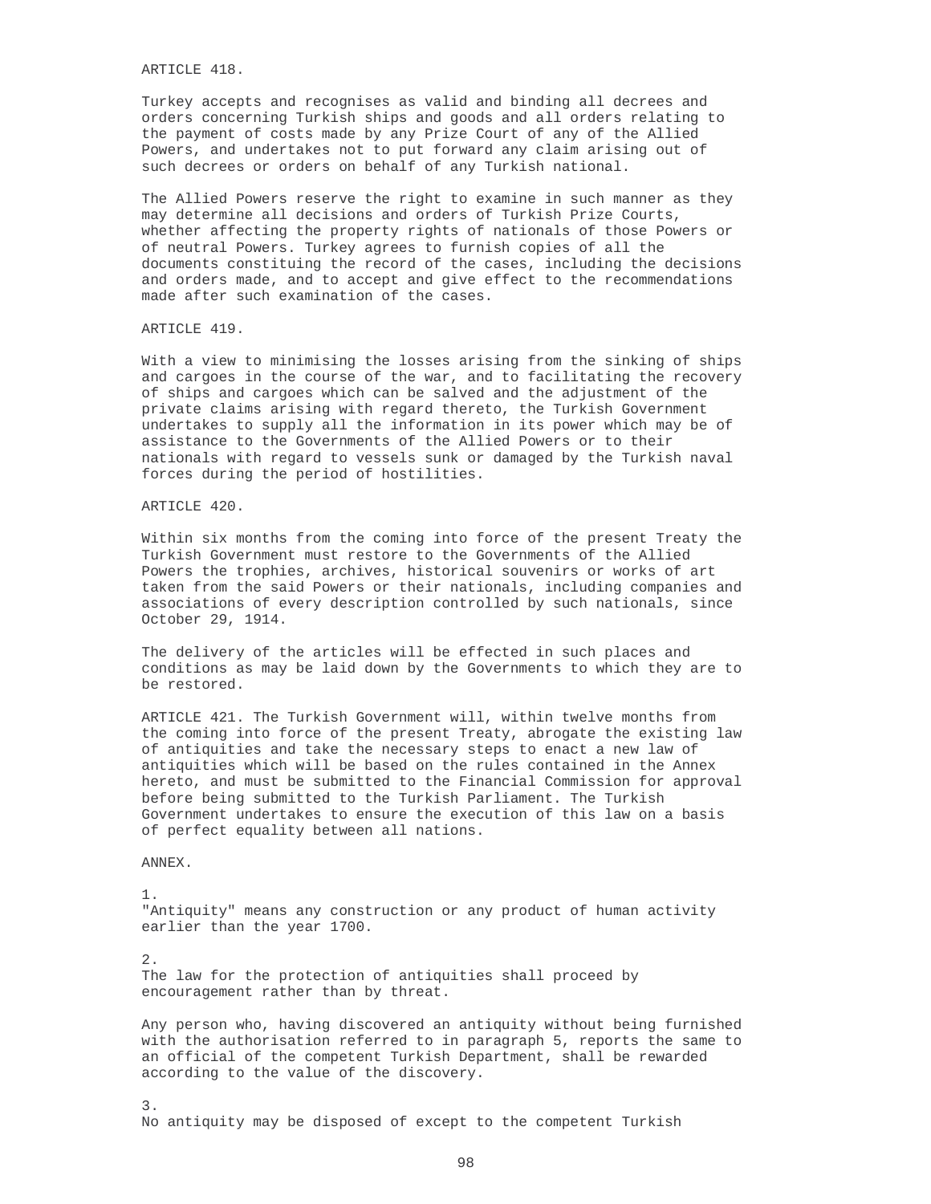ARTICLE 418.

Turkey accepts and recognises as valid and binding all decrees and orders concerning Turkish ships and goods and all orders relating to the payment of costs made by any Prize Court of any of the Allied Powers, and undertakes not to put forward any claim arising out of such decrees or orders on behalf of any Turkish national.

The Allied Powers reserve the right to examine in such manner as they may determine all decisions and orders of Turkish Prize Courts, whether affecting the property rights of nationals of those Powers or of neutral Powers. Turkey agrees to furnish copies of all the documents constituing the record of the cases, including the decisions and orders made, and to accept and give effect to the recommendations made after such examination of the cases.

ARTICLE 419.

With a view to minimising the losses arising from the sinking of ships and cargoes in the course of the war, and to facilitating the recovery of ships and cargoes which can be salved and the adjustment of the private claims arising with regard thereto, the Turkish Government undertakes to supply all the information in its power which may be of assistance to the Governments of the Allied Powers or to their nationals with regard to vessels sunk or damaged by the Turkish naval forces during the period of hostilities.

ARTICLE 420.

Within six months from the coming into force of the present Treaty the Turkish Government must restore to the Governments of the Allied Powers the trophies, archives, historical souvenirs or works of art taken from the said Powers or their nationals, including companies and associations of every description controlled by such nationals, since October 29, 1914.

The delivery of the articles will be effected in such places and conditions as may be laid down by the Governments to which they are to be restored.

ARTICLE 421. The Turkish Government will, within twelve months from the coming into force of the present Treaty, abrogate the existing law of antiquities and take the necessary steps to enact a new law of antiquities which will be based on the rules contained in the Annex hereto, and must be submitted to the Financial Commission for approval before being submitted to the Turkish Parliament. The Turkish Government undertakes to ensure the execution of this law on a basis of perfect equality between all nations.

ANNEX.

1.
"Antiquity" means any construction or any product of human activity earlier than the year 1700.

2.
The law for the protection of antiquities shall proceed by encouragement rather than by threat.

Any person who, having discovered an antiquity without being furnished with the authorisation referred to in paragraph 5, reports the same to an official of the competent Turkish Department, shall be rewarded according to the value of the discovery.

3.
No antiquity may be disposed of except to the competent Turkish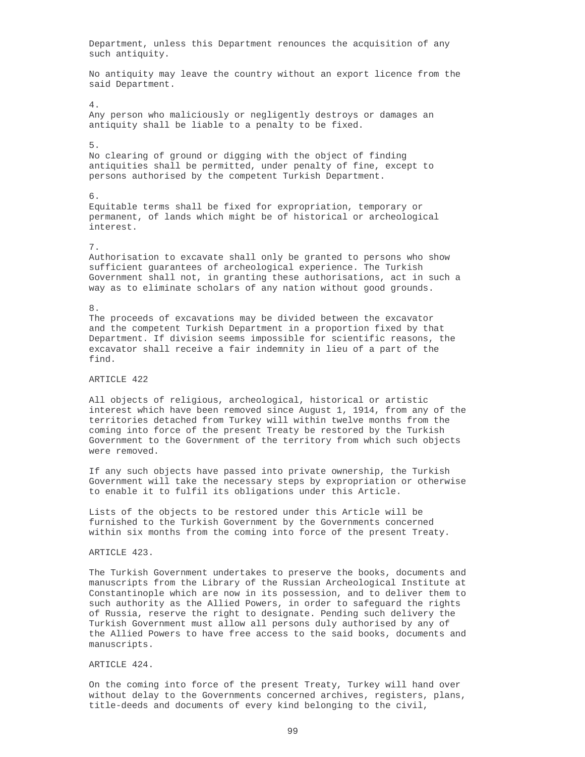Department, unless this Department renounces the acquisition of any such antiquity.

No antiquity may leave the country without an export licence from the said Department.

4.
Any person who maliciously or negligently destroys or damages an antiquity shall be liable to a penalty to be fixed.

5.
No clearing of ground or digging with the object of finding antiquities shall be permitted, under penalty of fine, except to persons authorised by the competent Turkish Department.

6.
Equitable terms shall be fixed for expropriation, temporary or permanent, of lands which might be of historical or archeological interest.

7.
Authorisation to excavate shall only be granted to persons who show sufficient guarantees of archeological experience. The Turkish Government shall not, in granting these authorisations, act in such a way as to eliminate scholars of any nation without good grounds.

8.
The proceeds of excavations may be divided between the excavator and the competent Turkish Department in a proportion fixed by that Department. If division seems impossible for scientific reasons, the excavator shall receive a fair indemnity in lieu of a part of the find.

ARTICLE 422

All objects of religious, archeological, historical or artistic interest which have been removed since August 1, 1914, from any of the territories detached from Turkey will within twelve months from the coming into force of the present Treaty be restored by the Turkish Government to the Government of the territory from which such objects were removed.

If any such objects have passed into private ownership, the Turkish Government will take the necessary steps by expropriation or otherwise to enable it to fulfil its obligations under this Article.

Lists of the objects to be restored under this Article will be furnished to the Turkish Government by the Governments concerned within six months from the coming into force of the present Treaty.

ARTICLE 423.

The Turkish Government undertakes to preserve the books, documents and manuscripts from the Library of the Russian Archeological Institute at Constantinople which are now in its possession, and to deliver them to such authority as the Allied Powers, in order to safeguard the rights of Russia, reserve the right to designate. Pending such delivery the Turkish Government must allow all persons duly authorised by any of the Allied Powers to have free access to the said books, documents and manuscripts.

ARTICLE 424.

On the coming into force of the present Treaty, Turkey will hand over without delay to the Governments concerned archives, registers, plans, title-deeds and documents of every kind belonging to the civil,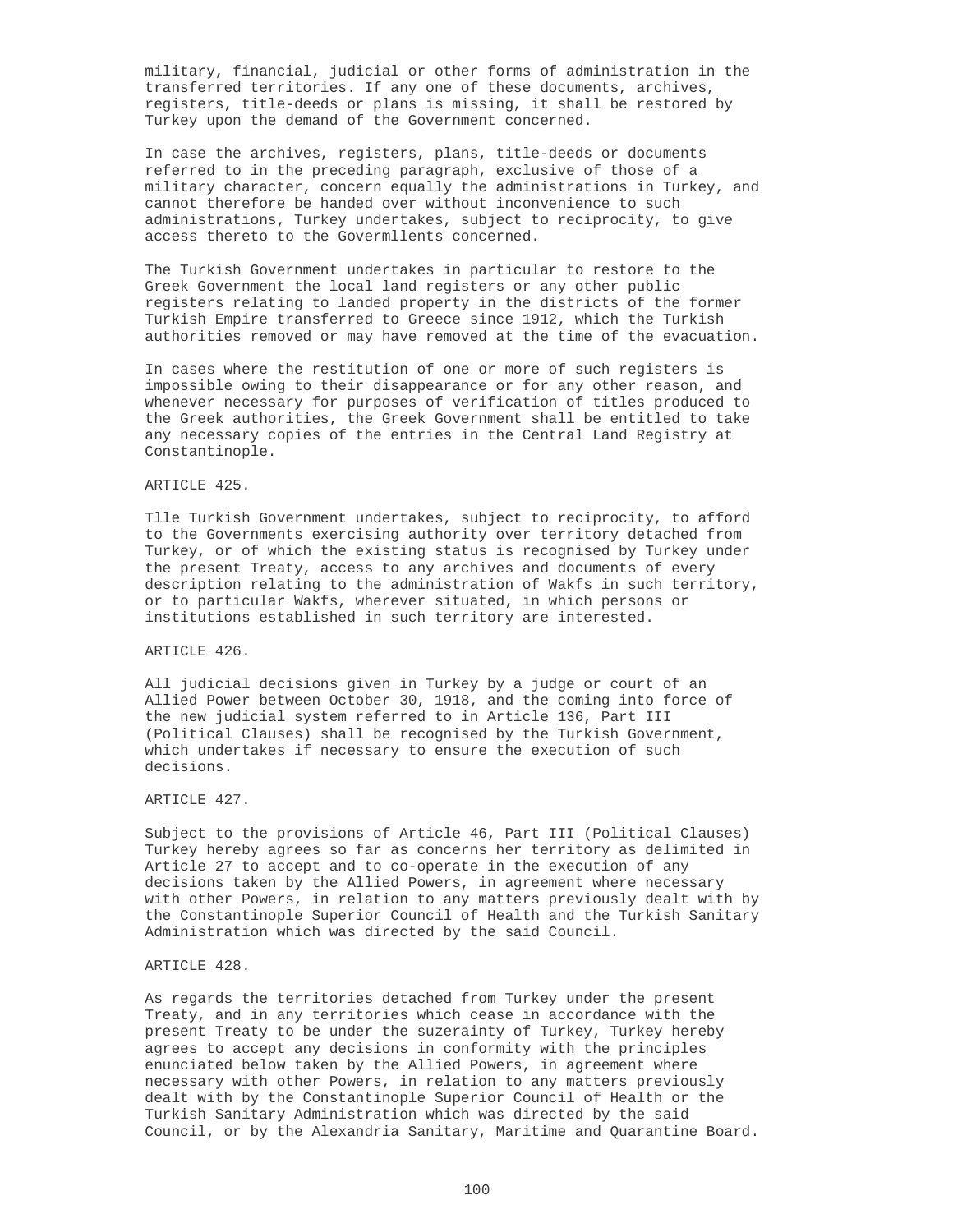military, financial, judicial or other forms of administration in the transferred territories. If any one of these documents, archives, registers, title-deeds or plans is missing, it shall be restored by Turkey upon the demand of the Government concerned.

In case the archives, registers, plans, title-deeds or documents referred to in the preceding paragraph, exclusive of those of a military character, concern equally the administrations in Turkey, and cannot therefore be handed over without inconvenience to such administrations, Turkey undertakes, subject to reciprocity, to give access thereto to the Govermllents concerned.

The Turkish Government undertakes in particular to restore to the Greek Government the local land registers or any other public registers relating to landed property in the districts of the former Turkish Empire transferred to Greece since 1912, which the Turkish authorities removed or may have removed at the time of the evacuation.

In cases where the restitution of one or more of such registers is impossible owing to their disappearance or for any other reason, and whenever necessary for purposes of verification of titles produced to the Greek authorities, the Greek Government shall be entitled to take any necessary copies of the entries in the Central Land Registry at Constantinople.

ARTICLE 425.

Tlle Turkish Government undertakes, subject to reciprocity, to afford to the Governments exercising authority over territory detached from Turkey, or of which the existing status is recognised by Turkey under the present Treaty, access to any archives and documents of every description relating to the administration of Wakfs in such territory, or to particular Wakfs, wherever situated, in which persons or institutions established in such territory are interested.

ARTICLE 426.

All judicial decisions given in Turkey by a judge or court of an Allied Power between October 30, 1918, and the coming into force of the new judicial system referred to in Article 136, Part III (Political Clauses) shall be recognised by the Turkish Government, which undertakes if necessary to ensure the execution of such decisions.

ARTICLE 427.

Subject to the provisions of Article 46, Part III (Political Clauses) Turkey hereby agrees so far as concerns her territory as delimited in Article 27 to accept and to co-operate in the execution of any decisions taken by the Allied Powers, in agreement where necessary with other Powers, in relation to any matters previously dealt with by the Constantinople Superior Council of Health and the Turkish Sanitary Administration which was directed by the said Council.

ARTICLE 428.

As regards the territories detached from Turkey under the present Treaty, and in any territories which cease in accordance with the present Treaty to be under the suzerainty of Turkey, Turkey hereby agrees to accept any decisions in conformity with the principles enunciated below taken by the Allied Powers, in agreement where necessary with other Powers, in relation to any matters previously dealt with by the Constantinople Superior Council of Health or the Turkish Sanitary Administration which was directed by the said Council, or by the Alexandria Sanitary, Maritime and Quarantine Board.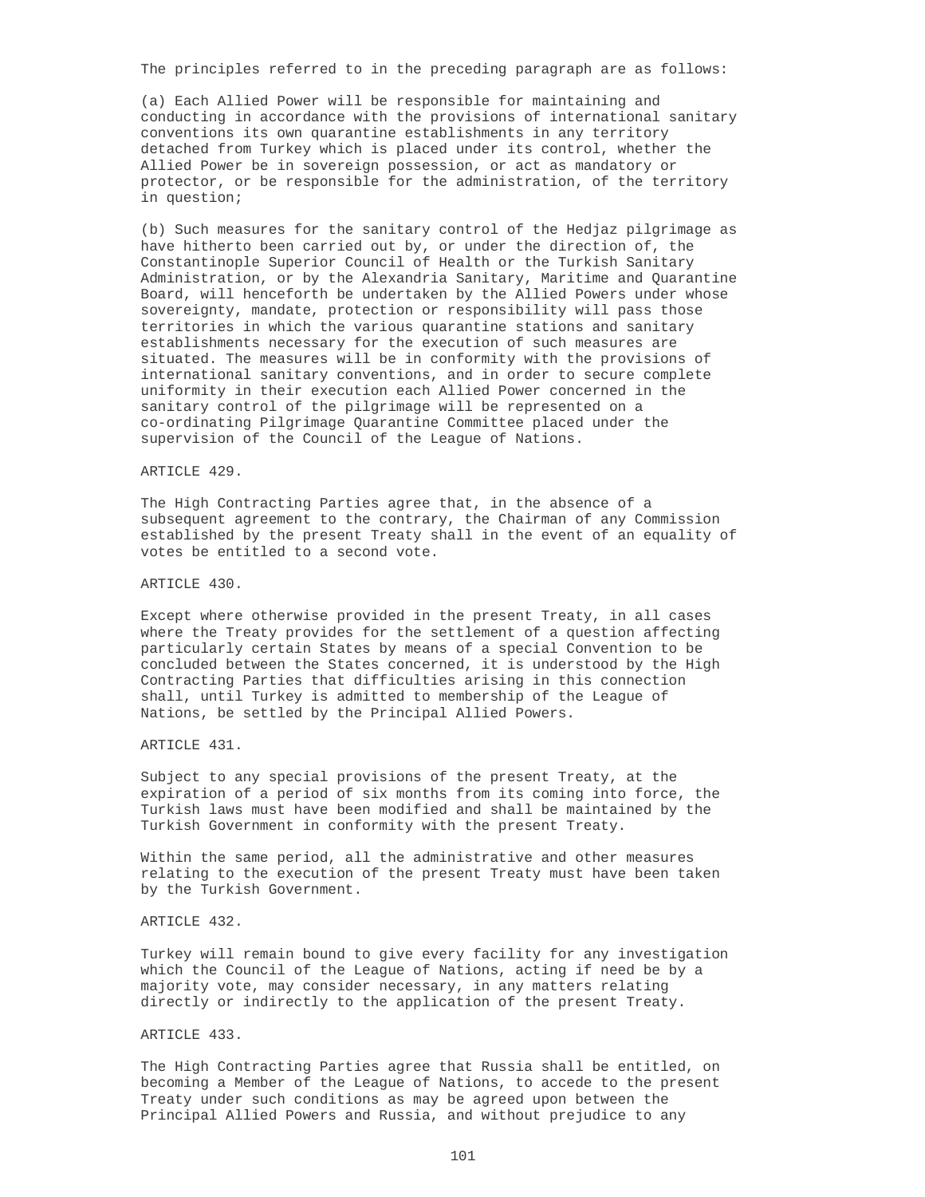The principles referred to in the preceding paragraph are as follows:

(a) Each Allied Power will be responsible for maintaining and conducting in accordance with the provisions of international sanitary conventions its own quarantine establishments in any territory detached from Turkey which is placed under its control, whether the Allied Power be in sovereign possession, or act as mandatory or protector, or be responsible for the administration, of the territory in question;

(b) Such measures for the sanitary control of the Hedjaz pilgrimage as have hitherto been carried out by, or under the direction of, the Constantinople Superior Council of Health or the Turkish Sanitary Administration, or by the Alexandria Sanitary, Maritime and Quarantine Board, will henceforth be undertaken by the Allied Powers under whose sovereignty, mandate, protection or responsibility will pass those territories in which the various quarantine stations and sanitary establishments necessary for the execution of such measures are situated. The measures will be in conformity with the provisions of international sanitary conventions, and in order to secure complete uniformity in their execution each Allied Power concerned in the sanitary control of the pilgrimage will be represented on a co-ordinating Pilgrimage Quarantine Committee placed under the supervision of the Council of the League of Nations.

ARTICLE 429.

The High Contracting Parties agree that, in the absence of a subsequent agreement to the contrary, the Chairman of any Commission established by the present Treaty shall in the event of an equality of votes be entitled to a second vote.

ARTICLE 430.

Except where otherwise provided in the present Treaty, in all cases where the Treaty provides for the settlement of a question affecting particularly certain States by means of a special Convention to be concluded between the States concerned, it is understood by the High Contracting Parties that difficulties arising in this connection shall, until Turkey is admitted to membership of the League of Nations, be settled by the Principal Allied Powers.

ARTICLE 431.

Subject to any special provisions of the present Treaty, at the expiration of a period of six months from its coming into force, the Turkish laws must have been modified and shall be maintained by the Turkish Government in conformity with the present Treaty.

Within the same period, all the administrative and other measures relating to the execution of the present Treaty must have been taken by the Turkish Government.

ARTICLE 432.

Turkey will remain bound to give every facility for any investigation which the Council of the League of Nations, acting if need be by a majority vote, may consider necessary, in any matters relating directly or indirectly to the application of the present Treaty.

ARTICLE 433.

The High Contracting Parties agree that Russia shall be entitled, on becoming a Member of the League of Nations, to accede to the present Treaty under such conditions as may be agreed upon between the Principal Allied Powers and Russia, and without prejudice to any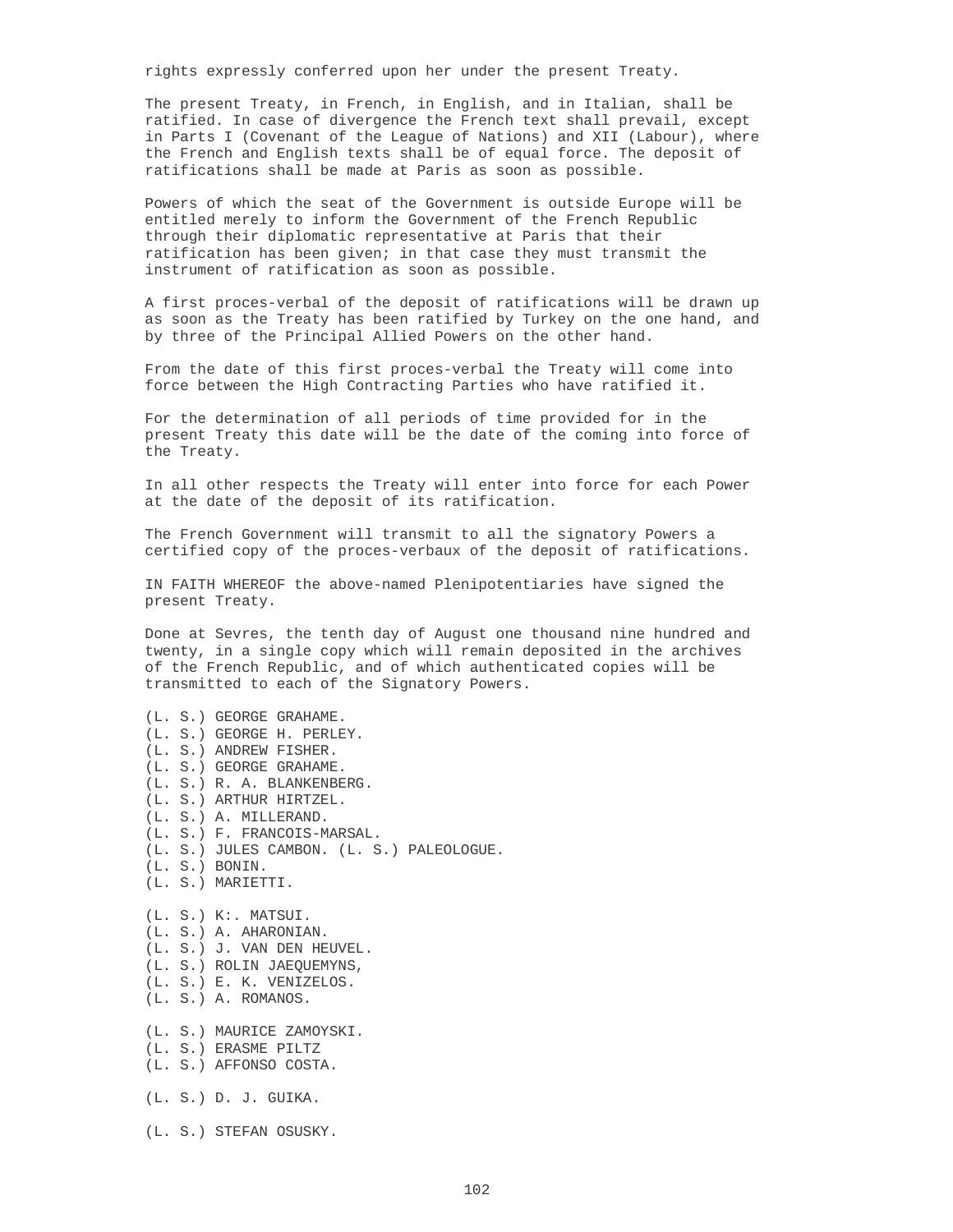rights expressly conferred upon her under the present Treaty.

The present Treaty, in French, in English, and in Italian, shall be ratified. In case of divergence the French text shall prevail, except in Parts I (Covenant of the League of Nations) and XII (Labour), where the French and English texts shall be of equal force. The deposit of ratifications shall be made at Paris as soon as possible.

Powers of which the seat of the Government is outside Europe will be entitled merely to inform the Government of the French Republic through their diplomatic representative at Paris that their ratification has been given; in that case they must transmit the instrument of ratification as soon as possible.

A first proces-verbal of the deposit of ratifications will be drawn up as soon as the Treaty has been ratified by Turkey on the one hand, and by three of the Principal Allied Powers on the other hand.

From the date of this first proces-verbal the Treaty will come into force between the High Contracting Parties who have ratified it.

For the determination of all periods of time provided for in the present Treaty this date will be the date of the coming into force of the Treaty.

In all other respects the Treaty will enter into force for each Power at the date of the deposit of its ratification.

The French Government will transmit to all the signatory Powers a certified copy of the proces-verbaux of the deposit of ratifications.

IN FAITH WHEREOF the above-named Plenipotentiaries have signed the present Treaty.

Done at Sevres, the tenth day of August one thousand nine hundred and twenty, in a single copy which will remain deposited in the archives of the French Republic, and of which authenticated copies will be transmitted to each of the Signatory Powers.

(L. S.) GEORGE GRAHAME.  
(L. S.) GEORGE H. PERLEY.  
(L. S.) ANDREW FISHER.  
(L. S.) GEORGE GRAHAME.  
(L. S.) R. A. BLANKENBERG.  
(L. S.) ARTHUR HIRTZEL.  
(L. S.) A. MILLERAND.  
(L. S.) F. FRANCOIS-MARSAL.  
(L. S.) JULES CAMBON. (L. S.) PALEOLOGUE.  
(L. S.) BONIN.  
(L. S.) MARIETTI.

(L. S.) K:. MATSUI.  
(L. S.) A. AHARONIAN.  
(L. S.) J. VAN DEN HEUVEL.  
(L. S.) ROLIN JAEQUEMYNS,  
(L. S.) E. K. VENIZELOS.  
(L. S.) A. ROMANOS.

(L. S.) MAURICE ZAMOYSKI.  
(L. S.) ERASME PILTZ  
(L. S.) AFFONSO COSTA.

(L. S.) D. J. GUIKA.

(L. S.) STEFAN OSUSKY.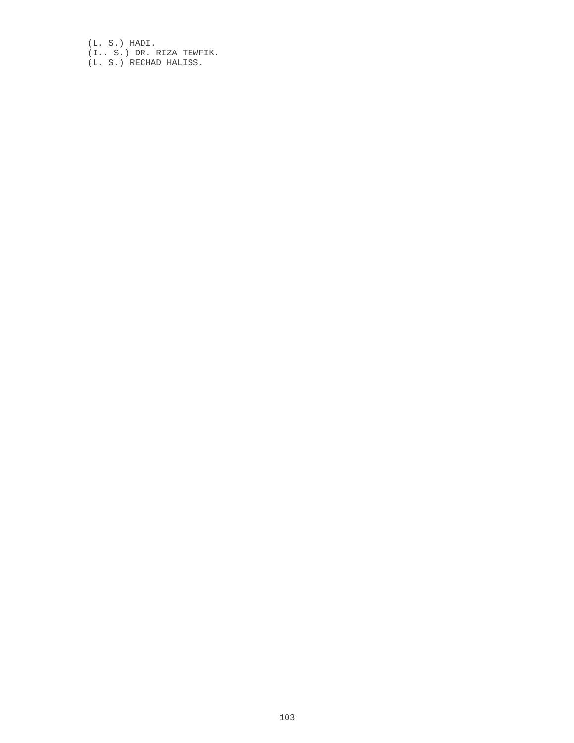(L. S.) HADI.  
(I.. S.) DR. RIZA TEWFIK.  
(L. S.) RECHAD HALISS.